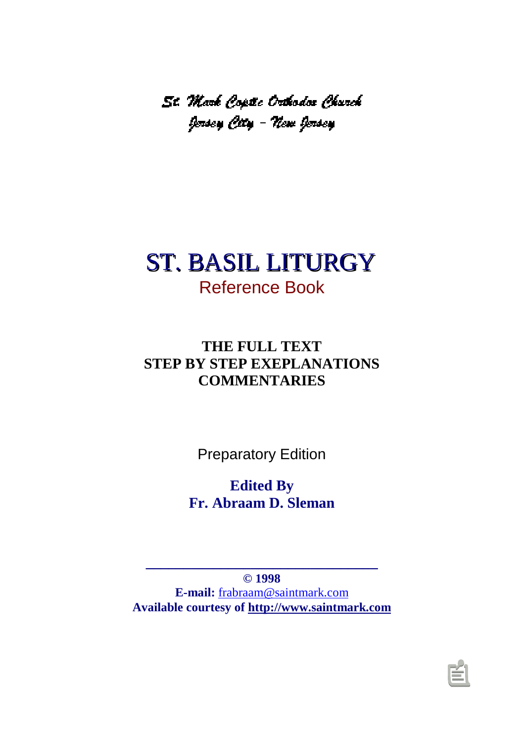St. Mark Coptic Orthodox Church
Jersey City – New Jersey

# ST. BASIL LITURGY

## Reference Book

**THE FULL TEXT**
**STEP BY STEP EXEPLANATIONS**
**COMMENTARIES**

Preparatory Edition

**Edited By**
**Fr. Abraam D. Sleman**

---

**© 1998**
**E-mail:** frabraam@saintmark.com
**Available courtesy of http://www.saintmark.com**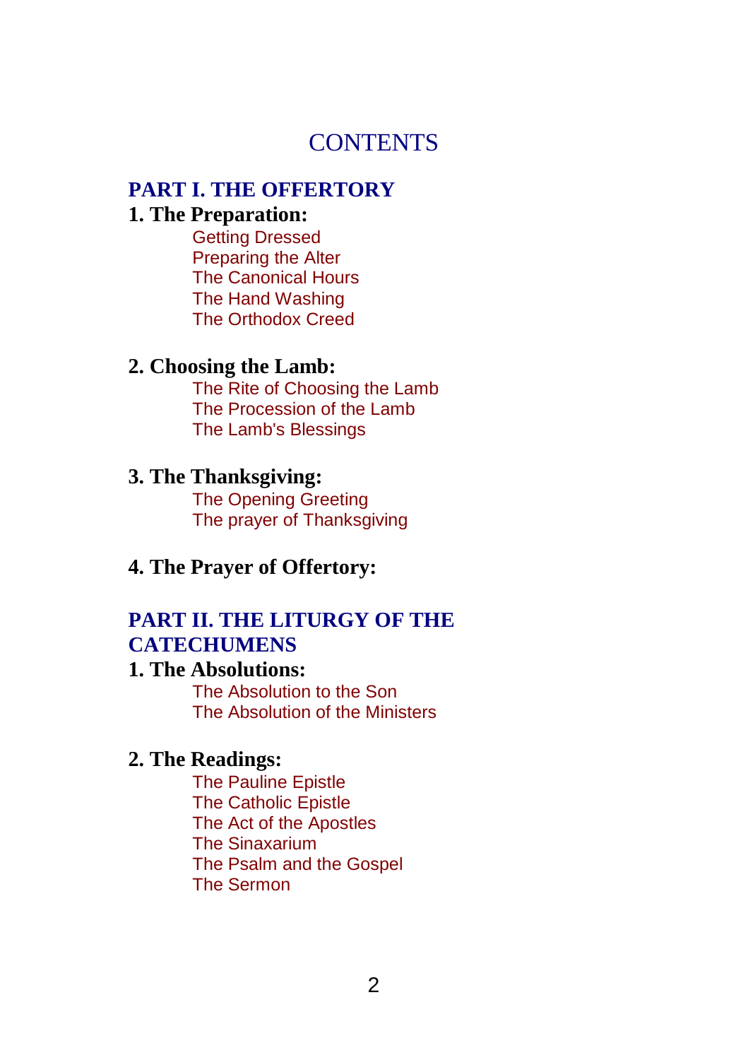# CONTENTS

## PART I. THE OFFERTORY

### 1. The Preparation:

- Getting Dressed
- Preparing the Alter
- The Canonical Hours
- The Hand Washing
- The Orthodox Creed

### 2. Choosing the Lamb:

- The Rite of Choosing the Lamb
- The Procession of the Lamb
- The Lamb's Blessings

### 3. The Thanksgiving:

- The Opening Greeting
- The prayer of Thanksgiving

### 4. The Prayer of Offertory:

## PART II. THE LITURGY OF THE CATECHUMENS

### 1. The Absolutions:

- The Absolution to the Son
- The Absolution of the Ministers

### 2. The Readings:

- The Pauline Epistle
- The Catholic Epistle
- The Act of the Apostles
- The Sinaxarium
- The Psalm and the Gospel
- The Sermon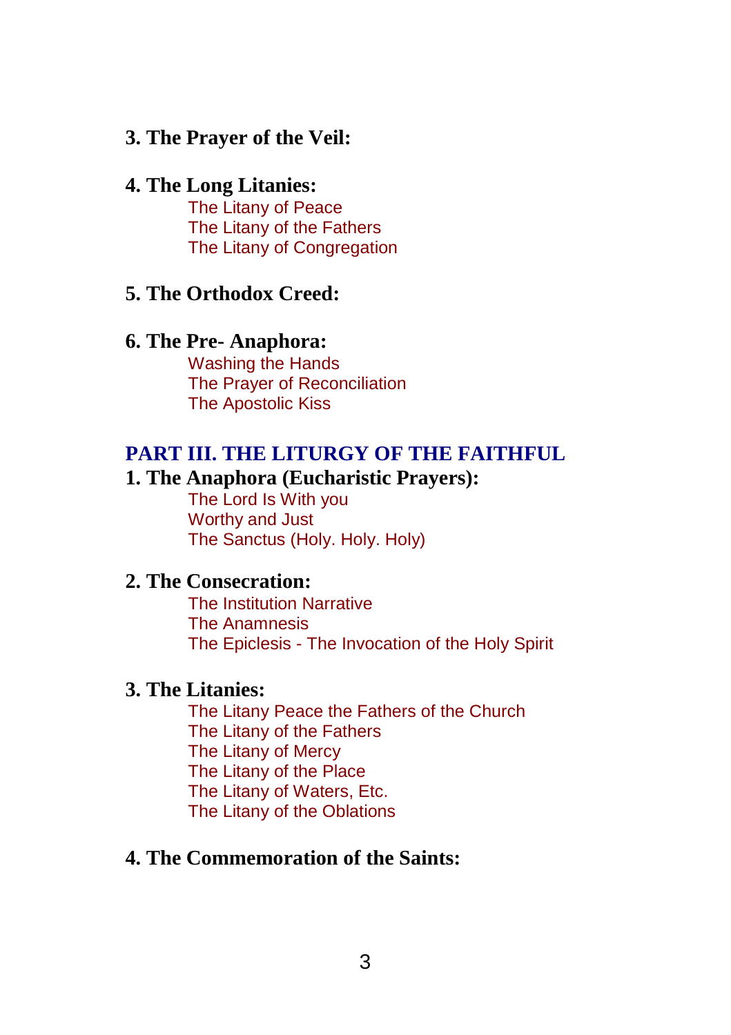### 3. The Prayer of the Veil:

### 4. The Long Litanies:

- The Litany of Peace
- The Litany of the Fathers
- The Litany of Congregation

### 5. The Orthodox Creed:

### 6. The Pre- Anaphora:

- Washing the Hands
- The Prayer of Reconciliation
- The Apostolic Kiss

## PART III. THE LITURGY OF THE FAITHFUL

### 1. The Anaphora (Eucharistic Prayers):

- The Lord Is With you
- Worthy and Just
- The Sanctus (Holy. Holy. Holy)

### 2. The Consecration:

- The Institution Narrative
- The Anamnesis
- The Epiclesis - The Invocation of the Holy Spirit

### 3. The Litanies:

- The Litany Peace the Fathers of the Church
- The Litany of the Fathers
- The Litany of Mercy
- The Litany of the Place
- The Litany of Waters, Etc.
- The Litany of the Oblations

### 4. The Commemoration of the Saints: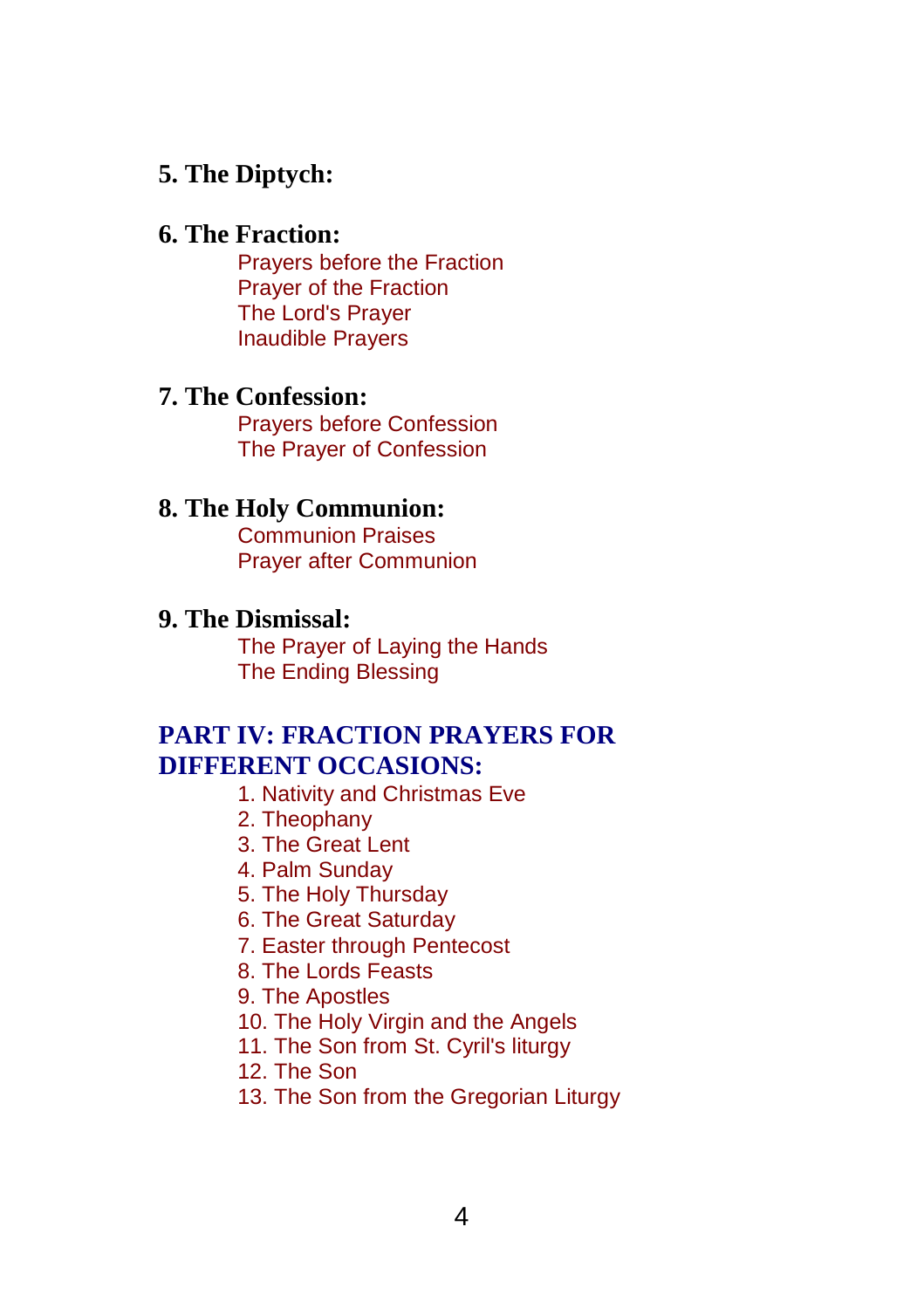**5. The Diptych:**

**6. The Fraction:**

Prayers before the Fraction
Prayer of the Fraction
The Lord's Prayer
Inaudible Prayers

**7. The Confession:**

Prayers before Confession
The Prayer of Confession

**8. The Holy Communion:**

Communion Praises
Prayer after Communion

**9. The Dismissal:**

The Prayer of Laying the Hands
The Ending Blessing

## PART IV: FRACTION PRAYERS FOR DIFFERENT OCCASIONS:

1. Nativity and Christmas Eve
2. Theophany
3. The Great Lent
4. Palm Sunday
5. The Holy Thursday
6. The Great Saturday
7. Easter through Pentecost
8. The Lords Feasts
9. The Apostles
10. The Holy Virgin and the Angels
11. The Son from St. Cyril's liturgy
12. The Son
13. The Son from the Gregorian Liturgy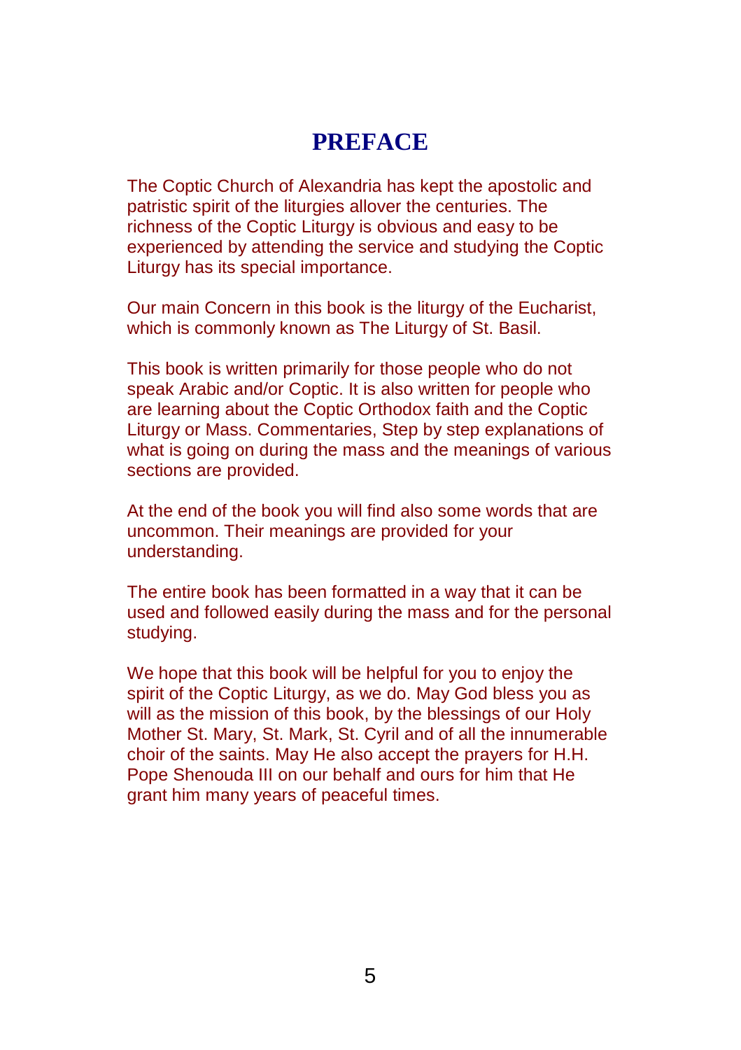# PREFACE

The Coptic Church of Alexandria has kept the apostolic and patristic spirit of the liturgies allover the centuries. The richness of the Coptic Liturgy is obvious and easy to be experienced by attending the service and studying the Coptic Liturgy has its special importance.

Our main Concern in this book is the liturgy of the Eucharist, which is commonly known as The Liturgy of St. Basil.

This book is written primarily for those people who do not speak Arabic and/or Coptic. It is also written for people who are learning about the Coptic Orthodox faith and the Coptic Liturgy or Mass. Commentaries, Step by step explanations of what is going on during the mass and the meanings of various sections are provided.

At the end of the book you will find also some words that are uncommon. Their meanings are provided for your understanding.

The entire book has been formatted in a way that it can be used and followed easily during the mass and for the personal studying.

We hope that this book will be helpful for you to enjoy the spirit of the Coptic Liturgy, as we do. May God bless you as will as the mission of this book, by the blessings of our Holy Mother St. Mary, St. Mark, St. Cyril and of all the innumerable choir of the saints. May He also accept the prayers for H.H. Pope Shenouda III on our behalf and ours for him that He grant him many years of peaceful times.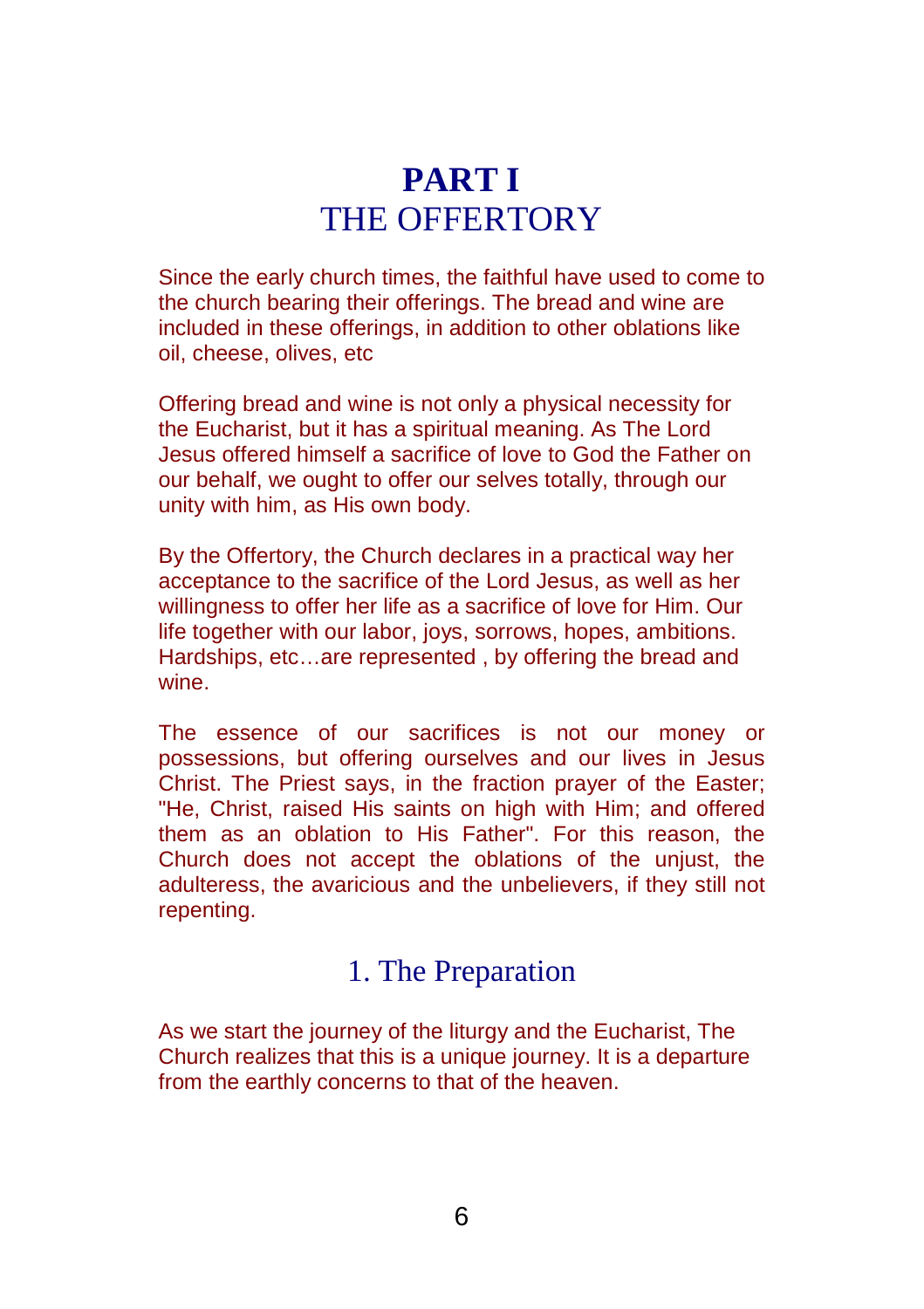# PART I
# THE OFFERTORY

Since the early church times, the faithful have used to come to the church bearing their offerings. The bread and wine are included in these offerings, in addition to other oblations like oil, cheese, olives, etc

Offering bread and wine is not only a physical necessity for the Eucharist, but it has a spiritual meaning. As The Lord Jesus offered himself a sacrifice of love to God the Father on our behalf, we ought to offer our selves totally, through our unity with him, as His own body.

By the Offertory, the Church declares in a practical way her acceptance to the sacrifice of the Lord Jesus, as well as her willingness to offer her life as a sacrifice of love for Him. Our life together with our labor, joys, sorrows, hopes, ambitions. Hardships, etc…are represented , by offering the bread and wine.

The essence of our sacrifices is not our money or possessions, but offering ourselves and our lives in Jesus Christ. The Priest says, in the fraction prayer of the Easter; "He, Christ, raised His saints on high with Him; and offered them as an oblation to His Father". For this reason, the Church does not accept the oblations of the unjust, the adulteress, the avaricious and the unbelievers, if they still not repenting.

## 1. The Preparation

As we start the journey of the liturgy and the Eucharist, The Church realizes that this is a unique journey. It is a departure from the earthly concerns to that of the heaven.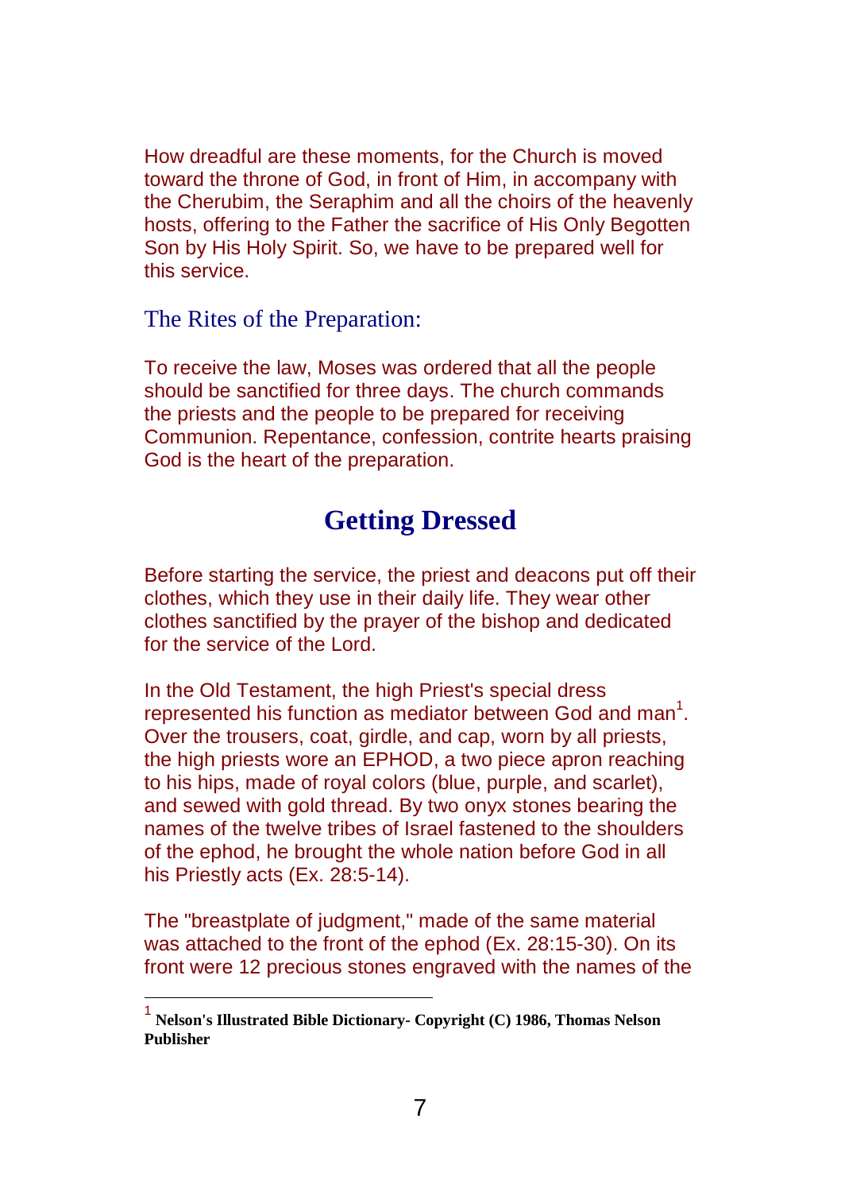How dreadful are these moments, for the Church is moved toward the throne of God, in front of Him, in accompany with the Cherubim, the Seraphim and all the choirs of the heavenly hosts, offering to the Father the sacrifice of His Only Begotten Son by His Holy Spirit. So, we have to be prepared well for this service.

### The Rites of the Preparation:

To receive the law, Moses was ordered that all the people should be sanctified for three days. The church commands the priests and the people to be prepared for receiving Communion. Repentance, confession, contrite hearts praising God is the heart of the preparation.

## Getting Dressed

Before starting the service, the priest and deacons put off their clothes, which they use in their daily life. They wear other clothes sanctified by the prayer of the bishop and dedicated for the service of the Lord.

In the Old Testament, the high Priest's special dress represented his function as mediator between God and man[1]. Over the trousers, coat, girdle, and cap, worn by all priests, the high priests wore an EPHOD, a two piece apron reaching to his hips, made of royal colors (blue, purple, and scarlet), and sewed with gold thread. By two onyx stones bearing the names of the twelve tribes of Israel fastened to the shoulders of the ephod, he brought the whole nation before God in all his Priestly acts (Ex. 28:5-14).

The "breastplate of judgment," made of the same material was attached to the front of the ephod (Ex. 28:15-30). On its front were 12 precious stones engraved with the names of the

---

[1] **Nelson's Illustrated Bible Dictionary- Copyright (C) 1986, Thomas Nelson Publisher**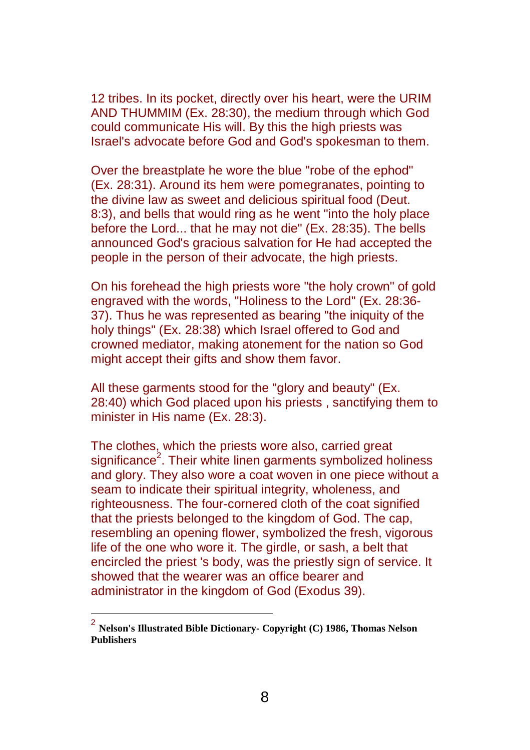12 tribes. In its pocket, directly over his heart, were the URIM AND THUMMIM (Ex. 28:30), the medium through which God could communicate His will. By this the high priests was Israel's advocate before God and God's spokesman to them.

Over the breastplate he wore the blue "robe of the ephod" (Ex. 28:31). Around its hem were pomegranates, pointing to the divine law as sweet and delicious spiritual food (Deut. 8:3), and bells that would ring as he went "into the holy place before the Lord... that he may not die" (Ex. 28:35). The bells announced God's gracious salvation for He had accepted the people in the person of their advocate, the high priests.

On his forehead the high priests wore "the holy crown" of gold engraved with the words, "Holiness to the Lord" (Ex. 28:36-37). Thus he was represented as bearing "the iniquity of the holy things" (Ex. 28:38) which Israel offered to God and crowned mediator, making atonement for the nation so God might accept their gifts and show them favor.

All these garments stood for the "glory and beauty" (Ex. 28:40) which God placed upon his priests , sanctifying them to minister in His name (Ex. 28:3).

The clothes, which the priests wore also, carried great significance[2]. Their white linen garments symbolized holiness and glory. They also wore a coat woven in one piece without a seam to indicate their spiritual integrity, wholeness, and righteousness. The four-cornered cloth of the coat signified that the priests belonged to the kingdom of God. The cap, resembling an opening flower, symbolized the fresh, vigorous life of the one who wore it. The girdle, or sash, a belt that encircled the priest 's body, was the priestly sign of service. It showed that the wearer was an office bearer and administrator in the kingdom of God (Exodus 39).

---

[2] **Nelson's Illustrated Bible Dictionary- Copyright (C) 1986, Thomas Nelson Publishers**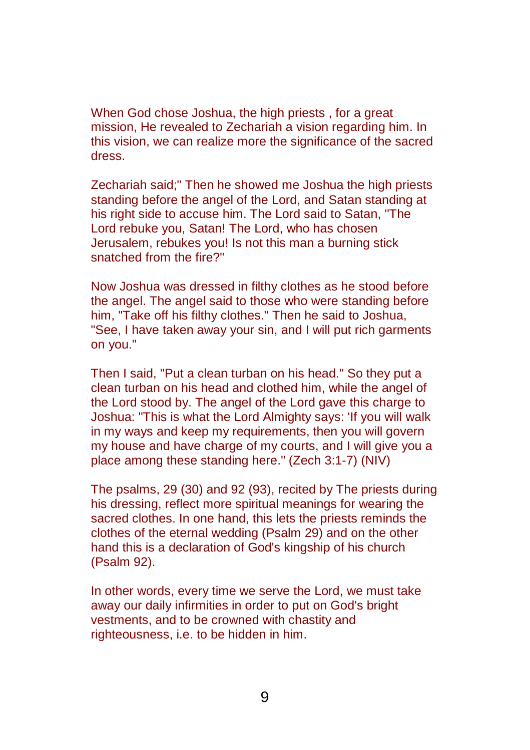When God chose Joshua, the high priests , for a great mission, He revealed to Zechariah a vision regarding him. In this vision, we can realize more the significance of the sacred dress.

Zechariah said;" Then he showed me Joshua the high priests standing before the angel of the Lord, and Satan standing at his right side to accuse him. The Lord said to Satan, "The Lord rebuke you, Satan! The Lord, who has chosen Jerusalem, rebukes you! Is not this man a burning stick snatched from the fire?"

Now Joshua was dressed in filthy clothes as he stood before the angel. The angel said to those who were standing before him, "Take off his filthy clothes." Then he said to Joshua, "See, I have taken away your sin, and I will put rich garments on you."

Then I said, "Put a clean turban on his head." So they put a clean turban on his head and clothed him, while the angel of the Lord stood by. The angel of the Lord gave this charge to Joshua: "This is what the Lord Almighty says: 'If you will walk in my ways and keep my requirements, then you will govern my house and have charge of my courts, and I will give you a place among these standing here." (Zech 3:1-7) (NIV)

The psalms, 29 (30) and 92 (93), recited by The priests during his dressing, reflect more spiritual meanings for wearing the sacred clothes. In one hand, this lets the priests reminds the clothes of the eternal wedding (Psalm 29) and on the other hand this is a declaration of God's kingship of his church (Psalm 92).

In other words, every time we serve the Lord, we must take away our daily infirmities in order to put on God's bright vestments, and to be crowned with chastity and righteousness, i.e. to be hidden in him.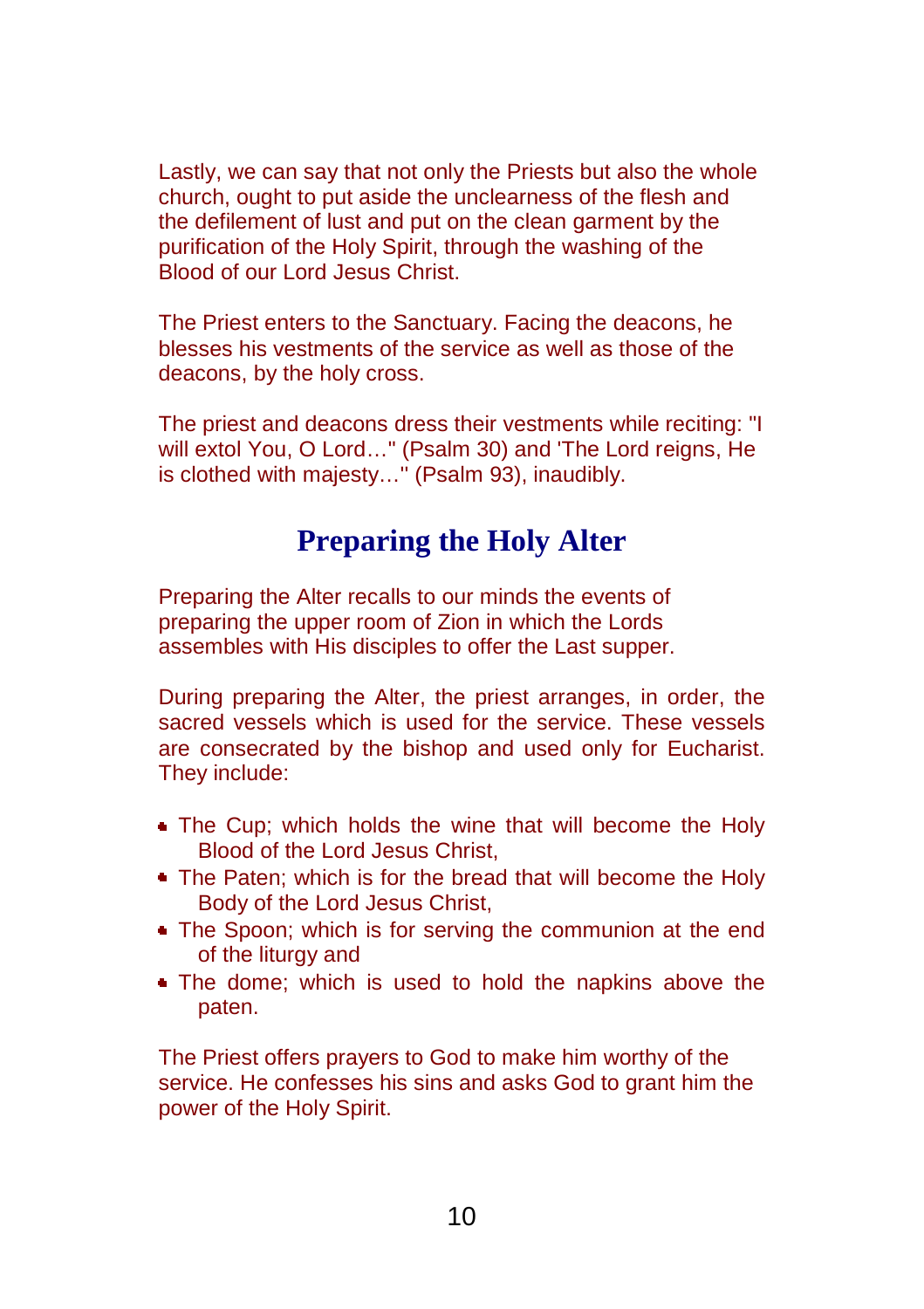Lastly, we can say that not only the Priests but also the whole church, ought to put aside the unclearness of the flesh and the defilement of lust and put on the clean garment by the purification of the Holy Spirit, through the washing of the Blood of our Lord Jesus Christ.

The Priest enters to the Sanctuary. Facing the deacons, he blesses his vestments of the service as well as those of the deacons, by the holy cross.

The priest and deacons dress their vestments while reciting: "I will extol You, O Lord…" (Psalm 30) and 'The Lord reigns, He is clothed with majesty…" (Psalm 93), inaudibly.

## Preparing the Holy Alter

Preparing the Alter recalls to our minds the events of preparing the upper room of Zion in which the Lords assembles with His disciples to offer the Last supper.

During preparing the Alter, the priest arranges, in order, the sacred vessels which is used for the service. These vessels are consecrated by the bishop and used only for Eucharist. They include:

- The Cup; which holds the wine that will become the Holy Blood of the Lord Jesus Christ,
- The Paten; which is for the bread that will become the Holy Body of the Lord Jesus Christ,
- The Spoon; which is for serving the communion at the end of the liturgy and
- The dome; which is used to hold the napkins above the paten.

The Priest offers prayers to God to make him worthy of the service. He confesses his sins and asks God to grant him the power of the Holy Spirit.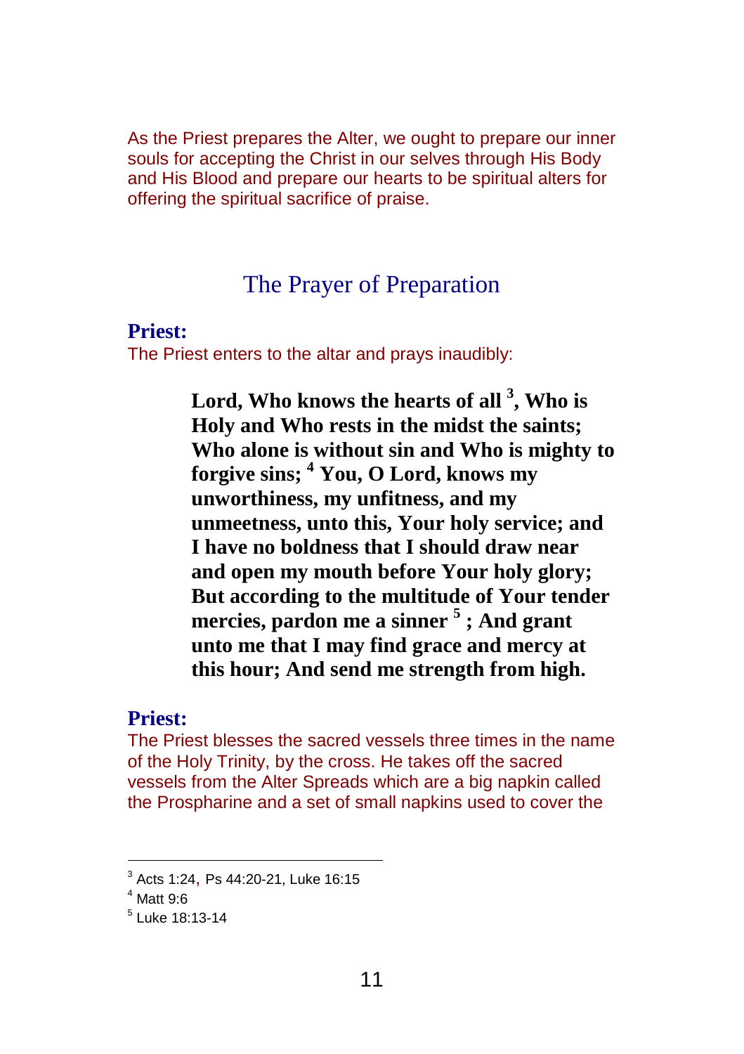As the Priest prepares the Alter, we ought to prepare our inner souls for accepting the Christ in our selves through His Body and His Blood and prepare our hearts to be spiritual alters for offering the spiritual sacrifice of praise.

## The Prayer of Preparation

**Priest:**

The Priest enters to the altar and prays inaudibly:

> **Lord, Who knows the hearts of all [3], Who is Holy and Who rests in the midst the saints; Who alone is without sin and Who is mighty to forgive sins; [4] You, O Lord, knows my unworthiness, my unfitness, and my unmeetness, unto this, Your holy service; and I have no boldness that I should draw near and open my mouth before Your holy glory; But according to the multitude of Your tender mercies, pardon me a sinner [5] ; And grant unto me that I may find grace and mercy at this hour; And send me strength from high.**

**Priest:**

The Priest blesses the sacred vessels three times in the name of the Holy Trinity, by the cross. He takes off the sacred vessels from the Alter Spreads which are a big napkin called the Prospharine and a set of small napkins used to cover the

---

[3] Acts 1:24, Ps 44:20-21, Luke 16:15

[4] Matt 9:6

[5] Luke 18:13-14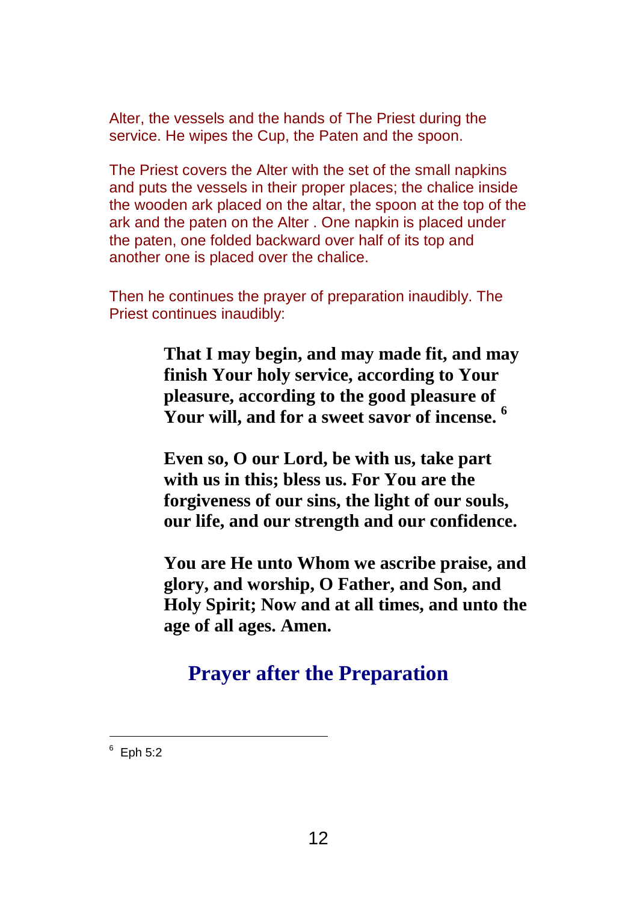Alter, the vessels and the hands of The Priest during the service. He wipes the Cup, the Paten and the spoon.

The Priest covers the Alter with the set of the small napkins and puts the vessels in their proper places; the chalice inside the wooden ark placed on the altar, the spoon at the top of the ark and the paten on the Alter . One napkin is placed under the paten, one folded backward over half of its top and another one is placed over the chalice.

Then he continues the prayer of preparation inaudibly. The Priest continues inaudibly:

> **That I may begin, and may made fit, and may finish Your holy service, according to Your pleasure, according to the good pleasure of Your will, and for a sweet savor of incense.** [6]
>
> **Even so, O our Lord, be with us, take part with us in this; bless us. For You are the forgiveness of our sins, the light of our souls, our life, and our strength and our confidence.**
>
> **You are He unto Whom we ascribe praise, and glory, and worship, O Father, and Son, and Holy Spirit; Now and at all times, and unto the age of all ages. Amen.**

## Prayer after the Preparation

---

[6] Eph 5:2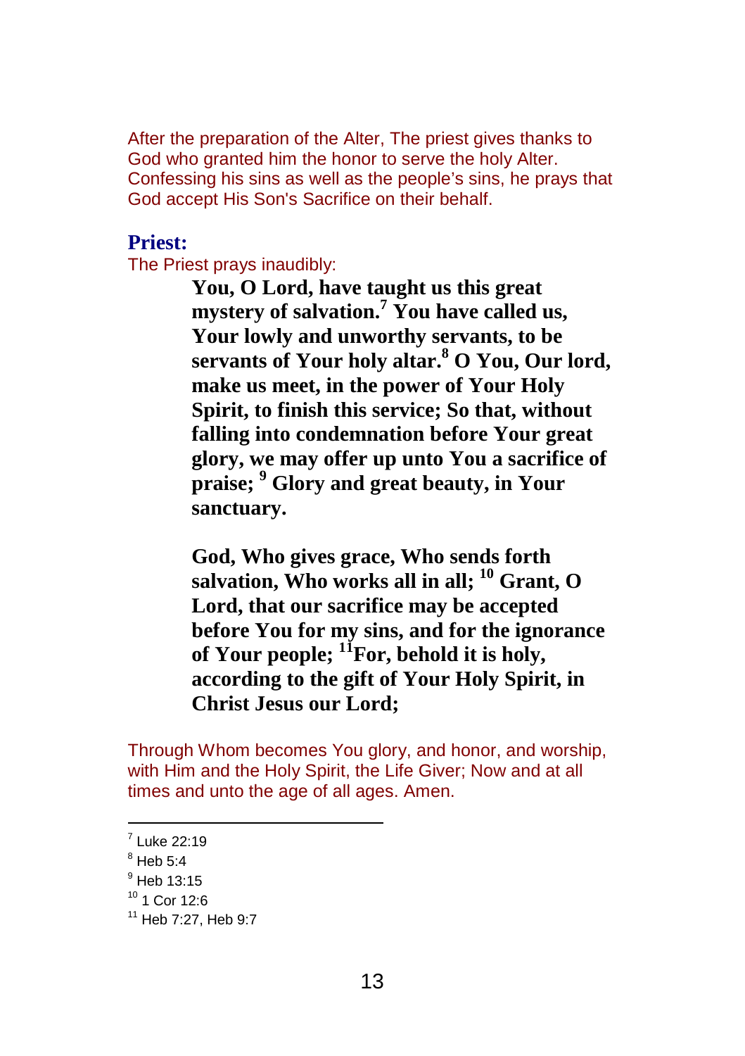After the preparation of the Alter, The priest gives thanks to God who granted him the honor to serve the holy Alter. Confessing his sins as well as the people's sins, he prays that God accept His Son's Sacrifice on their behalf.

### Priest:

The Priest prays inaudibly:

> **You, O Lord, have taught us this great mystery of salvation.[7] You have called us, Your lowly and unworthy servants, to be servants of Your holy altar.[8] O You, Our lord, make us meet, in the power of Your Holy Spirit, to finish this service; So that, without falling into condemnation before Your great glory, we may offer up unto You a sacrifice of praise; [9] Glory and great beauty, in Your sanctuary.**
>
> **God, Who gives grace, Who sends forth salvation, Who works all in all; [10] Grant, O Lord, that our sacrifice may be accepted before You for my sins, and for the ignorance of Your people; [11]For, behold it is holy, according to the gift of Your Holy Spirit, in Christ Jesus our Lord;**

Through Whom becomes You glory, and honor, and worship, with Him and the Holy Spirit, the Life Giver; Now and at all times and unto the age of all ages. Amen.

---

[7] Luke 22:19
[8] Heb 5:4
[9] Heb 13:15
[10] 1 Cor 12:6
[11] Heb 7:27, Heb 9:7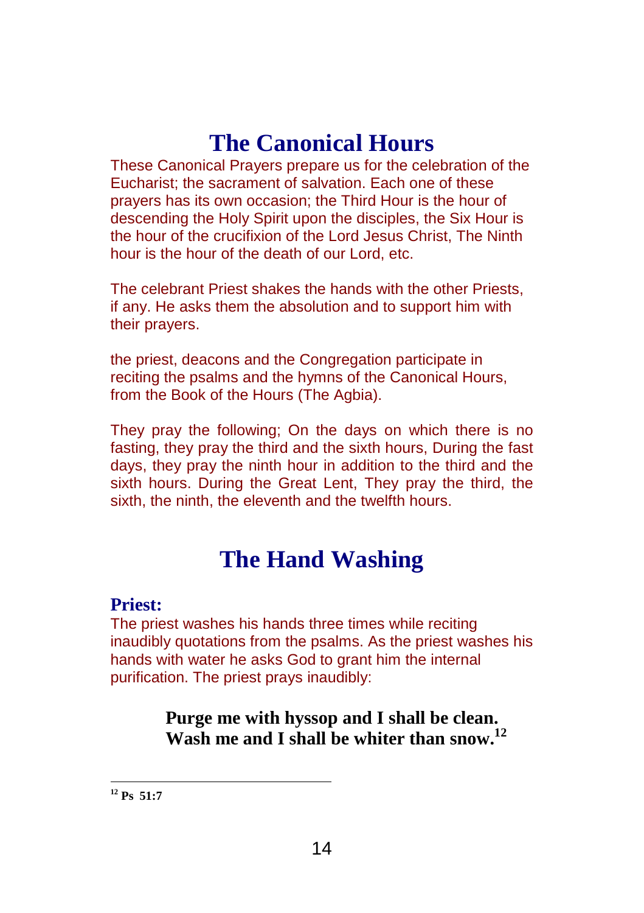# The Canonical Hours

These Canonical Prayers prepare us for the celebration of the Eucharist; the sacrament of salvation. Each one of these prayers has its own occasion; the Third Hour is the hour of descending the Holy Spirit upon the disciples, the Six Hour is the hour of the crucifixion of the Lord Jesus Christ, The Ninth hour is the hour of the death of our Lord, etc.

The celebrant Priest shakes the hands with the other Priests, if any. He asks them the absolution and to support him with their prayers.

the priest, deacons and the Congregation participate in reciting the psalms and the hymns of the Canonical Hours, from the Book of the Hours (The Agbia).

They pray the following; On the days on which there is no fasting, they pray the third and the sixth hours, During the fast days, they pray the ninth hour in addition to the third and the sixth hours. During the Great Lent, They pray the third, the sixth, the ninth, the eleventh and the twelfth hours.

# The Hand Washing

### Priest:

The priest washes his hands three times while reciting inaudibly quotations from the psalms. As the priest washes his hands with water he asks God to grant him the internal purification. The priest prays inaudibly:

> **Purge me with hyssop and I shall be clean. Wash me and I shall be whiter than snow.**[12]

---

[12] **Ps 51:7**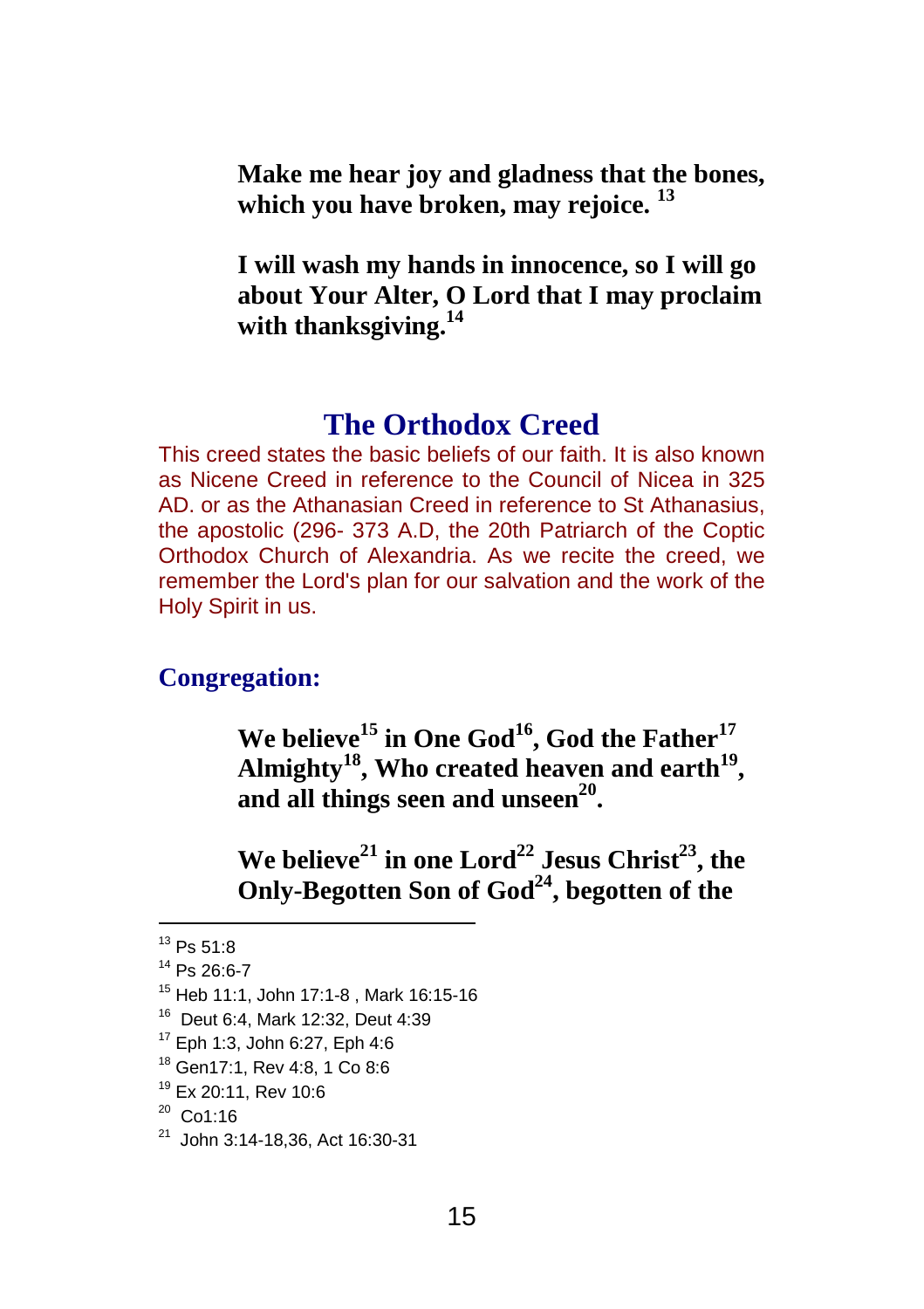**Make me hear joy and gladness that the bones, which you have broken, may rejoice.** [13]

**I will wash my hands in innocence, so I will go about Your Alter, O Lord that I may proclaim with thanksgiving.**[14]

## The Orthodox Creed

This creed states the basic beliefs of our faith. It is also known as Nicene Creed in reference to the Council of Nicea in 325 AD. or as the Athanasian Creed in reference to St Athanasius, the apostolic (296- 373 A.D, the 20th Patriarch of the Coptic Orthodox Church of Alexandria. As we recite the creed, we remember the Lord's plan for our salvation and the work of the Holy Spirit in us.

### Congregation:

**We believe**[15] **in One God**[16]**, God the Father**[17] **Almighty**[18]**, Who created heaven and earth**[19]**, and all things seen and unseen**[20]**.**

**We believe**[21] **in one Lord**[22] **Jesus Christ**[23]**, the Only-Begotten Son of God**[24]**, begotten of the**

---

[13] Ps 51:8

[14] Ps 26:6-7

[15] Heb 11:1, John 17:1-8 , Mark 16:15-16

[16] Deut 6:4, Mark 12:32, Deut 4:39

[17] Eph 1:3, John 6:27, Eph 4:6

[18] Gen17:1, Rev 4:8, 1 Co 8:6

[19] Ex 20:11, Rev 10:6

[20] Co1:16

[21] John 3:14-18,36, Act 16:30-31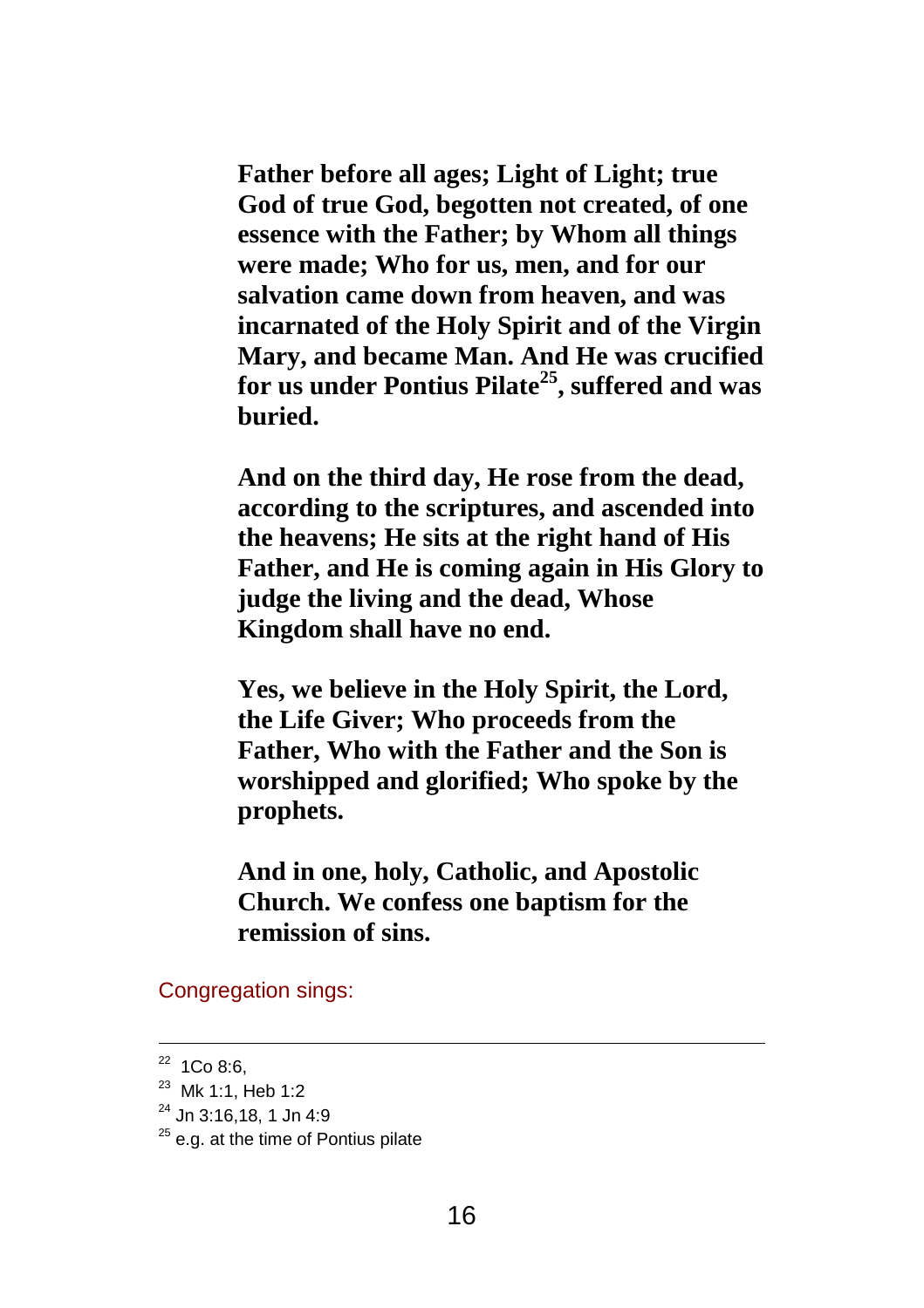**Father before all ages; Light of Light; true God of true God, begotten not created, of one essence with the Father; by Whom all things were made; Who for us, men, and for our salvation came down from heaven, and was incarnated of the Holy Spirit and of the Virgin Mary, and became Man. And He was crucified for us under Pontius Pilate[25], suffered and was buried.**

**And on the third day, He rose from the dead, according to the scriptures, and ascended into the heavens; He sits at the right hand of His Father, and He is coming again in His Glory to judge the living and the dead, Whose Kingdom shall have no end.**

**Yes, we believe in the Holy Spirit, the Lord, the Life Giver; Who proceeds from the Father, Who with the Father and the Son is worshipped and glorified; Who spoke by the prophets.**

**And in one, holy, Catholic, and Apostolic Church. We confess one baptism for the remission of sins.**

Congregation sings:

---

[22] 1Co 8:6,

[23] Mk 1:1, Heb 1:2

[24] Jn 3:16,18, 1 Jn 4:9

[25] e.g. at the time of Pontius pilate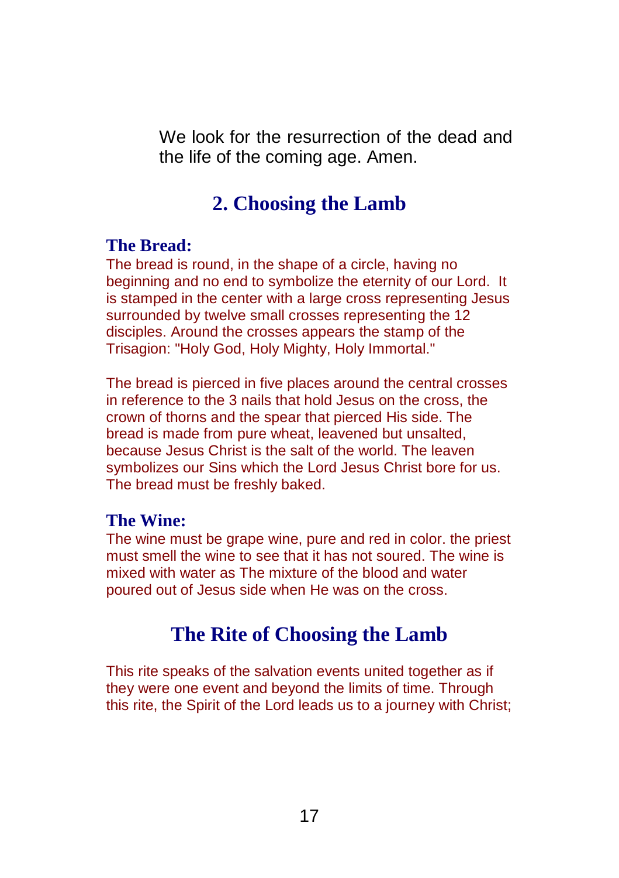We look for the resurrection of the dead and the life of the coming age. Amen.

## 2. Choosing the Lamb

### The Bread:

The bread is round, in the shape of a circle, having no beginning and no end to symbolize the eternity of our Lord. It is stamped in the center with a large cross representing Jesus surrounded by twelve small crosses representing the 12 disciples. Around the crosses appears the stamp of the Trisagion: "Holy God, Holy Mighty, Holy Immortal."

The bread is pierced in five places around the central crosses in reference to the 3 nails that hold Jesus on the cross, the crown of thorns and the spear that pierced His side. The bread is made from pure wheat, leavened but unsalted, because Jesus Christ is the salt of the world. The leaven symbolizes our Sins which the Lord Jesus Christ bore for us. The bread must be freshly baked.

### The Wine:

The wine must be grape wine, pure and red in color. the priest must smell the wine to see that it has not soured. The wine is mixed with water as The mixture of the blood and water poured out of Jesus side when He was on the cross.

## The Rite of Choosing the Lamb

This rite speaks of the salvation events united together as if they were one event and beyond the limits of time. Through this rite, the Spirit of the Lord leads us to a journey with Christ;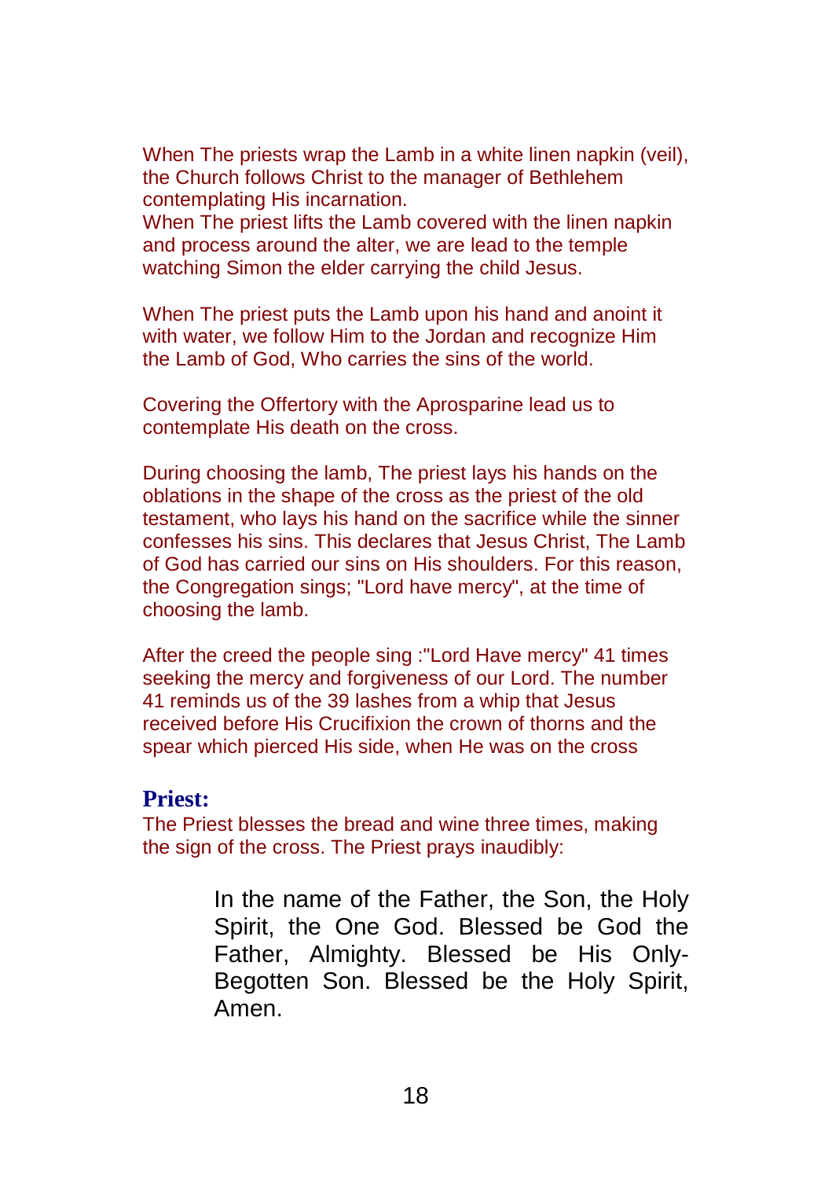When The priests wrap the Lamb in a white linen napkin (veil), the Church follows Christ to the manager of Bethlehem contemplating His incarnation.
When The priest lifts the Lamb covered with the linen napkin and process around the alter, we are lead to the temple watching Simon the elder carrying the child Jesus.

When The priest puts the Lamb upon his hand and anoint it with water, we follow Him to the Jordan and recognize Him the Lamb of God, Who carries the sins of the world.

Covering the Offertory with the Aprosparine lead us to contemplate His death on the cross.

During choosing the lamb, The priest lays his hands on the oblations in the shape of the cross as the priest of the old testament, who lays his hand on the sacrifice while the sinner confesses his sins. This declares that Jesus Christ, The Lamb of God has carried our sins on His shoulders. For this reason, the Congregation sings; "Lord have mercy", at the time of choosing the lamb.

After the creed the people sing :"Lord Have mercy" 41 times seeking the mercy and forgiveness of our Lord. The number 41 reminds us of the 39 lashes from a whip that Jesus received before His Crucifixion the crown of thorns and the spear which pierced His side, when He was on the cross

**Priest:**

The Priest blesses the bread and wine three times, making the sign of the cross. The Priest prays inaudibly:

> In the name of the Father, the Son, the Holy Spirit, the One God. Blessed be God the Father, Almighty. Blessed be His Only-Begotten Son. Blessed be the Holy Spirit, Amen.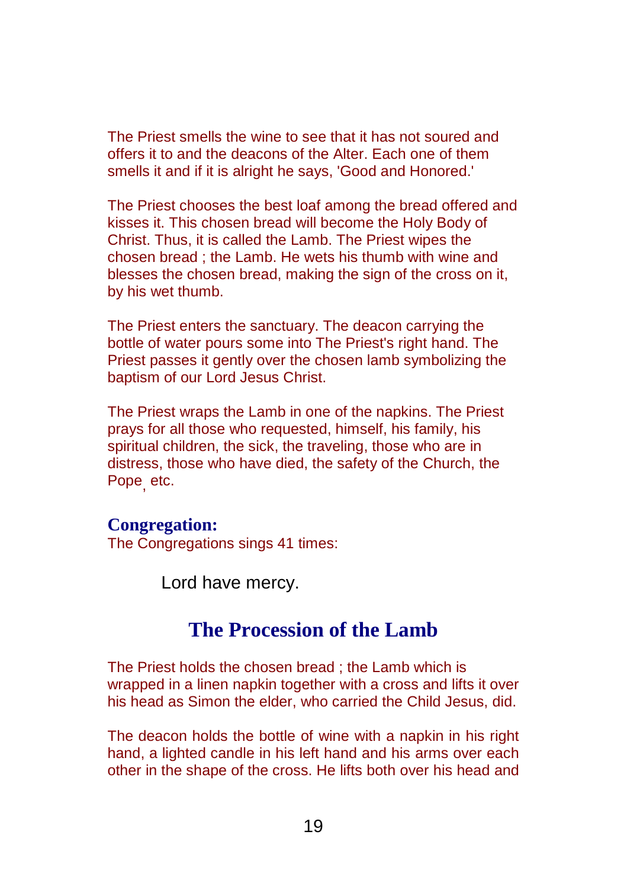The Priest smells the wine to see that it has not soured and offers it to and the deacons of the Alter. Each one of them smells it and if it is alright he says, 'Good and Honored.'

The Priest chooses the best loaf among the bread offered and kisses it. This chosen bread will become the Holy Body of Christ. Thus, it is called the Lamb. The Priest wipes the chosen bread ; the Lamb. He wets his thumb with wine and blesses the chosen bread, making the sign of the cross on it, by his wet thumb.

The Priest enters the sanctuary. The deacon carrying the bottle of water pours some into The Priest's right hand. The Priest passes it gently over the chosen lamb symbolizing the baptism of our Lord Jesus Christ.

The Priest wraps the Lamb in one of the napkins. The Priest prays for all those who requested, himself, his family, his spiritual children, the sick, the traveling, those who are in distress, those who have died, the safety of the Church, the Pope, etc.

**Congregation:**
The Congregations sings 41 times:

Lord have mercy.

## The Procession of the Lamb

The Priest holds the chosen bread ; the Lamb which is wrapped in a linen napkin together with a cross and lifts it over his head as Simon the elder, who carried the Child Jesus, did.

The deacon holds the bottle of wine with a napkin in his right hand, a lighted candle in his left hand and his arms over each other in the shape of the cross. He lifts both over his head and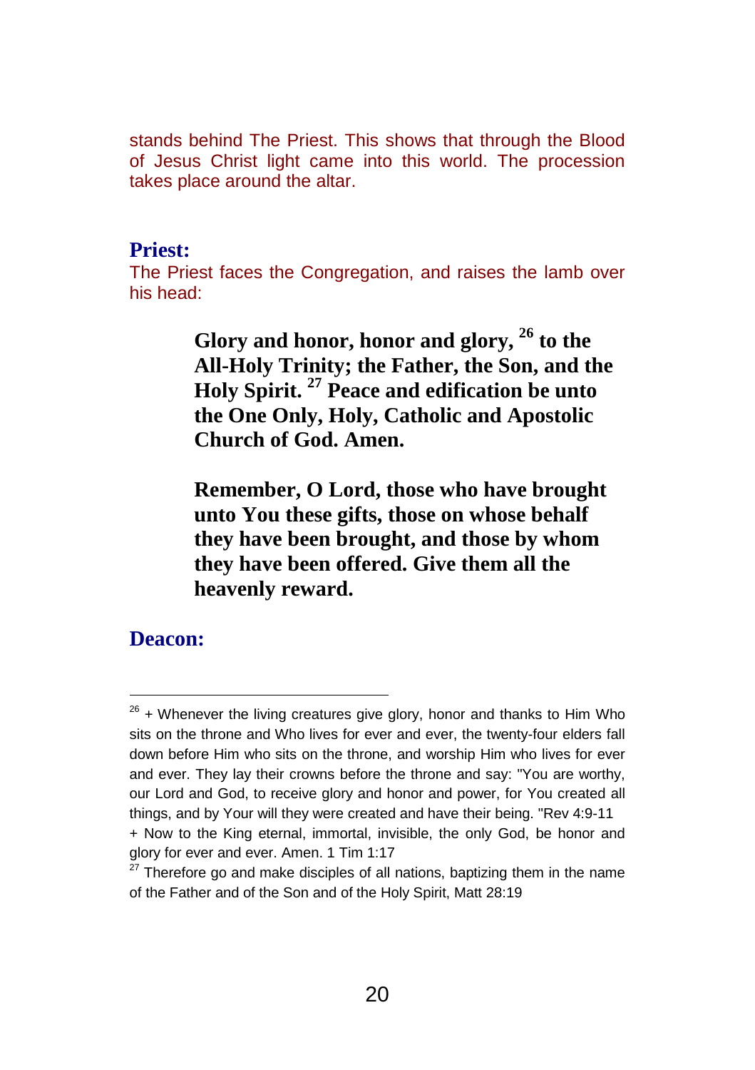stands behind The Priest. This shows that through the Blood of Jesus Christ light came into this world. The procession takes place around the altar.

**Priest:**

The Priest faces the Congregation, and raises the lamb over his head:

> **Glory and honor, honor and glory, [26] to the All-Holy Trinity; the Father, the Son, and the Holy Spirit. [27] Peace and edification be unto the One Only, Holy, Catholic and Apostolic Church of God. Amen.**
>
> **Remember, O Lord, those who have brought unto You these gifts, those on whose behalf they have been brought, and those by whom they have been offered. Give them all the heavenly reward.**

**Deacon:**

---

[26] + Whenever the living creatures give glory, honor and thanks to Him Who sits on the throne and Who lives for ever and ever, the twenty-four elders fall down before Him who sits on the throne, and worship Him who lives for ever and ever. They lay their crowns before the throne and say: "You are worthy, our Lord and God, to receive glory and honor and power, for You created all things, and by Your will they were created and have their being. "Rev 4:9-11
+ Now to the King eternal, immortal, invisible, the only God, be honor and glory for ever and ever. Amen. 1 Tim 1:17

[27] Therefore go and make disciples of all nations, baptizing them in the name of the Father and of the Son and of the Holy Spirit, Matt 28:19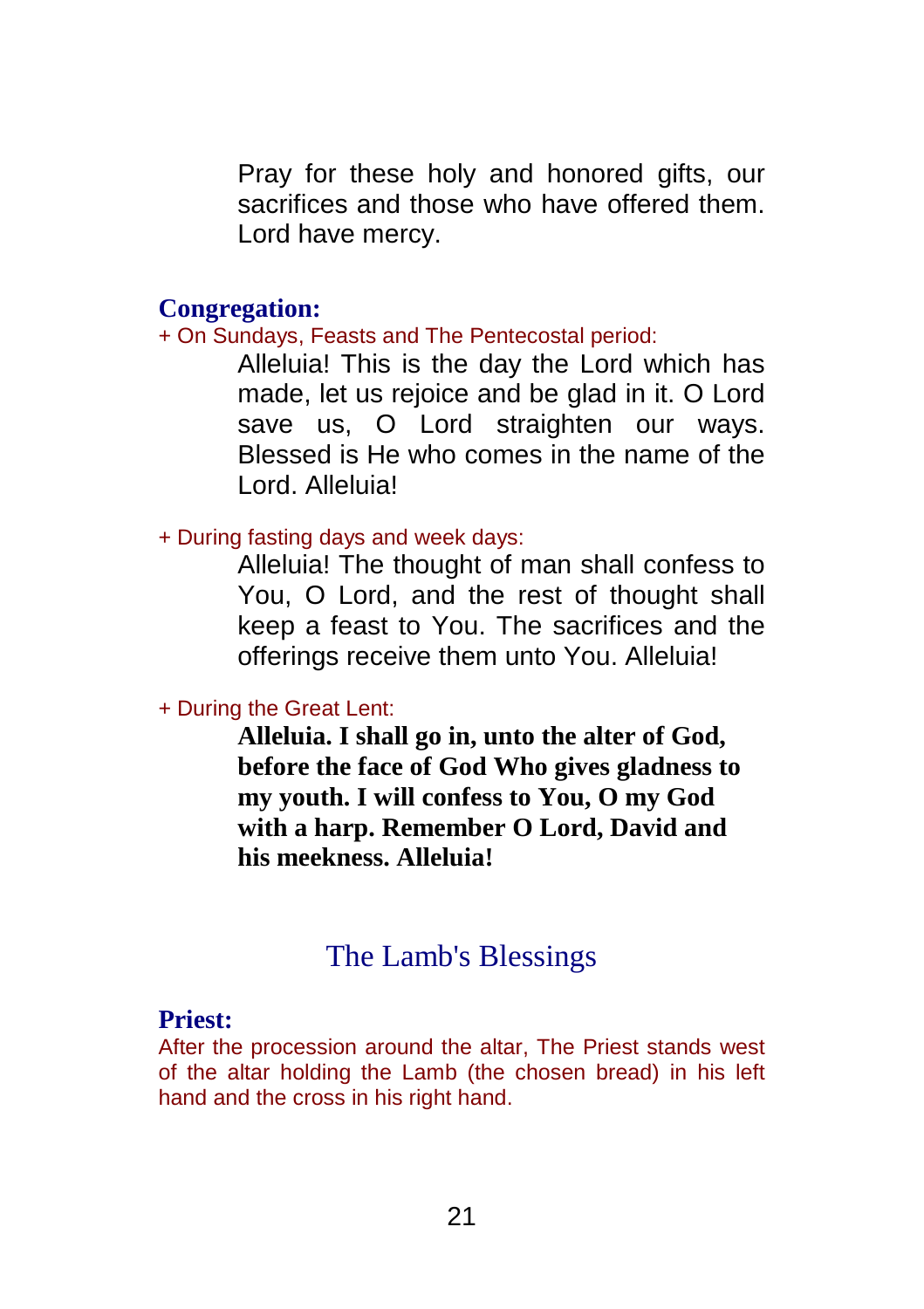Pray for these holy and honored gifts, our sacrifices and those who have offered them. Lord have mercy.

**Congregation:**

+ On Sundays, Feasts and The Pentecostal period:

Alleluia! This is the day the Lord which has made, let us rejoice and be glad in it. O Lord save us, O Lord straighten our ways. Blessed is He who comes in the name of the Lord. Alleluia!

+ During fasting days and week days:

Alleluia! The thought of man shall confess to You, O Lord, and the rest of thought shall keep a feast to You. The sacrifices and the offerings receive them unto You. Alleluia!

+ During the Great Lent:

**Alleluia. I shall go in, unto the alter of God, before the face of God Who gives gladness to my youth. I will confess to You, O my God with a harp. Remember O Lord, David and his meekness. Alleluia!**

## The Lamb's Blessings

**Priest:**

After the procession around the altar, The Priest stands west of the altar holding the Lamb (the chosen bread) in his left hand and the cross in his right hand.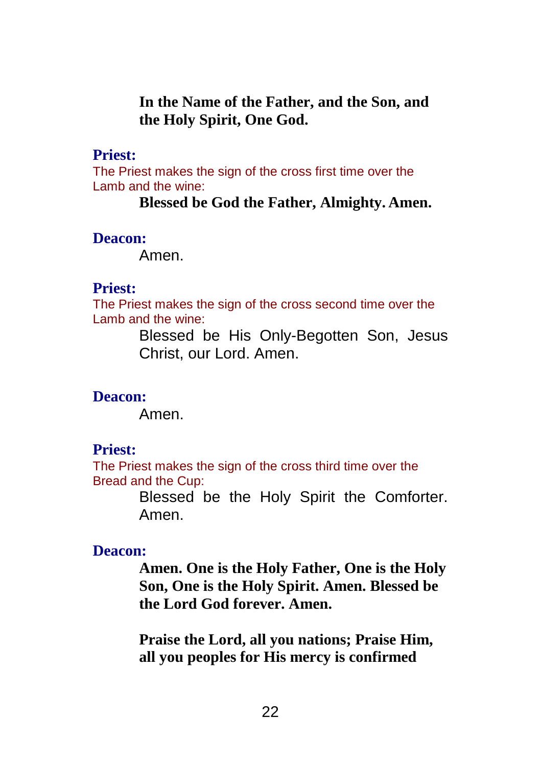**In the Name of the Father, and the Son, and the Holy Spirit, One God.**

**Priest:**

The Priest makes the sign of the cross first time over the Lamb and the wine:

**Blessed be God the Father, Almighty. Amen.**

**Deacon:**

Amen.

**Priest:**

The Priest makes the sign of the cross second time over the Lamb and the wine:

Blessed be His Only-Begotten Son, Jesus Christ, our Lord. Amen.

**Deacon:**

Amen.

**Priest:**

The Priest makes the sign of the cross third time over the Bread and the Cup:

Blessed be the Holy Spirit the Comforter. Amen.

**Deacon:**

**Amen. One is the Holy Father, One is the Holy Son, One is the Holy Spirit. Amen. Blessed be the Lord God forever. Amen.**

**Praise the Lord, all you nations; Praise Him, all you peoples for His mercy is confirmed**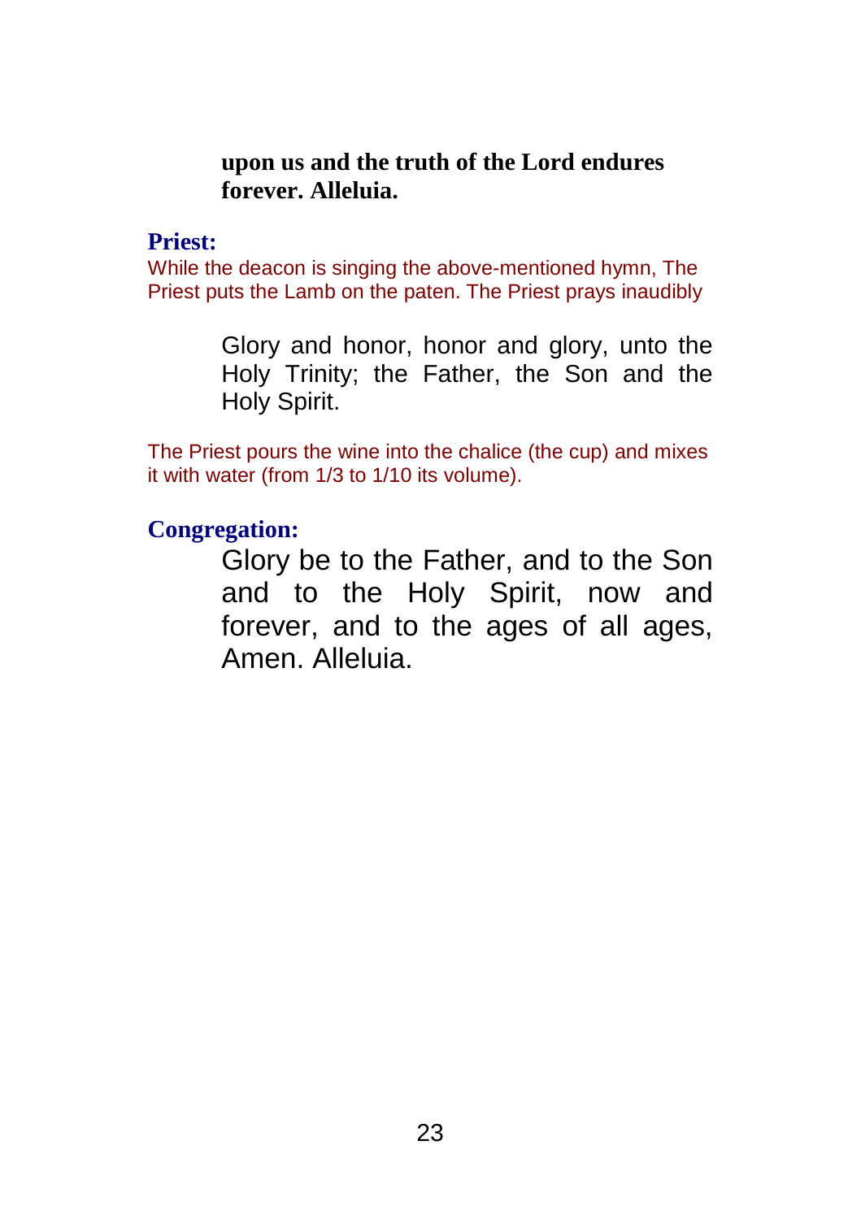**upon us and the truth of the Lord endures forever. Alleluia.**

**Priest:**

While the deacon is singing the above-mentioned hymn, The Priest puts the Lamb on the paten. The Priest prays inaudibly

Glory and honor, honor and glory, unto the Holy Trinity; the Father, the Son and the Holy Spirit.

The Priest pours the wine into the chalice (the cup) and mixes it with water (from 1/3 to 1/10 its volume).

**Congregation:**

Glory be to the Father, and to the Son and to the Holy Spirit, now and forever, and to the ages of all ages, Amen. Alleluia.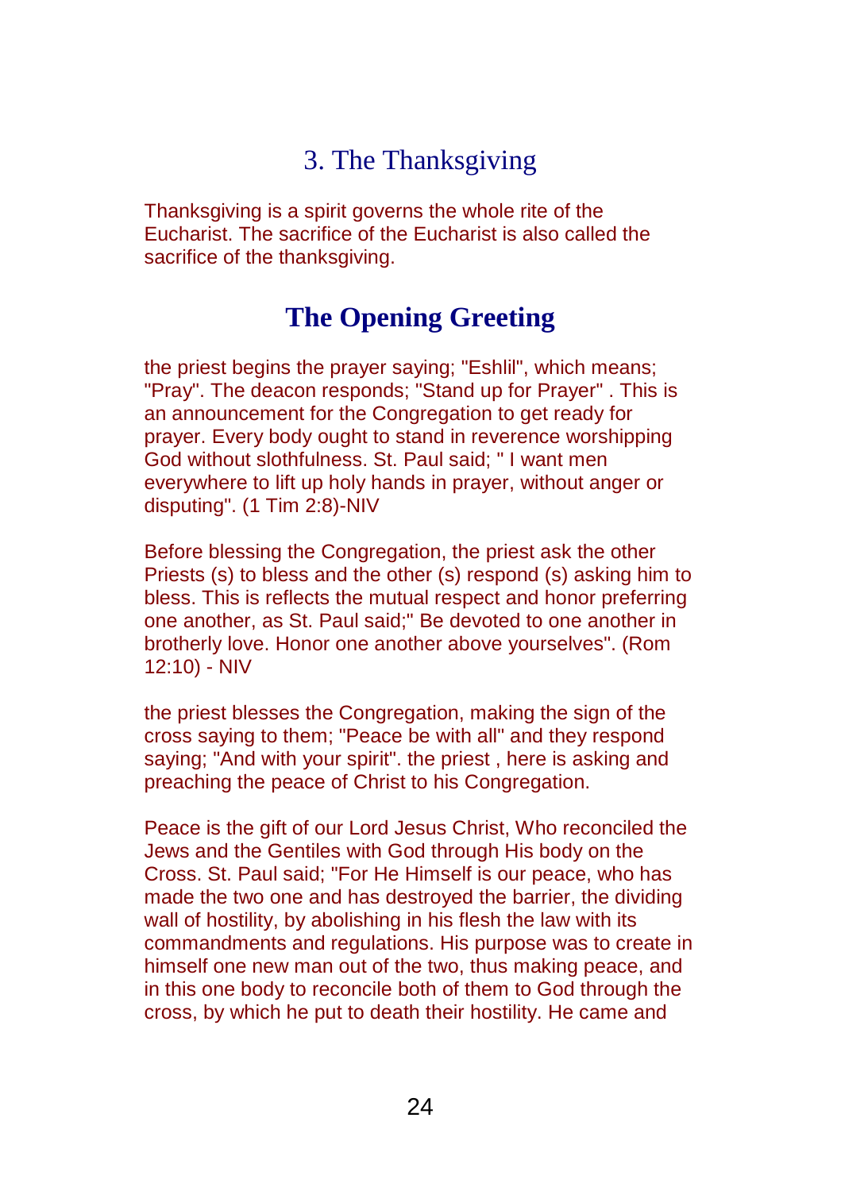## 3. The Thanksgiving

Thanksgiving is a spirit governs the whole rite of the Eucharist. The sacrifice of the Eucharist is also called the sacrifice of the thanksgiving.

## The Opening Greeting

the priest begins the prayer saying; "Eshlil", which means; "Pray". The deacon responds; "Stand up for Prayer" . This is an announcement for the Congregation to get ready for prayer. Every body ought to stand in reverence worshipping God without slothfulness. St. Paul said; " I want men everywhere to lift up holy hands in prayer, without anger or disputing". (1 Tim 2:8)-NIV

Before blessing the Congregation, the priest ask the other Priests (s) to bless and the other (s) respond (s) asking him to bless. This is reflects the mutual respect and honor preferring one another, as St. Paul said;" Be devoted to one another in brotherly love. Honor one another above yourselves". (Rom 12:10) - NIV

the priest blesses the Congregation, making the sign of the cross saying to them; "Peace be with all" and they respond saying; "And with your spirit". the priest , here is asking and preaching the peace of Christ to his Congregation.

Peace is the gift of our Lord Jesus Christ, Who reconciled the Jews and the Gentiles with God through His body on the Cross. St. Paul said; "For He Himself is our peace, who has made the two one and has destroyed the barrier, the dividing wall of hostility, by abolishing in his flesh the law with its commandments and regulations. His purpose was to create in himself one new man out of the two, thus making peace, and in this one body to reconcile both of them to God through the cross, by which he put to death their hostility. He came and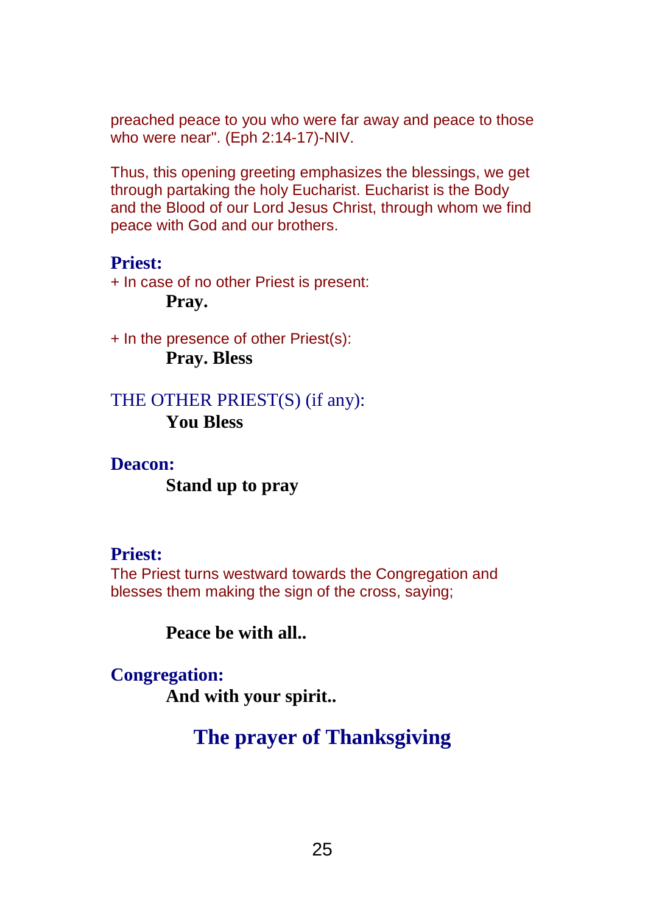preached peace to you who were far away and peace to those who were near". (Eph 2:14-17)-NIV.

Thus, this opening greeting emphasizes the blessings, we get through partaking the holy Eucharist. Eucharist is the Body and the Blood of our Lord Jesus Christ, through whom we find peace with God and our brothers.

**Priest:**

+ In case of no other Priest is present:

**Pray.**

+ In the presence of other Priest(s):

**Pray. Bless**

THE OTHER PRIEST(S) (if any):

**You Bless**

**Deacon:**

**Stand up to pray**

**Priest:**

The Priest turns westward towards the Congregation and blesses them making the sign of the cross, saying;

**Peace be with all..**

**Congregation:**

**And with your spirit..**

## The prayer of Thanksgiving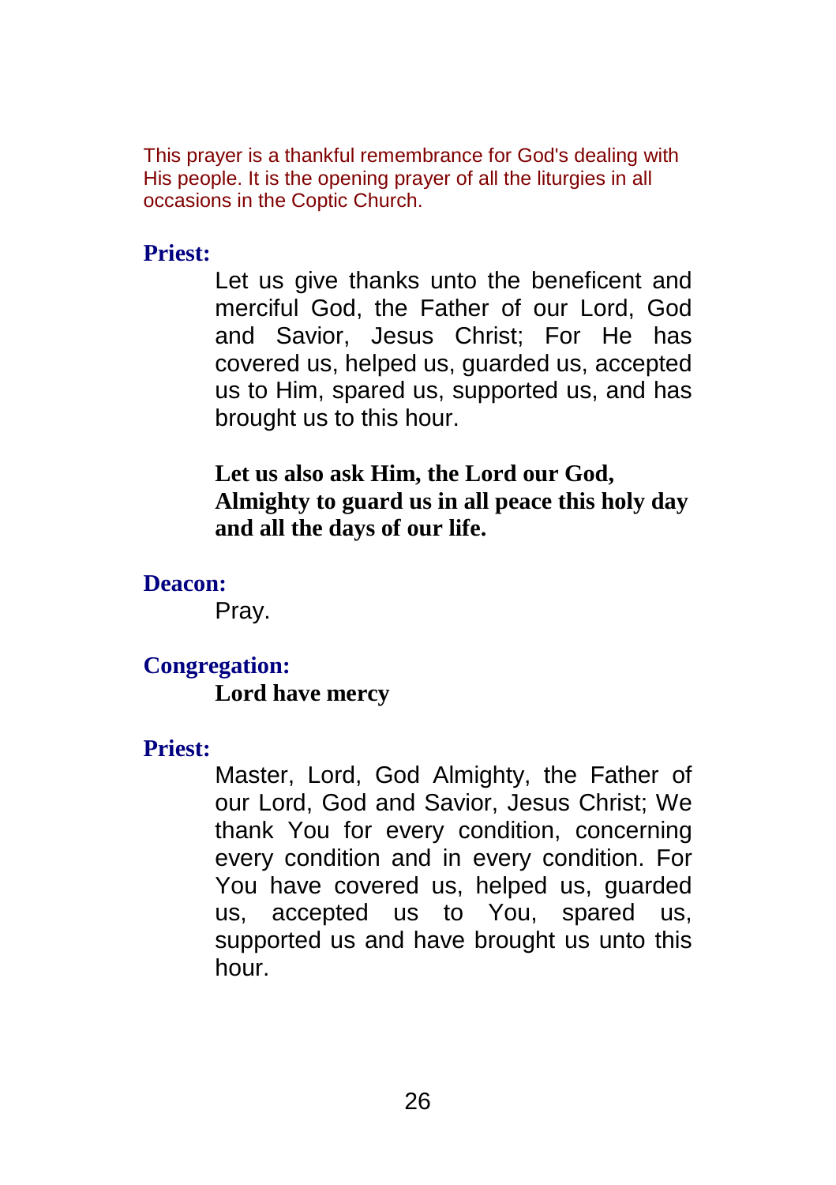This prayer is a thankful remembrance for God's dealing with His people. It is the opening prayer of all the liturgies in all occasions in the Coptic Church.

**Priest:**

Let us give thanks unto the beneficent and merciful God, the Father of our Lord, God and Savior, Jesus Christ; For He has covered us, helped us, guarded us, accepted us to Him, spared us, supported us, and has brought us to this hour.

**Let us also ask Him, the Lord our God, Almighty to guard us in all peace this holy day and all the days of our life.**

**Deacon:**

Pray.

**Congregation:**

**Lord have mercy**

**Priest:**

Master, Lord, God Almighty, the Father of our Lord, God and Savior, Jesus Christ; We thank You for every condition, concerning every condition and in every condition. For You have covered us, helped us, guarded us, accepted us to You, spared us, supported us and have brought us unto this hour.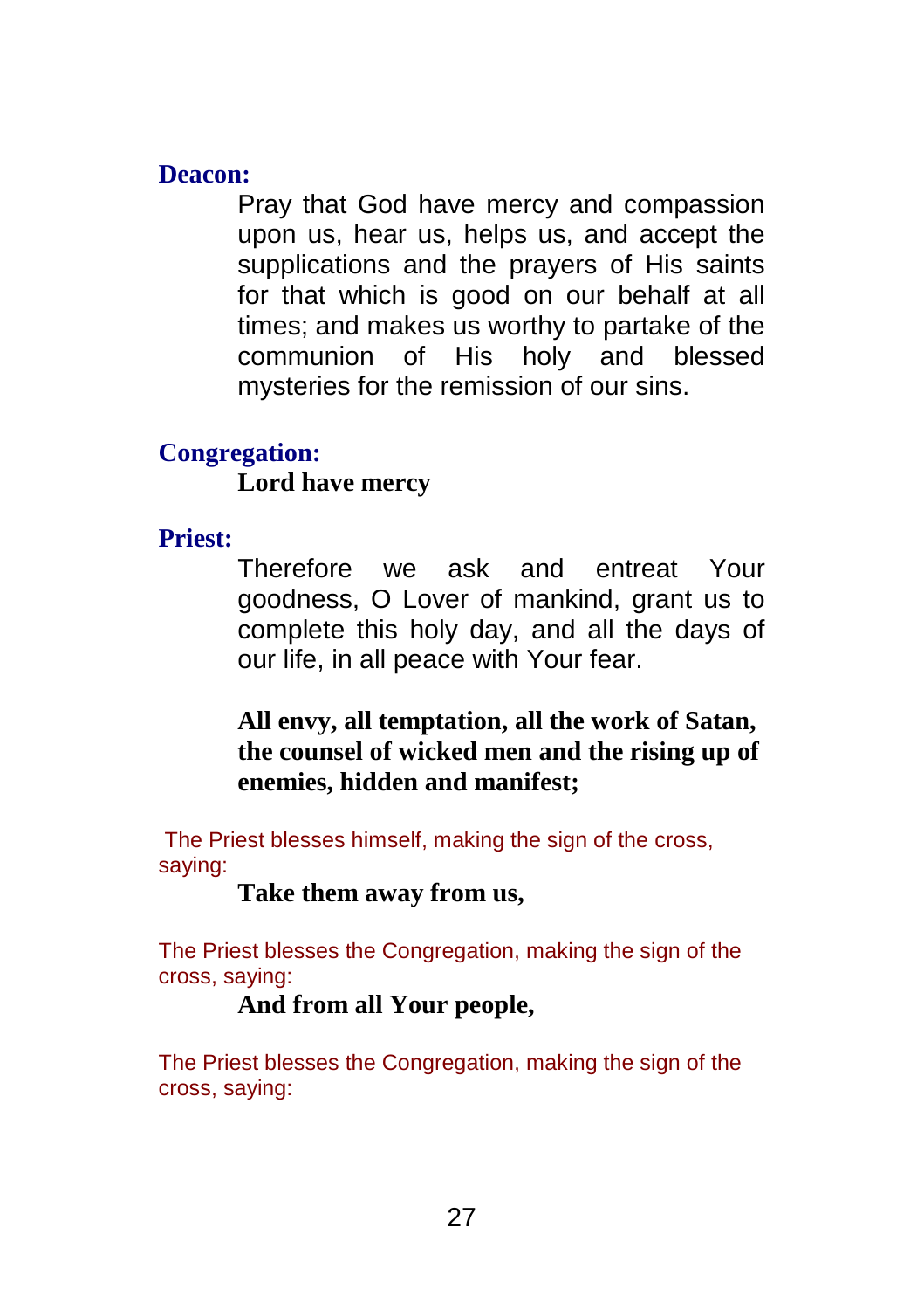**Deacon:**

Pray that God have mercy and compassion upon us, hear us, helps us, and accept the supplications and the prayers of His saints for that which is good on our behalf at all times; and makes us worthy to partake of the communion of His holy and blessed mysteries for the remission of our sins.

**Congregation:**

**Lord have mercy**

**Priest:**

Therefore we ask and entreat Your goodness, O Lover of mankind, grant us to complete this holy day, and all the days of our life, in all peace with Your fear.

**All envy, all temptation, all the work of Satan, the counsel of wicked men and the rising up of enemies, hidden and manifest;**

The Priest blesses himself, making the sign of the cross, saying:

**Take them away from us,**

The Priest blesses the Congregation, making the sign of the cross, saying:

**And from all Your people,**

The Priest blesses the Congregation, making the sign of the cross, saying: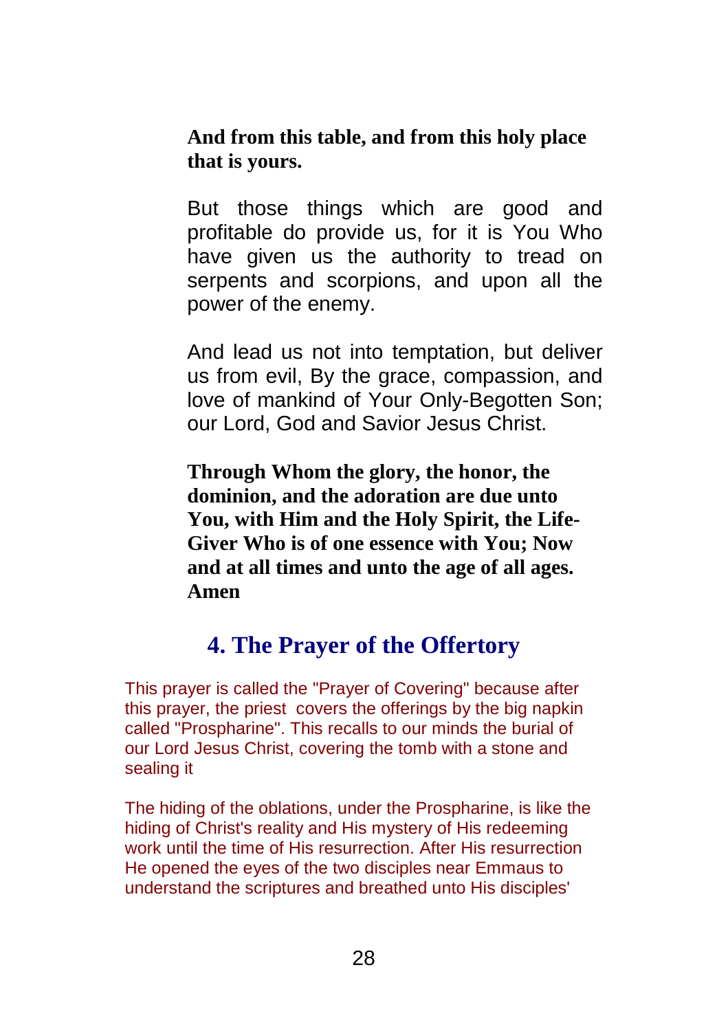**And from this table, and from this holy place that is yours.**

But those things which are good and profitable do provide us, for it is You Who have given us the authority to tread on serpents and scorpions, and upon all the power of the enemy.

And lead us not into temptation, but deliver us from evil, By the grace, compassion, and love of mankind of Your Only-Begotten Son; our Lord, God and Savior Jesus Christ.

**Through Whom the glory, the honor, the dominion, and the adoration are due unto You, with Him and the Holy Spirit, the Life-Giver Who is of one essence with You; Now and at all times and unto the age of all ages. Amen**

## 4. The Prayer of the Offertory

This prayer is called the "Prayer of Covering" because after this prayer, the priest covers the offerings by the big napkin called "Prospharine". This recalls to our minds the burial of our Lord Jesus Christ, covering the tomb with a stone and sealing it

The hiding of the oblations, under the Prospharine, is like the hiding of Christ's reality and His mystery of His redeeming work until the time of His resurrection. After His resurrection He opened the eyes of the two disciples near Emmaus to understand the scriptures and breathed unto His disciples'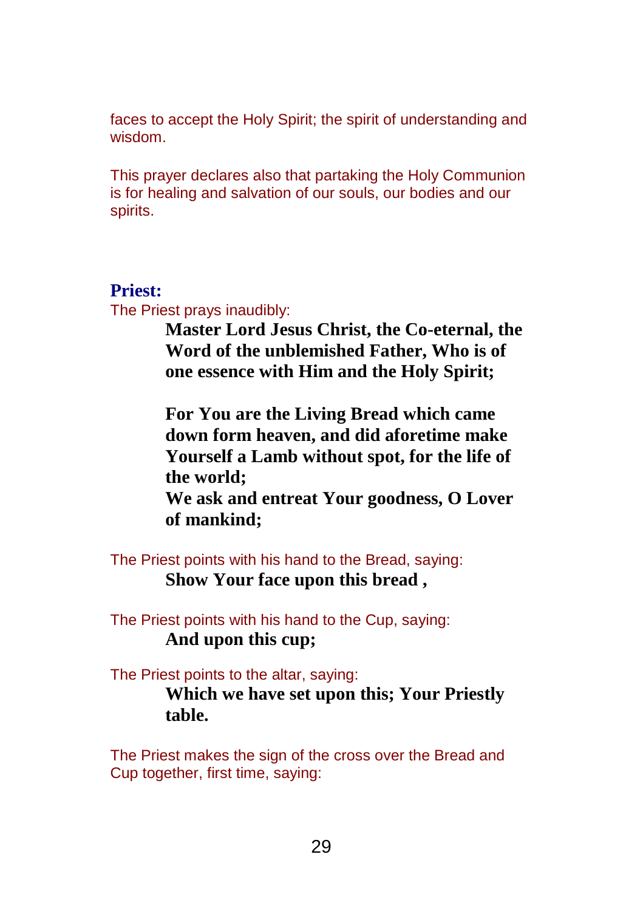faces to accept the Holy Spirit; the spirit of understanding and wisdom.

This prayer declares also that partaking the Holy Communion is for healing and salvation of our souls, our bodies and our spirits.

**Priest:**

The Priest prays inaudibly:

> **Master Lord Jesus Christ, the Co-eternal, the Word of the unblemished Father, Who is of one essence with Him and the Holy Spirit;**
>
> **For You are the Living Bread which came down form heaven, and did aforetime make Yourself a Lamb without spot, for the life of the world;**
> **We ask and entreat Your goodness, O Lover of mankind;**

The Priest points with his hand to the Bread, saying:

> **Show Your face upon this bread ,**

The Priest points with his hand to the Cup, saying:

> **And upon this cup;**

The Priest points to the altar, saying:

> **Which we have set upon this; Your Priestly table.**

The Priest makes the sign of the cross over the Bread and Cup together, first time, saying: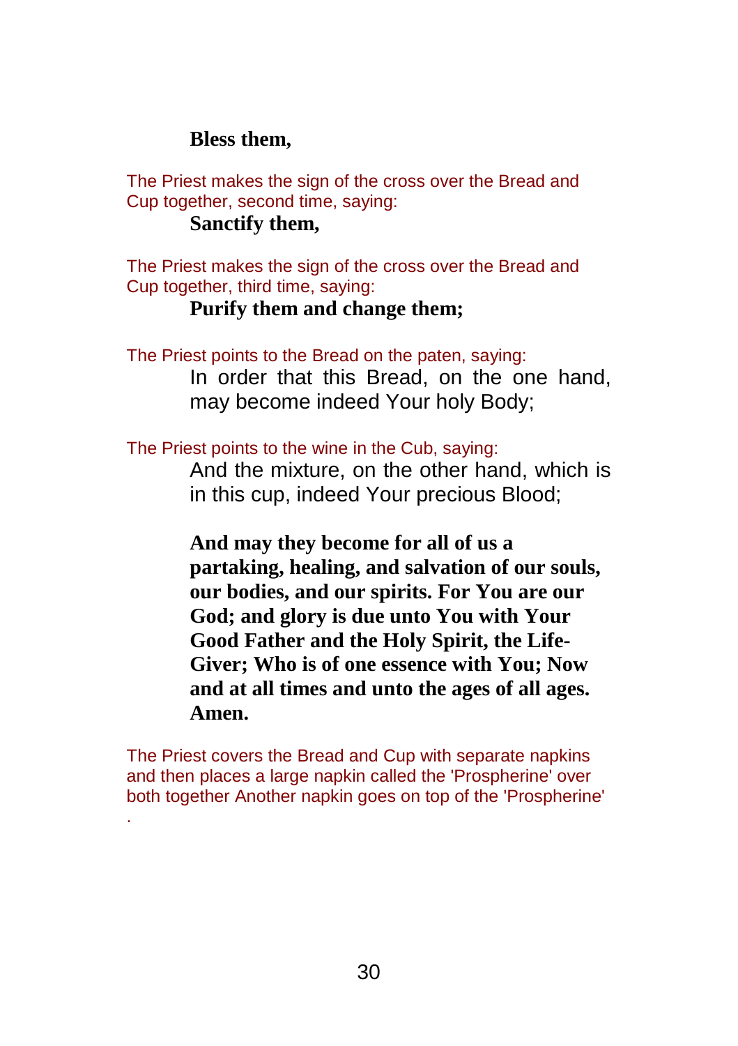**Bless them,**

The Priest makes the sign of the cross over the Bread and Cup together, second time, saying:

**Sanctify them,**

The Priest makes the sign of the cross over the Bread and Cup together, third time, saying:

**Purify them and change them;**

The Priest points to the Bread on the paten, saying:

In order that this Bread, on the one hand, may become indeed Your holy Body;

The Priest points to the wine in the Cub, saying:

And the mixture, on the other hand, which is in this cup, indeed Your precious Blood;

**And may they become for all of us a partaking, healing, and salvation of our souls, our bodies, and our spirits. For You are our God; and glory is due unto You with Your Good Father and the Holy Spirit, the Life-Giver; Who is of one essence with You; Now and at all times and unto the ages of all ages. Amen.**

The Priest covers the Bread and Cup with separate napkins and then places a large napkin called the 'Prospherine' over both together Another napkin goes on top of the 'Prospherine' .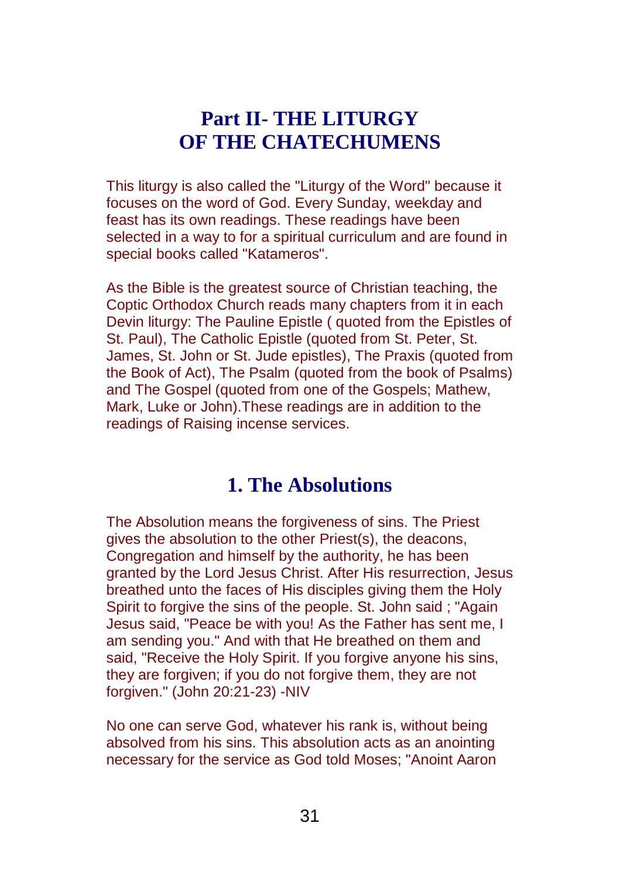# Part II- THE LITURGY OF THE CHATECHUMENS

This liturgy is also called the "Liturgy of the Word" because it focuses on the word of God. Every Sunday, weekday and feast has its own readings. These readings have been selected in a way to for a spiritual curriculum and are found in special books called "Katameros".

As the Bible is the greatest source of Christian teaching, the Coptic Orthodox Church reads many chapters from it in each Devin liturgy: The Pauline Epistle ( quoted from the Epistles of St. Paul), The Catholic Epistle (quoted from St. Peter, St. James, St. John or St. Jude epistles), The Praxis (quoted from the Book of Act), The Psalm (quoted from the book of Psalms) and The Gospel (quoted from one of the Gospels; Mathew, Mark, Luke or John).These readings are in addition to the readings of Raising incense services.

## 1. The Absolutions

The Absolution means the forgiveness of sins. The Priest gives the absolution to the other Priest(s), the deacons, Congregation and himself by the authority, he has been granted by the Lord Jesus Christ. After His resurrection, Jesus breathed unto the faces of His disciples giving them the Holy Spirit to forgive the sins of the people. St. John said ; "Again Jesus said, "Peace be with you! As the Father has sent me, I am sending you." And with that He breathed on them and said, "Receive the Holy Spirit. If you forgive anyone his sins, they are forgiven; if you do not forgive them, they are not forgiven." (John 20:21-23) -NIV

No one can serve God, whatever his rank is, without being absolved from his sins. This absolution acts as an anointing necessary for the service as God told Moses; "Anoint Aaron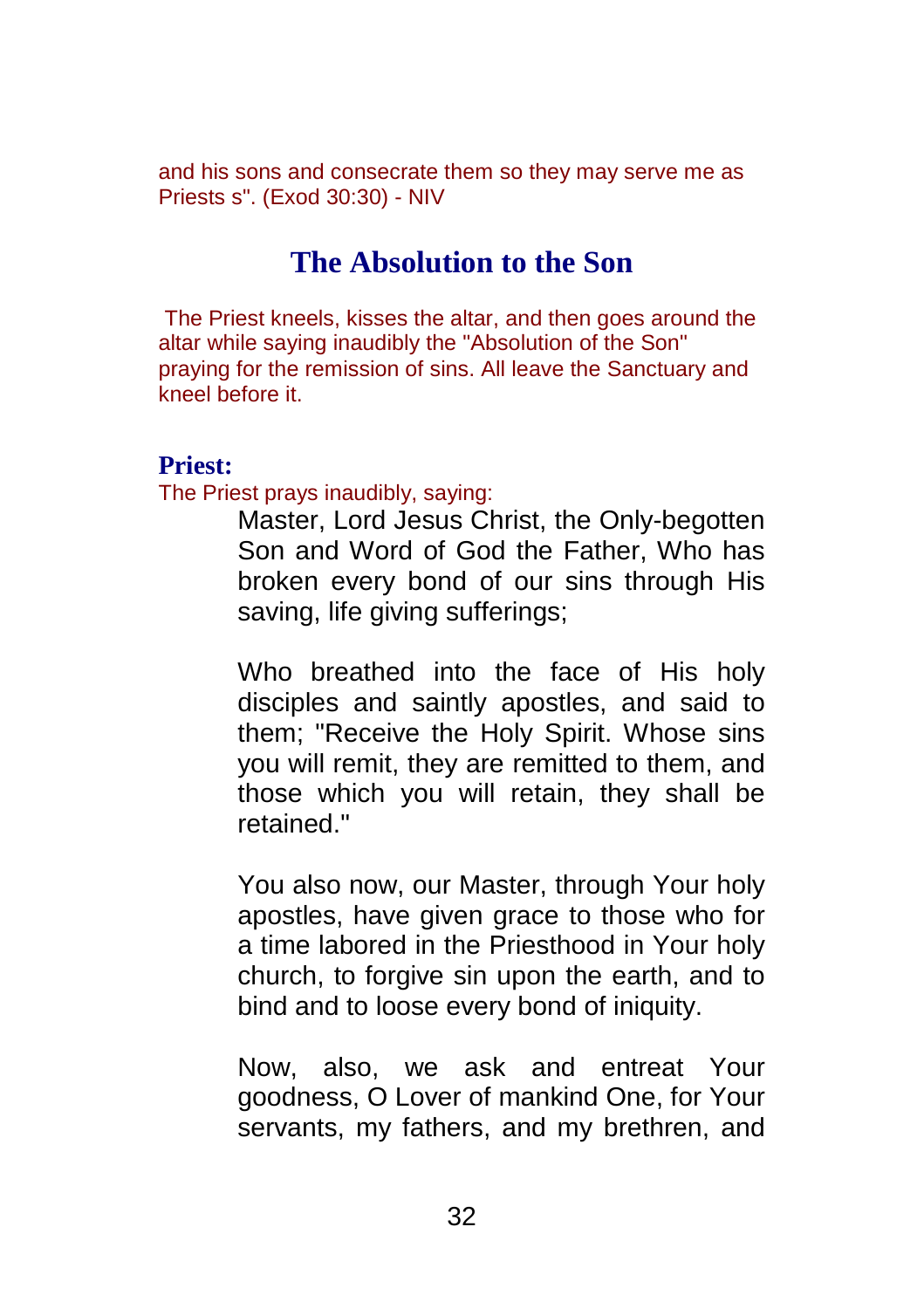and his sons and consecrate them so they may serve me as Priests s". (Exod 30:30) - NIV

## The Absolution to the Son

The Priest kneels, kisses the altar, and then goes around the altar while saying inaudibly the "Absolution of the Son" praying for the remission of sins. All leave the Sanctuary and kneel before it.

**Priest:**

The Priest prays inaudibly, saying:

Master, Lord Jesus Christ, the Only-begotten Son and Word of God the Father, Who has broken every bond of our sins through His saving, life giving sufferings;

Who breathed into the face of His holy disciples and saintly apostles, and said to them; "Receive the Holy Spirit. Whose sins you will remit, they are remitted to them, and those which you will retain, they shall be retained."

You also now, our Master, through Your holy apostles, have given grace to those who for a time labored in the Priesthood in Your holy church, to forgive sin upon the earth, and to bind and to loose every bond of iniquity.

Now, also, we ask and entreat Your goodness, O Lover of mankind One, for Your servants, my fathers, and my brethren, and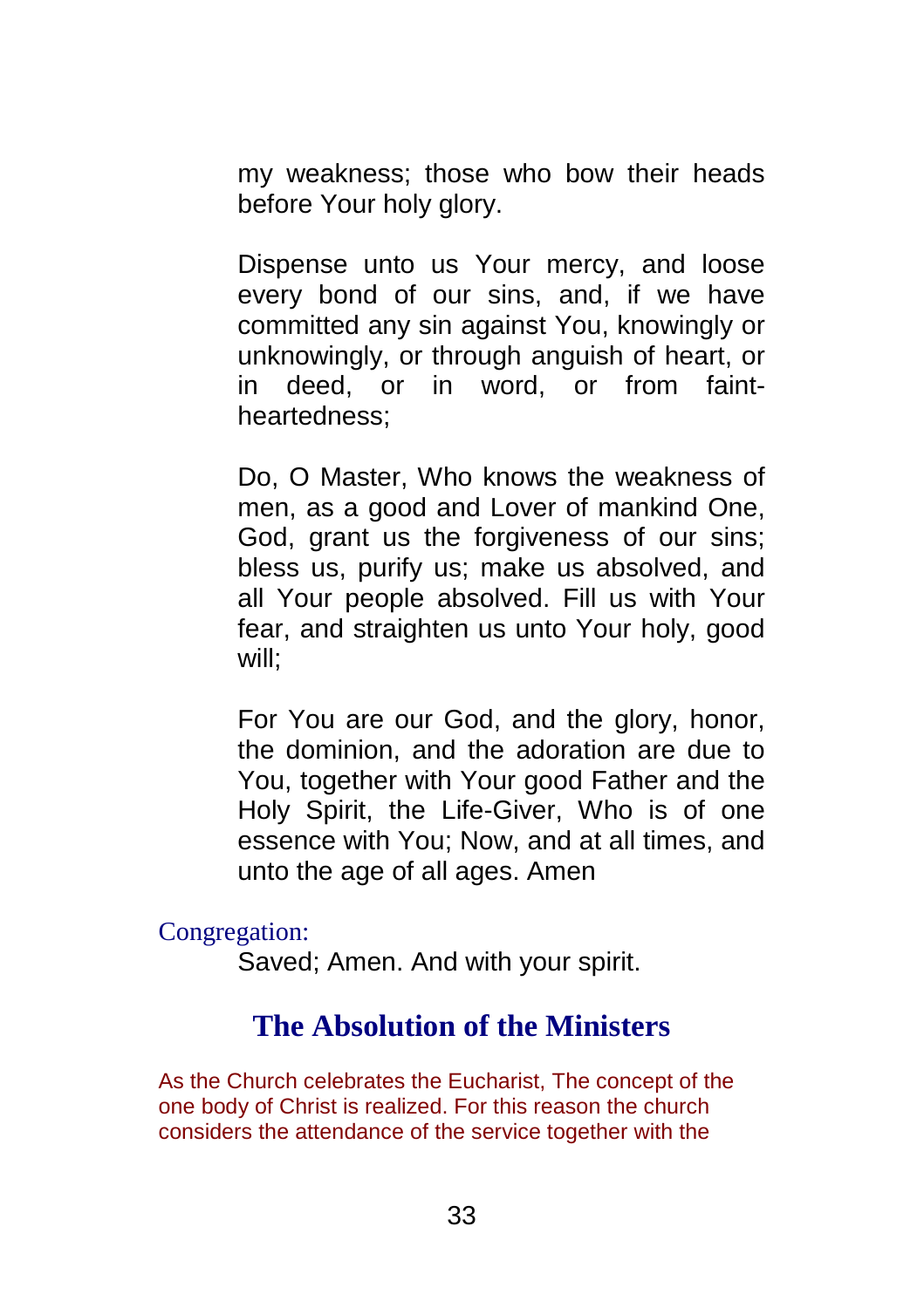my weakness; those who bow their heads before Your holy glory.

Dispense unto us Your mercy, and loose every bond of our sins, and, if we have committed any sin against You, knowingly or unknowingly, or through anguish of heart, or in deed, or in word, or from faint-heartedness;

Do, O Master, Who knows the weakness of men, as a good and Lover of mankind One, God, grant us the forgiveness of our sins; bless us, purify us; make us absolved, and all Your people absolved. Fill us with Your fear, and straighten us unto Your holy, good will;

For You are our God, and the glory, honor, the dominion, and the adoration are due to You, together with Your good Father and the Holy Spirit, the Life-Giver, Who is of one essence with You; Now, and at all times, and unto the age of all ages. Amen

Congregation:

Saved; Amen. And with your spirit.

## The Absolution of the Ministers

As the Church celebrates the Eucharist, The concept of the one body of Christ is realized. For this reason the church considers the attendance of the service together with the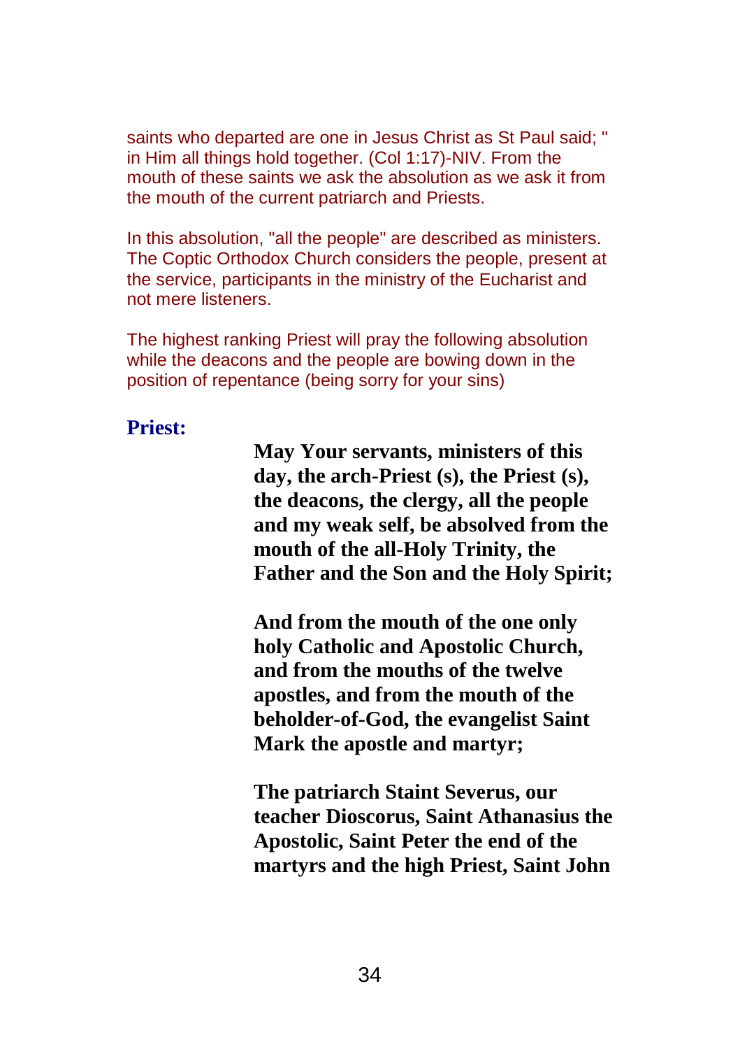saints who departed are one in Jesus Christ as St Paul said; " in Him all things hold together. (Col 1:17)-NIV. From the mouth of these saints we ask the absolution as we ask it from the mouth of the current patriarch and Priests.

In this absolution, "all the people" are described as ministers. The Coptic Orthodox Church considers the people, present at the service, participants in the ministry of the Eucharist and not mere listeners.

The highest ranking Priest will pray the following absolution while the deacons and the people are bowing down in the position of repentance (being sorry for your sins)

**Priest:**

**May Your servants, ministers of this day, the arch-Priest (s), the Priest (s), the deacons, the clergy, all the people and my weak self, be absolved from the mouth of the all-Holy Trinity, the Father and the Son and the Holy Spirit;**

**And from the mouth of the one only holy Catholic and Apostolic Church, and from the mouths of the twelve apostles, and from the mouth of the beholder-of-God, the evangelist Saint Mark the apostle and martyr;**

**The patriarch Staint Severus, our teacher Dioscorus, Saint Athanasius the Apostolic, Saint Peter the end of the martyrs and the high Priest, Saint John**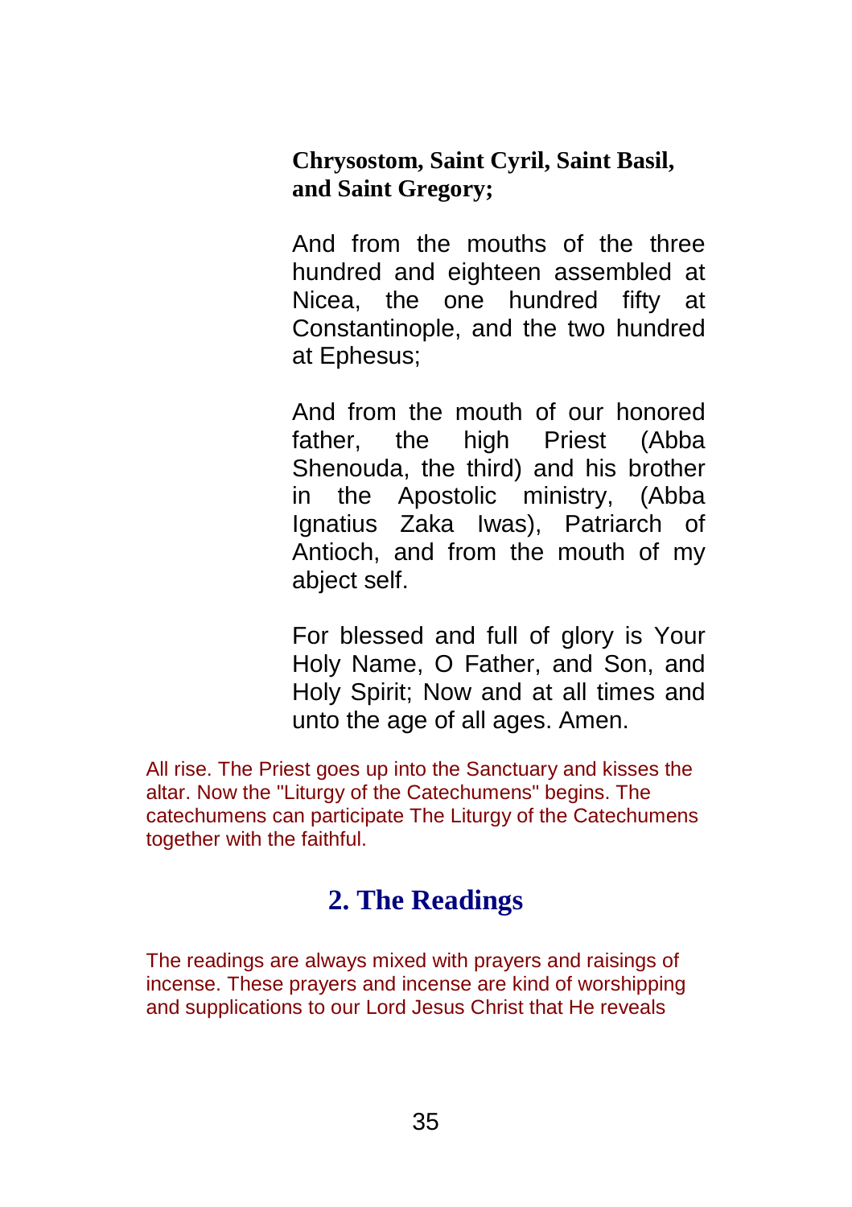**Chrysostom, Saint Cyril, Saint Basil, and Saint Gregory;**

And from the mouths of the three hundred and eighteen assembled at Nicea, the one hundred fifty at Constantinople, and the two hundred at Ephesus;

And from the mouth of our honored father, the high Priest (Abba Shenouda, the third) and his brother in the Apostolic ministry, (Abba Ignatius Zaka Iwas), Patriarch of Antioch, and from the mouth of my abject self.

For blessed and full of glory is Your Holy Name, O Father, and Son, and Holy Spirit; Now and at all times and unto the age of all ages. Amen.

All rise. The Priest goes up into the Sanctuary and kisses the altar. Now the "Liturgy of the Catechumens" begins. The catechumens can participate The Liturgy of the Catechumens together with the faithful.

## 2. The Readings

The readings are always mixed with prayers and raisings of incense. These prayers and incense are kind of worshipping and supplications to our Lord Jesus Christ that He reveals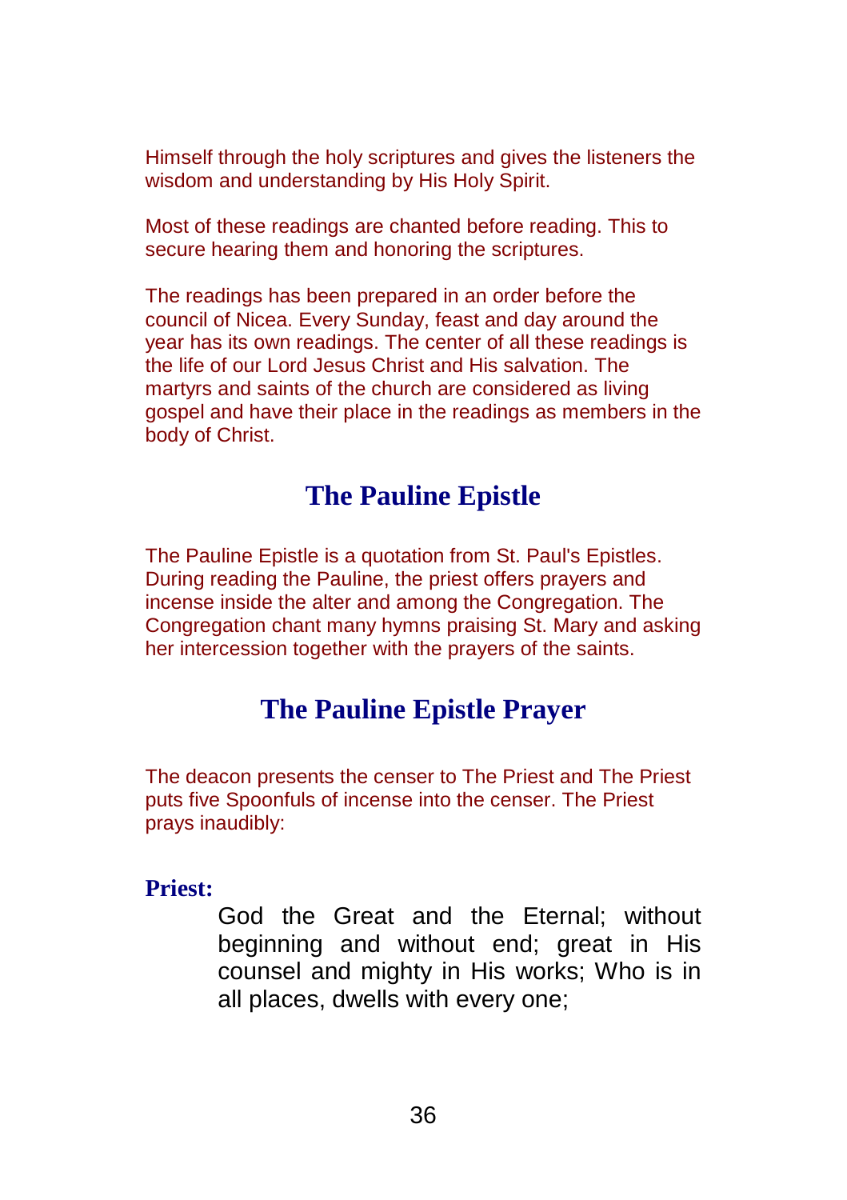Himself through the holy scriptures and gives the listeners the wisdom and understanding by His Holy Spirit.

Most of these readings are chanted before reading. This to secure hearing them and honoring the scriptures.

The readings has been prepared in an order before the council of Nicea. Every Sunday, feast and day around the year has its own readings. The center of all these readings is the life of our Lord Jesus Christ and His salvation. The martyrs and saints of the church are considered as living gospel and have their place in the readings as members in the body of Christ.

## The Pauline Epistle

The Pauline Epistle is a quotation from St. Paul's Epistles. During reading the Pauline, the priest offers prayers and incense inside the alter and among the Congregation. The Congregation chant many hymns praising St. Mary and asking her intercession together with the prayers of the saints.

## The Pauline Epistle Prayer

The deacon presents the censer to The Priest and The Priest puts five Spoonfuls of incense into the censer. The Priest prays inaudibly:

**Priest:**

God the Great and the Eternal; without beginning and without end; great in His counsel and mighty in His works; Who is in all places, dwells with every one;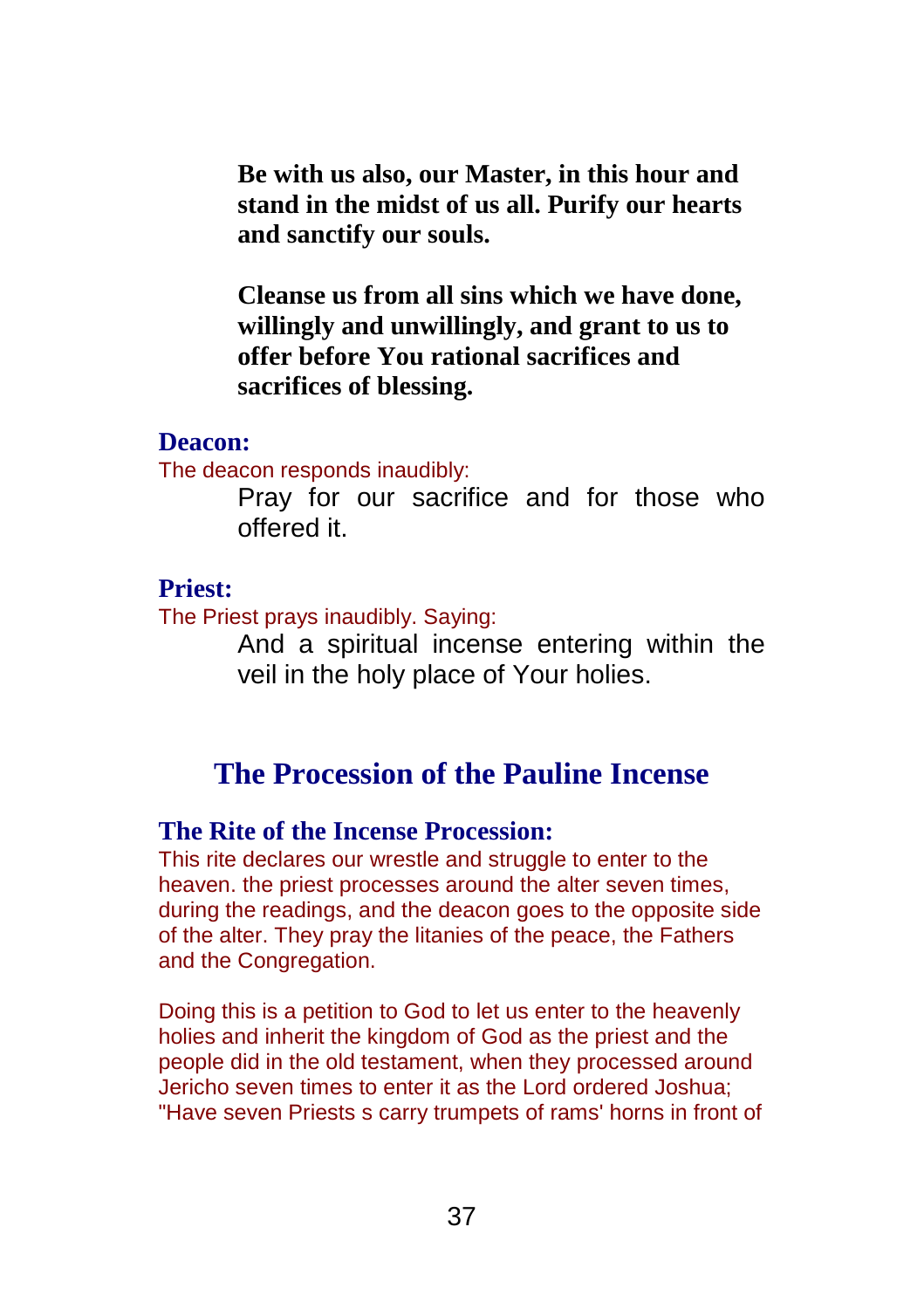**Be with us also, our Master, in this hour and stand in the midst of us all. Purify our hearts and sanctify our souls.**

**Cleanse us from all sins which we have done, willingly and unwillingly, and grant to us to offer before You rational sacrifices and sacrifices of blessing.**

**Deacon:**

The deacon responds inaudibly:

Pray for our sacrifice and for those who offered it.

**Priest:**

The Priest prays inaudibly. Saying:

And a spiritual incense entering within the veil in the holy place of Your holies.

## The Procession of the Pauline Incense

### The Rite of the Incense Procession:

This rite declares our wrestle and struggle to enter to the heaven. the priest processes around the alter seven times, during the readings, and the deacon goes to the opposite side of the alter. They pray the litanies of the peace, the Fathers and the Congregation.

Doing this is a petition to God to let us enter to the heavenly holies and inherit the kingdom of God as the priest and the people did in the old testament, when they processed around Jericho seven times to enter it as the Lord ordered Joshua; "Have seven Priests s carry trumpets of rams' horns in front of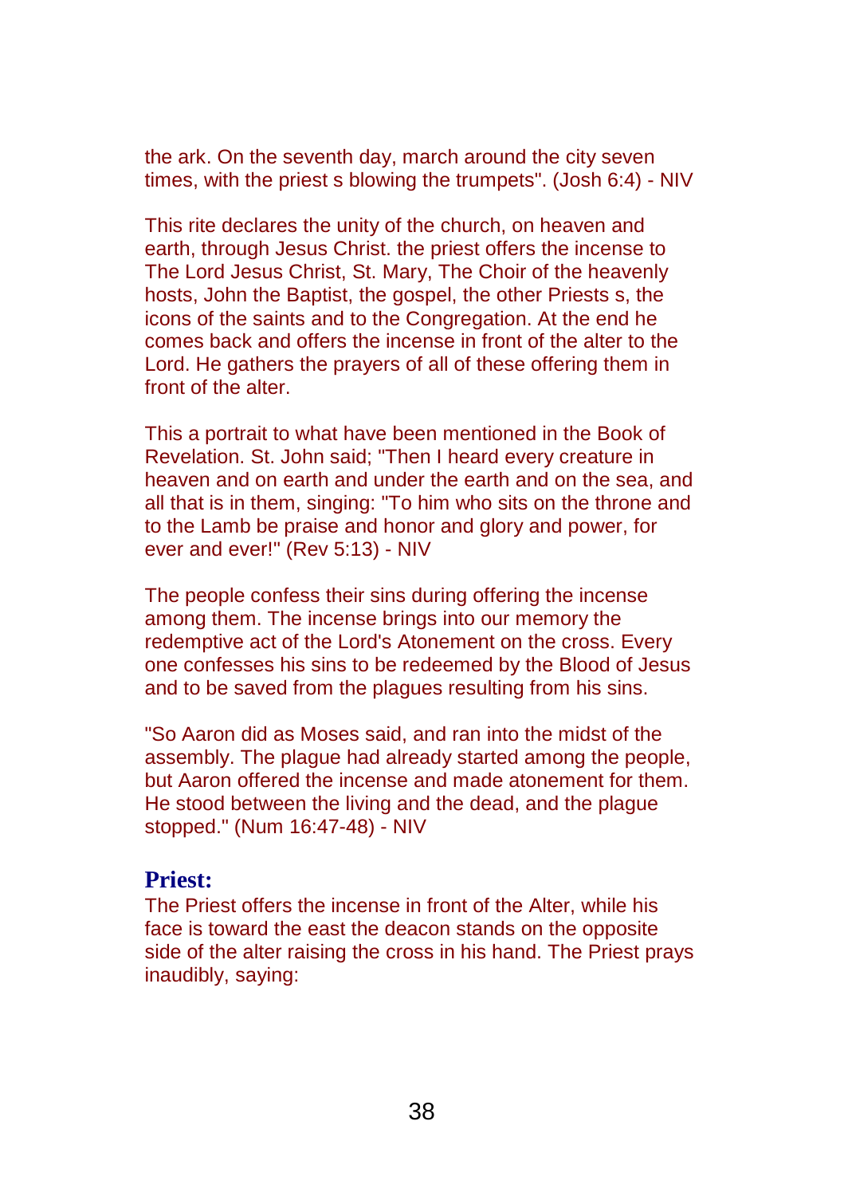the ark. On the seventh day, march around the city seven times, with the priest s blowing the trumpets". (Josh 6:4) - NIV

This rite declares the unity of the church, on heaven and earth, through Jesus Christ. the priest offers the incense to The Lord Jesus Christ, St. Mary, The Choir of the heavenly hosts, John the Baptist, the gospel, the other Priests s, the icons of the saints and to the Congregation. At the end he comes back and offers the incense in front of the alter to the Lord. He gathers the prayers of all of these offering them in front of the alter.

This a portrait to what have been mentioned in the Book of Revelation. St. John said; "Then I heard every creature in heaven and on earth and under the earth and on the sea, and all that is in them, singing: "To him who sits on the throne and to the Lamb be praise and honor and glory and power, for ever and ever!" (Rev 5:13) - NIV

The people confess their sins during offering the incense among them. The incense brings into our memory the redemptive act of the Lord's Atonement on the cross. Every one confesses his sins to be redeemed by the Blood of Jesus and to be saved from the plagues resulting from his sins.

"So Aaron did as Moses said, and ran into the midst of the assembly. The plague had already started among the people, but Aaron offered the incense and made atonement for them. He stood between the living and the dead, and the plague stopped." (Num 16:47-48) - NIV

**Priest:**

The Priest offers the incense in front of the Alter, while his face is toward the east the deacon stands on the opposite side of the alter raising the cross in his hand. The Priest prays inaudibly, saying: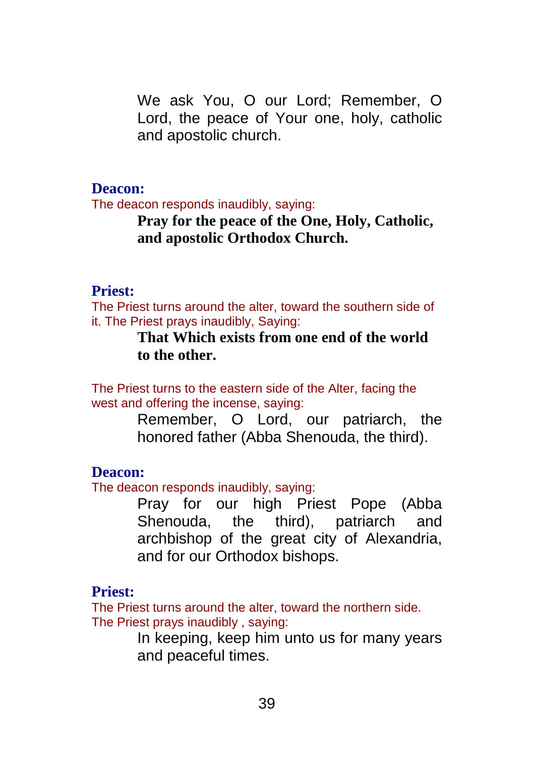We ask You, O our Lord; Remember, O Lord, the peace of Your one, holy, catholic and apostolic church.

**Deacon:**

The deacon responds inaudibly, saying:

**Pray for the peace of the One, Holy, Catholic, and apostolic Orthodox Church.**

**Priest:**

The Priest turns around the alter, toward the southern side of it. The Priest prays inaudibly, Saying:

**That Which exists from one end of the world to the other.**

The Priest turns to the eastern side of the Alter, facing the west and offering the incense, saying:

Remember, O Lord, our patriarch, the honored father (Abba Shenouda, the third).

**Deacon:**

The deacon responds inaudibly, saying:

Pray for our high Priest Pope (Abba Shenouda, the third), patriarch and archbishop of the great city of Alexandria, and for our Orthodox bishops.

**Priest:**

The Priest turns around the alter, toward the northern side. The Priest prays inaudibly , saying:

In keeping, keep him unto us for many years and peaceful times.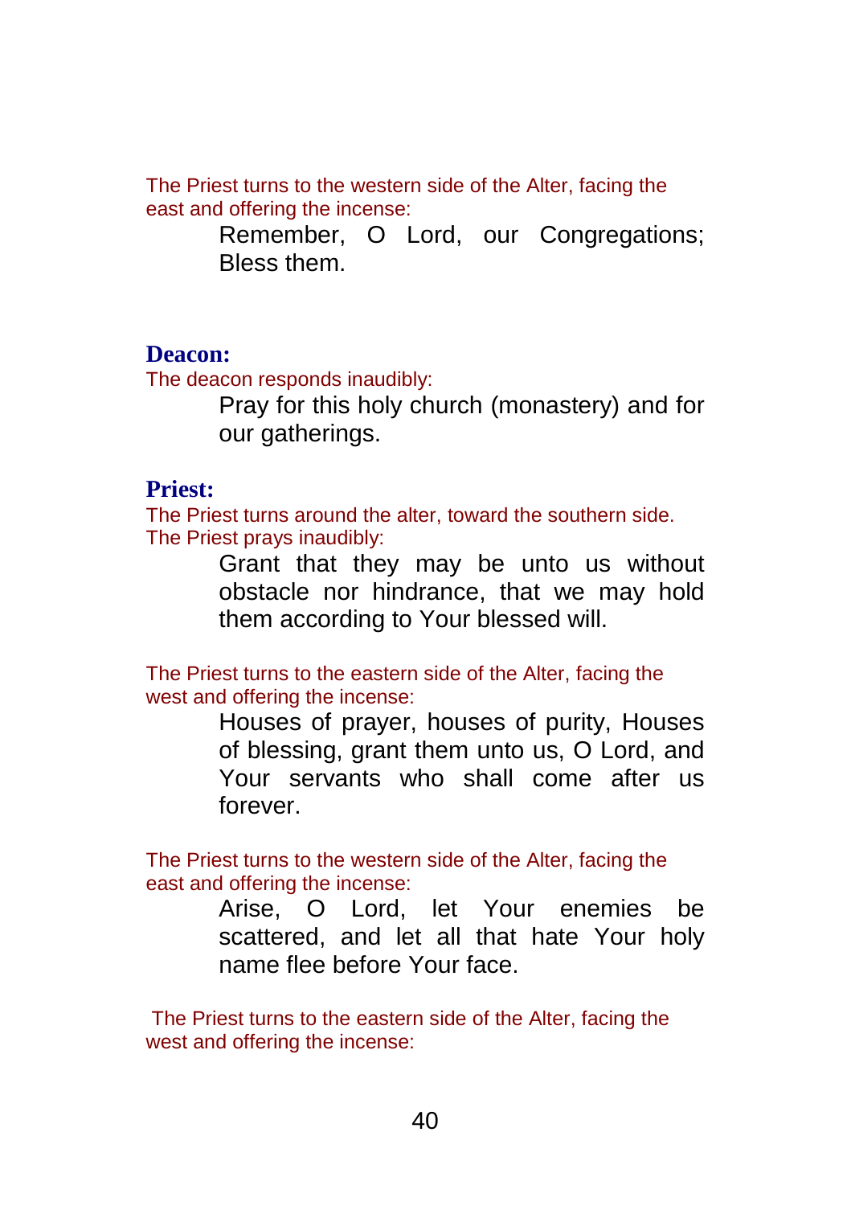The Priest turns to the western side of the Alter, facing the east and offering the incense:

> Remember, O Lord, our Congregations; Bless them.

**Deacon:**

The deacon responds inaudibly:

> Pray for this holy church (monastery) and for our gatherings.

**Priest:**

The Priest turns around the alter, toward the southern side.
The Priest prays inaudibly:

> Grant that they may be unto us without obstacle nor hindrance, that we may hold them according to Your blessed will.

The Priest turns to the eastern side of the Alter, facing the west and offering the incense:

> Houses of prayer, houses of purity, Houses of blessing, grant them unto us, O Lord, and Your servants who shall come after us forever.

The Priest turns to the western side of the Alter, facing the east and offering the incense:

> Arise, O Lord, let Your enemies be scattered, and let all that hate Your holy name flee before Your face.

The Priest turns to the eastern side of the Alter, facing the west and offering the incense: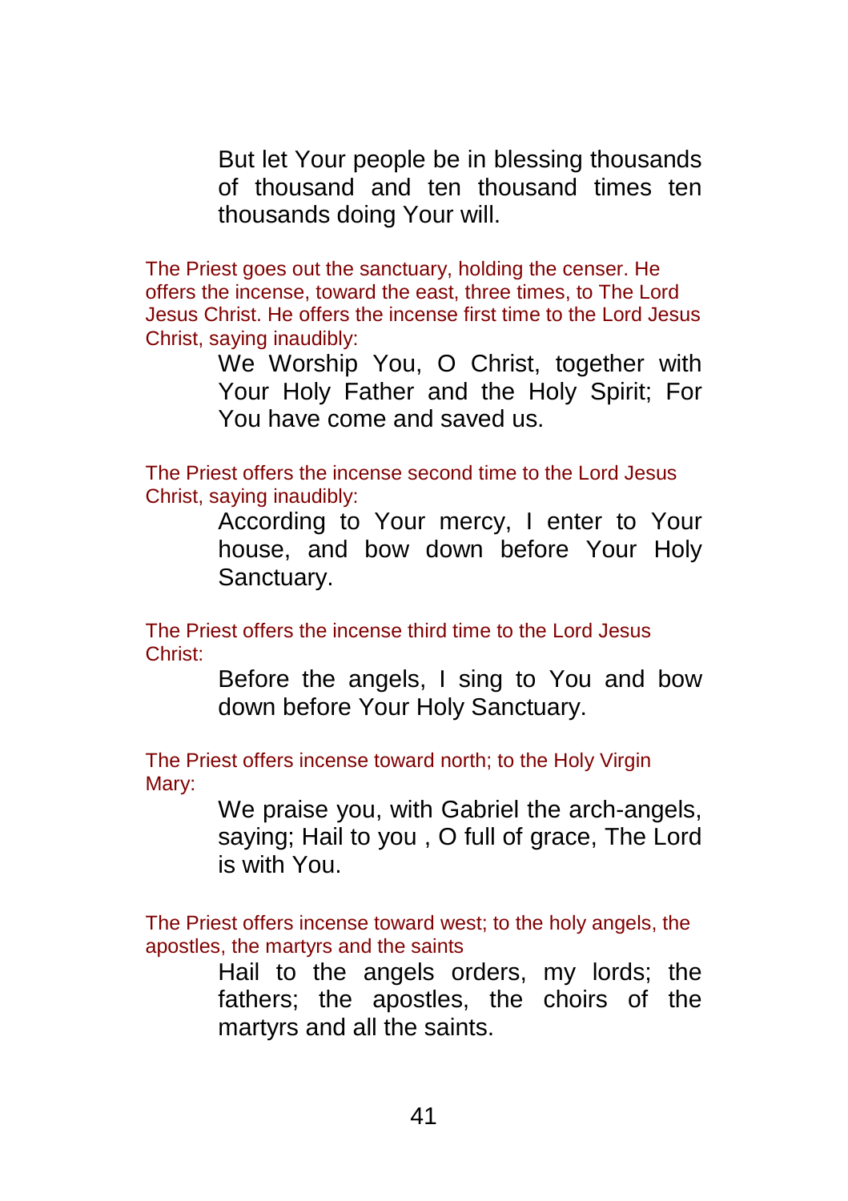But let Your people be in blessing thousands of thousand and ten thousand times ten thousands doing Your will.

*The Priest goes out the sanctuary, holding the censer. He offers the incense, toward the east, three times, to The Lord Jesus Christ. He offers the incense first time to the Lord Jesus Christ, saying inaudibly:*

We Worship You, O Christ, together with Your Holy Father and the Holy Spirit; For You have come and saved us.

*The Priest offers the incense second time to the Lord Jesus Christ, saying inaudibly:*

According to Your mercy, I enter to Your house, and bow down before Your Holy Sanctuary.

*The Priest offers the incense third time to the Lord Jesus Christ:*

Before the angels, I sing to You and bow down before Your Holy Sanctuary.

*The Priest offers incense toward north; to the Holy Virgin Mary:*

We praise you, with Gabriel the arch-angels, saying; Hail to you , O full of grace, The Lord is with You.

*The Priest offers incense toward west; to the holy angels, the apostles, the martyrs and the saints*

Hail to the angels orders, my lords; the fathers; the apostles, the choirs of the martyrs and all the saints.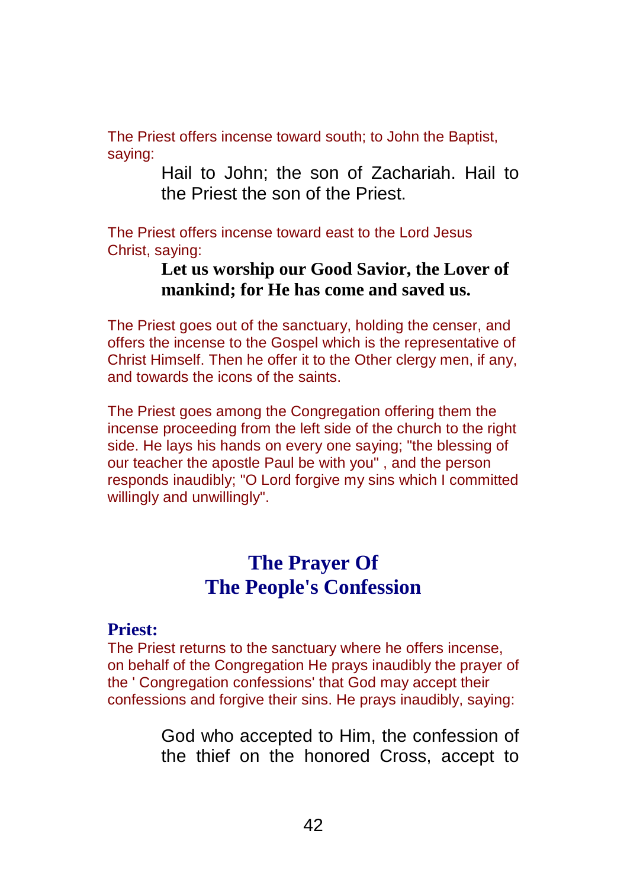The Priest offers incense toward south; to John the Baptist, saying:

> Hail to John; the son of Zachariah. Hail to the Priest the son of the Priest.

The Priest offers incense toward east to the Lord Jesus Christ, saying:

> **Let us worship our Good Savior, the Lover of mankind; for He has come and saved us.**

The Priest goes out of the sanctuary, holding the censer, and offers the incense to the Gospel which is the representative of Christ Himself. Then he offer it to the Other clergy men, if any, and towards the icons of the saints.

The Priest goes among the Congregation offering them the incense proceeding from the left side of the church to the right side. He lays his hands on every one saying; "the blessing of our teacher the apostle Paul be with you" , and the person responds inaudibly; "O Lord forgive my sins which I committed willingly and unwillingly".

## The Prayer Of The People's Confession

**Priest:**

The Priest returns to the sanctuary where he offers incense, on behalf of the Congregation He prays inaudibly the prayer of the ' Congregation confessions' that God may accept their confessions and forgive their sins. He prays inaudibly, saying:

> God who accepted to Him, the confession of the thief on the honored Cross, accept to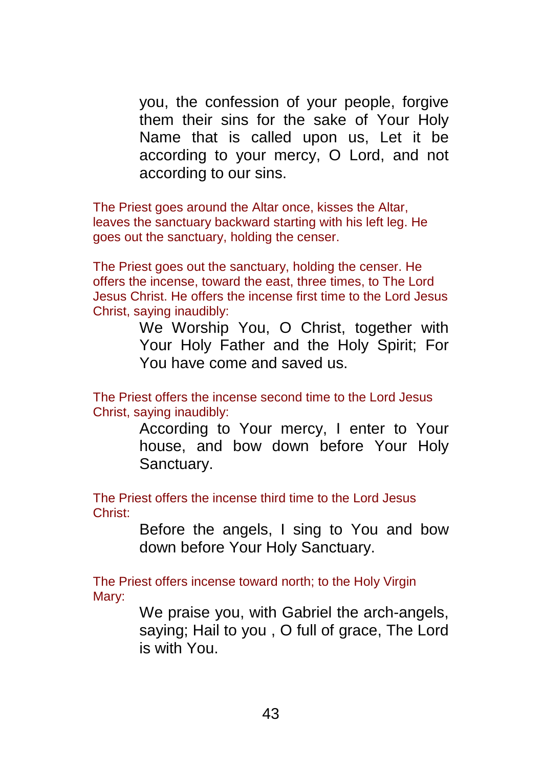you, the confession of your people, forgive them their sins for the sake of Your Holy Name that is called upon us, Let it be according to your mercy, O Lord, and not according to our sins.

*The Priest goes around the Altar once, kisses the Altar, leaves the sanctuary backward starting with his left leg. He goes out the sanctuary, holding the censer.*

*The Priest goes out the sanctuary, holding the censer. He offers the incense, toward the east, three times, to The Lord Jesus Christ. He offers the incense first time to the Lord Jesus Christ, saying inaudibly:*

We Worship You, O Christ, together with Your Holy Father and the Holy Spirit; For You have come and saved us.

*The Priest offers the incense second time to the Lord Jesus Christ, saying inaudibly:*

According to Your mercy, I enter to Your house, and bow down before Your Holy Sanctuary.

*The Priest offers the incense third time to the Lord Jesus Christ:*

Before the angels, I sing to You and bow down before Your Holy Sanctuary.

*The Priest offers incense toward north; to the Holy Virgin Mary:*

We praise you, with Gabriel the arch-angels, saying; Hail to you , O full of grace, The Lord is with You.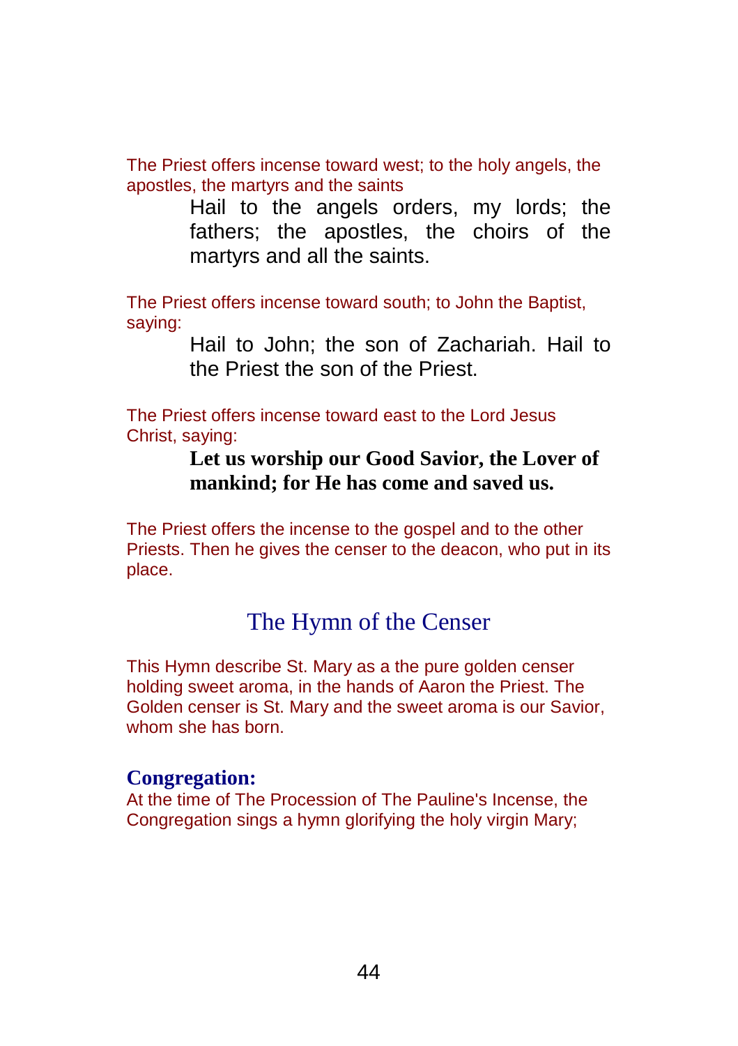The Priest offers incense toward west; to the holy angels, the apostles, the martyrs and the saints

> Hail to the angels orders, my lords; the fathers; the apostles, the choirs of the martyrs and all the saints.

The Priest offers incense toward south; to John the Baptist, saying:

> Hail to John; the son of Zachariah. Hail to the Priest the son of the Priest.

The Priest offers incense toward east to the Lord Jesus Christ, saying:

> **Let us worship our Good Savior, the Lover of mankind; for He has come and saved us.**

The Priest offers the incense to the gospel and to the other Priests. Then he gives the censer to the deacon, who put in its place.

## The Hymn of the Censer

This Hymn describe St. Mary as a the pure golden censer holding sweet aroma, in the hands of Aaron the Priest. The Golden censer is St. Mary and the sweet aroma is our Savior, whom she has born.

**Congregation:**

At the time of The Procession of The Pauline's Incense, the Congregation sings a hymn glorifying the holy virgin Mary;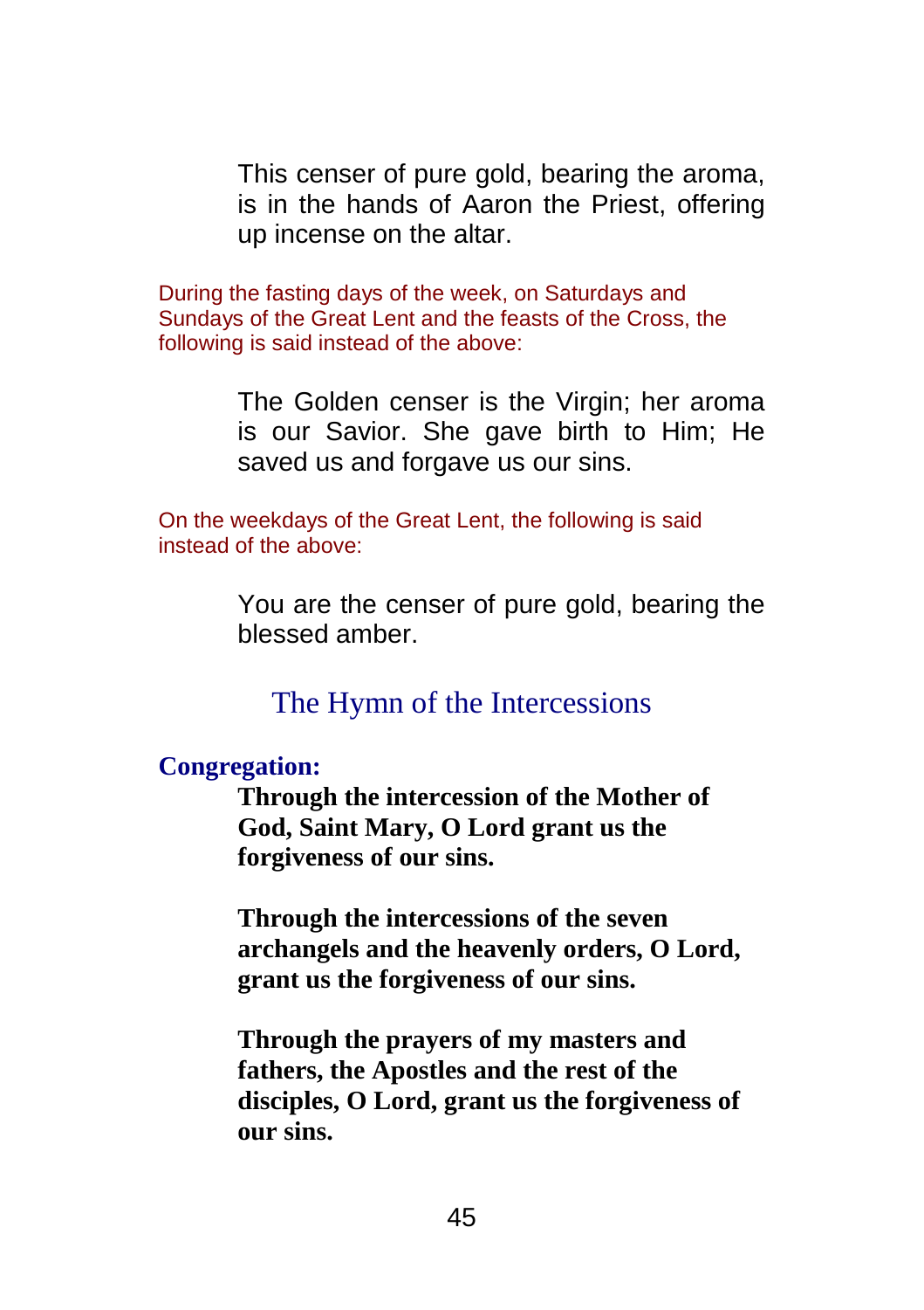This censer of pure gold, bearing the aroma, is in the hands of Aaron the Priest, offering up incense on the altar.

*During the fasting days of the week, on Saturdays and Sundays of the Great Lent and the feasts of the Cross, the following is said instead of the above:*

The Golden censer is the Virgin; her aroma is our Savior. She gave birth to Him; He saved us and forgave us our sins.

*On the weekdays of the Great Lent, the following is said instead of the above:*

You are the censer of pure gold, bearing the blessed amber.

## The Hymn of the Intercessions

**Congregation:**

**Through the intercession of the Mother of God, Saint Mary, O Lord grant us the forgiveness of our sins.**

**Through the intercessions of the seven archangels and the heavenly orders, O Lord, grant us the forgiveness of our sins.**

**Through the prayers of my masters and fathers, the Apostles and the rest of the disciples, O Lord, grant us the forgiveness of our sins.**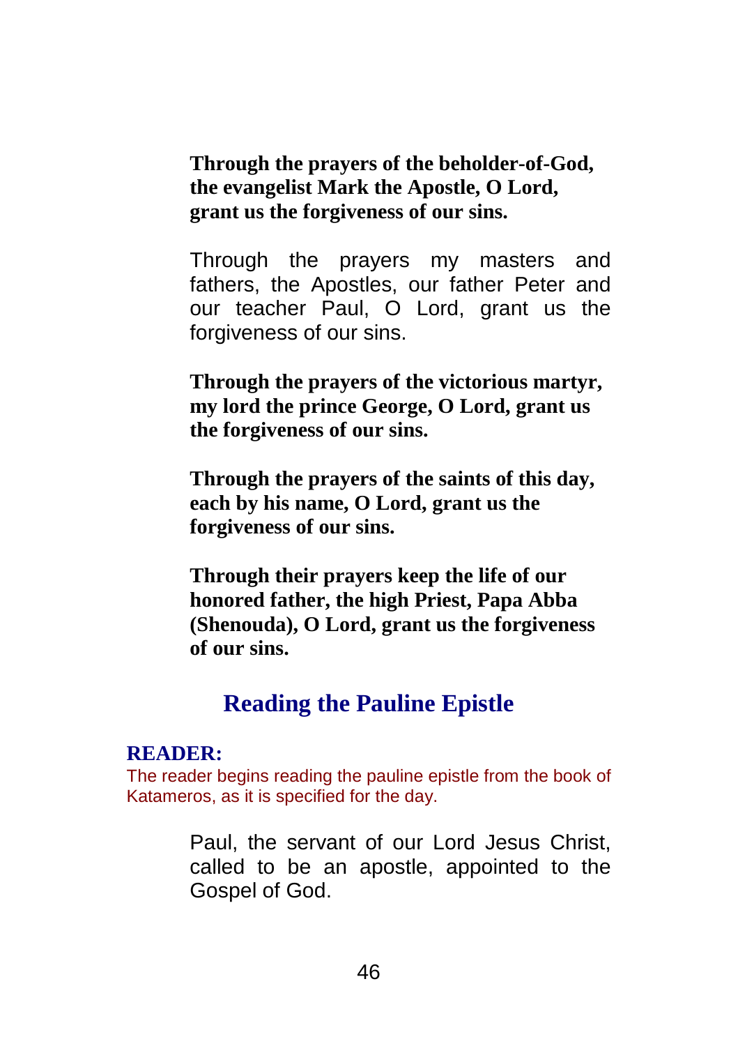**Through the prayers of the beholder-of-God, the evangelist Mark the Apostle, O Lord, grant us the forgiveness of our sins.**

Through the prayers my masters and fathers, the Apostles, our father Peter and our teacher Paul, O Lord, grant us the forgiveness of our sins.

**Through the prayers of the victorious martyr, my lord the prince George, O Lord, grant us the forgiveness of our sins.**

**Through the prayers of the saints of this day, each by his name, O Lord, grant us the forgiveness of our sins.**

**Through their prayers keep the life of our honored father, the high Priest, Papa Abba (Shenouda), O Lord, grant us the forgiveness of our sins.**

## Reading the Pauline Epistle

**READER:**

The reader begins reading the pauline epistle from the book of Katameros, as it is specified for the day.

Paul, the servant of our Lord Jesus Christ, called to be an apostle, appointed to the Gospel of God.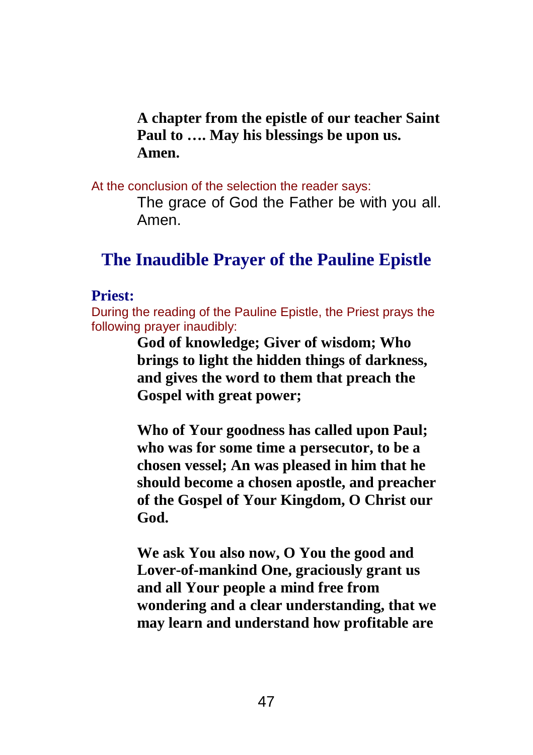**A chapter from the epistle of our teacher Saint Paul to …. May his blessings be upon us. Amen.**

At the conclusion of the selection the reader says:

The grace of God the Father be with you all. Amen.

## The Inaudible Prayer of the Pauline Epistle

**Priest:**

During the reading of the Pauline Epistle, the Priest prays the following prayer inaudibly:

**God of knowledge; Giver of wisdom; Who brings to light the hidden things of darkness, and gives the word to them that preach the Gospel with great power;**

**Who of Your goodness has called upon Paul; who was for some time a persecutor, to be a chosen vessel; An was pleased in him that he should become a chosen apostle, and preacher of the Gospel of Your Kingdom, O Christ our God.**

**We ask You also now, O You the good and Lover-of-mankind One, graciously grant us and all Your people a mind free from wondering and a clear understanding, that we may learn and understand how profitable are**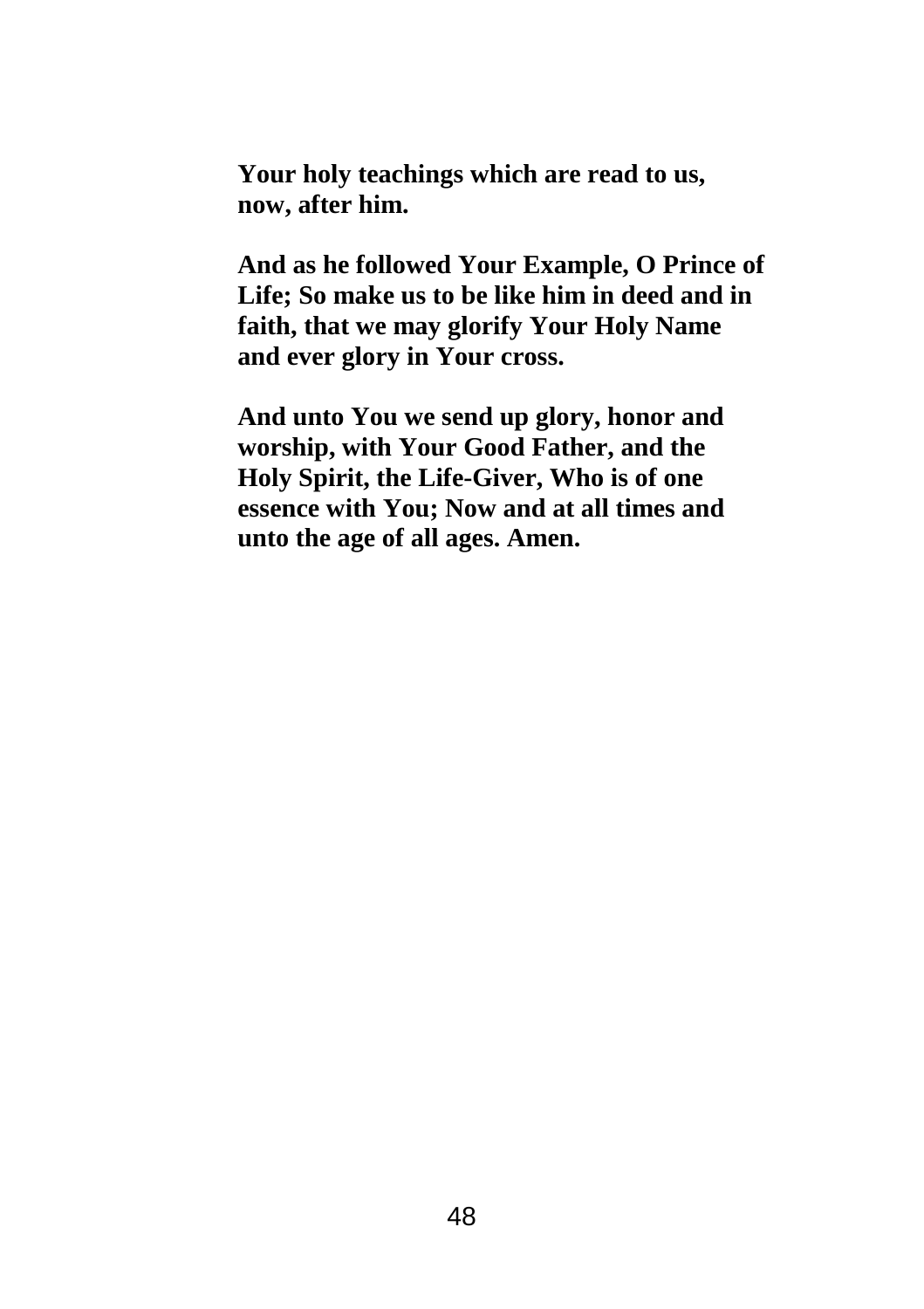**Your holy teachings which are read to us, now, after him.**

**And as he followed Your Example, O Prince of Life; So make us to be like him in deed and in faith, that we may glorify Your Holy Name and ever glory in Your cross.**

**And unto You we send up glory, honor and worship, with Your Good Father, and the Holy Spirit, the Life-Giver, Who is of one essence with You; Now and at all times and unto the age of all ages. Amen.**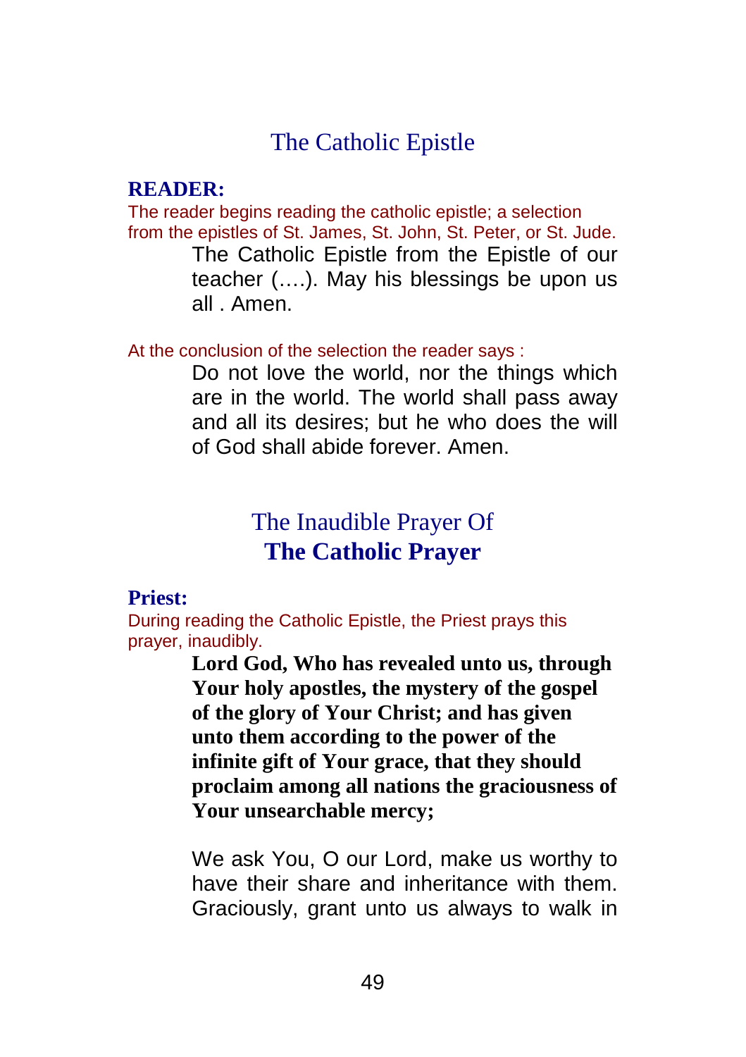## The Catholic Epistle

**READER:**

The reader begins reading the catholic epistle; a selection from the epistles of St. James, St. John, St. Peter, or St. Jude.

The Catholic Epistle from the Epistle of our teacher (….). May his blessings be upon us all . Amen.

At the conclusion of the selection the reader says :

Do not love the world, nor the things which are in the world. The world shall pass away and all its desires; but he who does the will of God shall abide forever. Amen.

## The Inaudible Prayer Of **The Catholic Prayer**

**Priest:**

During reading the Catholic Epistle, the Priest prays this prayer, inaudibly.

**Lord God, Who has revealed unto us, through Your holy apostles, the mystery of the gospel of the glory of Your Christ; and has given unto them according to the power of the infinite gift of Your grace, that they should proclaim among all nations the graciousness of Your unsearchable mercy;**

We ask You, O our Lord, make us worthy to have their share and inheritance with them. Graciously, grant unto us always to walk in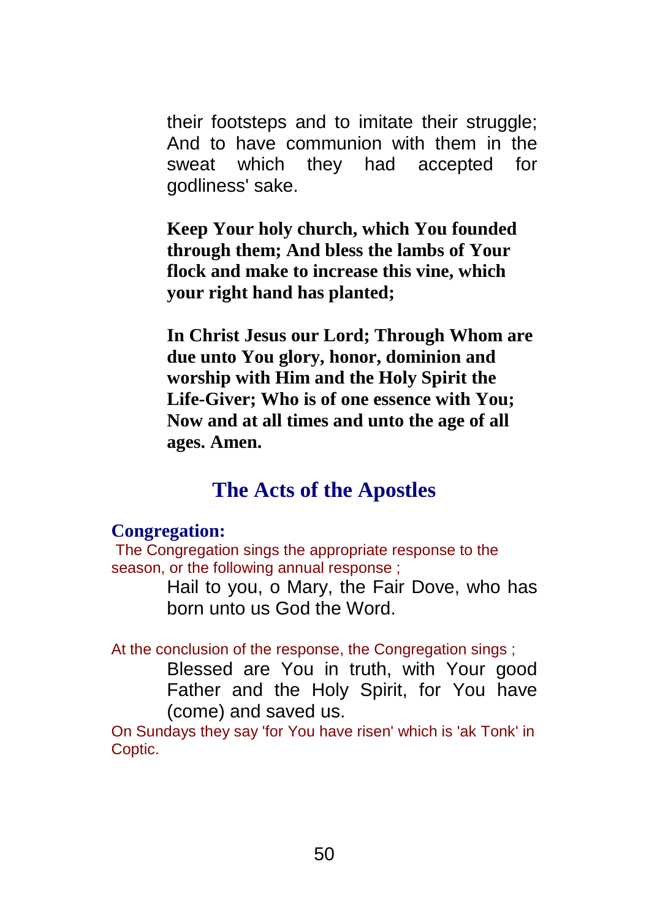their footsteps and to imitate their struggle; And to have communion with them in the sweat which they had accepted for godliness' sake.

**Keep Your holy church, which You founded through them; And bless the lambs of Your flock and make to increase this vine, which your right hand has planted;**

**In Christ Jesus our Lord; Through Whom are due unto You glory, honor, dominion and worship with Him and the Holy Spirit the Life-Giver; Who is of one essence with You; Now and at all times and unto the age of all ages. Amen.**

## The Acts of the Apostles

**Congregation:**

The Congregation sings the appropriate response to the season, or the following annual response ;

Hail to you, o Mary, the Fair Dove, who has born unto us God the Word.

At the conclusion of the response, the Congregation sings ;

Blessed are You in truth, with Your good Father and the Holy Spirit, for You have (come) and saved us.

On Sundays they say 'for You have risen' which is 'ak Tonk' in Coptic.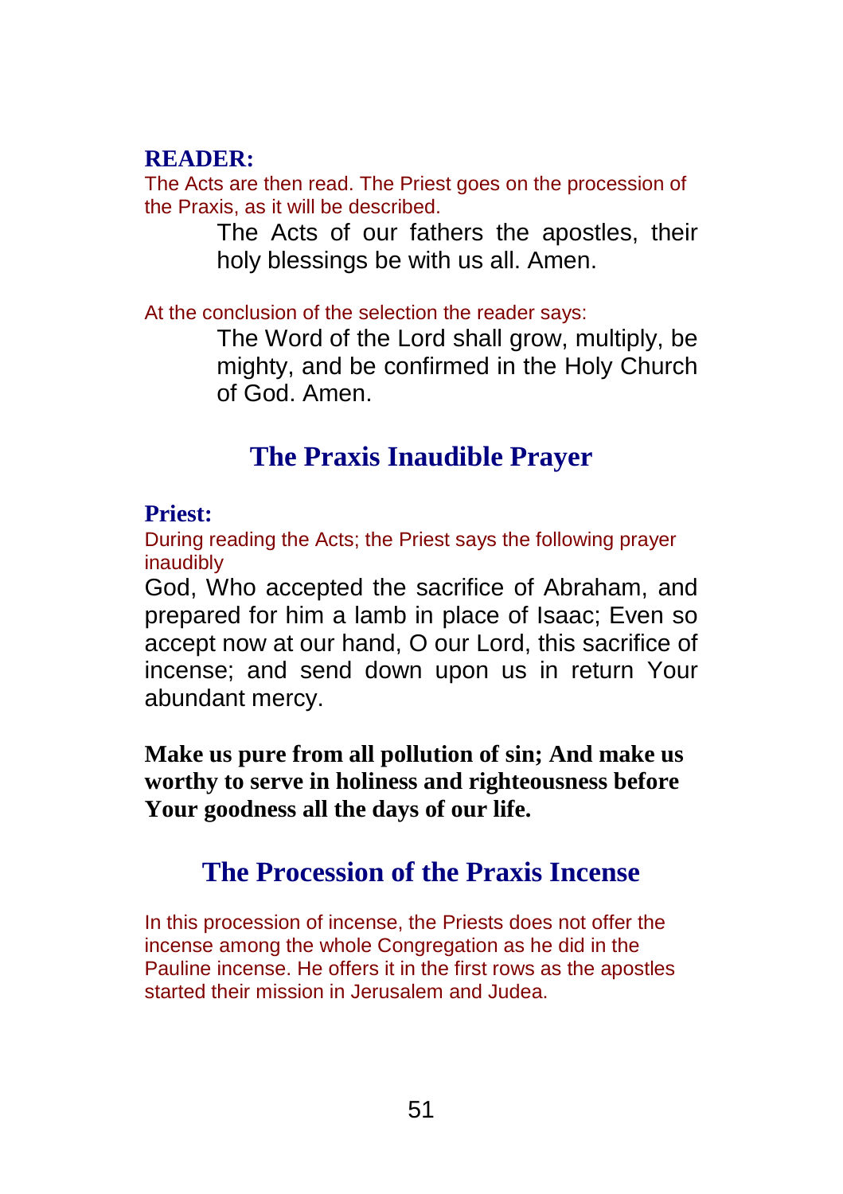**READER:**

The Acts are then read. The Priest goes on the procession of the Praxis, as it will be described.

> The Acts of our fathers the apostles, their holy blessings be with us all. Amen.

At the conclusion of the selection the reader says:

> The Word of the Lord shall grow, multiply, be mighty, and be confirmed in the Holy Church of God. Amen.

## The Praxis Inaudible Prayer

**Priest:**

During reading the Acts; the Priest says the following prayer inaudibly

God, Who accepted the sacrifice of Abraham, and prepared for him a lamb in place of Isaac; Even so accept now at our hand, O our Lord, this sacrifice of incense; and send down upon us in return Your abundant mercy.

**Make us pure from all pollution of sin; And make us worthy to serve in holiness and righteousness before Your goodness all the days of our life.**

## The Procession of the Praxis Incense

In this procession of incense, the Priests does not offer the incense among the whole Congregation as he did in the Pauline incense. He offers it in the first rows as the apostles started their mission in Jerusalem and Judea.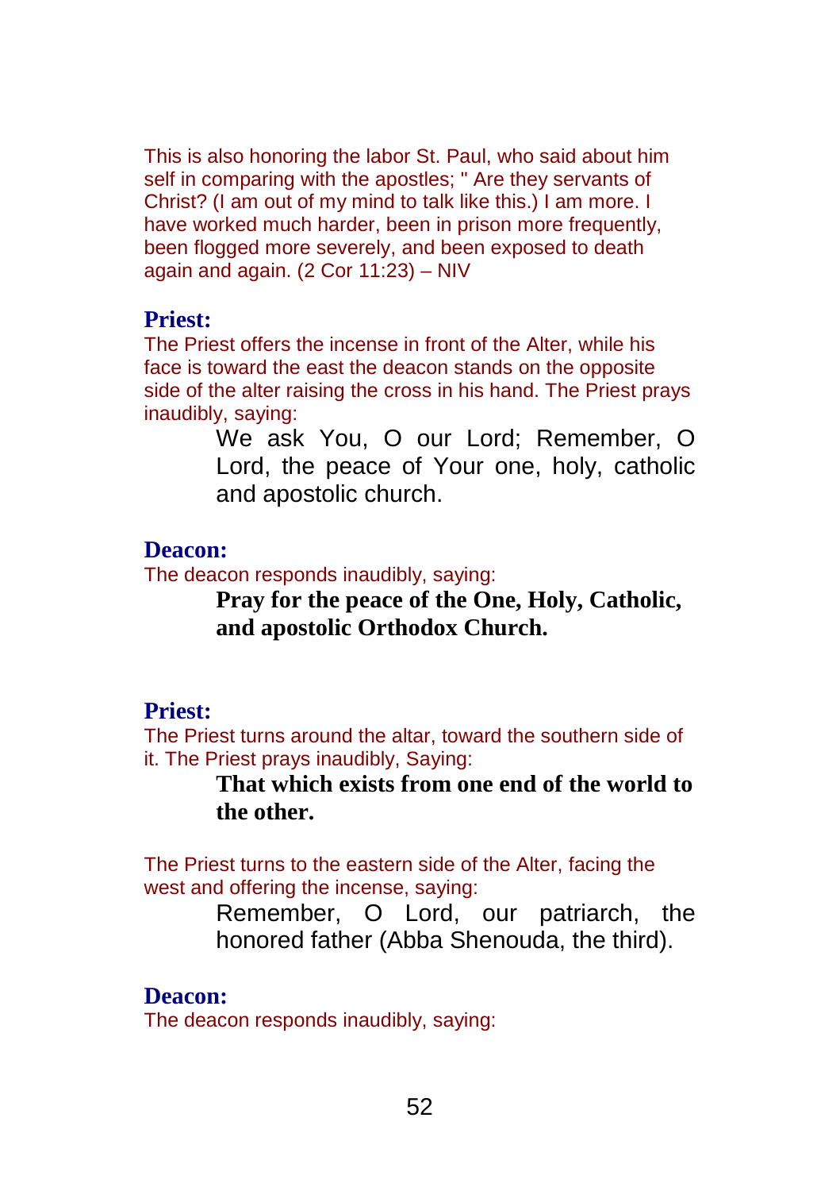This is also honoring the labor St. Paul, who said about him self in comparing with the apostles; " Are they servants of Christ? (I am out of my mind to talk like this.) I am more. I have worked much harder, been in prison more frequently, been flogged more severely, and been exposed to death again and again. (2 Cor 11:23) – NIV

**Priest:**

The Priest offers the incense in front of the Alter, while his face is toward the east the deacon stands on the opposite side of the alter raising the cross in his hand. The Priest prays inaudibly, saying:

> We ask You, O our Lord; Remember, O Lord, the peace of Your one, holy, catholic and apostolic church.

**Deacon:**

The deacon responds inaudibly, saying:

> **Pray for the peace of the One, Holy, Catholic, and apostolic Orthodox Church.**

**Priest:**

The Priest turns around the altar, toward the southern side of it. The Priest prays inaudibly, Saying:

> **That which exists from one end of the world to the other.**

The Priest turns to the eastern side of the Alter, facing the west and offering the incense, saying:

> Remember, O Lord, our patriarch, the honored father (Abba Shenouda, the third).

**Deacon:**

The deacon responds inaudibly, saying: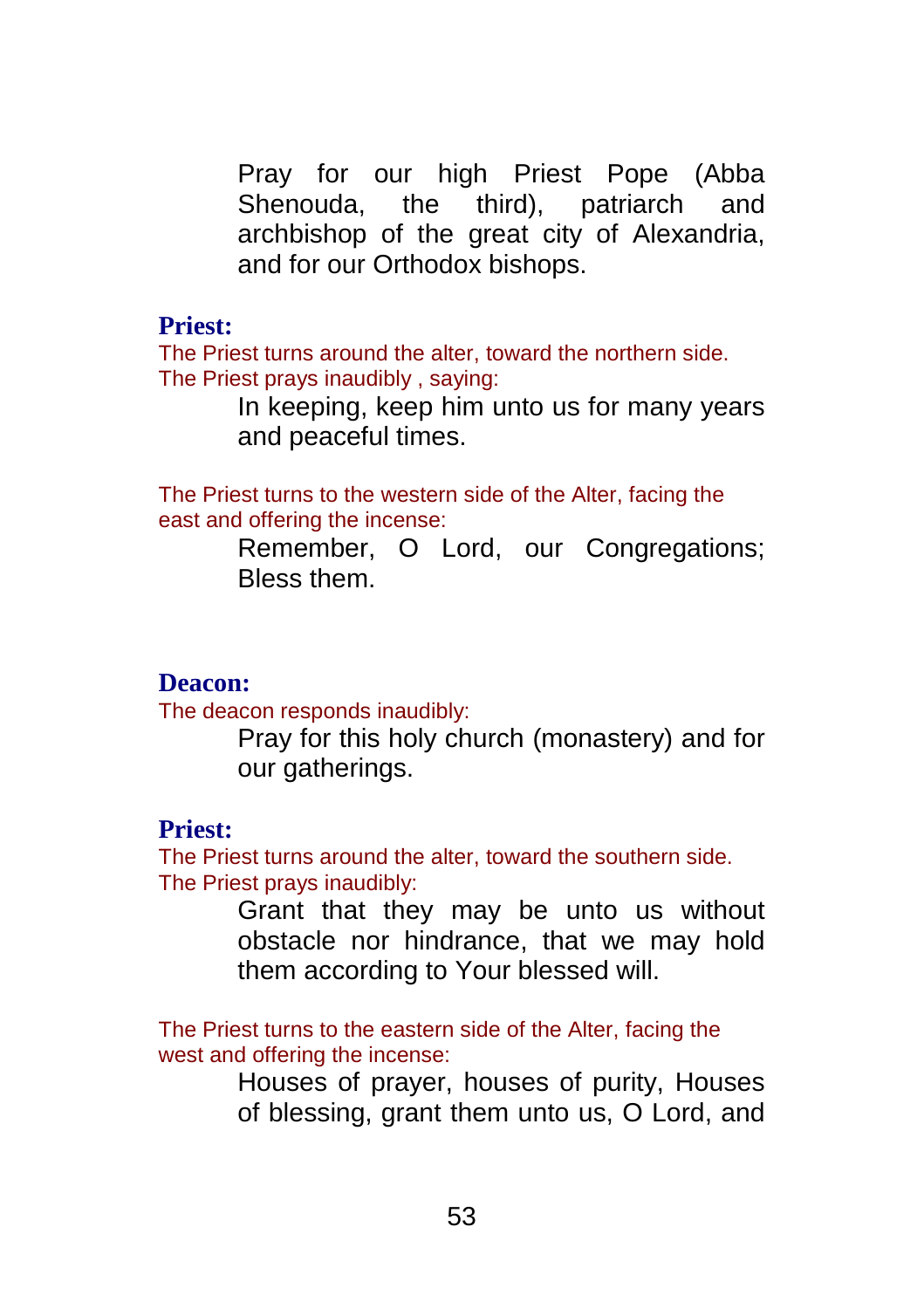Pray for our high Priest Pope (Abba Shenouda, the third), patriarch and archbishop of the great city of Alexandria, and for our Orthodox bishops.

**Priest:**

The Priest turns around the alter, toward the northern side.
The Priest prays inaudibly , saying:

In keeping, keep him unto us for many years and peaceful times.

The Priest turns to the western side of the Alter, facing the east and offering the incense:

Remember, O Lord, our Congregations; Bless them.

**Deacon:**

The deacon responds inaudibly:

Pray for this holy church (monastery) and for our gatherings.

**Priest:**

The Priest turns around the alter, toward the southern side.
The Priest prays inaudibly:

Grant that they may be unto us without obstacle nor hindrance, that we may hold them according to Your blessed will.

The Priest turns to the eastern side of the Alter, facing the west and offering the incense:

Houses of prayer, houses of purity, Houses of blessing, grant them unto us, O Lord, and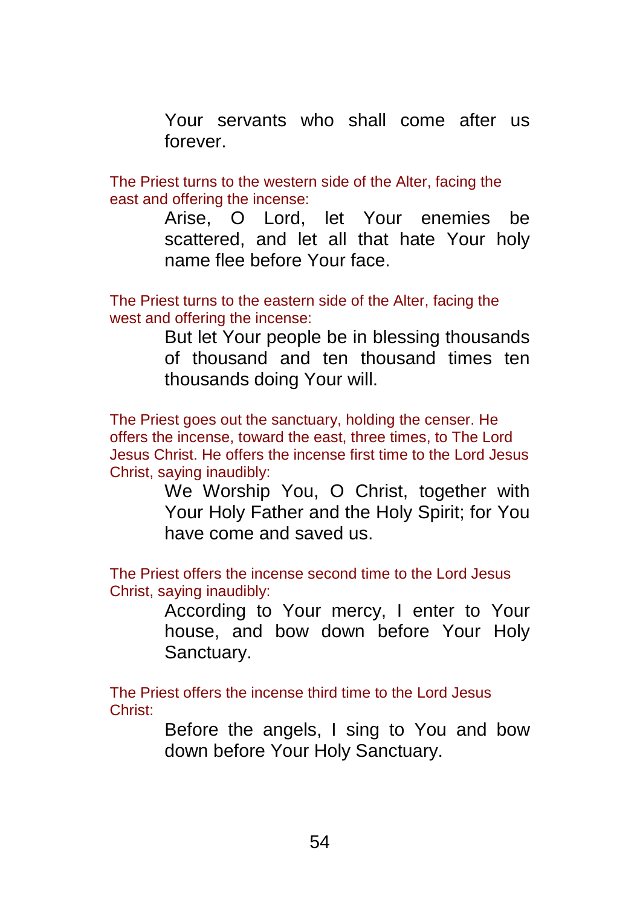Your servants who shall come after us forever.

*The Priest turns to the western side of the Alter, facing the east and offering the incense:*

Arise, O Lord, let Your enemies be scattered, and let all that hate Your holy name flee before Your face.

*The Priest turns to the eastern side of the Alter, facing the west and offering the incense:*

But let Your people be in blessing thousands of thousand and ten thousand times ten thousands doing Your will.

*The Priest goes out the sanctuary, holding the censer. He offers the incense, toward the east, three times, to The Lord Jesus Christ. He offers the incense first time to the Lord Jesus Christ, saying inaudibly:*

We Worship You, O Christ, together with Your Holy Father and the Holy Spirit; for You have come and saved us.

*The Priest offers the incense second time to the Lord Jesus Christ, saying inaudibly:*

According to Your mercy, I enter to Your house, and bow down before Your Holy Sanctuary.

*The Priest offers the incense third time to the Lord Jesus Christ:*

Before the angels, I sing to You and bow down before Your Holy Sanctuary.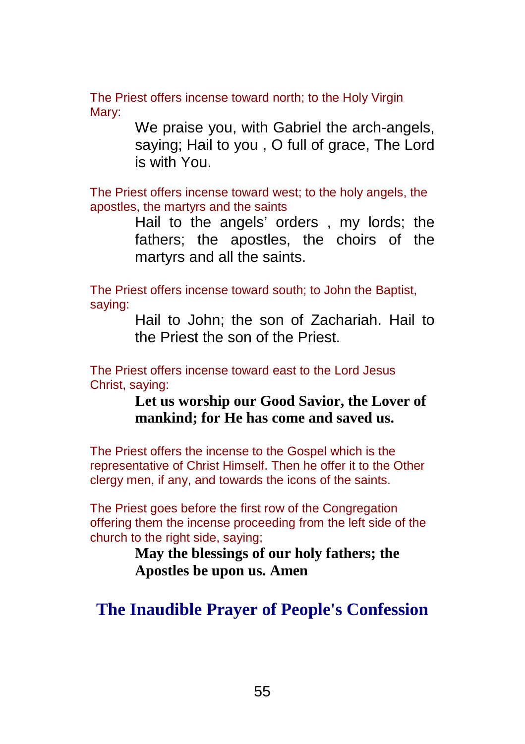The Priest offers incense toward north; to the Holy Virgin Mary:

> We praise you, with Gabriel the arch-angels, saying; Hail to you , O full of grace, The Lord is with You.

The Priest offers incense toward west; to the holy angels, the apostles, the martyrs and the saints

> Hail to the angels' orders , my lords; the fathers; the apostles, the choirs of the martyrs and all the saints.

The Priest offers incense toward south; to John the Baptist, saying:

> Hail to John; the son of Zachariah. Hail to the Priest the son of the Priest.

The Priest offers incense toward east to the Lord Jesus Christ, saying:

> **Let us worship our Good Savior, the Lover of mankind; for He has come and saved us.**

The Priest offers the incense to the Gospel which is the representative of Christ Himself. Then he offer it to the Other clergy men, if any, and towards the icons of the saints.

The Priest goes before the first row of the Congregation offering them the incense proceeding from the left side of the church to the right side, saying;

> **May the blessings of our holy fathers; the Apostles be upon us. Amen**

## The Inaudible Prayer of People's Confession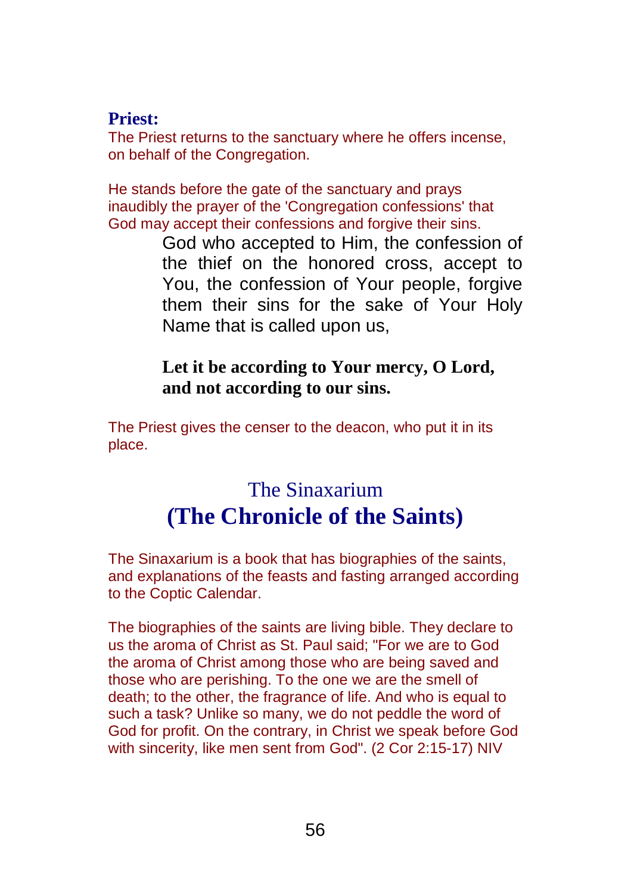**Priest:**

The Priest returns to the sanctuary where he offers incense, on behalf of the Congregation.

He stands before the gate of the sanctuary and prays inaudibly the prayer of the 'Congregation confessions' that God may accept their confessions and forgive their sins.

> God who accepted to Him, the confession of the thief on the honored cross, accept to You, the confession of Your people, forgive them their sins for the sake of Your Holy Name that is called upon us,
>
> **Let it be according to Your mercy, O Lord, and not according to our sins.**

The Priest gives the censer to the deacon, who put it in its place.

## The Sinaxarium
## **(The Chronicle of the Saints)**

The Sinaxarium is a book that has biographies of the saints, and explanations of the feasts and fasting arranged according to the Coptic Calendar.

The biographies of the saints are living bible. They declare to us the aroma of Christ as St. Paul said; "For we are to God the aroma of Christ among those who are being saved and those who are perishing. To the one we are the smell of death; to the other, the fragrance of life. And who is equal to such a task? Unlike so many, we do not peddle the word of God for profit. On the contrary, in Christ we speak before God with sincerity, like men sent from God". (2 Cor 2:15-17) NIV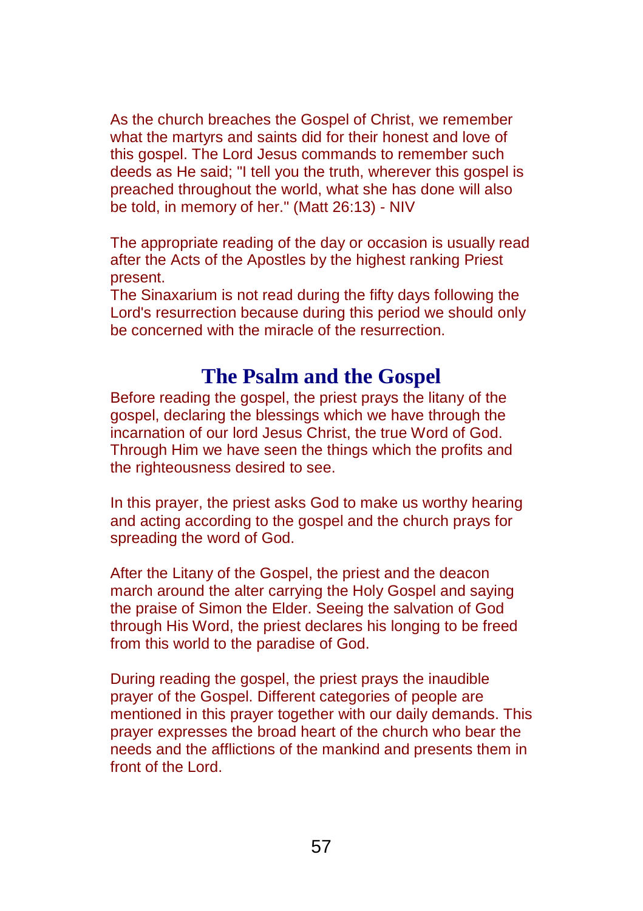As the church breaches the Gospel of Christ, we remember what the martyrs and saints did for their honest and love of this gospel. The Lord Jesus commands to remember such deeds as He said; "I tell you the truth, wherever this gospel is preached throughout the world, what she has done will also be told, in memory of her." (Matt 26:13) - NIV

The appropriate reading of the day or occasion is usually read after the Acts of the Apostles by the highest ranking Priest present.
The Sinaxarium is not read during the fifty days following the Lord's resurrection because during this period we should only be concerned with the miracle of the resurrection.

## The Psalm and the Gospel

Before reading the gospel, the priest prays the litany of the gospel, declaring the blessings which we have through the incarnation of our lord Jesus Christ, the true Word of God. Through Him we have seen the things which the profits and the righteousness desired to see.

In this prayer, the priest asks God to make us worthy hearing and acting according to the gospel and the church prays for spreading the word of God.

After the Litany of the Gospel, the priest and the deacon march around the alter carrying the Holy Gospel and saying the praise of Simon the Elder. Seeing the salvation of God through His Word, the priest declares his longing to be freed from this world to the paradise of God.

During reading the gospel, the priest prays the inaudible prayer of the Gospel. Different categories of people are mentioned in this prayer together with our daily demands. This prayer expresses the broad heart of the church who bear the needs and the afflictions of the mankind and presents them in front of the Lord.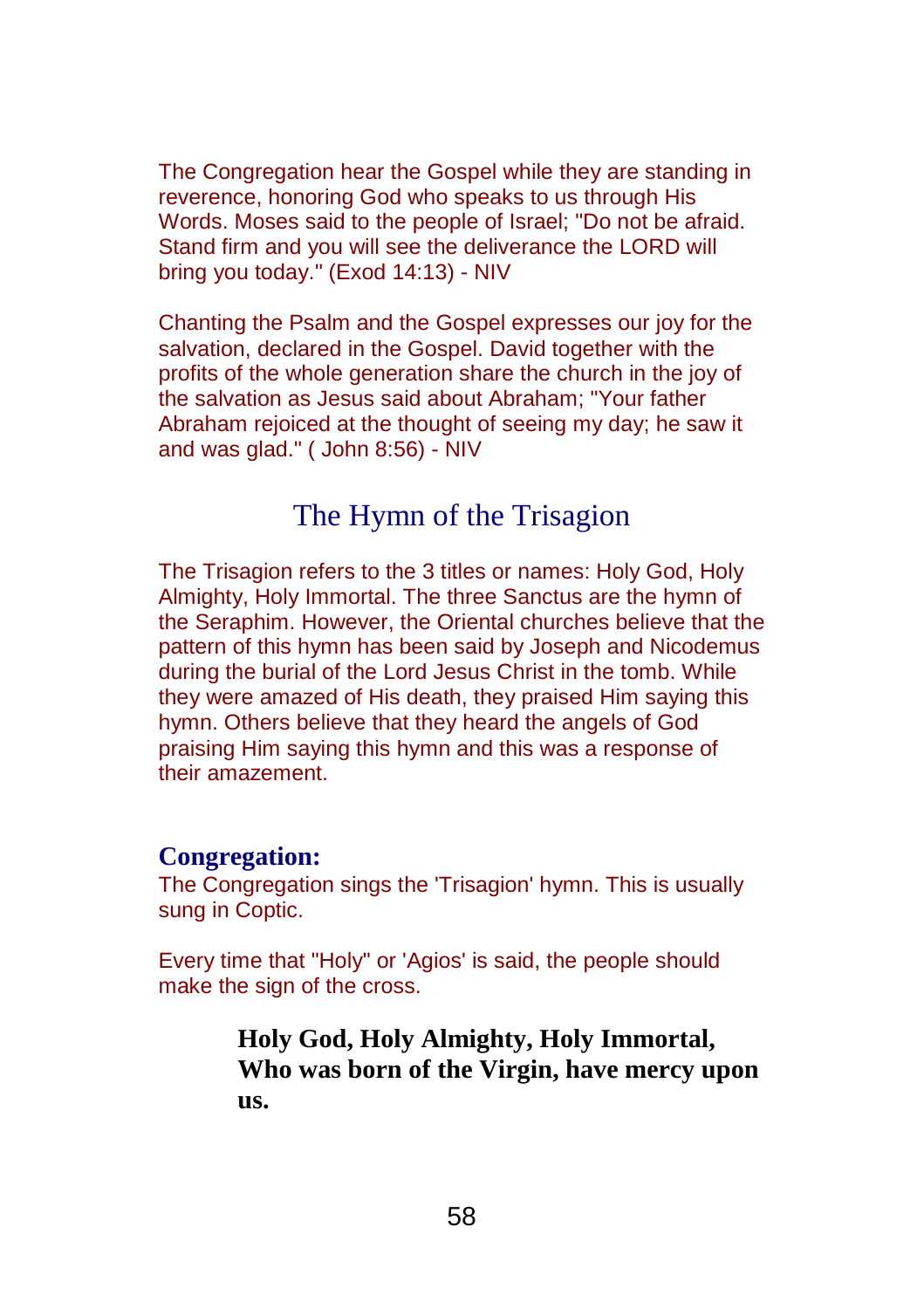The Congregation hear the Gospel while they are standing in reverence, honoring God who speaks to us through His Words. Moses said to the people of Israel; "Do not be afraid. Stand firm and you will see the deliverance the LORD will bring you today." (Exod 14:13) - NIV

Chanting the Psalm and the Gospel expresses our joy for the salvation, declared in the Gospel. David together with the profits of the whole generation share the church in the joy of the salvation as Jesus said about Abraham; "Your father Abraham rejoiced at the thought of seeing my day; he saw it and was glad." ( John 8:56) - NIV

## The Hymn of the Trisagion

The Trisagion refers to the 3 titles or names: Holy God, Holy Almighty, Holy Immortal. The three Sanctus are the hymn of the Seraphim. However, the Oriental churches believe that the pattern of this hymn has been said by Joseph and Nicodemus during the burial of the Lord Jesus Christ in the tomb. While they were amazed of His death, they praised Him saying this hymn. Others believe that they heard the angels of God praising Him saying this hymn and this was a response of their amazement.

### Congregation:

The Congregation sings the 'Trisagion' hymn. This is usually sung in Coptic.

Every time that "Holy" or 'Agios' is said, the people should make the sign of the cross.

**Holy God, Holy Almighty, Holy Immortal, Who was born of the Virgin, have mercy upon us.**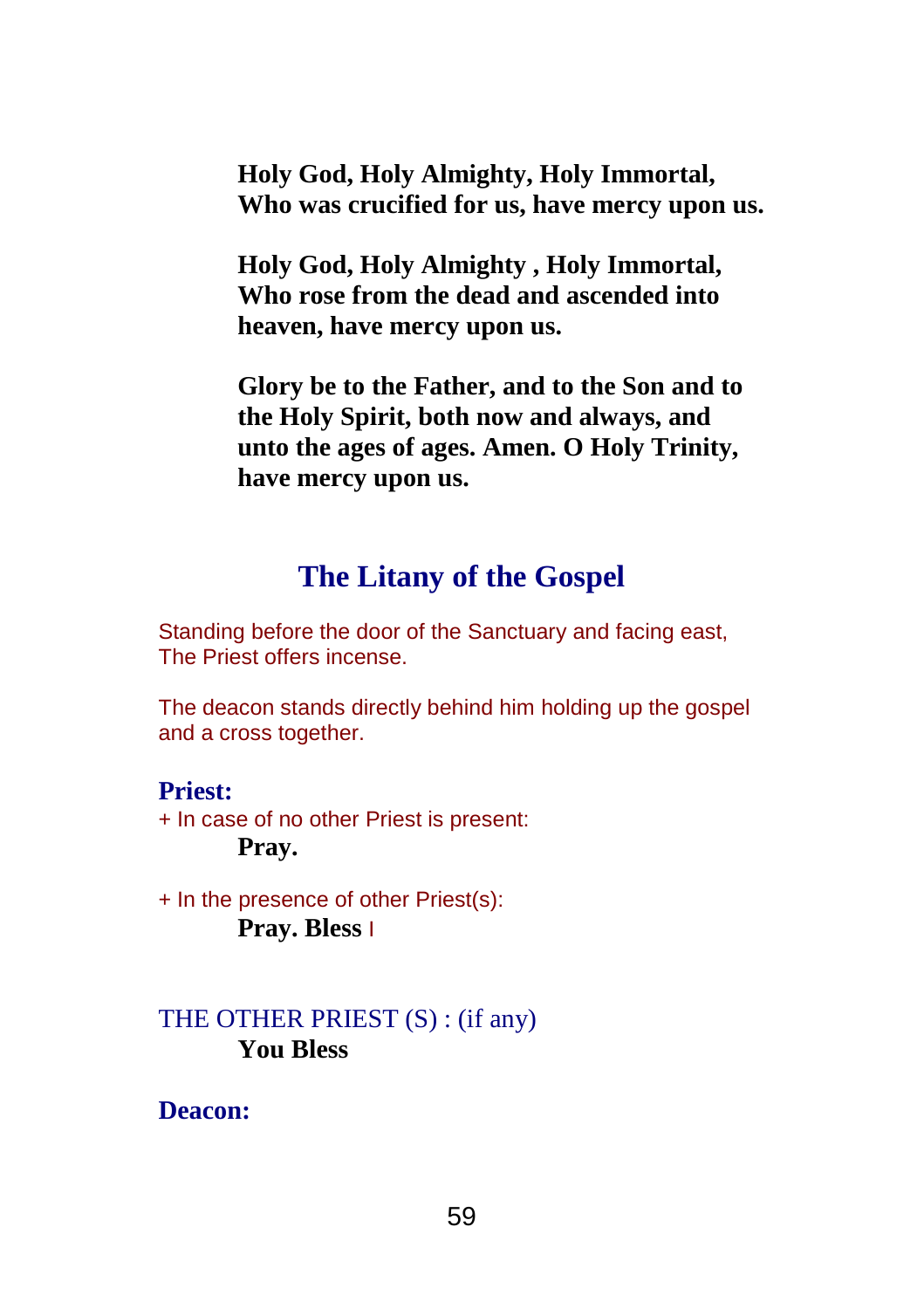**Holy God, Holy Almighty, Holy Immortal, Who was crucified for us, have mercy upon us.**

**Holy God, Holy Almighty , Holy Immortal, Who rose from the dead and ascended into heaven, have mercy upon us.**

**Glory be to the Father, and to the Son and to the Holy Spirit, both now and always, and unto the ages of ages. Amen. O Holy Trinity, have mercy upon us.**

## The Litany of the Gospel

Standing before the door of the Sanctuary and facing east, The Priest offers incense.

The deacon stands directly behind him holding up the gospel and a cross together.

**Priest:**

+ In case of no other Priest is present:

**Pray.**

+ In the presence of other Priest(s):

**Pray. Bless** I

THE OTHER PRIEST (S) : (if any)

**You Bless**

**Deacon:**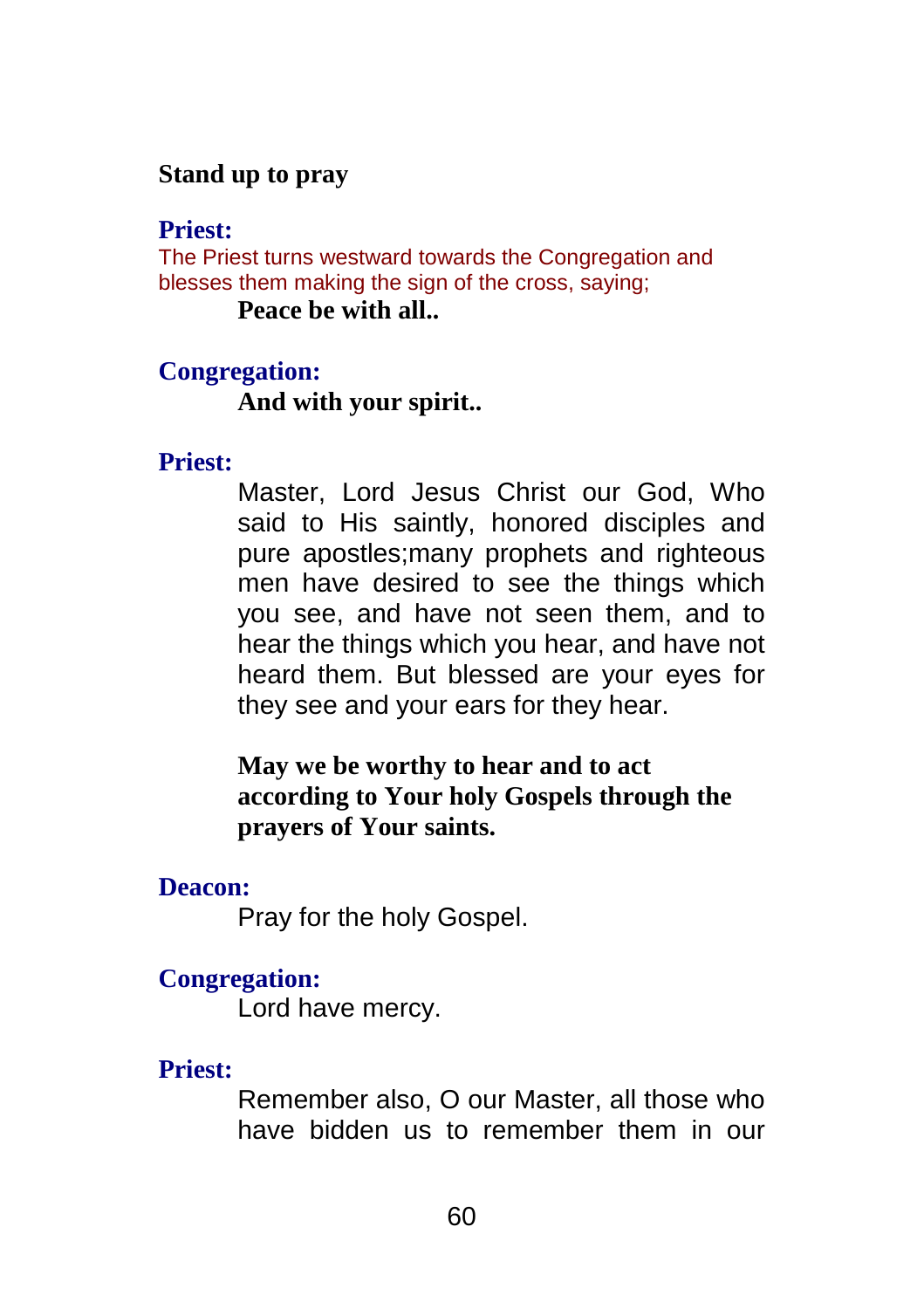**Stand up to pray**

**Priest:**

The Priest turns westward towards the Congregation and blesses them making the sign of the cross, saying;

**Peace be with all..**

**Congregation:**

**And with your spirit..**

**Priest:**

Master, Lord Jesus Christ our God, Who said to His saintly, honored disciples and pure apostles;many prophets and righteous men have desired to see the things which you see, and have not seen them, and to hear the things which you hear, and have not heard them. But blessed are your eyes for they see and your ears for they hear.

**May we be worthy to hear and to act according to Your holy Gospels through the prayers of Your saints.**

**Deacon:**

Pray for the holy Gospel.

**Congregation:**

Lord have mercy.

**Priest:**

Remember also, O our Master, all those who have bidden us to remember them in our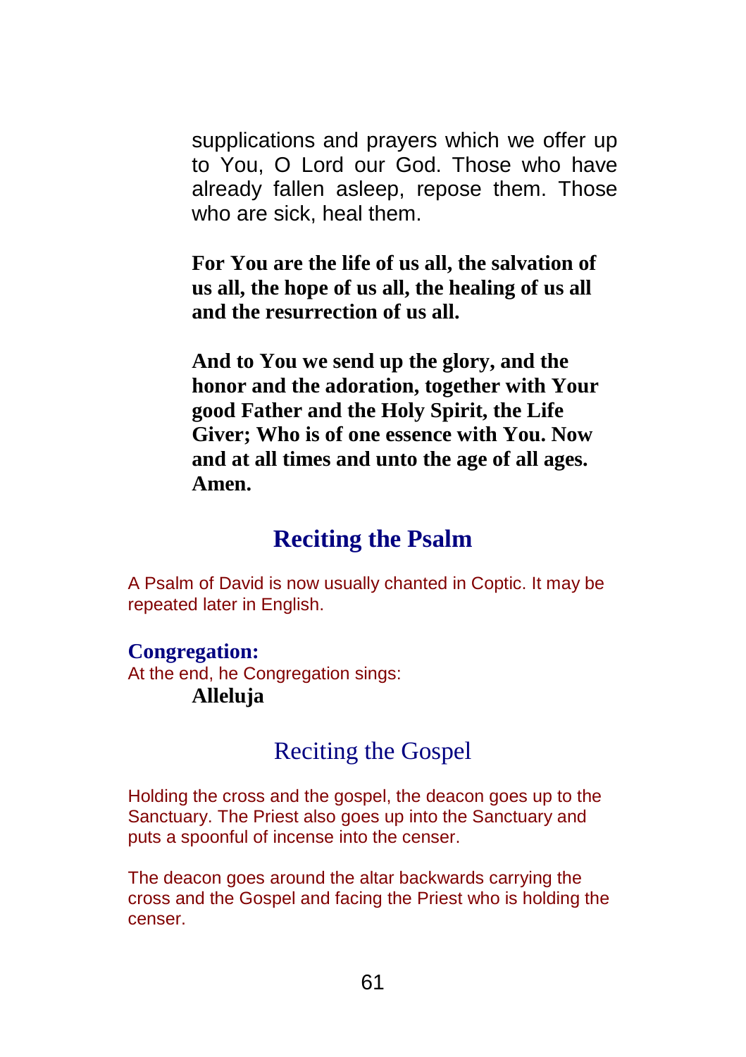supplications and prayers which we offer up to You, O Lord our God. Those who have already fallen asleep, repose them. Those who are sick, heal them.

**For You are the life of us all, the salvation of us all, the hope of us all, the healing of us all and the resurrection of us all.**

**And to You we send up the glory, and the honor and the adoration, together with Your good Father and the Holy Spirit, the Life Giver; Who is of one essence with You. Now and at all times and unto the age of all ages. Amen.**

## Reciting the Psalm

A Psalm of David is now usually chanted in Coptic. It may be repeated later in English.

**Congregation:**

At the end, he Congregation sings:

**Alleluja**

## Reciting the Gospel

Holding the cross and the gospel, the deacon goes up to the Sanctuary. The Priest also goes up into the Sanctuary and puts a spoonful of incense into the censer.

The deacon goes around the altar backwards carrying the cross and the Gospel and facing the Priest who is holding the censer.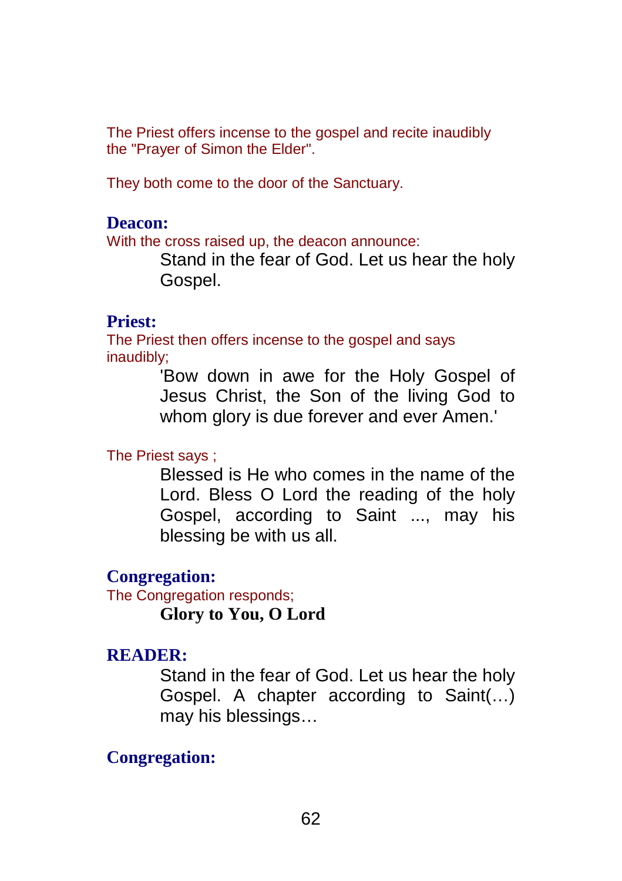The Priest offers incense to the gospel and recite inaudibly the "Prayer of Simon the Elder".

They both come to the door of the Sanctuary.

**Deacon:**

With the cross raised up, the deacon announce:

> Stand in the fear of God. Let us hear the holy Gospel.

**Priest:**

The Priest then offers incense to the gospel and says inaudibly;

> 'Bow down in awe for the Holy Gospel of Jesus Christ, the Son of the living God to whom glory is due forever and ever Amen.'

The Priest says ;

> Blessed is He who comes in the name of the Lord. Bless O Lord the reading of the holy Gospel, according to Saint ..., may his blessing be with us all.

**Congregation:**

The Congregation responds;

> **Glory to You, O Lord**

**READER:**

> Stand in the fear of God. Let us hear the holy Gospel. A chapter according to Saint(…) may his blessings…

**Congregation:**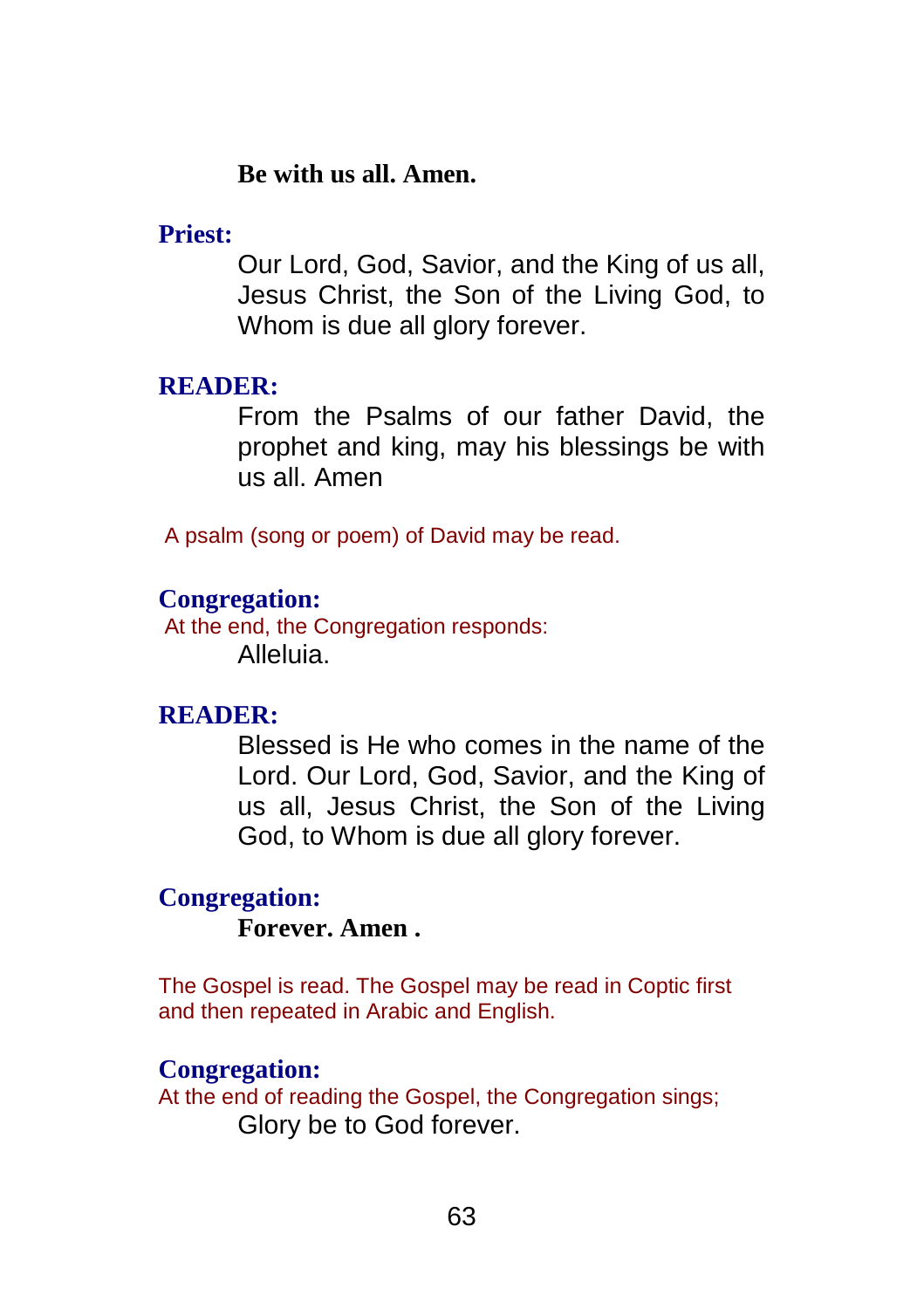**Be with us all. Amen.**

**Priest:**

Our Lord, God, Savior, and the King of us all, Jesus Christ, the Son of the Living God, to Whom is due all glory forever.

**READER:**

From the Psalms of our father David, the prophet and king, may his blessings be with us all. Amen

A psalm (song or poem) of David may be read.

**Congregation:**

At the end, the Congregation responds:

Alleluia.

**READER:**

Blessed is He who comes in the name of the Lord. Our Lord, God, Savior, and the King of us all, Jesus Christ, the Son of the Living God, to Whom is due all glory forever.

**Congregation:**

**Forever. Amen .**

The Gospel is read. The Gospel may be read in Coptic first and then repeated in Arabic and English.

**Congregation:**

At the end of reading the Gospel, the Congregation sings;

Glory be to God forever.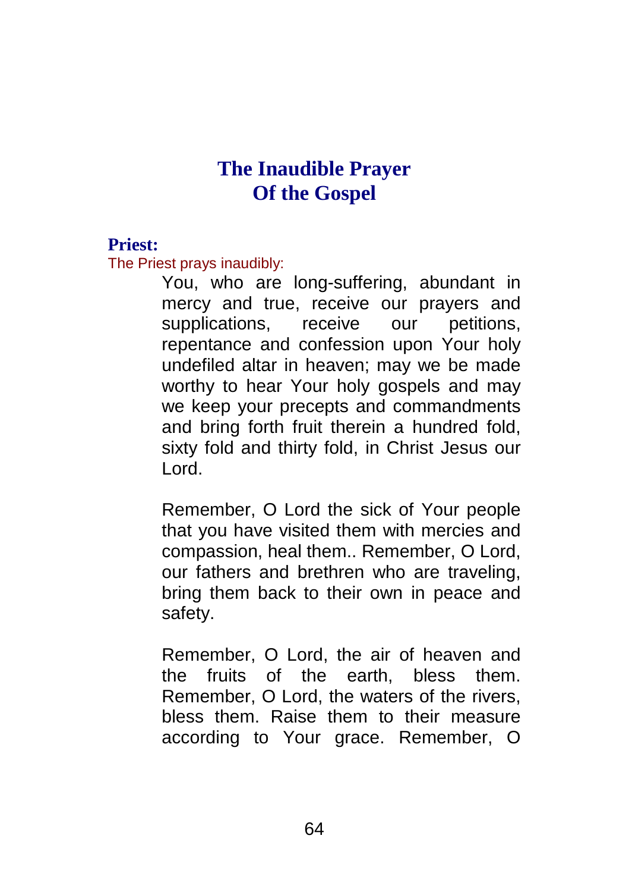# The Inaudible Prayer
# Of the Gospel

**Priest:**

The Priest prays inaudibly:

You, who are long-suffering, abundant in mercy and true, receive our prayers and supplications, receive our petitions, repentance and confession upon Your holy undefiled altar in heaven; may we be made worthy to hear Your holy gospels and may we keep your precepts and commandments and bring forth fruit therein a hundred fold, sixty fold and thirty fold, in Christ Jesus our Lord.

Remember, O Lord the sick of Your people that you have visited them with mercies and compassion, heal them.. Remember, O Lord, our fathers and brethren who are traveling, bring them back to their own in peace and safety.

Remember, O Lord, the air of heaven and the fruits of the earth, bless them. Remember, O Lord, the waters of the rivers, bless them. Raise them to their measure according to Your grace. Remember, O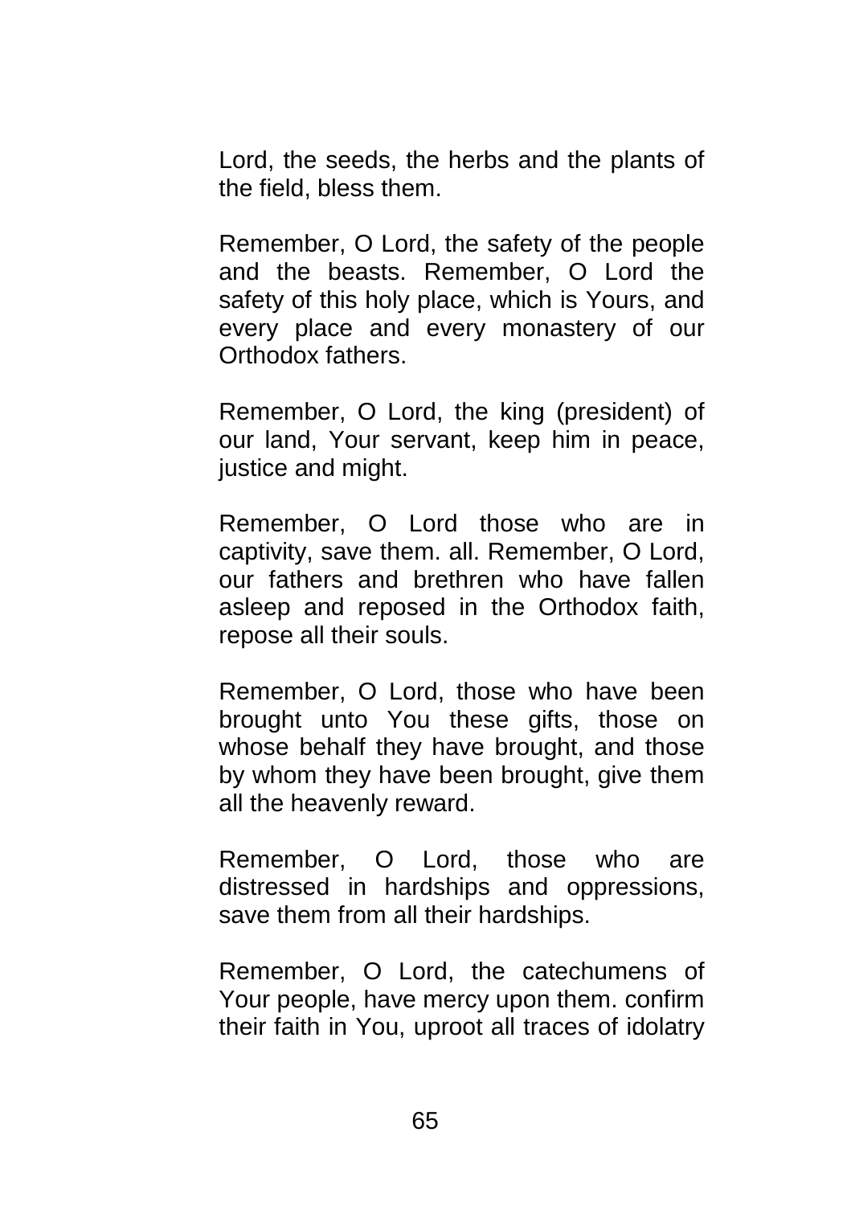Lord, the seeds, the herbs and the plants of the field, bless them.

Remember, O Lord, the safety of the people and the beasts. Remember, O Lord the safety of this holy place, which is Yours, and every place and every monastery of our Orthodox fathers.

Remember, O Lord, the king (president) of our land, Your servant, keep him in peace, justice and might.

Remember, O Lord those who are in captivity, save them. all. Remember, O Lord, our fathers and brethren who have fallen asleep and reposed in the Orthodox faith, repose all their souls.

Remember, O Lord, those who have been brought unto You these gifts, those on whose behalf they have brought, and those by whom they have been brought, give them all the heavenly reward.

Remember, O Lord, those who are distressed in hardships and oppressions, save them from all their hardships.

Remember, O Lord, the catechumens of Your people, have mercy upon them. confirm their faith in You, uproot all traces of idolatry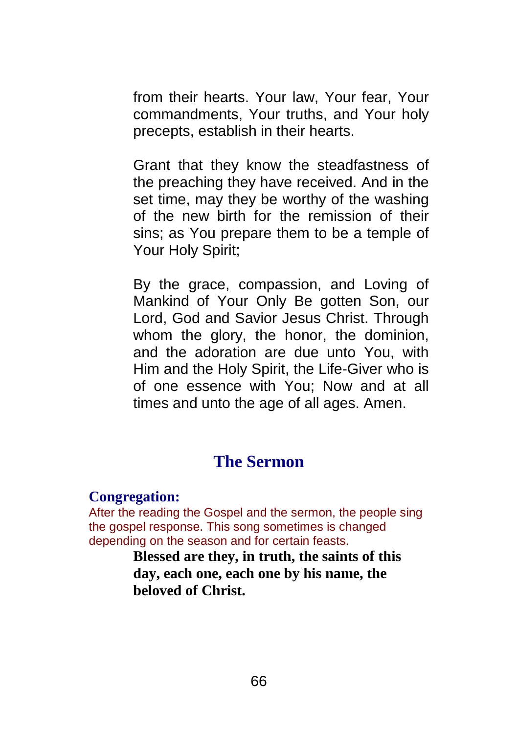from their hearts. Your law, Your fear, Your commandments, Your truths, and Your holy precepts, establish in their hearts.

Grant that they know the steadfastness of the preaching they have received. And in the set time, may they be worthy of the washing of the new birth for the remission of their sins; as You prepare them to be a temple of Your Holy Spirit;

By the grace, compassion, and Loving of Mankind of Your Only Be gotten Son, our Lord, God and Savior Jesus Christ. Through whom the glory, the honor, the dominion, and the adoration are due unto You, with Him and the Holy Spirit, the Life-Giver who is of one essence with You; Now and at all times and unto the age of all ages. Amen.

## The Sermon

**Congregation:**

After the reading the Gospel and the sermon, the people sing the gospel response. This song sometimes is changed depending on the season and for certain feasts.

**Blessed are they, in truth, the saints of this day, each one, each one by his name, the beloved of Christ.**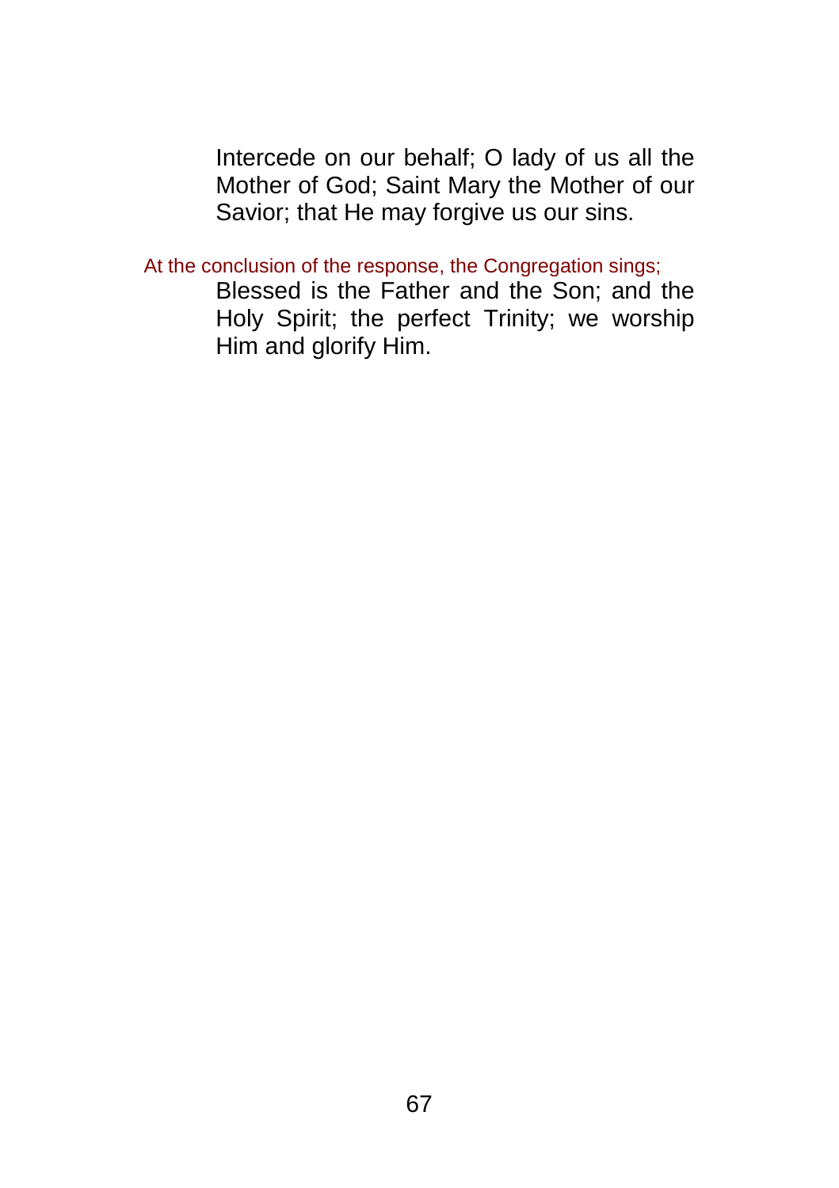Intercede on our behalf; O lady of us all the Mother of God; Saint Mary the Mother of our Savior; that He may forgive us our sins.

*At the conclusion of the response, the Congregation sings;*

Blessed is the Father and the Son; and the Holy Spirit; the perfect Trinity; we worship Him and glorify Him.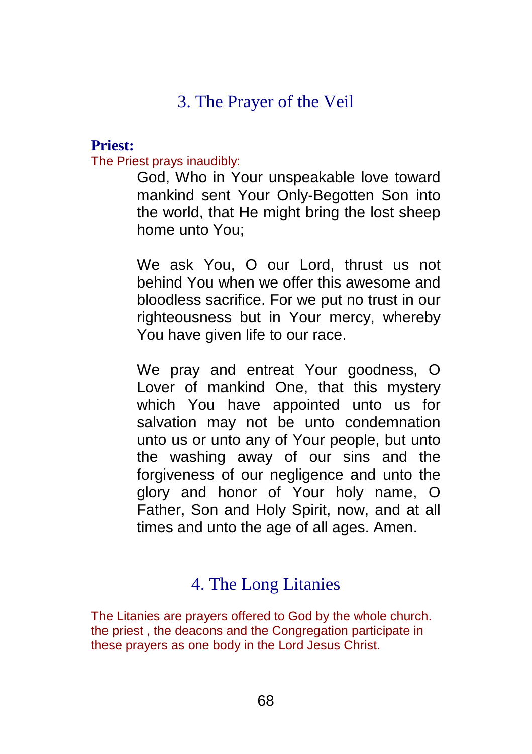## 3. The Prayer of the Veil

**Priest:**

The Priest prays inaudibly:

God, Who in Your unspeakable love toward mankind sent Your Only-Begotten Son into the world, that He might bring the lost sheep home unto You;

We ask You, O our Lord, thrust us not behind You when we offer this awesome and bloodless sacrifice. For we put no trust in our righteousness but in Your mercy, whereby You have given life to our race.

We pray and entreat Your goodness, O Lover of mankind One, that this mystery which You have appointed unto us for salvation may not be unto condemnation unto us or unto any of Your people, but unto the washing away of our sins and the forgiveness of our negligence and unto the glory and honor of Your holy name, O Father, Son and Holy Spirit, now, and at all times and unto the age of all ages. Amen.

## 4. The Long Litanies

The Litanies are prayers offered to God by the whole church. the priest , the deacons and the Congregation participate in these prayers as one body in the Lord Jesus Christ.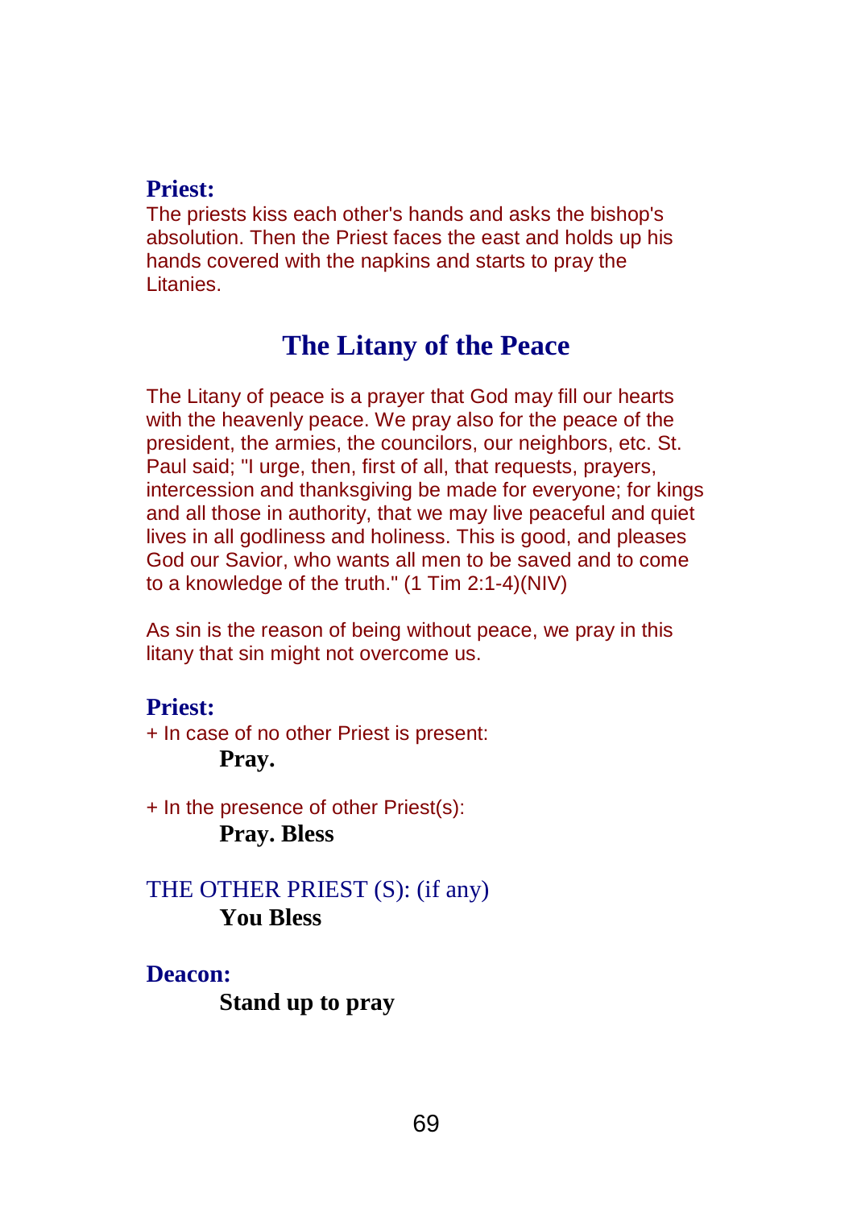**Priest:**

The priests kiss each other's hands and asks the bishop's absolution. Then the Priest faces the east and holds up his hands covered with the napkins and starts to pray the Litanies.

## The Litany of the Peace

The Litany of peace is a prayer that God may fill our hearts with the heavenly peace. We pray also for the peace of the president, the armies, the councilors, our neighbors, etc. St. Paul said; "I urge, then, first of all, that requests, prayers, intercession and thanksgiving be made for everyone; for kings and all those in authority, that we may live peaceful and quiet lives in all godliness and holiness. This is good, and pleases God our Savior, who wants all men to be saved and to come to a knowledge of the truth." (1 Tim 2:1-4)(NIV)

As sin is the reason of being without peace, we pray in this litany that sin might not overcome us.

**Priest:**

+ In case of no other Priest is present:

> **Pray.**

+ In the presence of other Priest(s):

> **Pray. Bless**

THE OTHER PRIEST (S): (if any)

> **You Bless**

**Deacon:**

> **Stand up to pray**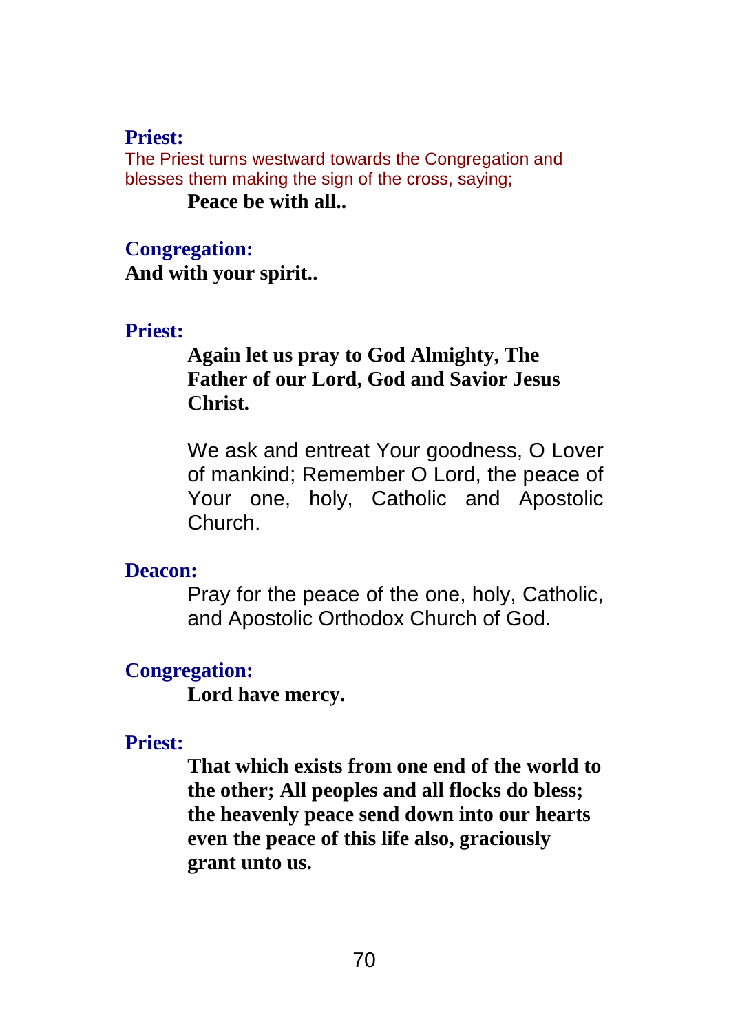**Priest:**

The Priest turns westward towards the Congregation and blesses them making the sign of the cross, saying;

**Peace be with all..**

**Congregation:**

**And with your spirit..**

**Priest:**

**Again let us pray to God Almighty, The Father of our Lord, God and Savior Jesus Christ.**

We ask and entreat Your goodness, O Lover of mankind; Remember O Lord, the peace of Your one, holy, Catholic and Apostolic Church.

**Deacon:**

Pray for the peace of the one, holy, Catholic, and Apostolic Orthodox Church of God.

**Congregation:**

**Lord have mercy.**

**Priest:**

**That which exists from one end of the world to the other; All peoples and all flocks do bless; the heavenly peace send down into our hearts even the peace of this life also, graciously grant unto us.**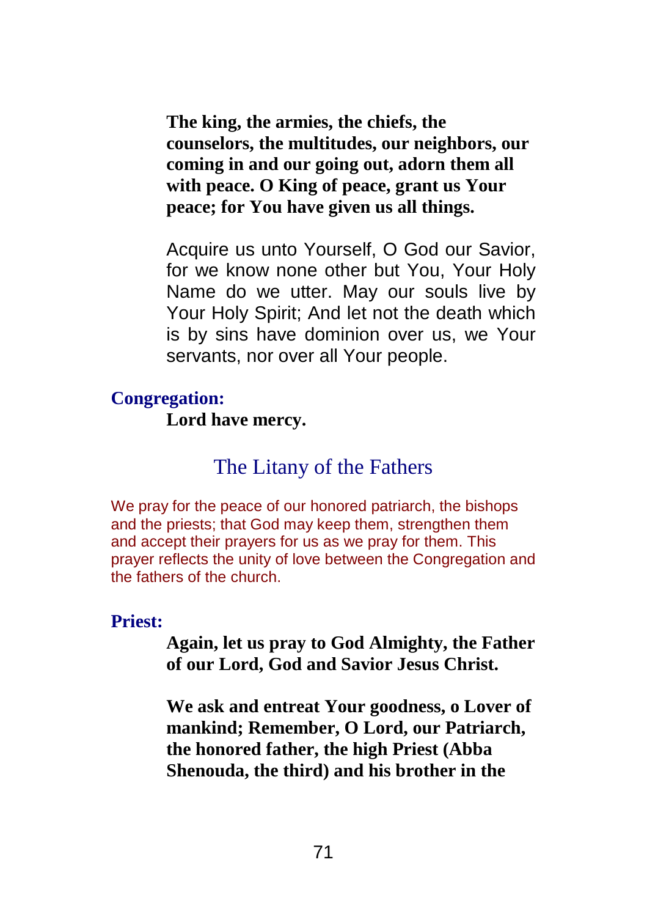**The king, the armies, the chiefs, the counselors, the multitudes, our neighbors, our coming in and our going out, adorn them all with peace. O King of peace, grant us Your peace; for You have given us all things.**

Acquire us unto Yourself, O God our Savior, for we know none other but You, Your Holy Name do we utter. May our souls live by Your Holy Spirit; And let not the death which is by sins have dominion over us, we Your servants, nor over all Your people.

**Congregation:**

**Lord have mercy.**

## The Litany of the Fathers

We pray for the peace of our honored patriarch, the bishops and the priests; that God may keep them, strengthen them and accept their prayers for us as we pray for them. This prayer reflects the unity of love between the Congregation and the fathers of the church.

**Priest:**

**Again, let us pray to God Almighty, the Father of our Lord, God and Savior Jesus Christ.**

**We ask and entreat Your goodness, o Lover of mankind; Remember, O Lord, our Patriarch, the honored father, the high Priest (Abba Shenouda, the third) and his brother in the**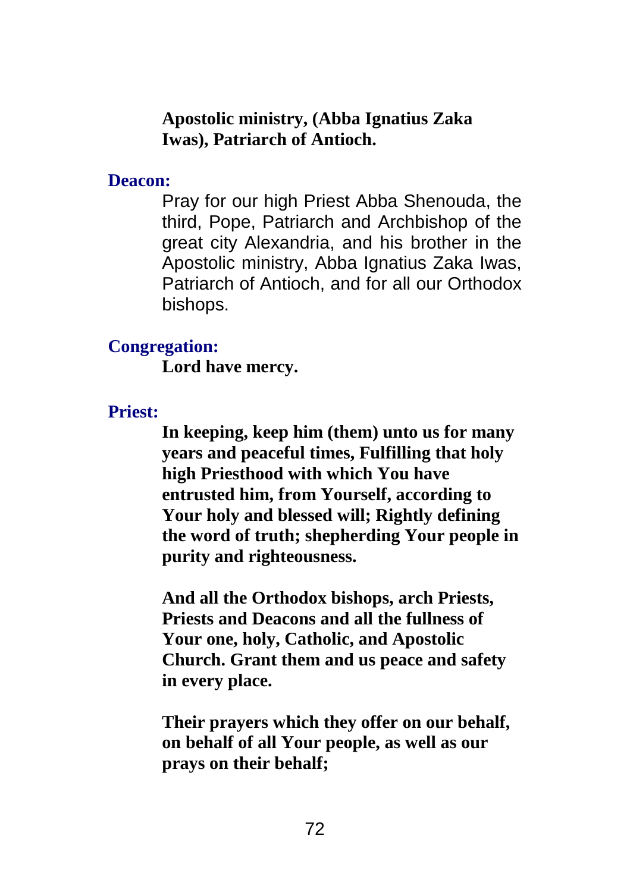**Apostolic ministry, (Abba Ignatius Zaka Iwas), Patriarch of Antioch.**

**Deacon:**

Pray for our high Priest Abba Shenouda, the third, Pope, Patriarch and Archbishop of the great city Alexandria, and his brother in the Apostolic ministry, Abba Ignatius Zaka Iwas, Patriarch of Antioch, and for all our Orthodox bishops.

**Congregation:**

**Lord have mercy.**

**Priest:**

**In keeping, keep him (them) unto us for many years and peaceful times, Fulfilling that holy high Priesthood with which You have entrusted him, from Yourself, according to Your holy and blessed will; Rightly defining the word of truth; shepherding Your people in purity and righteousness.**

**And all the Orthodox bishops, arch Priests, Priests and Deacons and all the fullness of Your one, holy, Catholic, and Apostolic Church. Grant them and us peace and safety in every place.**

**Their prayers which they offer on our behalf, on behalf of all Your people, as well as our prays on their behalf;**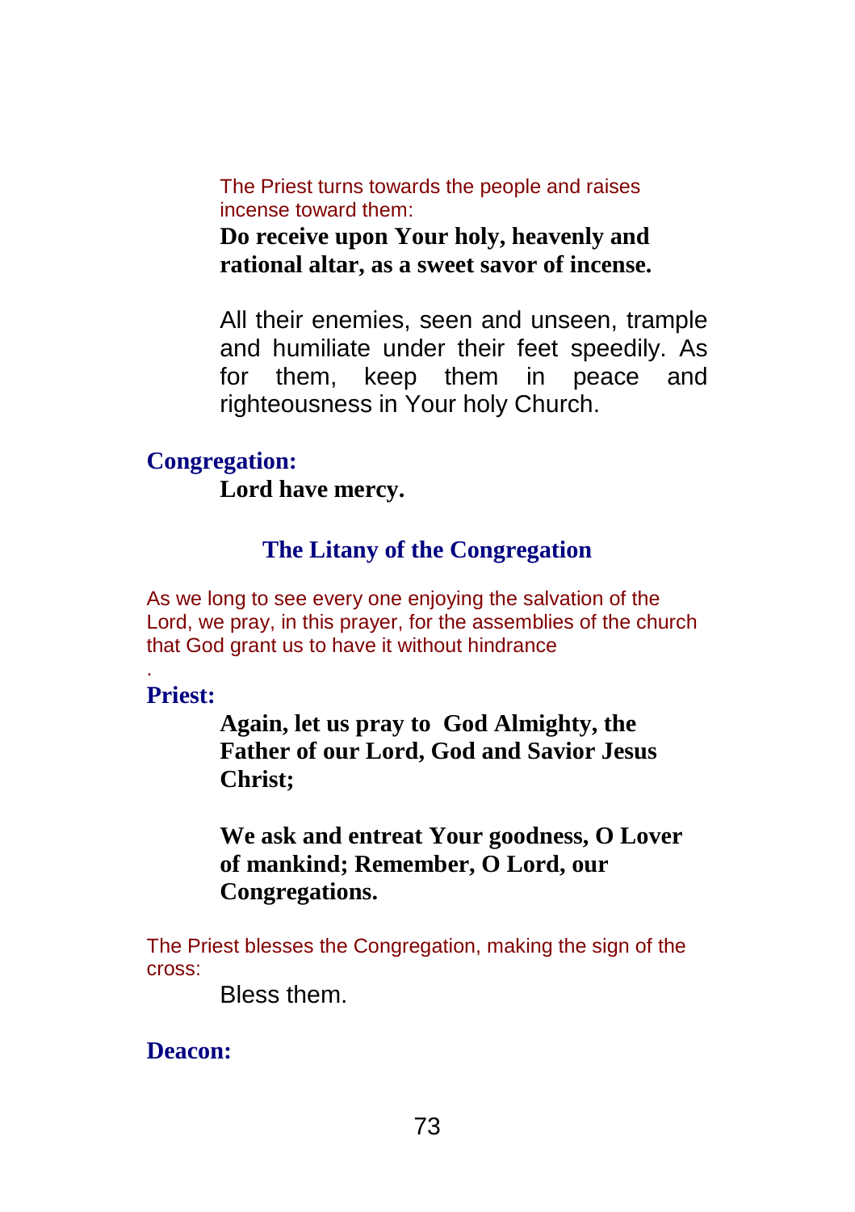The Priest turns towards the people and raises incense toward them:

**Do receive upon Your holy, heavenly and rational altar, as a sweet savor of incense.**

All their enemies, seen and unseen, trample and humiliate under their feet speedily. As for them, keep them in peace and righteousness in Your holy Church.

**Congregation:**

**Lord have mercy.**

## The Litany of the Congregation

As we long to see every one enjoying the salvation of the Lord, we pray, in this prayer, for the assemblies of the church that God grant us to have it without hindrance

.

**Priest:**

**Again, let us pray to God Almighty, the Father of our Lord, God and Savior Jesus Christ;**

**We ask and entreat Your goodness, O Lover of mankind; Remember, O Lord, our Congregations.**

The Priest blesses the Congregation, making the sign of the cross:

Bless them.

**Deacon:**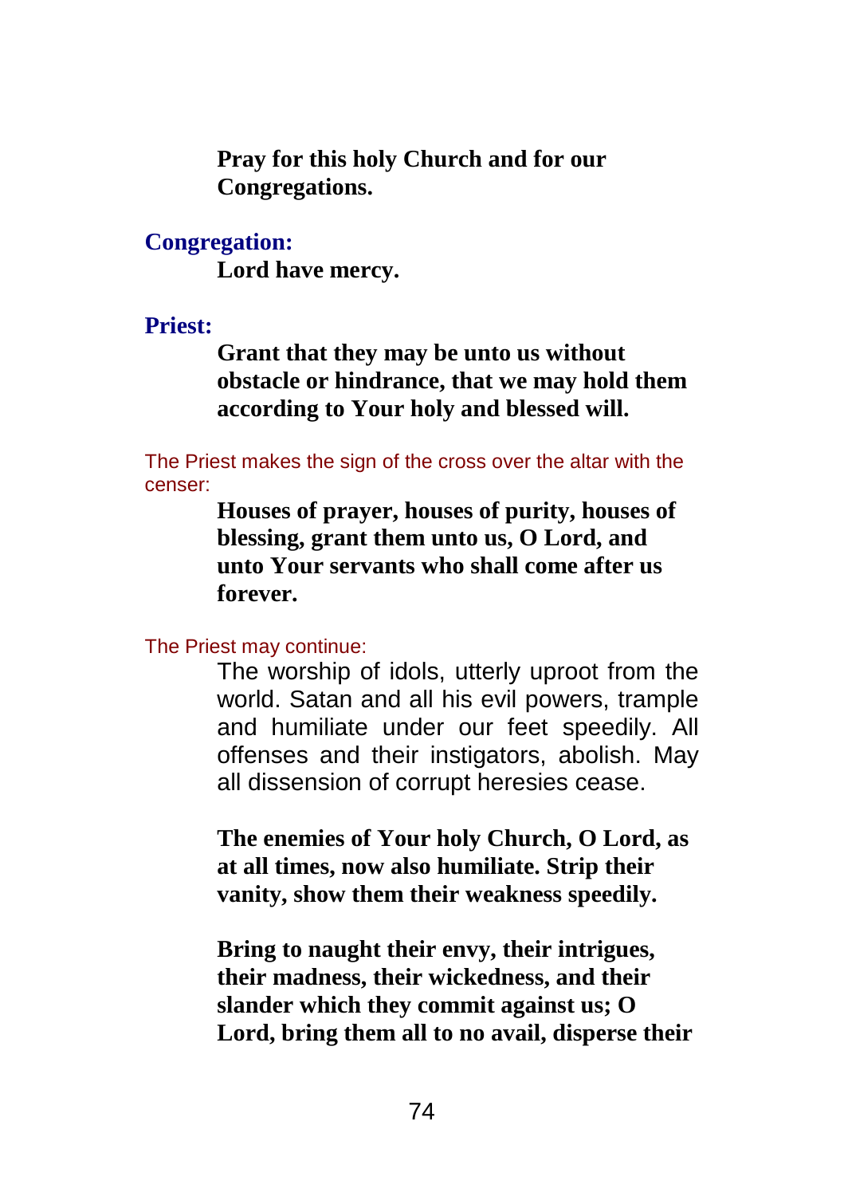**Pray for this holy Church and for our Congregations.**

**Congregation:**

**Lord have mercy.**

**Priest:**

**Grant that they may be unto us without obstacle or hindrance, that we may hold them according to Your holy and blessed will.**

The Priest makes the sign of the cross over the altar with the censer:

**Houses of prayer, houses of purity, houses of blessing, grant them unto us, O Lord, and unto Your servants who shall come after us forever.**

The Priest may continue:

The worship of idols, utterly uproot from the world. Satan and all his evil powers, trample and humiliate under our feet speedily. All offenses and their instigators, abolish. May all dissension of corrupt heresies cease.

**The enemies of Your holy Church, O Lord, as at all times, now also humiliate. Strip their vanity, show them their weakness speedily.**

**Bring to naught their envy, their intrigues, their madness, their wickedness, and their slander which they commit against us; O Lord, bring them all to no avail, disperse their**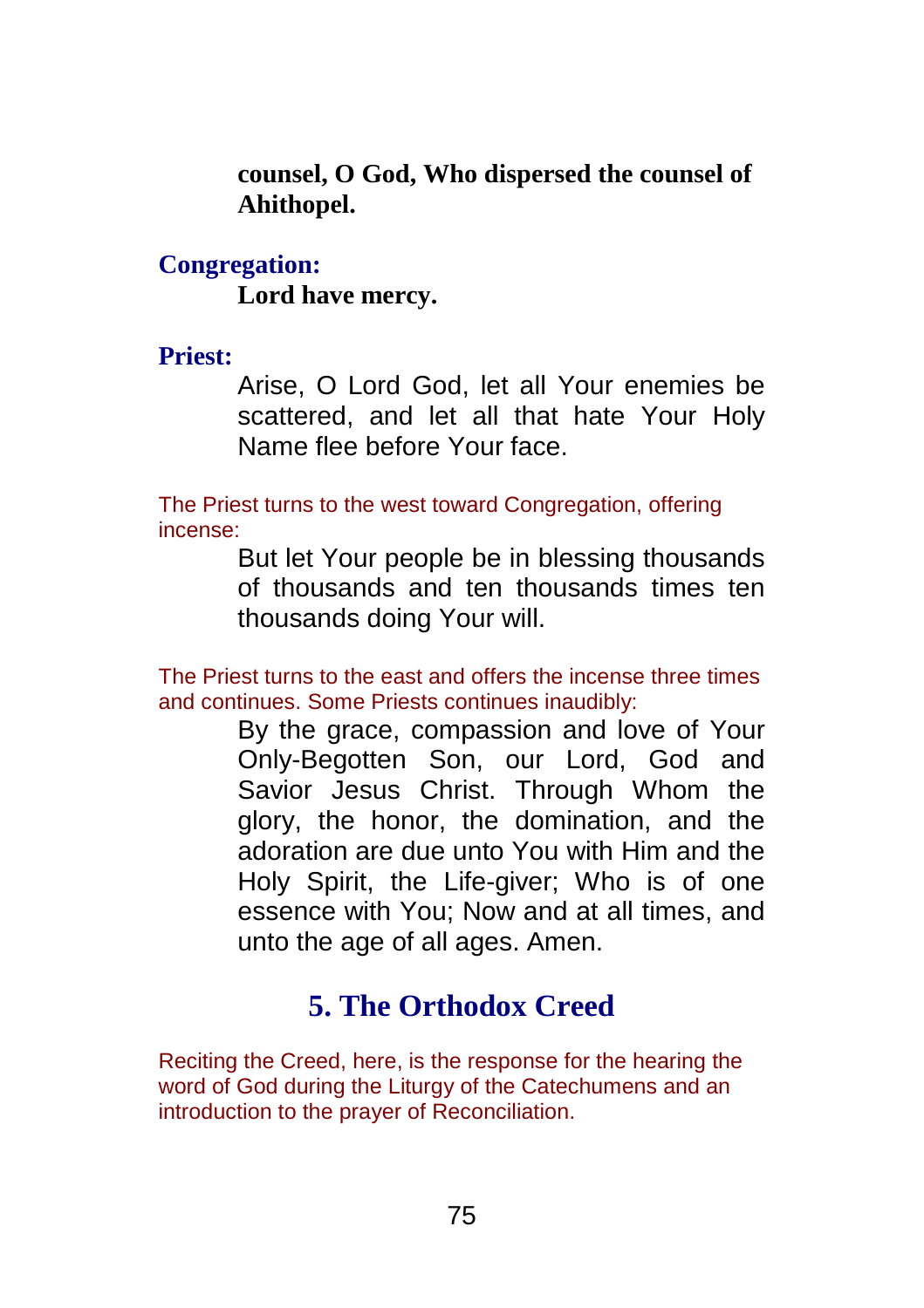**counsel, O God, Who dispersed the counsel of Ahithopel.**

**Congregation:**

**Lord have mercy.**

**Priest:**

Arise, O Lord God, let all Your enemies be scattered, and let all that hate Your Holy Name flee before Your face.

The Priest turns to the west toward Congregation, offering incense:

But let Your people be in blessing thousands of thousands and ten thousands times ten thousands doing Your will.

The Priest turns to the east and offers the incense three times and continues. Some Priests continues inaudibly:

By the grace, compassion and love of Your Only-Begotten Son, our Lord, God and Savior Jesus Christ. Through Whom the glory, the honor, the domination, and the adoration are due unto You with Him and the Holy Spirit, the Life-giver; Who is of one essence with You; Now and at all times, and unto the age of all ages. Amen.

## 5. The Orthodox Creed

Reciting the Creed, here, is the response for the hearing the word of God during the Liturgy of the Catechumens and an introduction to the prayer of Reconciliation.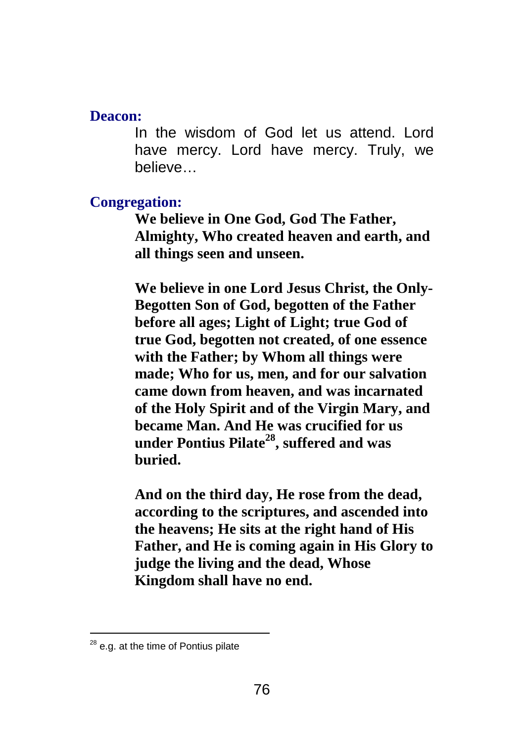**Deacon:**

In the wisdom of God let us attend. Lord have mercy. Lord have mercy. Truly, we believe…

**Congregation:**

**We believe in One God, God The Father, Almighty, Who created heaven and earth, and all things seen and unseen.**

**We believe in one Lord Jesus Christ, the Only-Begotten Son of God, begotten of the Father before all ages; Light of Light; true God of true God, begotten not created, of one essence with the Father; by Whom all things were made; Who for us, men, and for our salvation came down from heaven, and was incarnated of the Holy Spirit and of the Virgin Mary, and became Man. And He was crucified for us under Pontius Pilate[28], suffered and was buried.**

**And on the third day, He rose from the dead, according to the scriptures, and ascended into the heavens; He sits at the right hand of His Father, and He is coming again in His Glory to judge the living and the dead, Whose Kingdom shall have no end.**

---

[28] e.g. at the time of Pontius pilate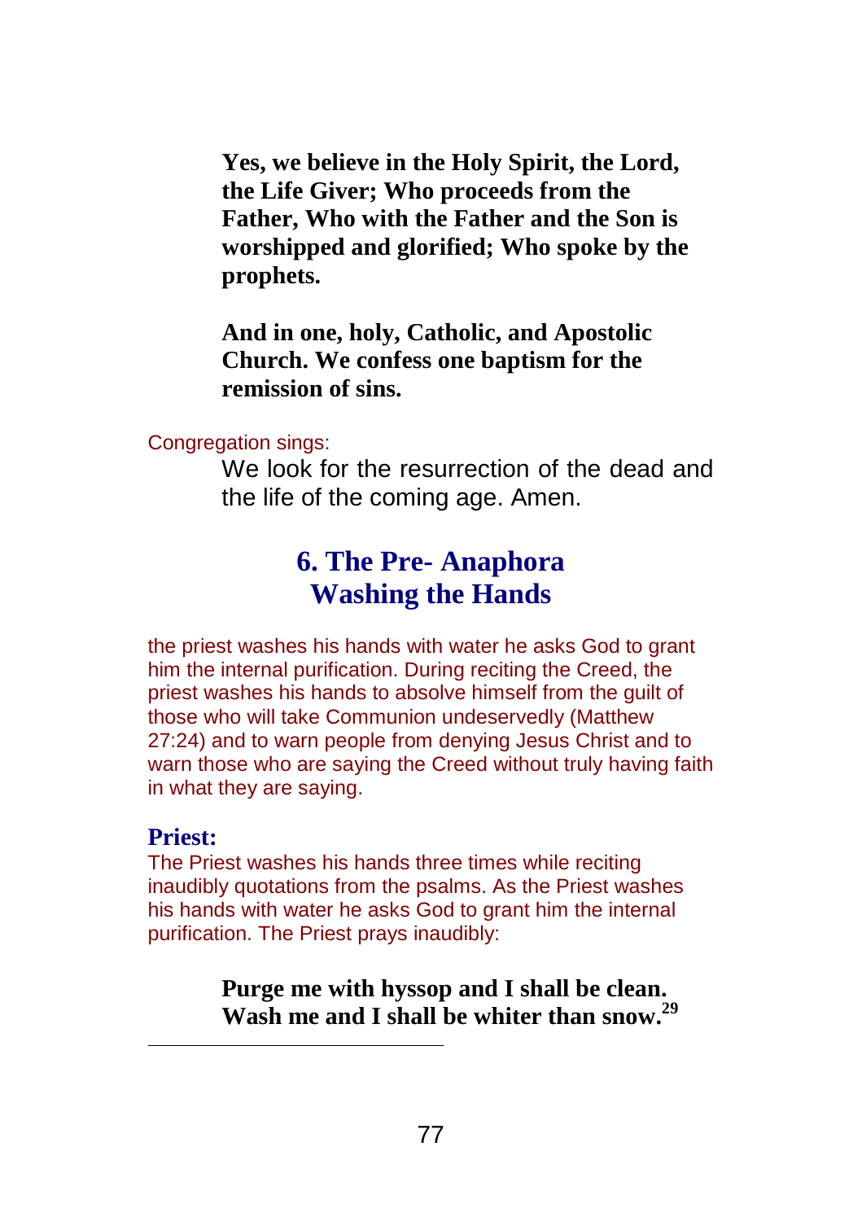**Yes, we believe in the Holy Spirit, the Lord, the Life Giver; Who proceeds from the Father, Who with the Father and the Son is worshipped and glorified; Who spoke by the prophets.**

**And in one, holy, Catholic, and Apostolic Church. We confess one baptism for the remission of sins.**

Congregation sings:

We look for the resurrection of the dead and the life of the coming age. Amen.

## 6. The Pre- Anaphora
## Washing the Hands

the priest washes his hands with water he asks God to grant him the internal purification. During reciting the Creed, the priest washes his hands to absolve himself from the guilt of those who will take Communion undeservedly (Matthew 27:24) and to warn people from denying Jesus Christ and to warn those who are saying the Creed without truly having faith in what they are saying.

**Priest:**

The Priest washes his hands three times while reciting inaudibly quotations from the psalms. As the Priest washes his hands with water he asks God to grant him the internal purification. The Priest prays inaudibly:

**Purge me with hyssop and I shall be clean. Wash me and I shall be whiter than snow.**[29]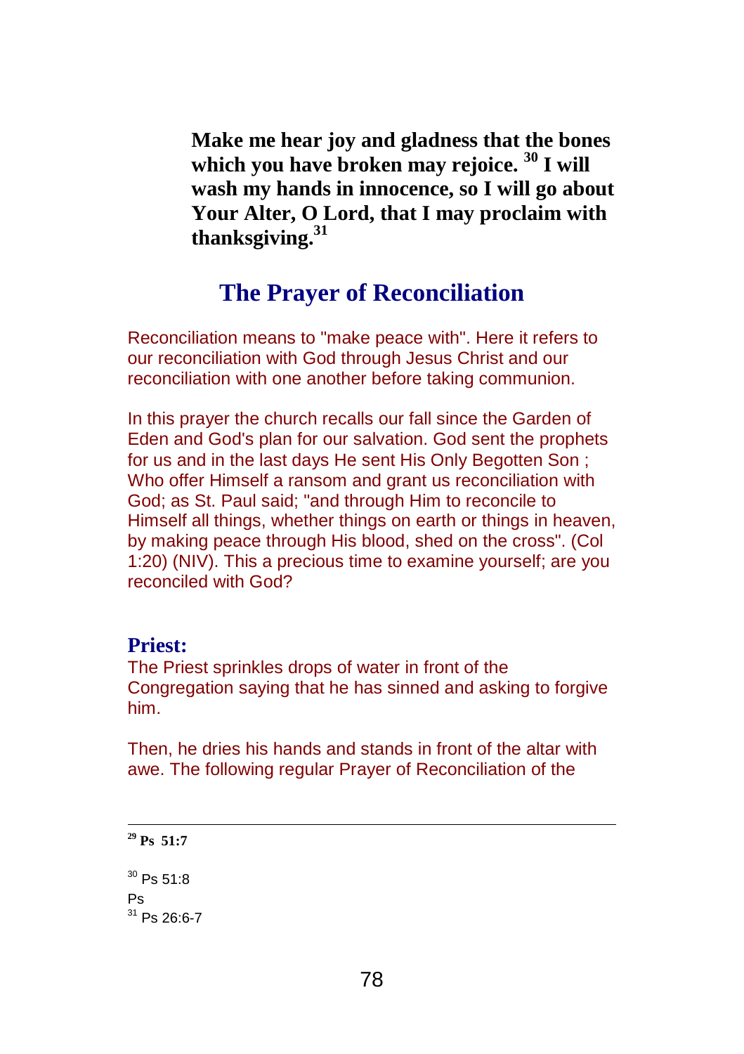**Make me hear joy and gladness that the bones which you have broken may rejoice.** [30] **I will wash my hands in innocence, so I will go about Your Alter, O Lord, that I may proclaim with thanksgiving.**[31]

## The Prayer of Reconciliation

Reconciliation means to "make peace with". Here it refers to our reconciliation with God through Jesus Christ and our reconciliation with one another before taking communion.

In this prayer the church recalls our fall since the Garden of Eden and God's plan for our salvation. God sent the prophets for us and in the last days He sent His Only Begotten Son ; Who offer Himself a ransom and grant us reconciliation with God; as St. Paul said; "and through Him to reconcile to Himself all things, whether things on earth or things in heaven, by making peace through His blood, shed on the cross". (Col 1:20) (NIV). This a precious time to examine yourself; are you reconciled with God?

### Priest:

The Priest sprinkles drops of water in front of the Congregation saying that he has sinned and asking to forgive him.

Then, he dries his hands and stands in front of the altar with awe. The following regular Prayer of Reconciliation of the

---

[29] **Ps 51:7**

[30] Ps 51:8
Ps
[31] Ps 26:6-7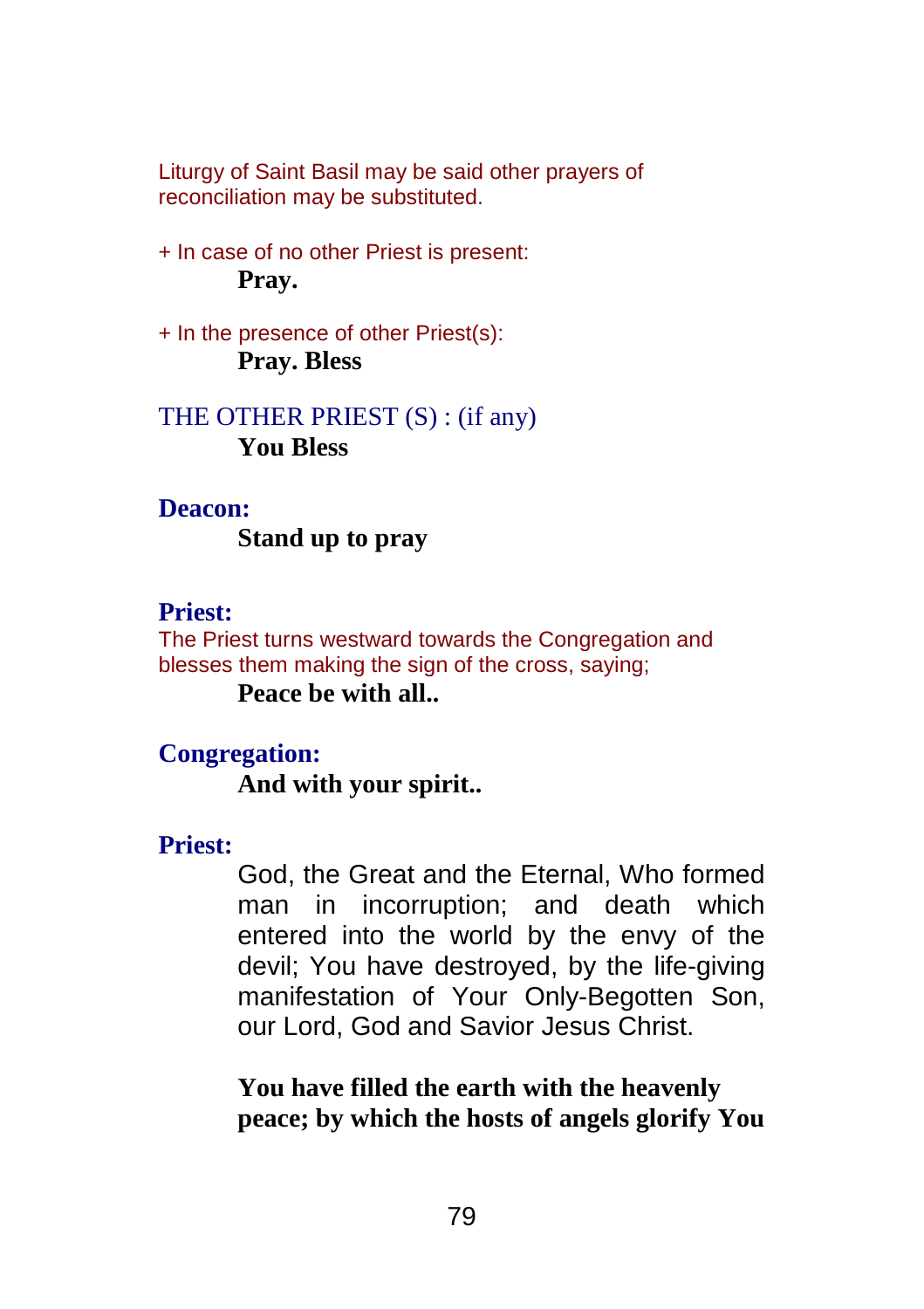Liturgy of Saint Basil may be said other prayers of reconciliation may be substituted.

+ In case of no other Priest is present:

**Pray.**

+ In the presence of other Priest(s):

**Pray. Bless**

THE OTHER PRIEST (S) : (if any)

**You Bless**

**Deacon:**

**Stand up to pray**

**Priest:**

The Priest turns westward towards the Congregation and blesses them making the sign of the cross, saying;

**Peace be with all..**

**Congregation:**

**And with your spirit..**

**Priest:**

God, the Great and the Eternal, Who formed man in incorruption; and death which entered into the world by the envy of the devil; You have destroyed, by the life-giving manifestation of Your Only-Begotten Son, our Lord, God and Savior Jesus Christ.

**You have filled the earth with the heavenly peace; by which the hosts of angels glorify You**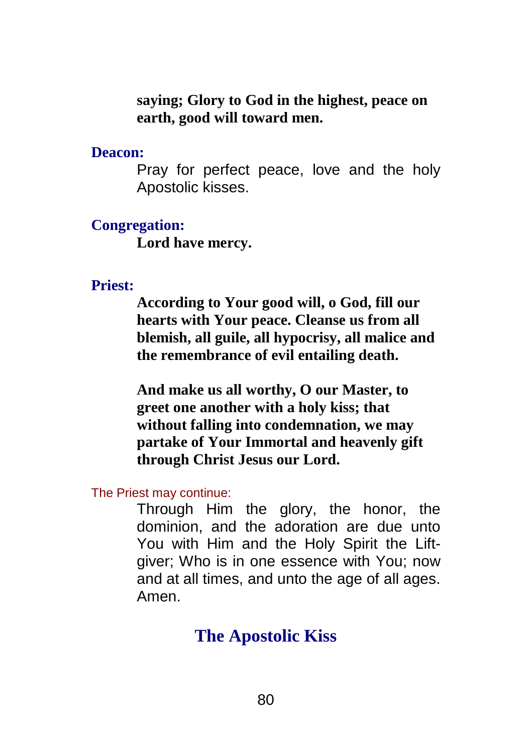**saying; Glory to God in the highest, peace on earth, good will toward men.**

**Deacon:**

Pray for perfect peace, love and the holy Apostolic kisses.

**Congregation:**

**Lord have mercy.**

**Priest:**

**According to Your good will, o God, fill our hearts with Your peace. Cleanse us from all blemish, all guile, all hypocrisy, all malice and the remembrance of evil entailing death.**

**And make us all worthy, O our Master, to greet one another with a holy kiss; that without falling into condemnation, we may partake of Your Immortal and heavenly gift through Christ Jesus our Lord.**

The Priest may continue:

Through Him the glory, the honor, the dominion, and the adoration are due unto You with Him and the Holy Spirit the Lift-giver; Who is in one essence with You; now and at all times, and unto the age of all ages. Amen.

## The Apostolic Kiss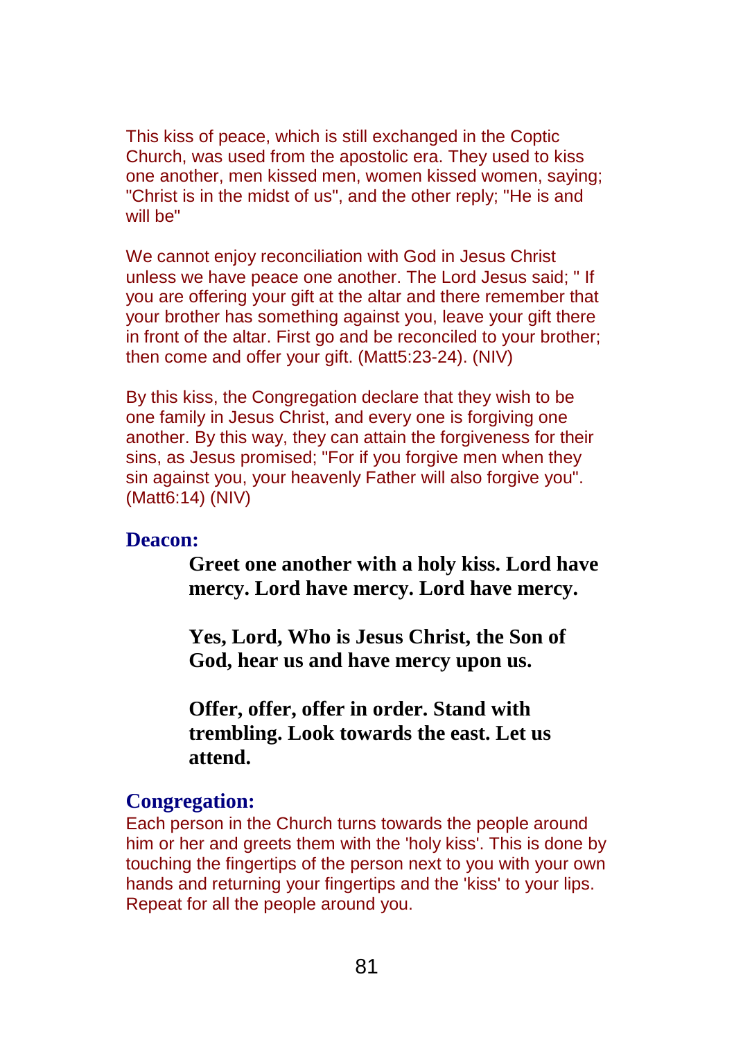This kiss of peace, which is still exchanged in the Coptic Church, was used from the apostolic era. They used to kiss one another, men kissed men, women kissed women, saying; "Christ is in the midst of us", and the other reply; "He is and will be"

We cannot enjoy reconciliation with God in Jesus Christ unless we have peace one another. The Lord Jesus said; " If you are offering your gift at the altar and there remember that your brother has something against you, leave your gift there in front of the altar. First go and be reconciled to your brother; then come and offer your gift. (Matt5:23-24). (NIV)

By this kiss, the Congregation declare that they wish to be one family in Jesus Christ, and every one is forgiving one another. By this way, they can attain the forgiveness for their sins, as Jesus promised; "For if you forgive men when they sin against you, your heavenly Father will also forgive you". (Matt6:14) (NIV)

**Deacon:**

> **Greet one another with a holy kiss. Lord have mercy. Lord have mercy. Lord have mercy.**
>
> **Yes, Lord, Who is Jesus Christ, the Son of God, hear us and have mercy upon us.**
>
> **Offer, offer, offer in order. Stand with trembling. Look towards the east. Let us attend.**

**Congregation:**

Each person in the Church turns towards the people around him or her and greets them with the 'holy kiss'. This is done by touching the fingertips of the person next to you with your own hands and returning your fingertips and the 'kiss' to your lips. Repeat for all the people around you.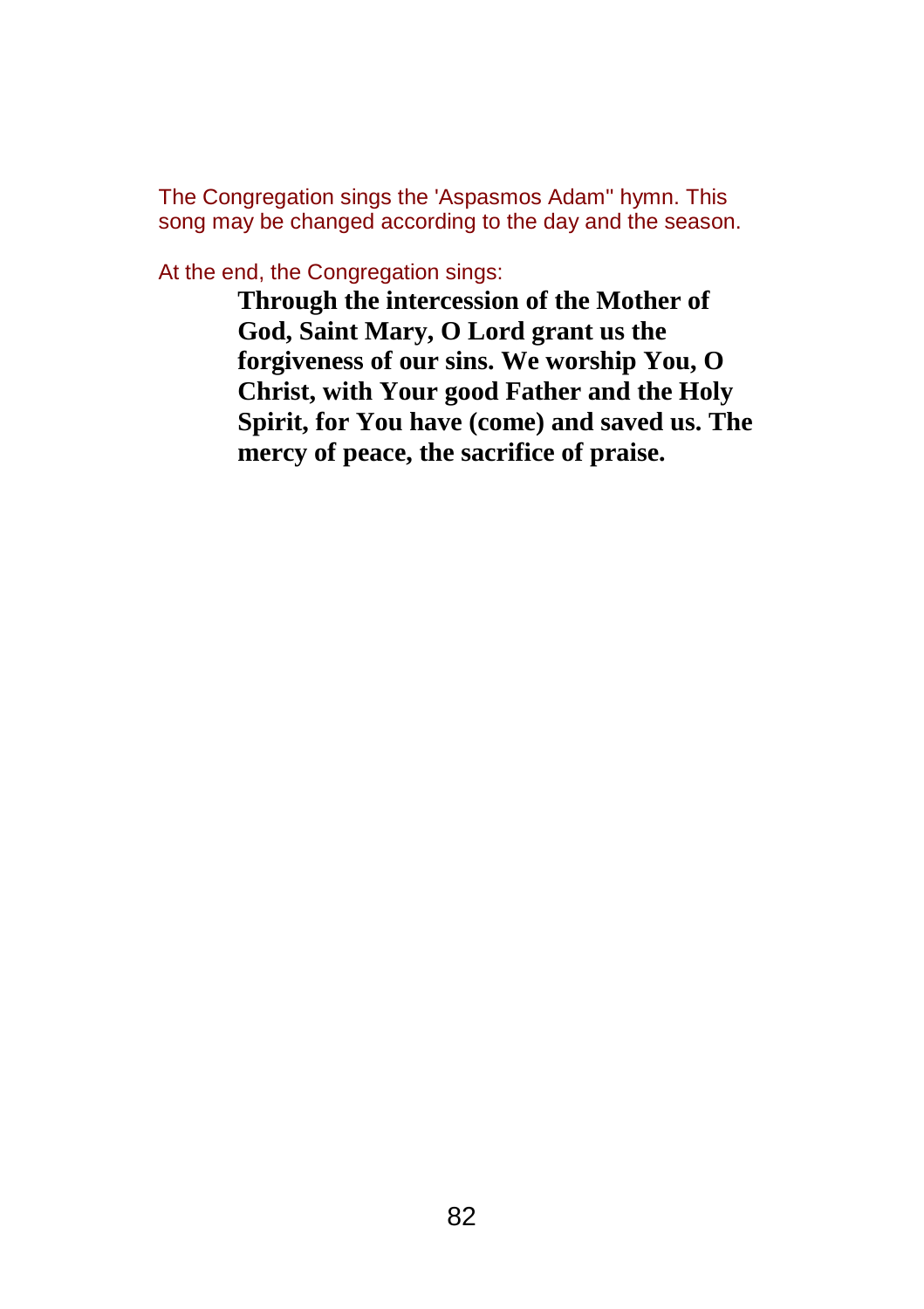The Congregation sings the 'Aspasmos Adam" hymn. This song may be changed according to the day and the season.

At the end, the Congregation sings:

**Through the intercession of the Mother of God, Saint Mary, O Lord grant us the forgiveness of our sins. We worship You, O Christ, with Your good Father and the Holy Spirit, for You have (come) and saved us. The mercy of peace, the sacrifice of praise.**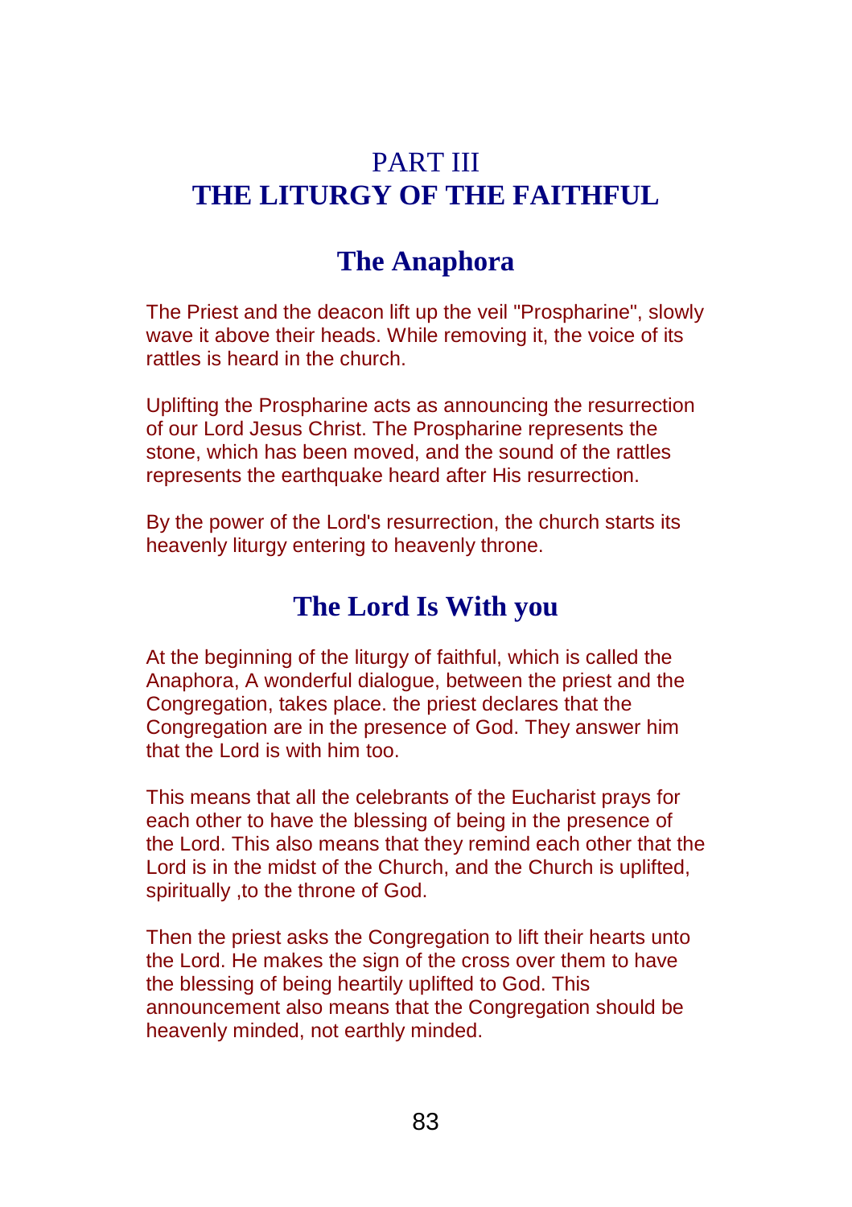# PART III
# THE LITURGY OF THE FAITHFUL

## The Anaphora

The Priest and the deacon lift up the veil "Prospharine", slowly wave it above their heads. While removing it, the voice of its rattles is heard in the church.

Uplifting the Prospharine acts as announcing the resurrection of our Lord Jesus Christ. The Prospharine represents the stone, which has been moved, and the sound of the rattles represents the earthquake heard after His resurrection.

By the power of the Lord's resurrection, the church starts its heavenly liturgy entering to heavenly throne.

## The Lord Is With you

At the beginning of the liturgy of faithful, which is called the Anaphora, A wonderful dialogue, between the priest and the Congregation, takes place. the priest declares that the Congregation are in the presence of God. They answer him that the Lord is with him too.

This means that all the celebrants of the Eucharist prays for each other to have the blessing of being in the presence of the Lord. This also means that they remind each other that the Lord is in the midst of the Church, and the Church is uplifted, spiritually ,to the throne of God.

Then the priest asks the Congregation to lift their hearts unto the Lord. He makes the sign of the cross over them to have the blessing of being heartily uplifted to God. This announcement also means that the Congregation should be heavenly minded, not earthly minded.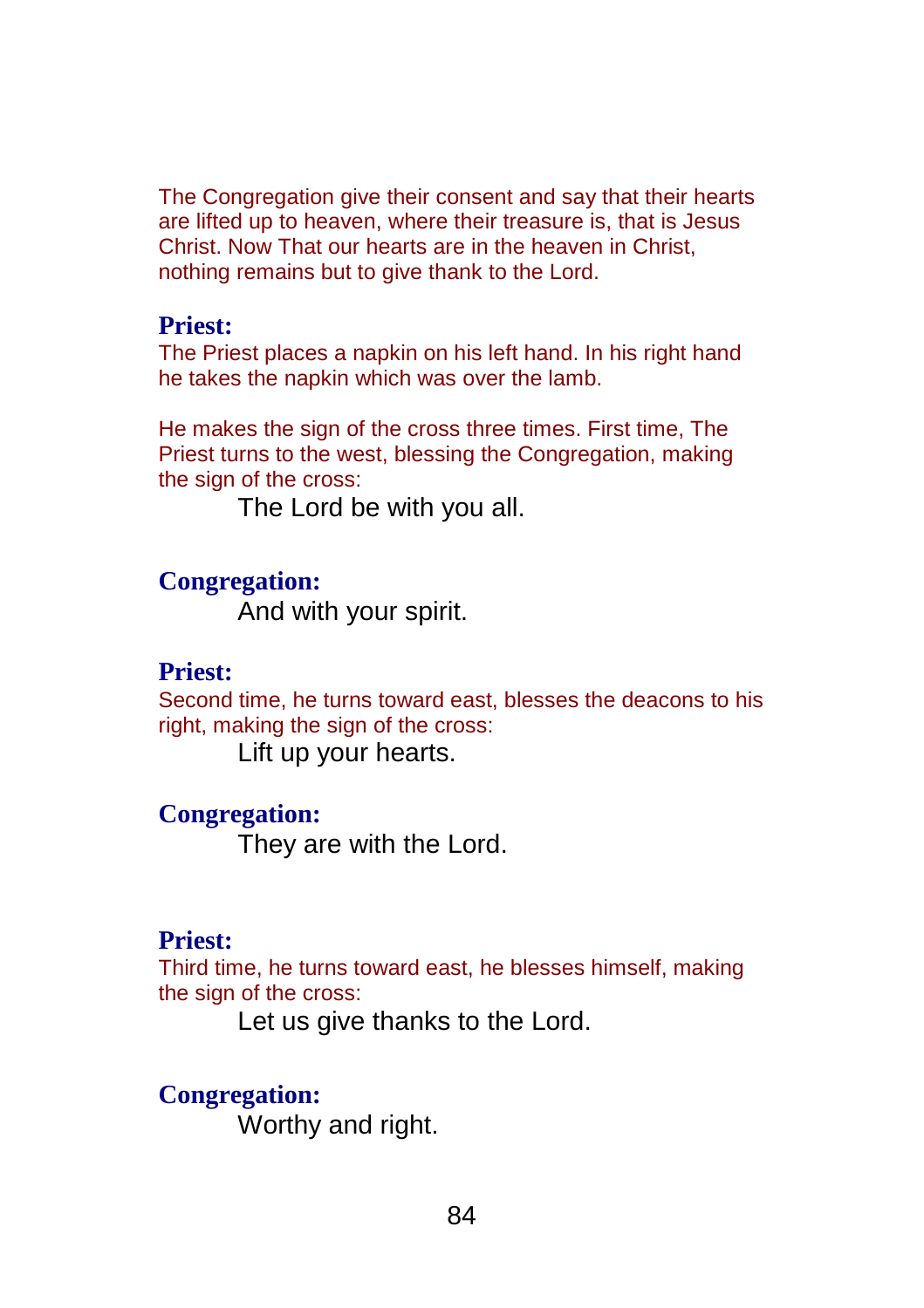The Congregation give their consent and say that their hearts are lifted up to heaven, where their treasure is, that is Jesus Christ. Now That our hearts are in the heaven in Christ, nothing remains but to give thank to the Lord.

**Priest:**

The Priest places a napkin on his left hand. In his right hand he takes the napkin which was over the lamb.

He makes the sign of the cross three times. First time, The Priest turns to the west, blessing the Congregation, making the sign of the cross:

> The Lord be with you all.

**Congregation:**

> And with your spirit.

**Priest:**

Second time, he turns toward east, blesses the deacons to his right, making the sign of the cross:

> Lift up your hearts.

**Congregation:**

> They are with the Lord.

**Priest:**

Third time, he turns toward east, he blesses himself, making the sign of the cross:

> Let us give thanks to the Lord.

**Congregation:**

> Worthy and right.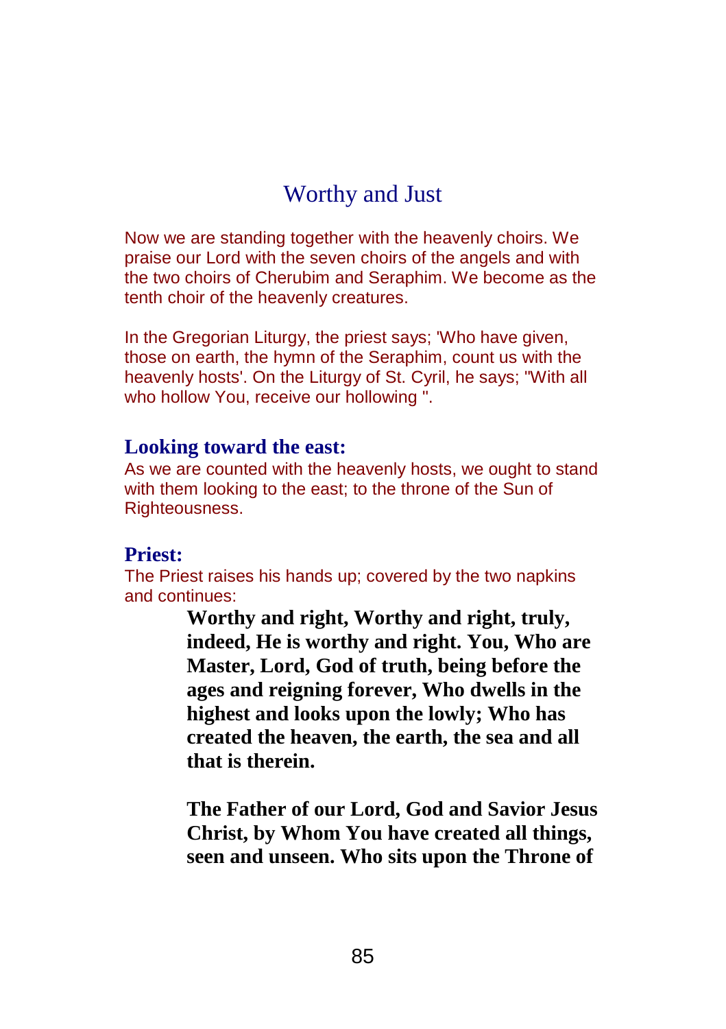# Worthy and Just

Now we are standing together with the heavenly choirs. We praise our Lord with the seven choirs of the angels and with the two choirs of Cherubim and Seraphim. We become as the tenth choir of the heavenly creatures.

In the Gregorian Liturgy, the priest says; 'Who have given, those on earth, the hymn of the Seraphim, count us with the heavenly hosts'. On the Liturgy of St. Cyril, he says; "With all who hollow You, receive our hollowing ".

### Looking toward the east:

As we are counted with the heavenly hosts, we ought to stand with them looking to the east; to the throne of the Sun of Righteousness.

### Priest:

The Priest raises his hands up; covered by the two napkins and continues:

> **Worthy and right, Worthy and right, truly, indeed, He is worthy and right. You, Who are Master, Lord, God of truth, being before the ages and reigning forever, Who dwells in the highest and looks upon the lowly; Who has created the heaven, the earth, the sea and all that is therein.**
>
> **The Father of our Lord, God and Savior Jesus Christ, by Whom You have created all things, seen and unseen. Who sits upon the Throne of**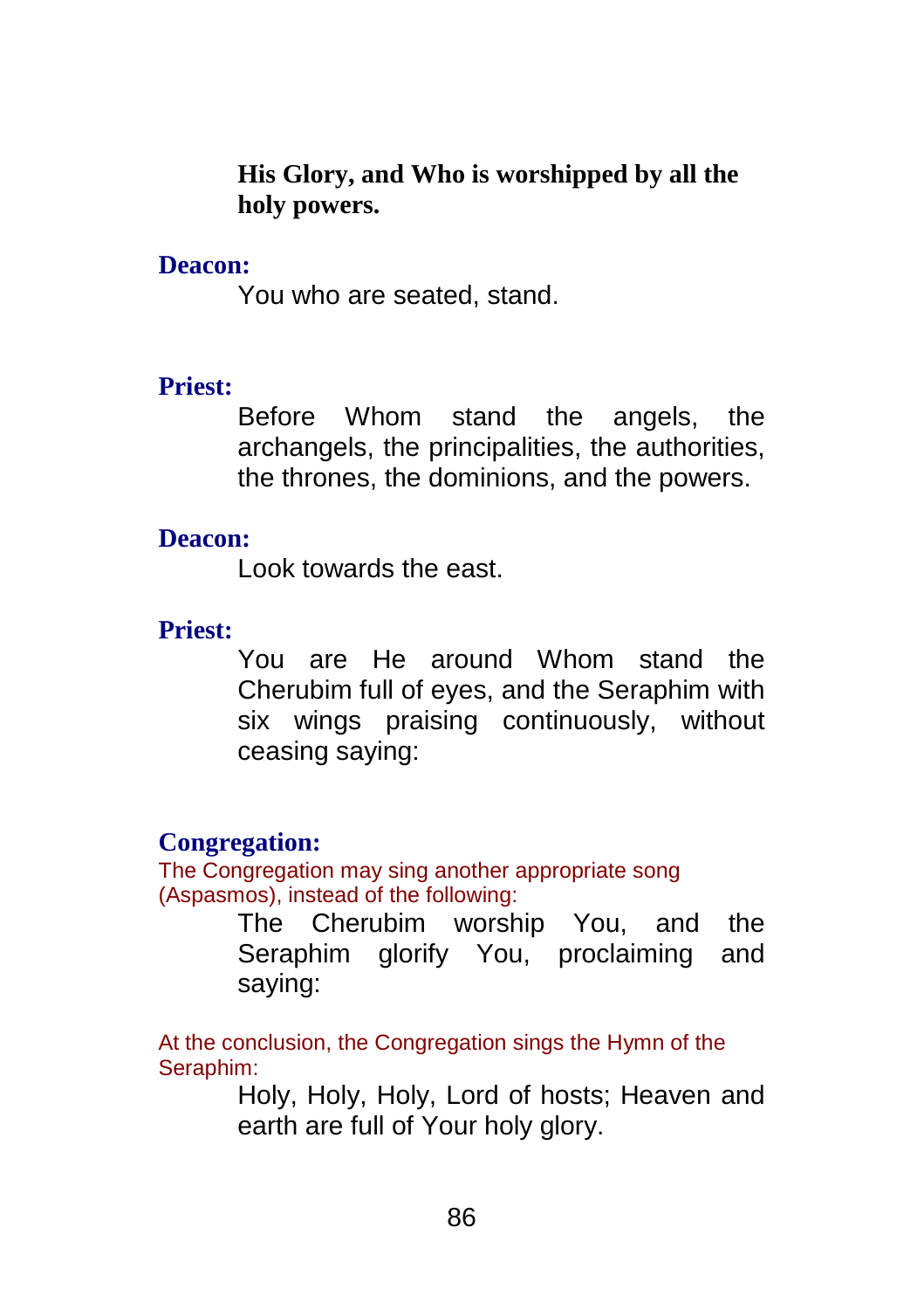**His Glory, and Who is worshipped by all the holy powers.**

**Deacon:**

You who are seated, stand.

**Priest:**

Before Whom stand the angels, the archangels, the principalities, the authorities, the thrones, the dominions, and the powers.

**Deacon:**

Look towards the east.

**Priest:**

You are He around Whom stand the Cherubim full of eyes, and the Seraphim with six wings praising continuously, without ceasing saying:

**Congregation:**

The Congregation may sing another appropriate song (Aspasmos), instead of the following:

The Cherubim worship You, and the Seraphim glorify You, proclaiming and saying:

At the conclusion, the Congregation sings the Hymn of the Seraphim:

Holy, Holy, Holy, Lord of hosts; Heaven and earth are full of Your holy glory.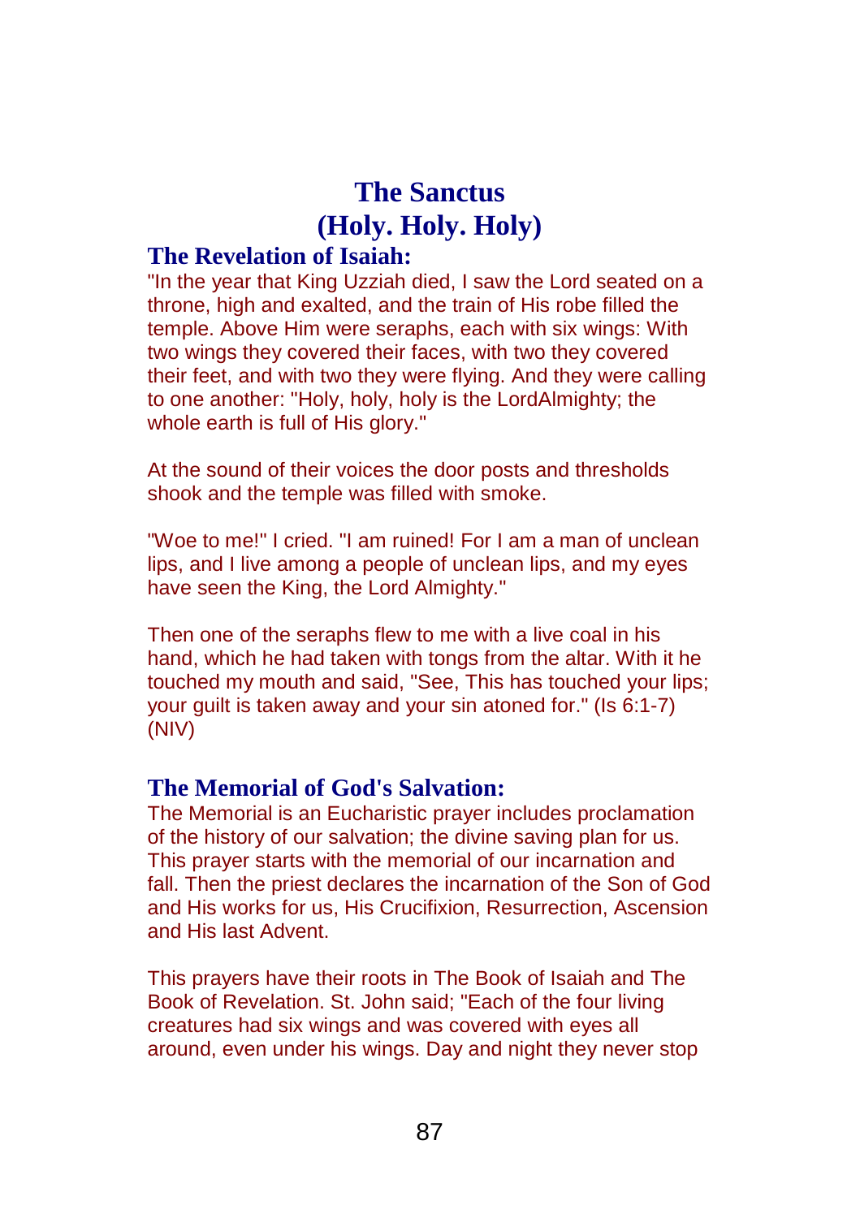# The Sanctus
# (Holy. Holy. Holy)

## The Revelation of Isaiah:

"In the year that King Uzziah died, I saw the Lord seated on a throne, high and exalted, and the train of His robe filled the temple. Above Him were seraphs, each with six wings: With two wings they covered their faces, with two they covered their feet, and with two they were flying. And they were calling to one another: "Holy, holy, holy is the LordAlmighty; the whole earth is full of His glory."

At the sound of their voices the door posts and thresholds shook and the temple was filled with smoke.

"Woe to me!" I cried. "I am ruined! For I am a man of unclean lips, and I live among a people of unclean lips, and my eyes have seen the King, the Lord Almighty."

Then one of the seraphs flew to me with a live coal in his hand, which he had taken with tongs from the altar. With it he touched my mouth and said, "See, This has touched your lips; your guilt is taken away and your sin atoned for." (Is 6:1-7) (NIV)

## The Memorial of God's Salvation:

The Memorial is an Eucharistic prayer includes proclamation of the history of our salvation; the divine saving plan for us. This prayer starts with the memorial of our incarnation and fall. Then the priest declares the incarnation of the Son of God and His works for us, His Crucifixion, Resurrection, Ascension and His last Advent.

This prayers have their roots in The Book of Isaiah and The Book of Revelation. St. John said; "Each of the four living creatures had six wings and was covered with eyes all around, even under his wings. Day and night they never stop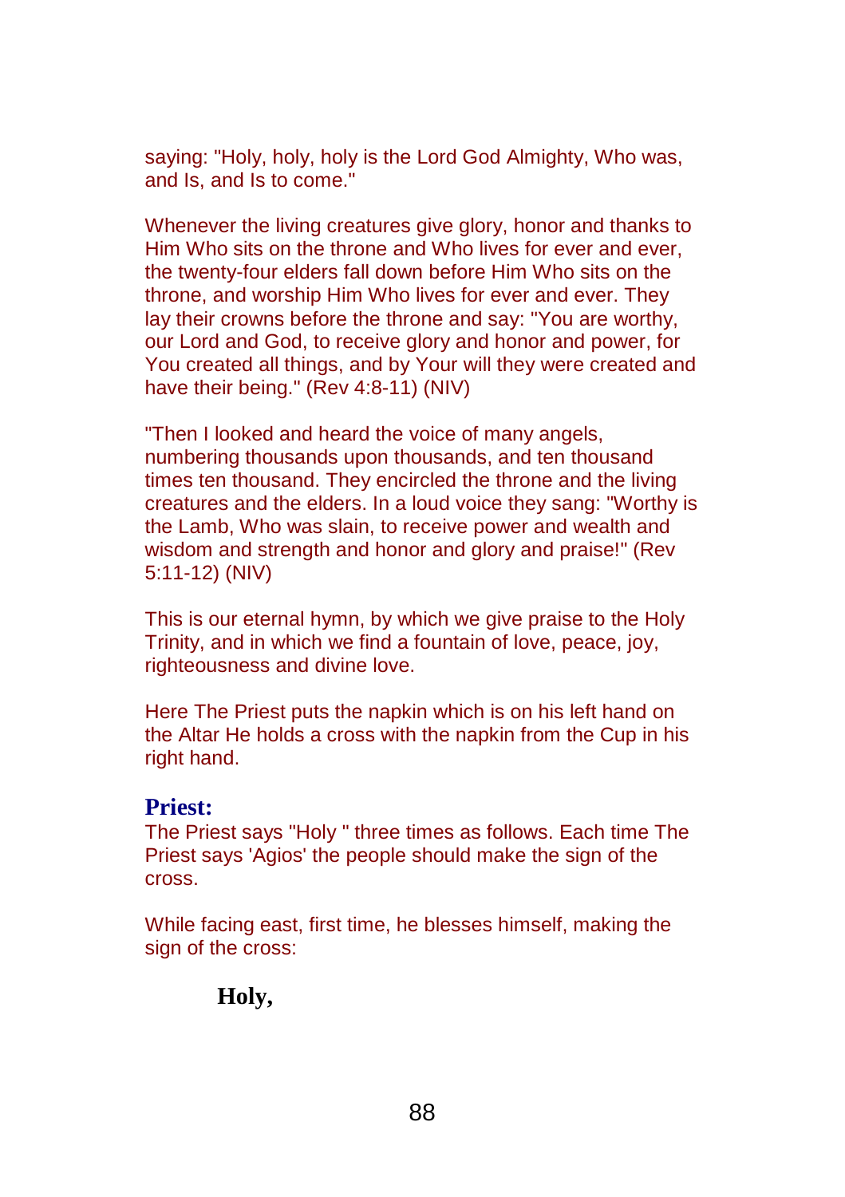saying: "Holy, holy, holy is the Lord God Almighty, Who was, and Is, and Is to come."

Whenever the living creatures give glory, honor and thanks to Him Who sits on the throne and Who lives for ever and ever, the twenty-four elders fall down before Him Who sits on the throne, and worship Him Who lives for ever and ever. They lay their crowns before the throne and say: "You are worthy, our Lord and God, to receive glory and honor and power, for You created all things, and by Your will they were created and have their being." (Rev 4:8-11) (NIV)

"Then I looked and heard the voice of many angels, numbering thousands upon thousands, and ten thousand times ten thousand. They encircled the throne and the living creatures and the elders. In a loud voice they sang: "Worthy is the Lamb, Who was slain, to receive power and wealth and wisdom and strength and honor and glory and praise!" (Rev 5:11-12) (NIV)

This is our eternal hymn, by which we give praise to the Holy Trinity, and in which we find a fountain of love, peace, joy, righteousness and divine love.

Here The Priest puts the napkin which is on his left hand on the Altar He holds a cross with the napkin from the Cup in his right hand.

**Priest:**

The Priest says "Holy " three times as follows. Each time The Priest says 'Agios' the people should make the sign of the cross.

While facing east, first time, he blesses himself, making the sign of the cross:

**Holy,**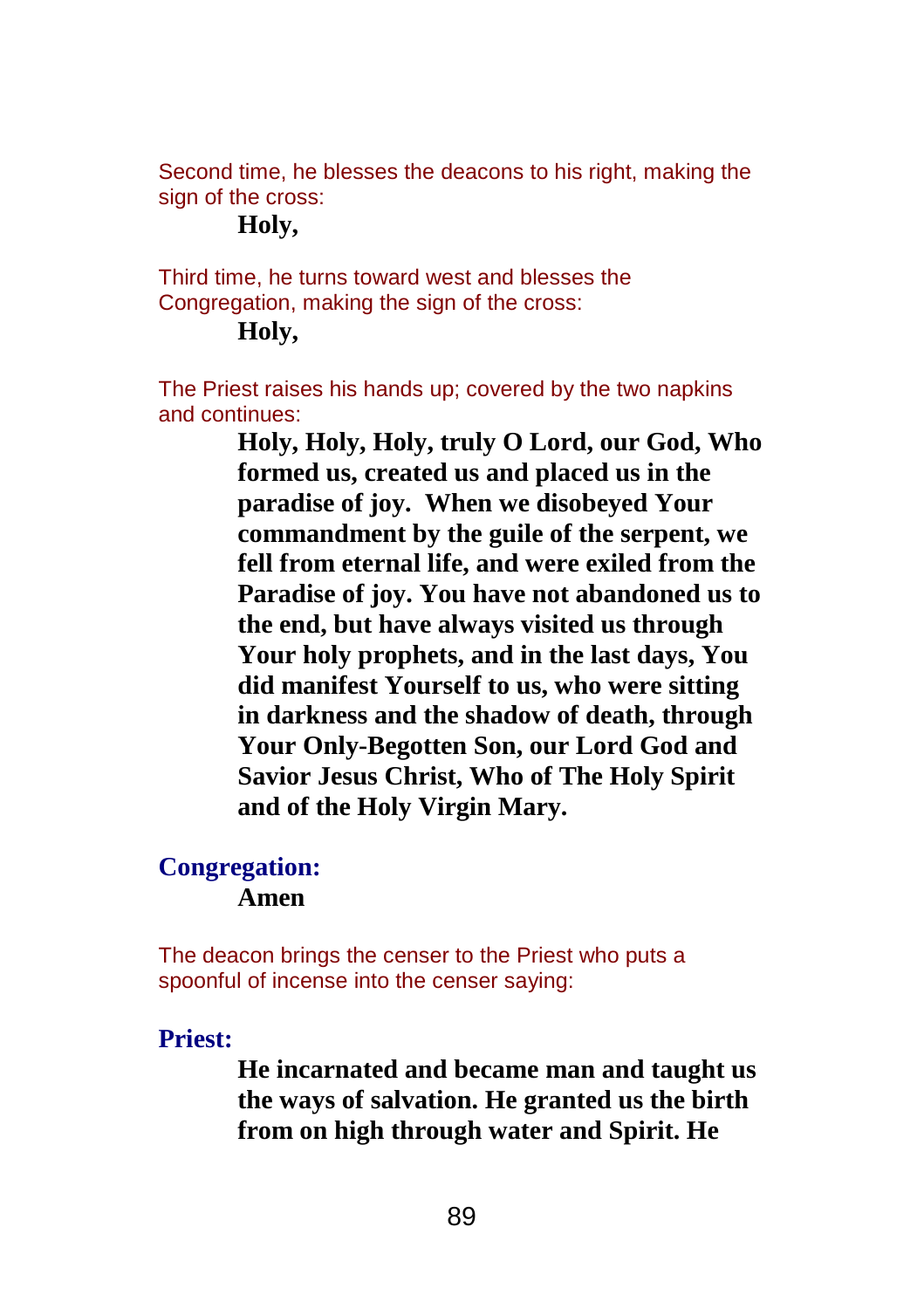Second time, he blesses the deacons to his right, making the sign of the cross:

**Holy,**

Third time, he turns toward west and blesses the Congregation, making the sign of the cross:

**Holy,**

The Priest raises his hands up; covered by the two napkins and continues:

**Holy, Holy, Holy, truly O Lord, our God, Who formed us, created us and placed us in the paradise of joy. When we disobeyed Your commandment by the guile of the serpent, we fell from eternal life, and were exiled from the Paradise of joy. You have not abandoned us to the end, but have always visited us through Your holy prophets, and in the last days, You did manifest Yourself to us, who were sitting in darkness and the shadow of death, through Your Only-Begotten Son, our Lord God and Savior Jesus Christ, Who of The Holy Spirit and of the Holy Virgin Mary.**

**Congregation:**

**Amen**

The deacon brings the censer to the Priest who puts a spoonful of incense into the censer saying:

**Priest:**

**He incarnated and became man and taught us the ways of salvation. He granted us the birth from on high through water and Spirit. He**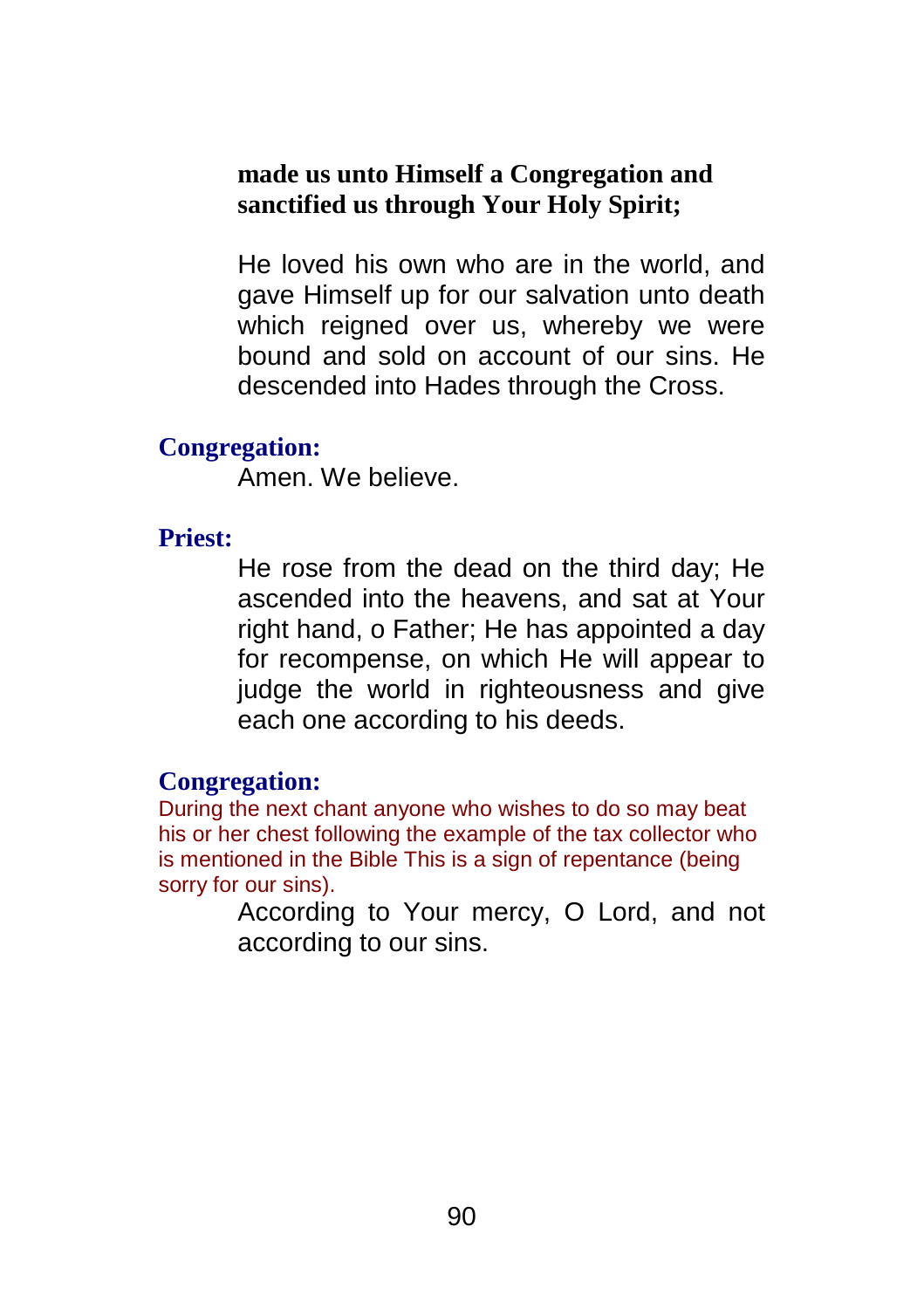**made us unto Himself a Congregation and sanctified us through Your Holy Spirit;**

He loved his own who are in the world, and gave Himself up for our salvation unto death which reigned over us, whereby we were bound and sold on account of our sins. He descended into Hades through the Cross.

**Congregation:**

Amen. We believe.

**Priest:**

He rose from the dead on the third day; He ascended into the heavens, and sat at Your right hand, o Father; He has appointed a day for recompense, on which He will appear to judge the world in righteousness and give each one according to his deeds.

**Congregation:**

During the next chant anyone who wishes to do so may beat his or her chest following the example of the tax collector who is mentioned in the Bible This is a sign of repentance (being sorry for our sins).

According to Your mercy, O Lord, and not according to our sins.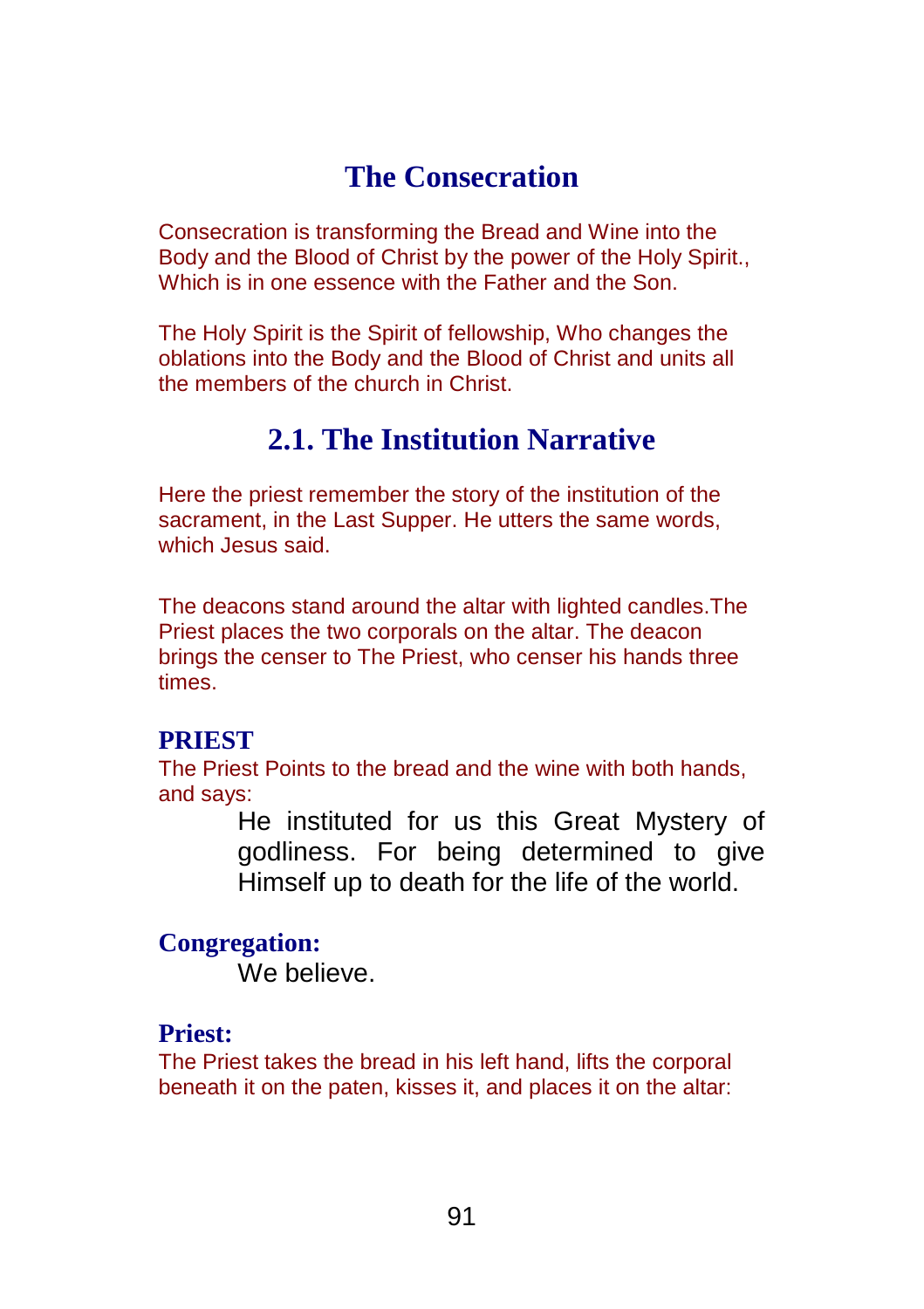# The Consecration

Consecration is transforming the Bread and Wine into the Body and the Blood of Christ by the power of the Holy Spirit., Which is in one essence with the Father and the Son.

The Holy Spirit is the Spirit of fellowship, Who changes the oblations into the Body and the Blood of Christ and units all the members of the church in Christ.

## 2.1. The Institution Narrative

Here the priest remember the story of the institution of the sacrament, in the Last Supper. He utters the same words, which Jesus said.

The deacons stand around the altar with lighted candles.The Priest places the two corporals on the altar. The deacon brings the censer to The Priest, who censer his hands three times.

**PRIEST**

The Priest Points to the bread and the wine with both hands, and says:

> He instituted for us this Great Mystery of godliness. For being determined to give Himself up to death for the life of the world.

**Congregation:**

> We believe.

**Priest:**

The Priest takes the bread in his left hand, lifts the corporal beneath it on the paten, kisses it, and places it on the altar: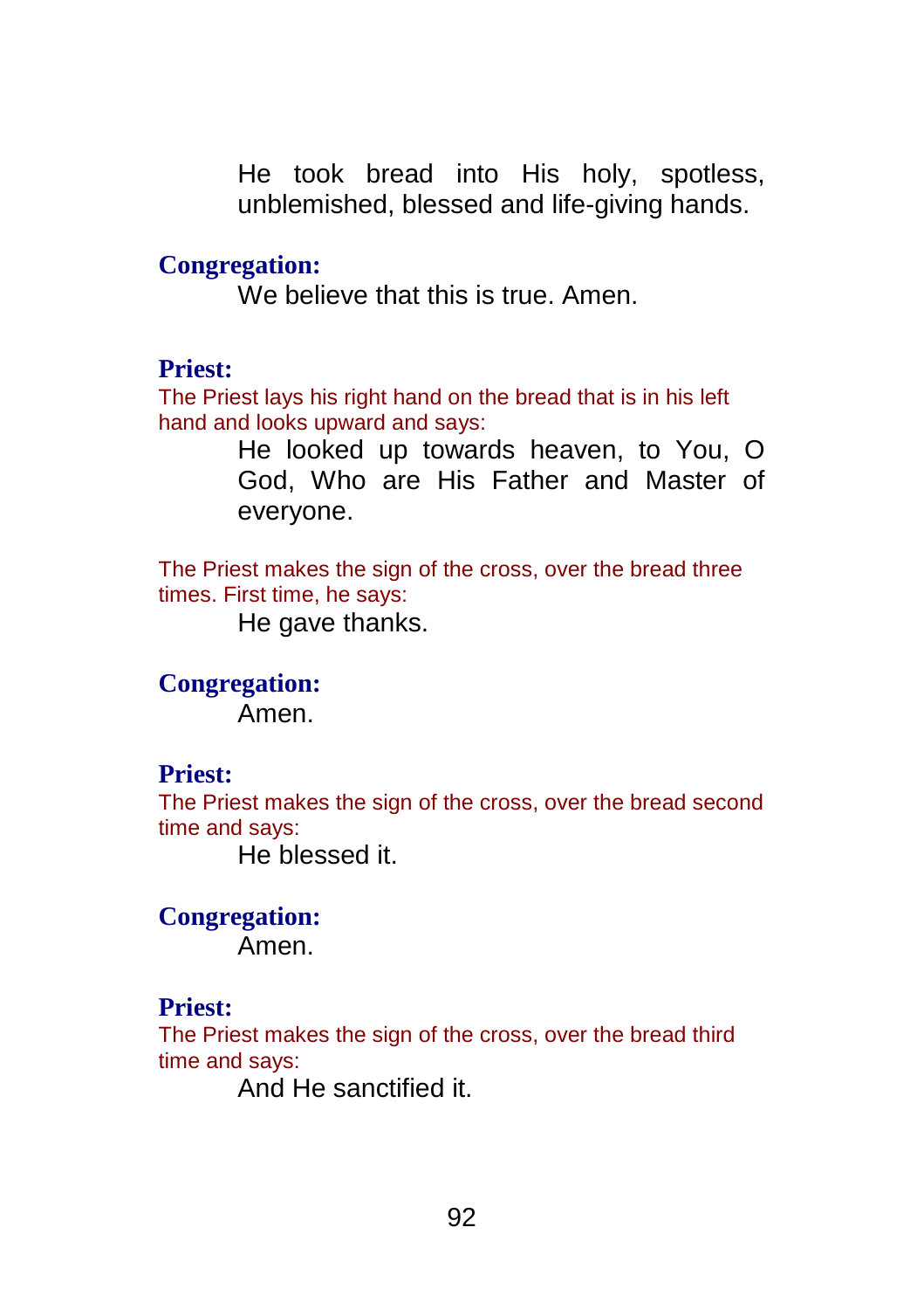He took bread into His holy, spotless, unblemished, blessed and life-giving hands.

**Congregation:**

We believe that this is true. Amen.

**Priest:**

*The Priest lays his right hand on the bread that is in his left hand and looks upward and says:*

He looked up towards heaven, to You, O God, Who are His Father and Master of everyone.

*The Priest makes the sign of the cross, over the bread three times. First time, he says:*

He gave thanks.

**Congregation:**

Amen.

**Priest:**

*The Priest makes the sign of the cross, over the bread second time and says:*

He blessed it.

**Congregation:**

Amen.

**Priest:**

*The Priest makes the sign of the cross, over the bread third time and says:*

And He sanctified it.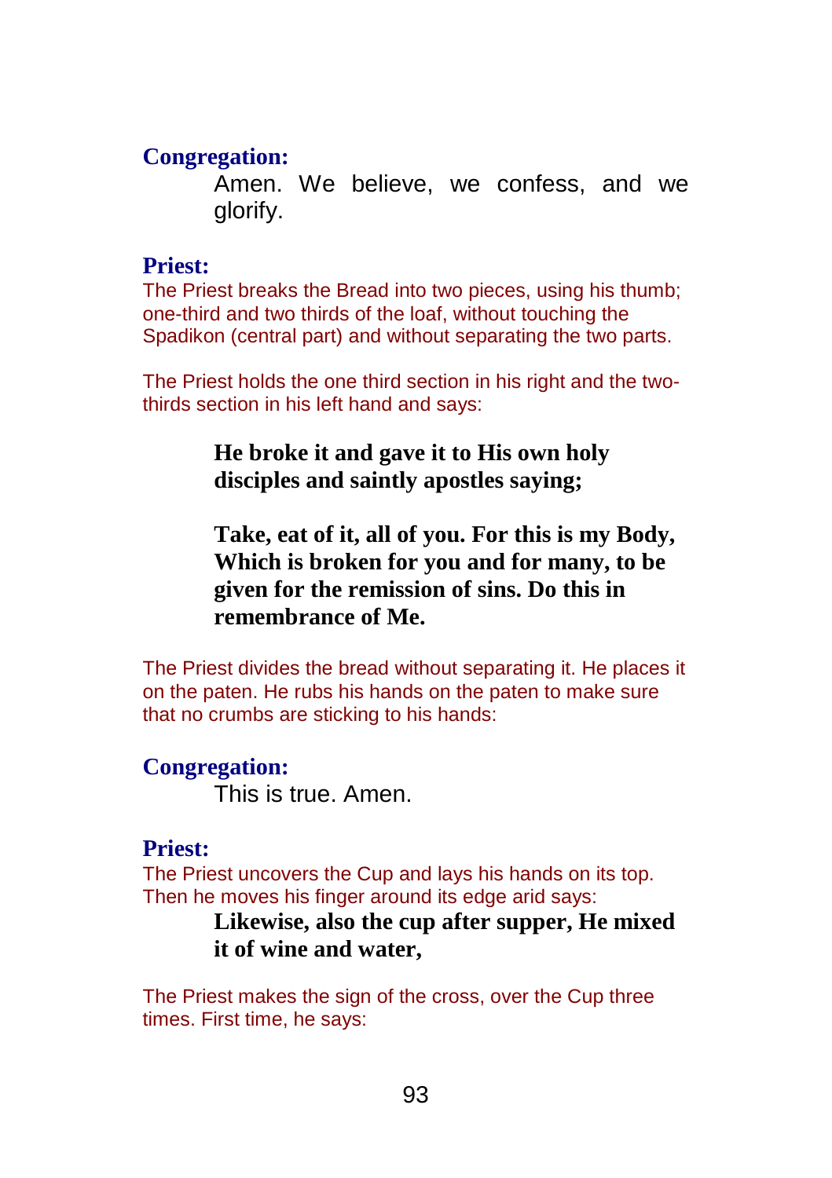**Congregation:**

Amen. We believe, we confess, and we glorify.

**Priest:**

The Priest breaks the Bread into two pieces, using his thumb; one-third and two thirds of the loaf, without touching the Spadikon (central part) and without separating the two parts.

The Priest holds the one third section in his right and the two-thirds section in his left hand and says:

**He broke it and gave it to His own holy disciples and saintly apostles saying;**

**Take, eat of it, all of you. For this is my Body, Which is broken for you and for many, to be given for the remission of sins. Do this in remembrance of Me.**

The Priest divides the bread without separating it. He places it on the paten. He rubs his hands on the paten to make sure that no crumbs are sticking to his hands:

**Congregation:**

This is true. Amen.

**Priest:**

The Priest uncovers the Cup and lays his hands on its top. Then he moves his finger around its edge arid says:

**Likewise, also the cup after supper, He mixed it of wine and water,**

The Priest makes the sign of the cross, over the Cup three times. First time, he says: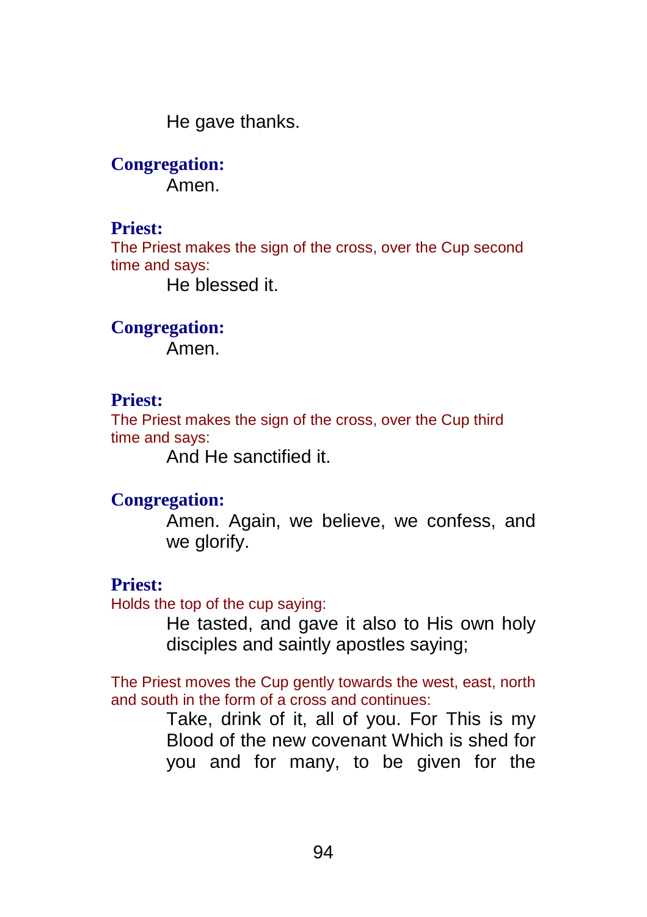He gave thanks.

**Congregation:**

Amen.

**Priest:**

The Priest makes the sign of the cross, over the Cup second time and says:

He blessed it.

**Congregation:**

Amen.

**Priest:**

The Priest makes the sign of the cross, over the Cup third time and says:

And He sanctified it.

**Congregation:**

Amen. Again, we believe, we confess, and we glorify.

**Priest:**

Holds the top of the cup saying:

He tasted, and gave it also to His own holy disciples and saintly apostles saying;

The Priest moves the Cup gently towards the west, east, north and south in the form of a cross and continues:

Take, drink of it, all of you. For This is my Blood of the new covenant Which is shed for you and for many, to be given for the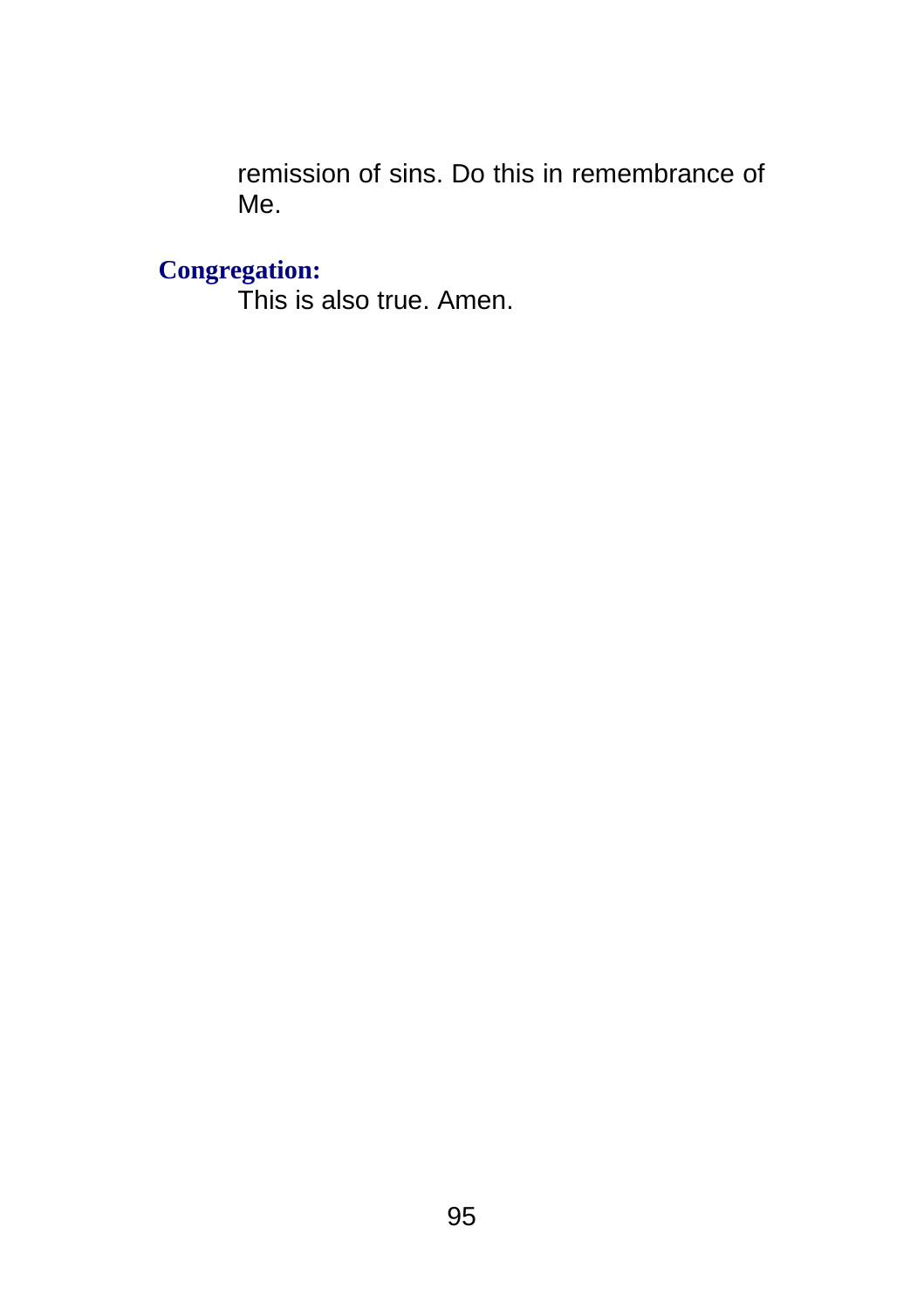remission of sins. Do this in remembrance of Me.

**Congregation:**

This is also true. Amen.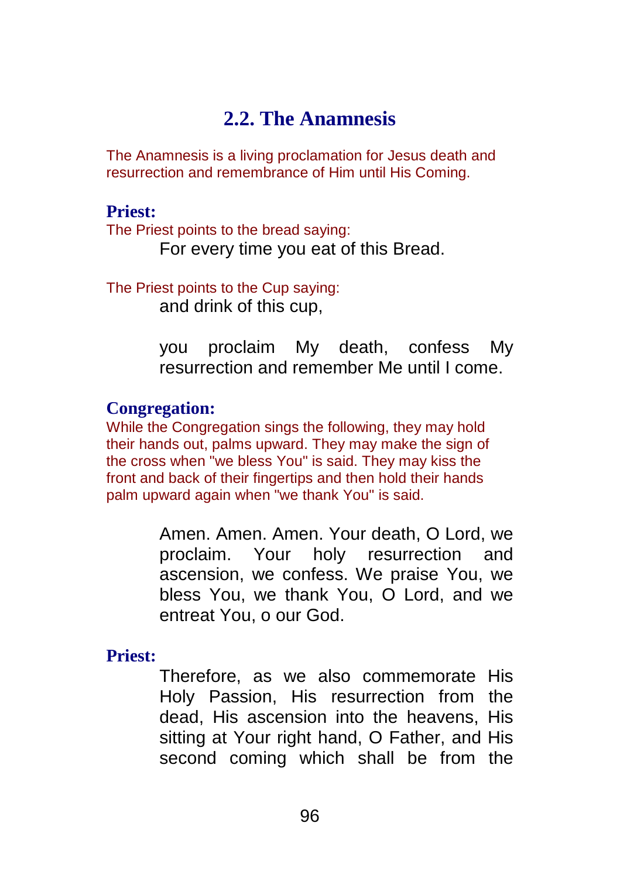## 2.2. The Anamnesis

The Anamnesis is a living proclamation for Jesus death and resurrection and remembrance of Him until His Coming.

**Priest:**

The Priest points to the bread saying:

For every time you eat of this Bread.

The Priest points to the Cup saying:

and drink of this cup,

you proclaim My death, confess My resurrection and remember Me until I come.

**Congregation:**

While the Congregation sings the following, they may hold their hands out, palms upward. They may make the sign of the cross when "we bless You" is said. They may kiss the front and back of their fingertips and then hold their hands palm upward again when "we thank You" is said.

Amen. Amen. Amen. Your death, O Lord, we proclaim. Your holy resurrection and ascension, we confess. We praise You, we bless You, we thank You, O Lord, and we entreat You, o our God.

**Priest:**

Therefore, as we also commemorate His Holy Passion, His resurrection from the dead, His ascension into the heavens, His sitting at Your right hand, O Father, and His second coming which shall be from the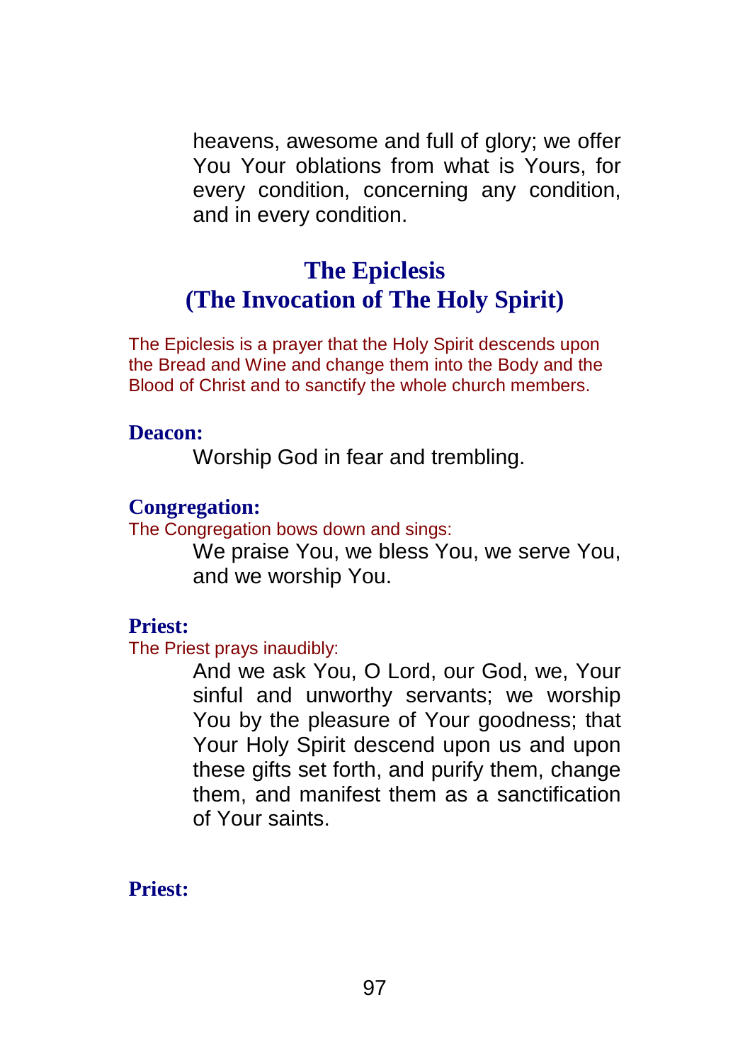heavens, awesome and full of glory; we offer You Your oblations from what is Yours, for every condition, concerning any condition, and in every condition.

## The Epiclesis
## (The Invocation of The Holy Spirit)

The Epiclesis is a prayer that the Holy Spirit descends upon the Bread and Wine and change them into the Body and the Blood of Christ and to sanctify the whole church members.

**Deacon:**

Worship God in fear and trembling.

**Congregation:**

The Congregation bows down and sings:

We praise You, we bless You, we serve You, and we worship You.

**Priest:**

The Priest prays inaudibly:

And we ask You, O Lord, our God, we, Your sinful and unworthy servants; we worship You by the pleasure of Your goodness; that Your Holy Spirit descend upon us and upon these gifts set forth, and purify them, change them, and manifest them as a sanctification of Your saints.

**Priest:**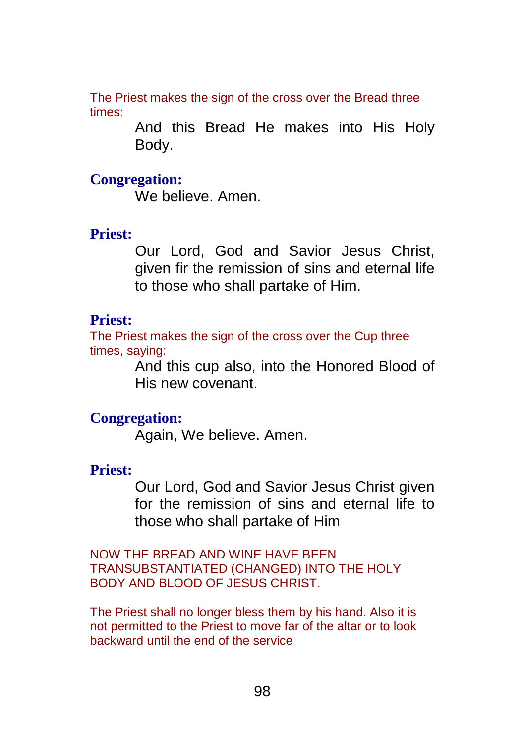The Priest makes the sign of the cross over the Bread three times:

> And this Bread He makes into His Holy Body.

**Congregation:**

> We believe. Amen.

**Priest:**

> Our Lord, God and Savior Jesus Christ, given fir the remission of sins and eternal life to those who shall partake of Him.

**Priest:**

The Priest makes the sign of the cross over the Cup three times, saying:

> And this cup also, into the Honored Blood of His new covenant.

**Congregation:**

> Again, We believe. Amen.

**Priest:**

> Our Lord, God and Savior Jesus Christ given for the remission of sins and eternal life to those who shall partake of Him

NOW THE BREAD AND WINE HAVE BEEN TRANSUBSTANTIATED (CHANGED) INTO THE HOLY BODY AND BLOOD OF JESUS CHRIST.

The Priest shall no longer bless them by his hand. Also it is not permitted to the Priest to move far of the altar or to look backward until the end of the service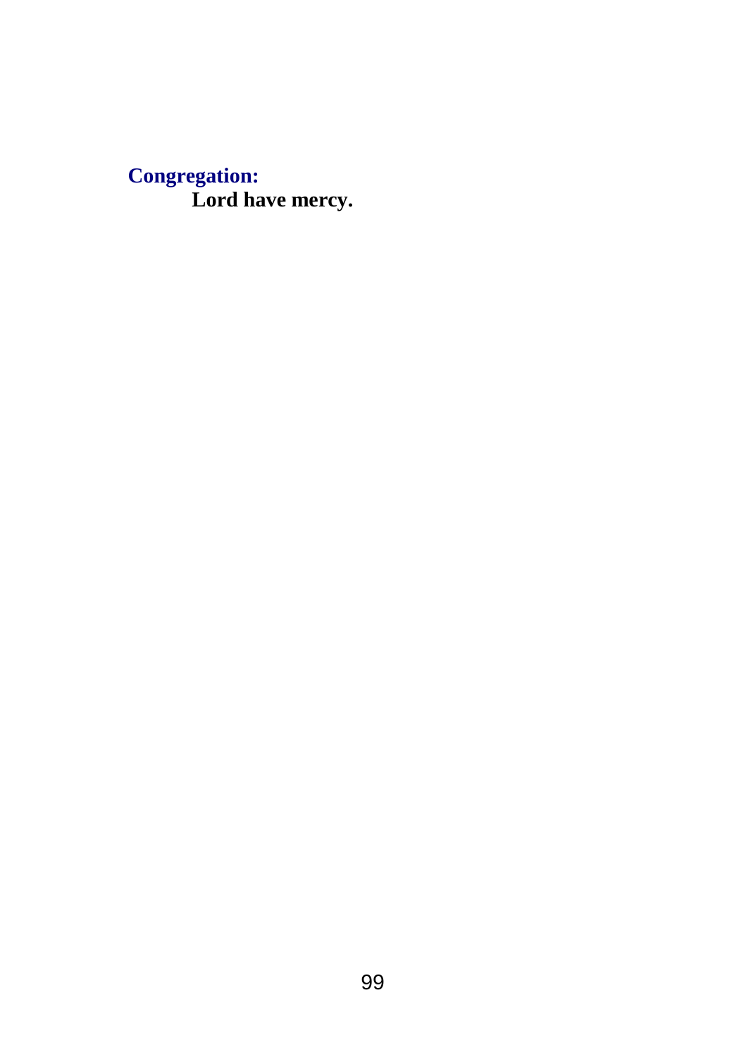**Congregation:**

**Lord have mercy.**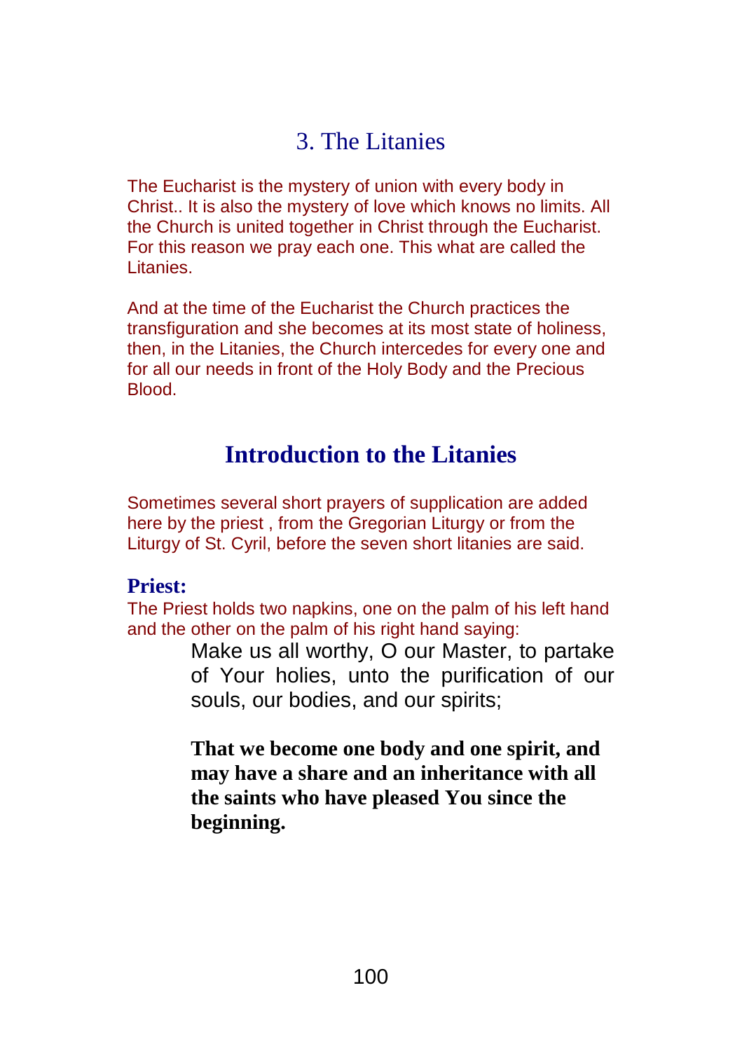## 3. The Litanies

The Eucharist is the mystery of union with every body in Christ.. It is also the mystery of love which knows no limits. All the Church is united together in Christ through the Eucharist. For this reason we pray each one. This what are called the Litanies.

And at the time of the Eucharist the Church practices the transfiguration and she becomes at its most state of holiness, then, in the Litanies, the Church intercedes for every one and for all our needs in front of the Holy Body and the Precious Blood.

## Introduction to the Litanies

Sometimes several short prayers of supplication are added here by the priest , from the Gregorian Liturgy or from the Liturgy of St. Cyril, before the seven short litanies are said.

**Priest:**

The Priest holds two napkins, one on the palm of his left hand and the other on the palm of his right hand saying:

Make us all worthy, O our Master, to partake of Your holies, unto the purification of our souls, our bodies, and our spirits;

**That we become one body and one spirit, and may have a share and an inheritance with all the saints who have pleased You since the beginning.**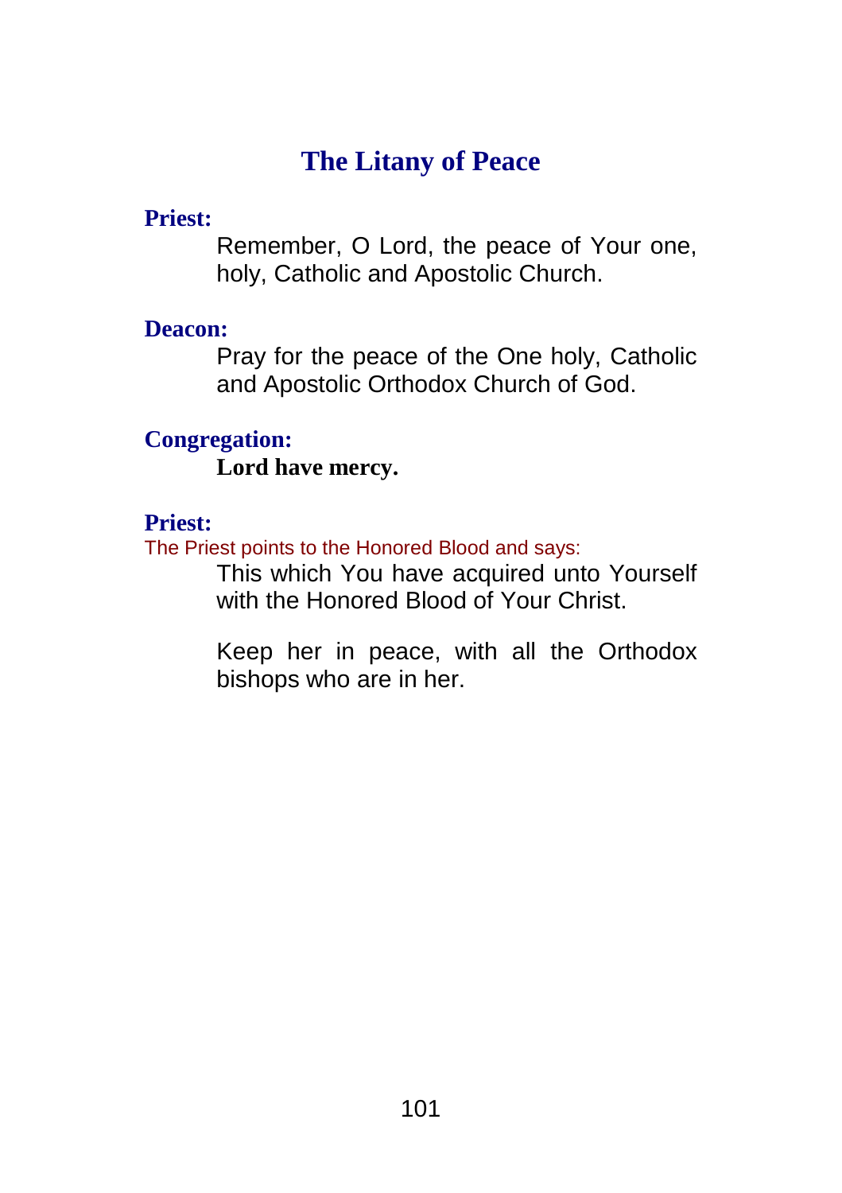## The Litany of Peace

**Priest:**

Remember, O Lord, the peace of Your one, holy, Catholic and Apostolic Church.

**Deacon:**

Pray for the peace of the One holy, Catholic and Apostolic Orthodox Church of God.

**Congregation:**

**Lord have mercy.**

**Priest:**

The Priest points to the Honored Blood and says:

This which You have acquired unto Yourself with the Honored Blood of Your Christ.

Keep her in peace, with all the Orthodox bishops who are in her.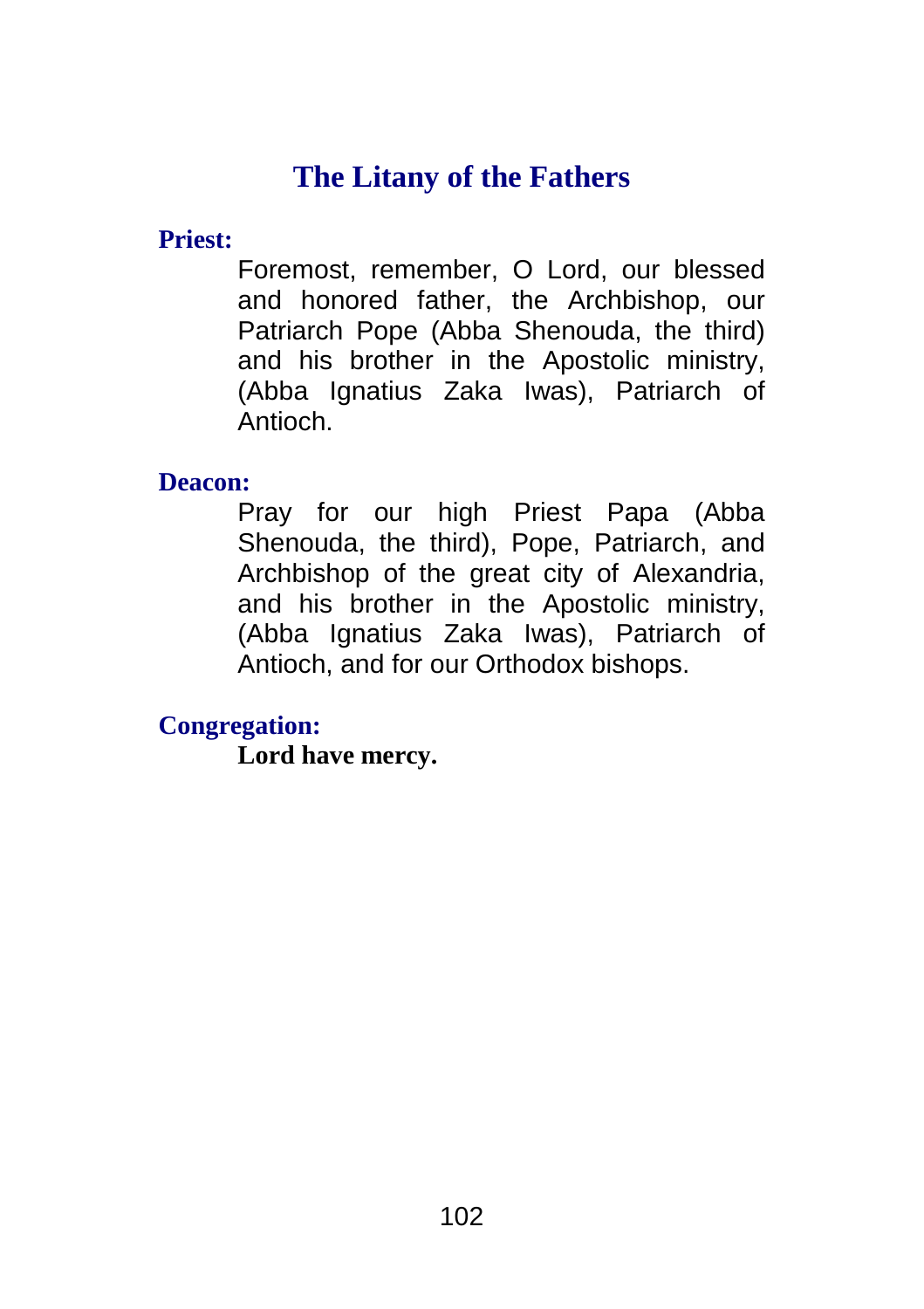## The Litany of the Fathers

**Priest:**

Foremost, remember, O Lord, our blessed and honored father, the Archbishop, our Patriarch Pope (Abba Shenouda, the third) and his brother in the Apostolic ministry, (Abba Ignatius Zaka Iwas), Patriarch of Antioch.

**Deacon:**

Pray for our high Priest Papa (Abba Shenouda, the third), Pope, Patriarch, and Archbishop of the great city of Alexandria, and his brother in the Apostolic ministry, (Abba Ignatius Zaka Iwas), Patriarch of Antioch, and for our Orthodox bishops.

**Congregation:**

**Lord have mercy.**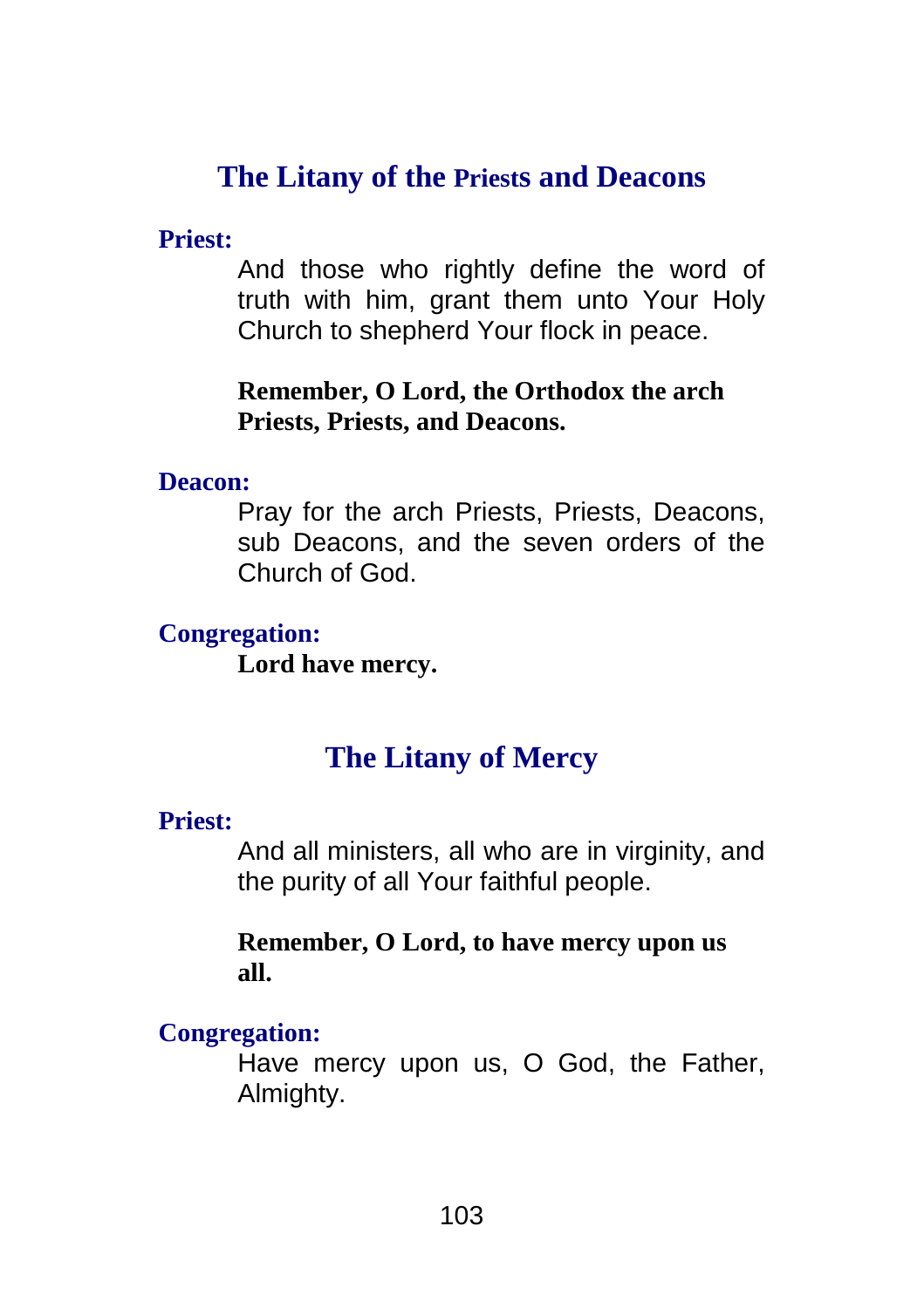## The Litany of the Priests and Deacons

**Priest:**

And those who rightly define the word of truth with him, grant them unto Your Holy Church to shepherd Your flock in peace.

**Remember, O Lord, the Orthodox the arch Priests, Priests, and Deacons.**

**Deacon:**

Pray for the arch Priests, Priests, Deacons, sub Deacons, and the seven orders of the Church of God.

**Congregation:**

**Lord have mercy.**

## The Litany of Mercy

**Priest:**

And all ministers, all who are in virginity, and the purity of all Your faithful people.

**Remember, O Lord, to have mercy upon us all.**

**Congregation:**

Have mercy upon us, O God, the Father, Almighty.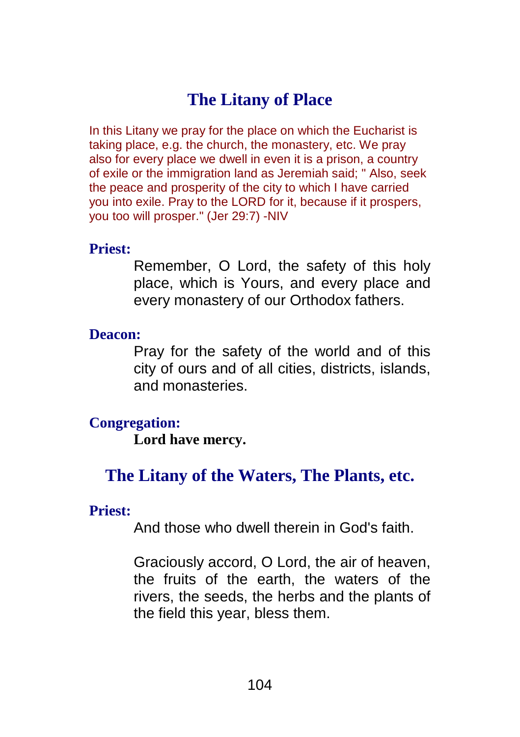## The Litany of Place

In this Litany we pray for the place on which the Eucharist is taking place, e.g. the church, the monastery, etc. We pray also for every place we dwell in even it is a prison, a country of exile or the immigration land as Jeremiah said; " Also, seek the peace and prosperity of the city to which I have carried you into exile. Pray to the LORD for it, because if it prospers, you too will prosper." (Jer 29:7) -NIV

**Priest:**

Remember, O Lord, the safety of this holy place, which is Yours, and every place and every monastery of our Orthodox fathers.

**Deacon:**

Pray for the safety of the world and of this city of ours and of all cities, districts, islands, and monasteries.

**Congregation:**

**Lord have mercy.**

## The Litany of the Waters, The Plants, etc.

**Priest:**

And those who dwell therein in God's faith.

Graciously accord, O Lord, the air of heaven, the fruits of the earth, the waters of the rivers, the seeds, the herbs and the plants of the field this year, bless them.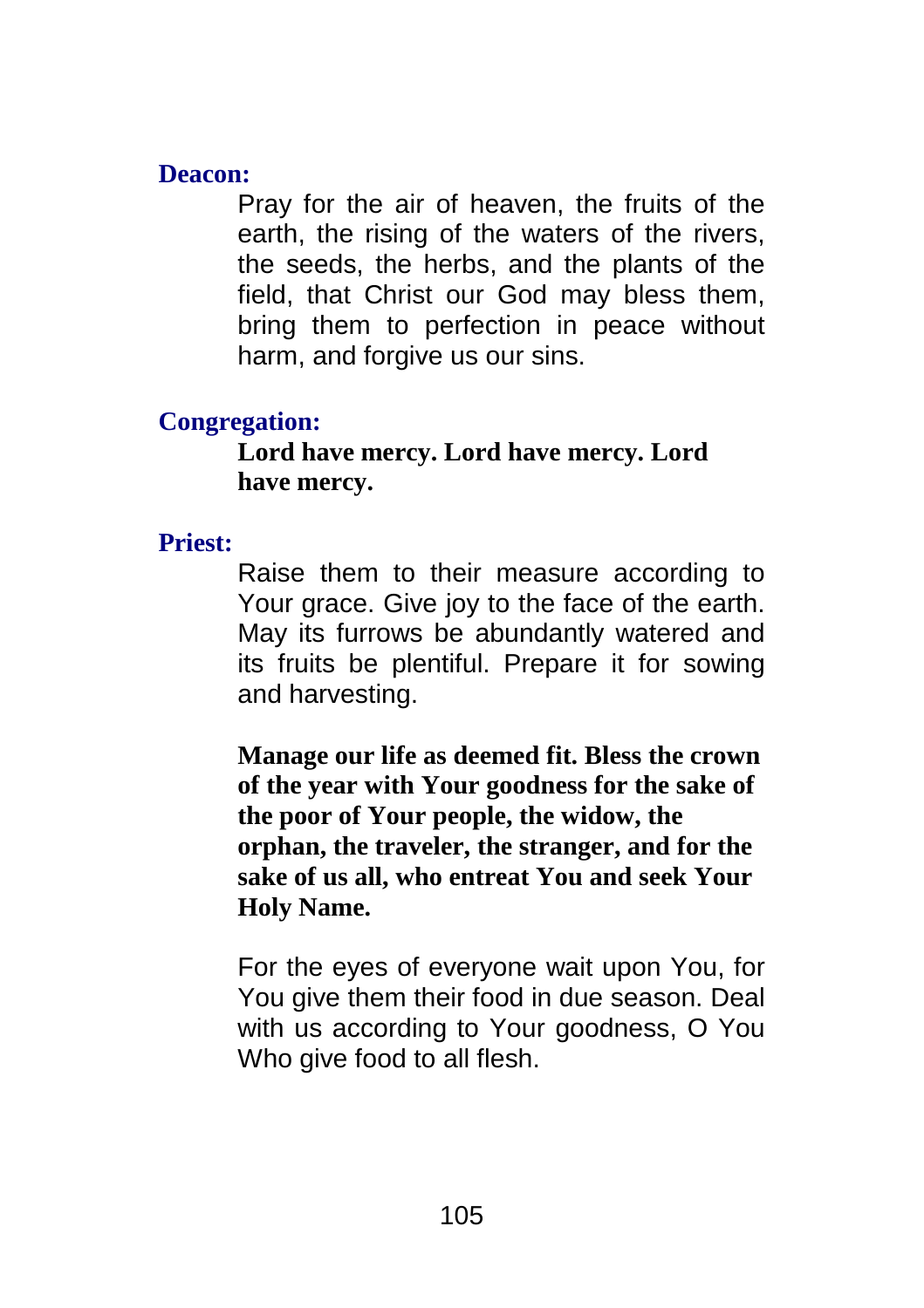**Deacon:**

Pray for the air of heaven, the fruits of the earth, the rising of the waters of the rivers, the seeds, the herbs, and the plants of the field, that Christ our God may bless them, bring them to perfection in peace without harm, and forgive us our sins.

**Congregation:**

**Lord have mercy. Lord have mercy. Lord have mercy.**

**Priest:**

Raise them to their measure according to Your grace. Give joy to the face of the earth. May its furrows be abundantly watered and its fruits be plentiful. Prepare it for sowing and harvesting.

**Manage our life as deemed fit. Bless the crown of the year with Your goodness for the sake of the poor of Your people, the widow, the orphan, the traveler, the stranger, and for the sake of us all, who entreat You and seek Your Holy Name.**

For the eyes of everyone wait upon You, for You give them their food in due season. Deal with us according to Your goodness, O You Who give food to all flesh.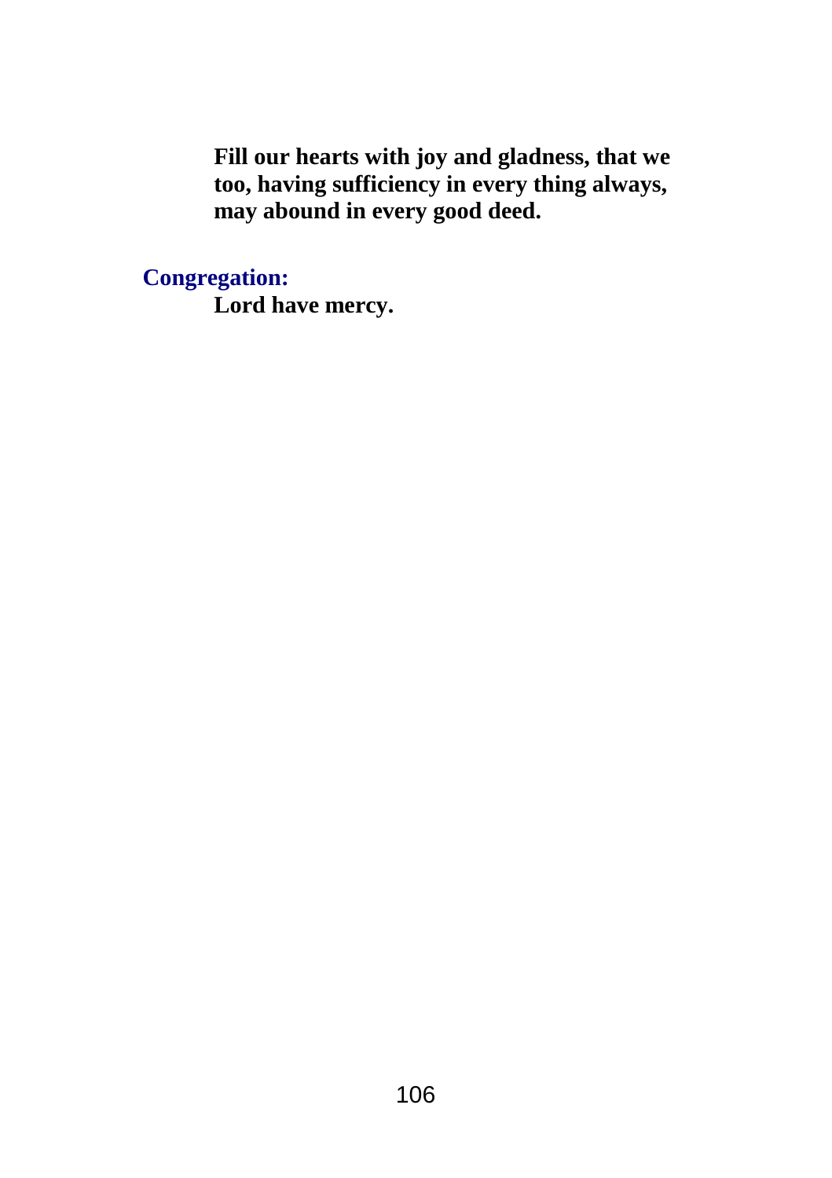**Fill our hearts with joy and gladness, that we too, having sufficiency in every thing always, may abound in every good deed.**

**Congregation:**

**Lord have mercy.**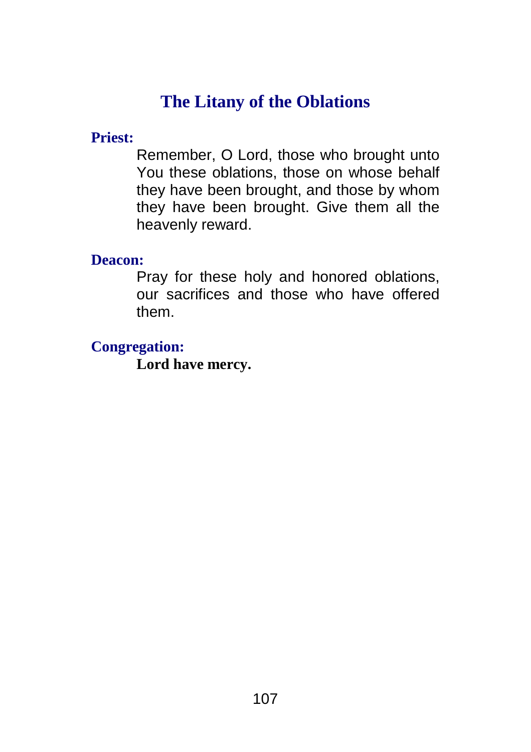## The Litany of the Oblations

**Priest:**

Remember, O Lord, those who brought unto You these oblations, those on whose behalf they have been brought, and those by whom they have been brought. Give them all the heavenly reward.

**Deacon:**

Pray for these holy and honored oblations, our sacrifices and those who have offered them.

**Congregation:**

**Lord have mercy.**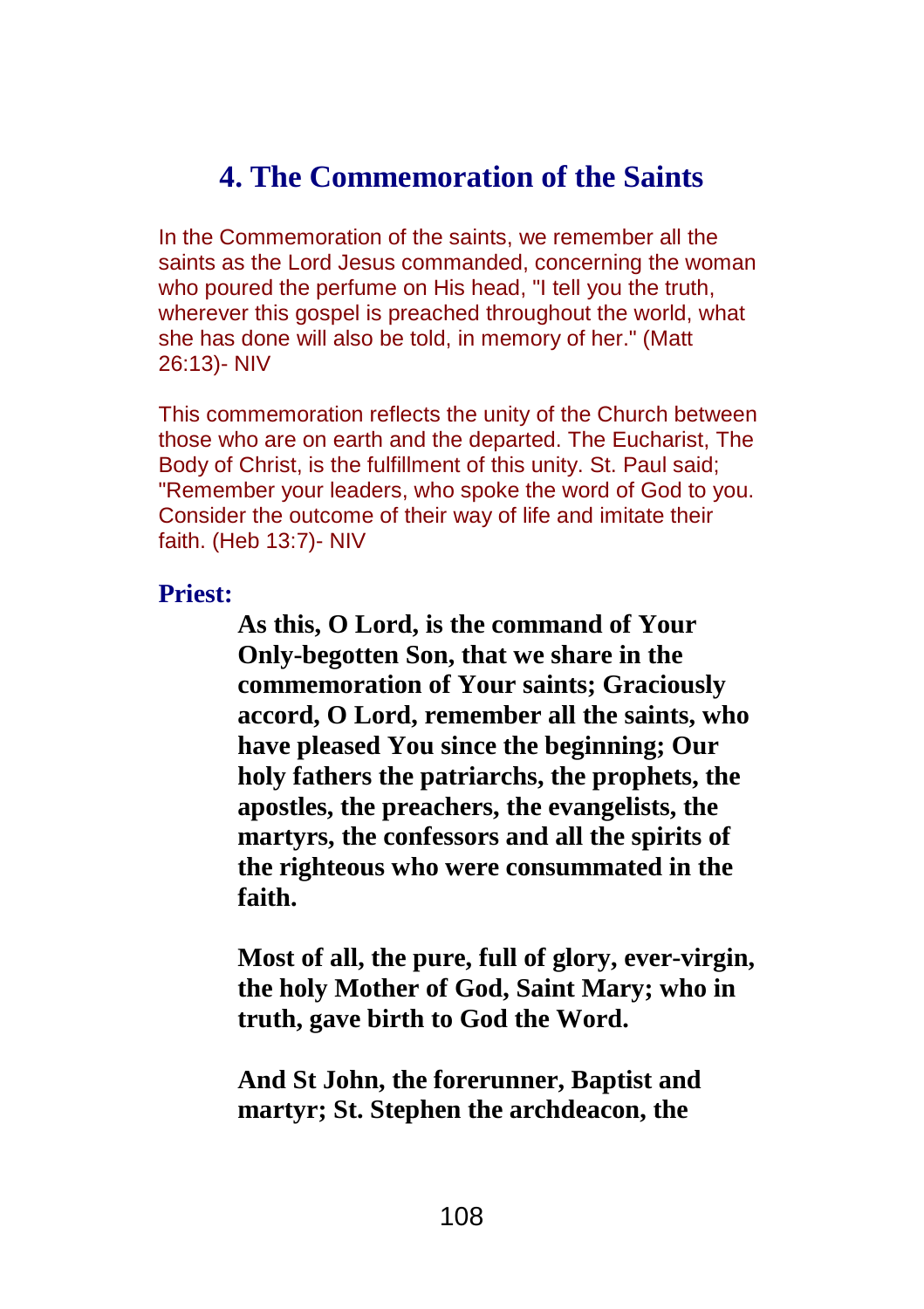## 4. The Commemoration of the Saints

In the Commemoration of the saints, we remember all the saints as the Lord Jesus commanded, concerning the woman who poured the perfume on His head, "I tell you the truth, wherever this gospel is preached throughout the world, what she has done will also be told, in memory of her." (Matt 26:13)- NIV

This commemoration reflects the unity of the Church between those who are on earth and the departed. The Eucharist, The Body of Christ, is the fulfillment of this unity. St. Paul said; "Remember your leaders, who spoke the word of God to you. Consider the outcome of their way of life and imitate their faith. (Heb 13:7)- NIV

**Priest:**

> **As this, O Lord, is the command of Your Only-begotten Son, that we share in the commemoration of Your saints; Graciously accord, O Lord, remember all the saints, who have pleased You since the beginning; Our holy fathers the patriarchs, the prophets, the apostles, the preachers, the evangelists, the martyrs, the confessors and all the spirits of the righteous who were consummated in the faith.**
>
> **Most of all, the pure, full of glory, ever-virgin, the holy Mother of God, Saint Mary; who in truth, gave birth to God the Word.**
>
> **And St John, the forerunner, Baptist and martyr; St. Stephen the archdeacon, the**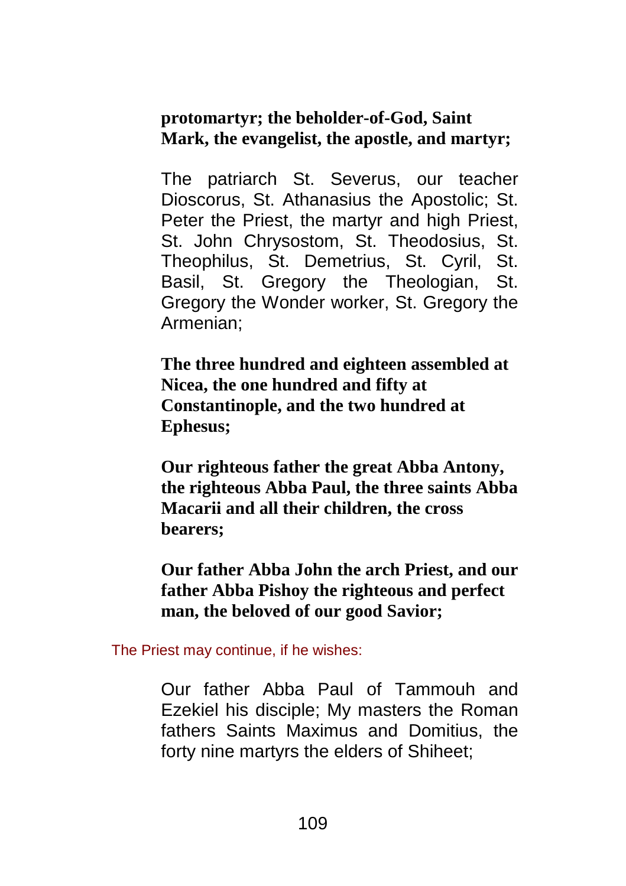**protomartyr; the beholder-of-God, Saint Mark, the evangelist, the apostle, and martyr;**

The patriarch St. Severus, our teacher Dioscorus, St. Athanasius the Apostolic; St. Peter the Priest, the martyr and high Priest, St. John Chrysostom, St. Theodosius, St. Theophilus, St. Demetrius, St. Cyril, St. Basil, St. Gregory the Theologian, St. Gregory the Wonder worker, St. Gregory the Armenian;

**The three hundred and eighteen assembled at Nicea, the one hundred and fifty at Constantinople, and the two hundred at Ephesus;**

**Our righteous father the great Abba Antony, the righteous Abba Paul, the three saints Abba Macarii and all their children, the cross bearers;**

**Our father Abba John the arch Priest, and our father Abba Pishoy the righteous and perfect man, the beloved of our good Savior;**

The Priest may continue, if he wishes:

Our father Abba Paul of Tammouh and Ezekiel his disciple; My masters the Roman fathers Saints Maximus and Domitius, the forty nine martyrs the elders of Shiheet;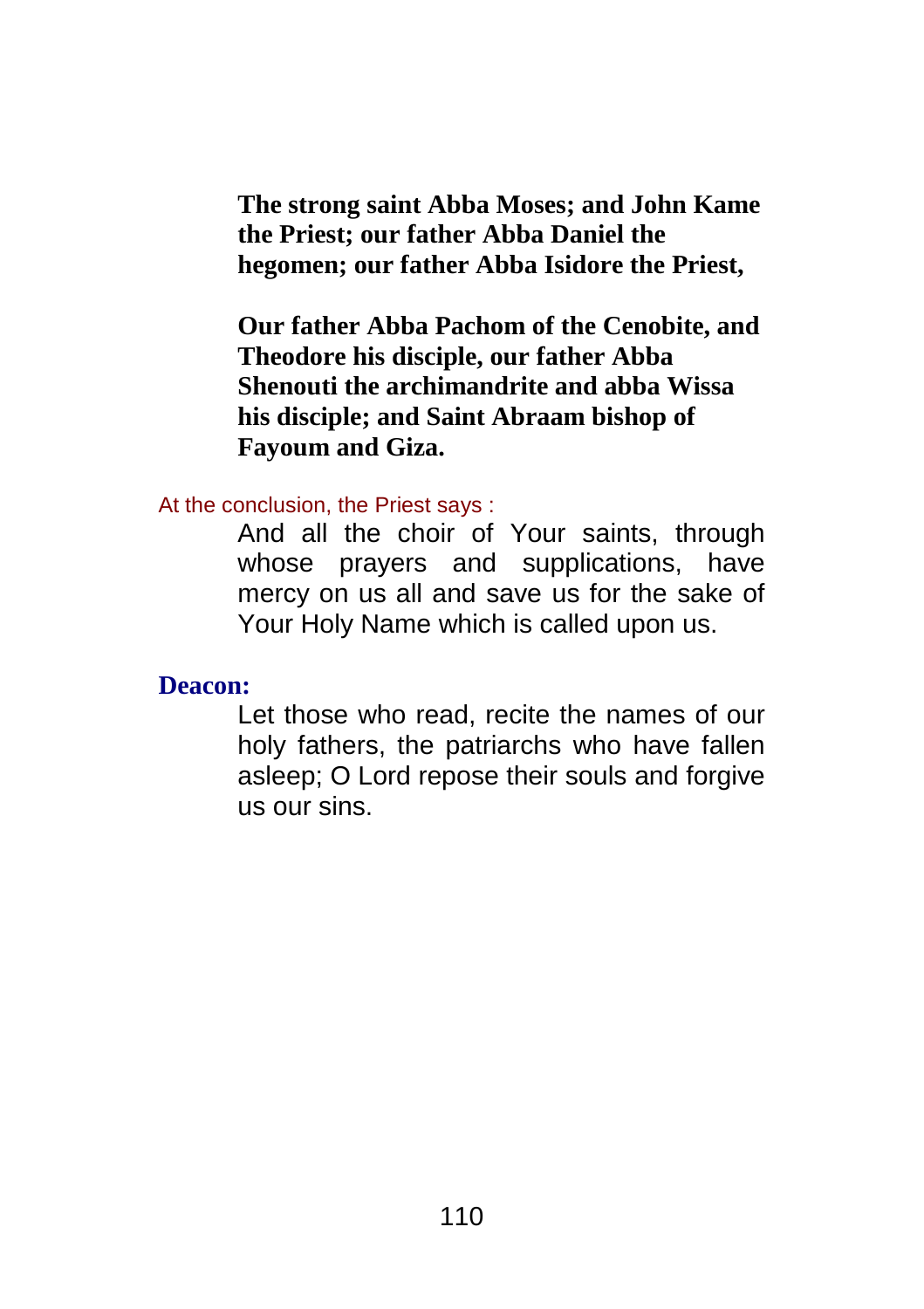**The strong saint Abba Moses; and John Kame the Priest; our father Abba Daniel the hegomen; our father Abba Isidore the Priest,**

**Our father Abba Pachom of the Cenobite, and Theodore his disciple, our father Abba Shenouti the archimandrite and abba Wissa his disciple; and Saint Abraam bishop of Fayoum and Giza.**

At the conclusion, the Priest says :

And all the choir of Your saints, through whose prayers and supplications, have mercy on us all and save us for the sake of Your Holy Name which is called upon us.

**Deacon:**

Let those who read, recite the names of our holy fathers, the patriarchs who have fallen asleep; O Lord repose their souls and forgive us our sins.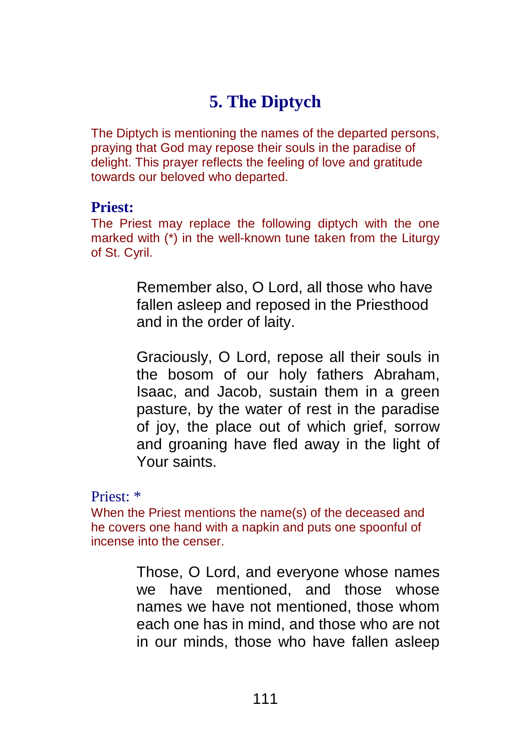# 5. The Diptych

The Diptych is mentioning the names of the departed persons, praying that God may repose their souls in the paradise of delight. This prayer reflects the feeling of love and gratitude towards our beloved who departed.

**Priest:**

The Priest may replace the following diptych with the one marked with (*) in the well-known tune taken from the Liturgy of St. Cyril.

> Remember also, O Lord, all those who have fallen asleep and reposed in the Priesthood and in the order of laity.
>
> Graciously, O Lord, repose all their souls in the bosom of our holy fathers Abraham, Isaac, and Jacob, sustain them in a green pasture, by the water of rest in the paradise of joy, the place out of which grief, sorrow and groaning have fled away in the light of Your saints.

Priest: *

When the Priest mentions the name(s) of the deceased and he covers one hand with a napkin and puts one spoonful of incense into the censer.

> Those, O Lord, and everyone whose names we have mentioned, and those whose names we have not mentioned, those whom each one has in mind, and those who are not in our minds, those who have fallen asleep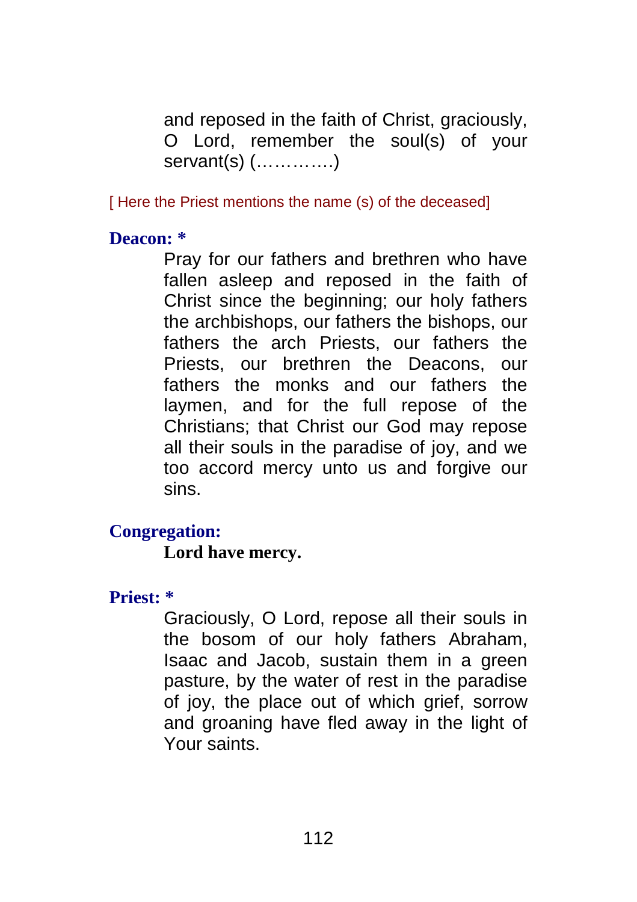and reposed in the faith of Christ, graciously, O Lord, remember the soul(s) of your servant(s) (………….)

[ Here the Priest mentions the name (s) of the deceased]

**Deacon: ***

Pray for our fathers and brethren who have fallen asleep and reposed in the faith of Christ since the beginning; our holy fathers the archbishops, our fathers the bishops, our fathers the arch Priests, our fathers the Priests, our brethren the Deacons, our fathers the monks and our fathers the laymen, and for the full repose of the Christians; that Christ our God may repose all their souls in the paradise of joy, and we too accord mercy unto us and forgive our sins.

**Congregation:**

**Lord have mercy.**

**Priest: ***

Graciously, O Lord, repose all their souls in the bosom of our holy fathers Abraham, Isaac and Jacob, sustain them in a green pasture, by the water of rest in the paradise of joy, the place out of which grief, sorrow and groaning have fled away in the light of Your saints.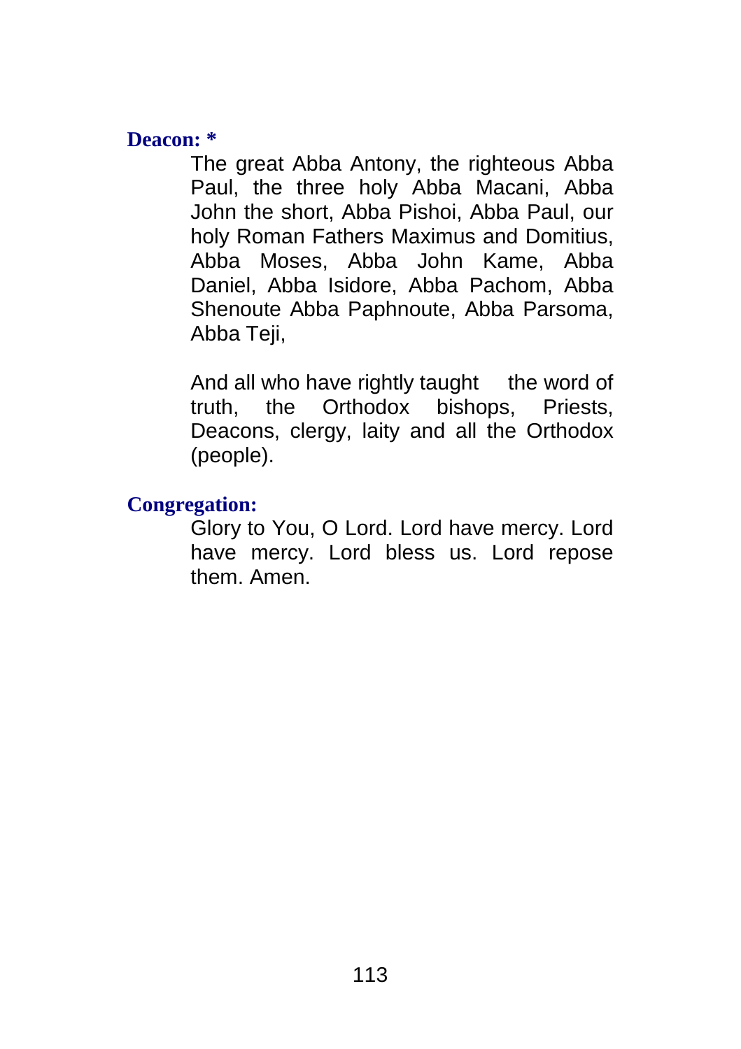**Deacon: ***

The great Abba Antony, the righteous Abba Paul, the three holy Abba Macani, Abba John the short, Abba Pishoi, Abba Paul, our holy Roman Fathers Maximus and Domitius, Abba Moses, Abba John Kame, Abba Daniel, Abba Isidore, Abba Pachom, Abba Shenoute Abba Paphnoute, Abba Parsoma, Abba Teji,

And all who have rightly taught the word of truth, the Orthodox bishops, Priests, Deacons, clergy, laity and all the Orthodox (people).

**Congregation:**

Glory to You, O Lord. Lord have mercy. Lord have mercy. Lord bless us. Lord repose them. Amen.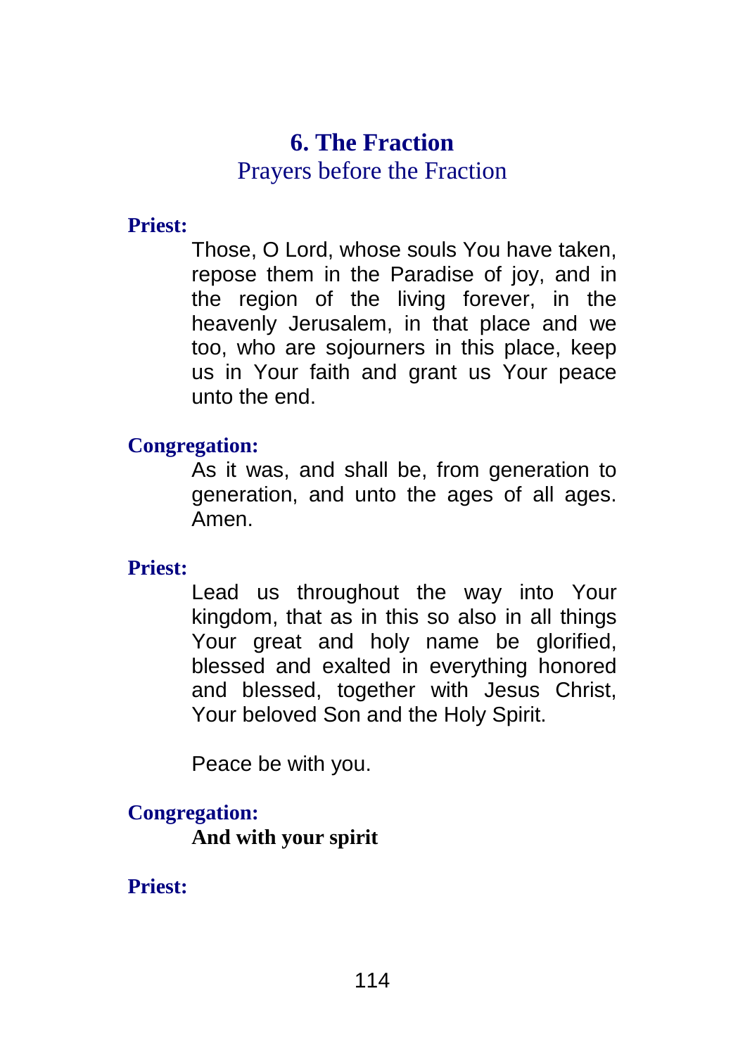## 6. The Fraction

### Prayers before the Fraction

**Priest:**

Those, O Lord, whose souls You have taken, repose them in the Paradise of joy, and in the region of the living forever, in the heavenly Jerusalem, in that place and we too, who are sojourners in this place, keep us in Your faith and grant us Your peace unto the end.

**Congregation:**

As it was, and shall be, from generation to generation, and unto the ages of all ages. Amen.

**Priest:**

Lead us throughout the way into Your kingdom, that as in this so also in all things Your great and holy name be glorified, blessed and exalted in everything honored and blessed, together with Jesus Christ, Your beloved Son and the Holy Spirit.

Peace be with you.

**Congregation:**

**And with your spirit**

**Priest:**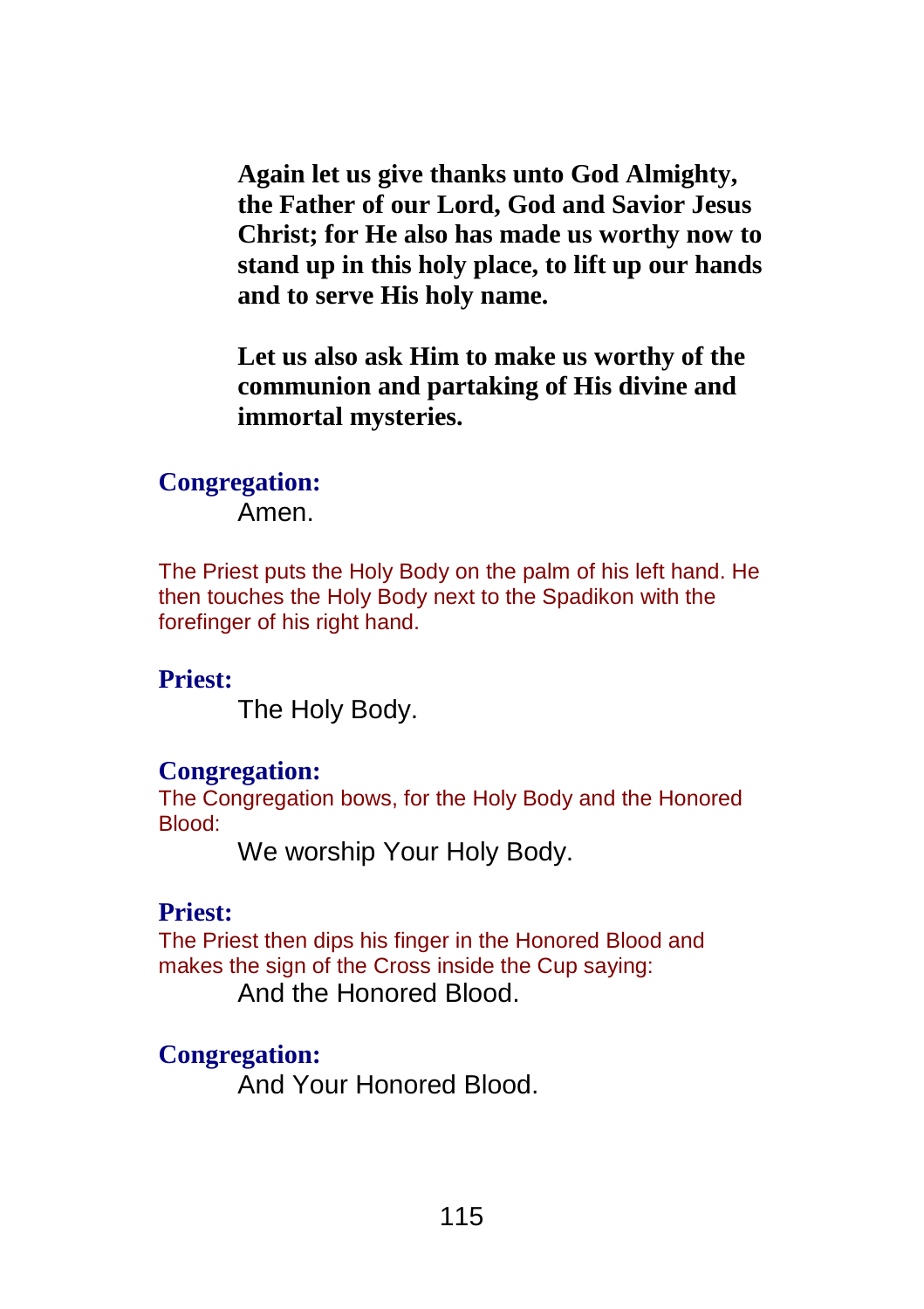**Again let us give thanks unto God Almighty, the Father of our Lord, God and Savior Jesus Christ; for He also has made us worthy now to stand up in this holy place, to lift up our hands and to serve His holy name.**

**Let us also ask Him to make us worthy of the communion and partaking of His divine and immortal mysteries.**

**Congregation:**

Amen.

The Priest puts the Holy Body on the palm of his left hand. He then touches the Holy Body next to the Spadikon with the forefinger of his right hand.

**Priest:**

The Holy Body.

**Congregation:**

The Congregation bows, for the Holy Body and the Honored Blood:

We worship Your Holy Body.

**Priest:**

The Priest then dips his finger in the Honored Blood and makes the sign of the Cross inside the Cup saying:

And the Honored Blood.

**Congregation:**

And Your Honored Blood.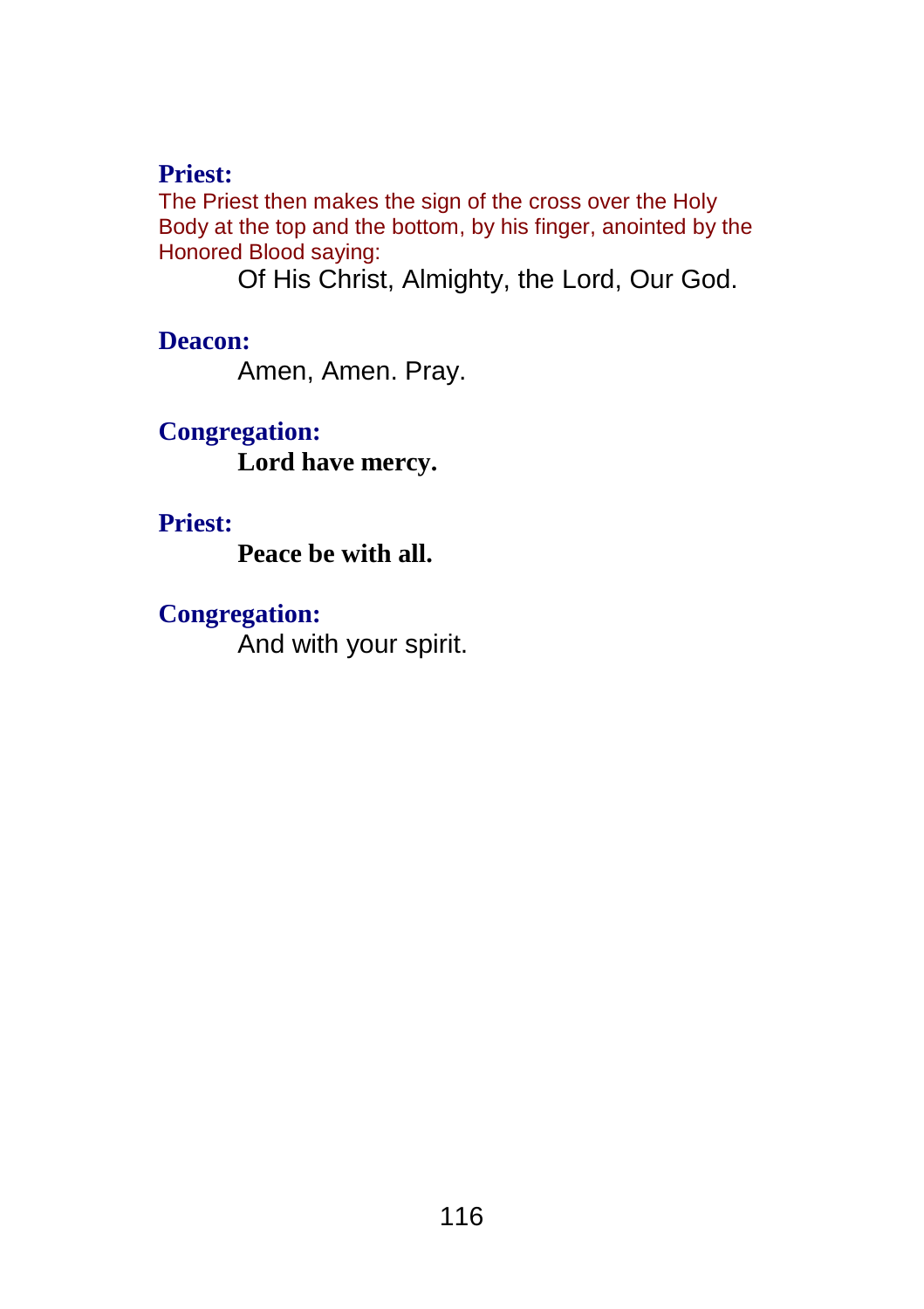**Priest:**

*The Priest then makes the sign of the cross over the Holy Body at the top and the bottom, by his finger, anointed by the Honored Blood saying:*

Of His Christ, Almighty, the Lord, Our God.

**Deacon:**

Amen, Amen. Pray.

**Congregation:**

**Lord have mercy.**

**Priest:**

**Peace be with all.**

**Congregation:**

And with your spirit.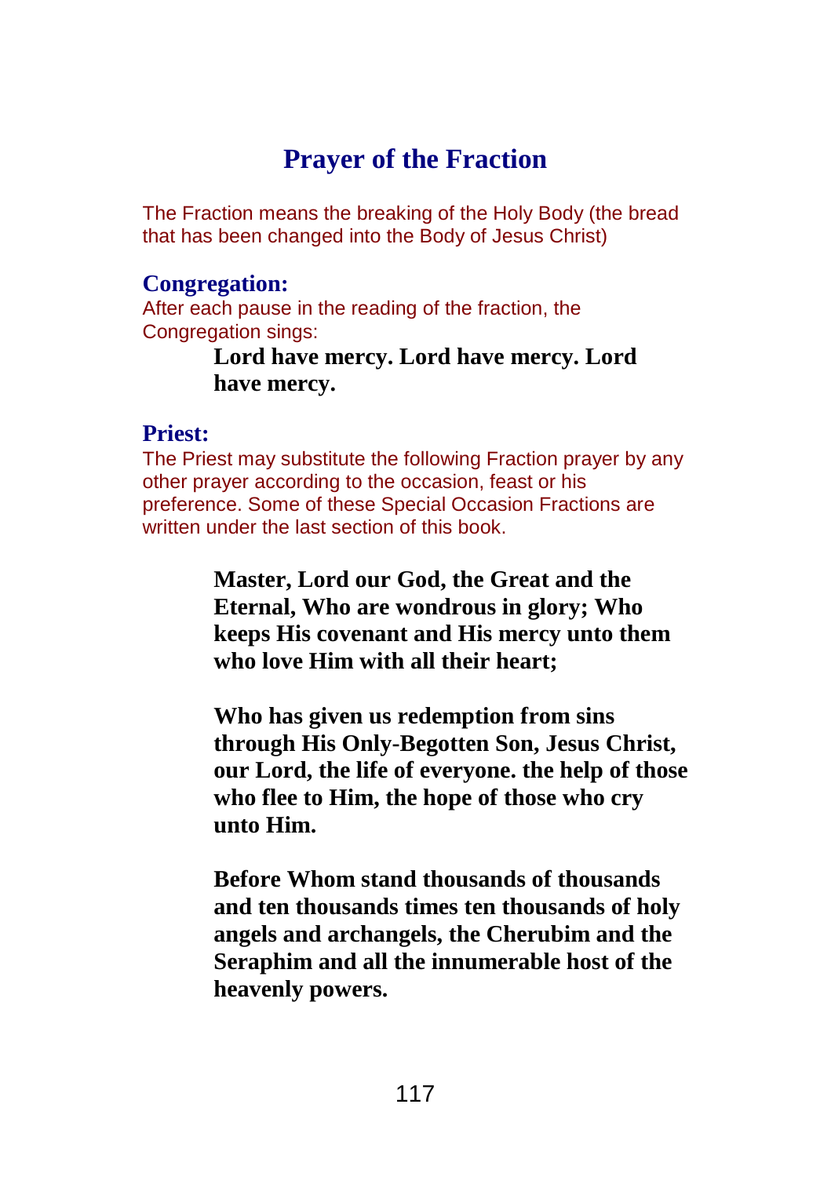# Prayer of the Fraction

The Fraction means the breaking of the Holy Body (the bread that has been changed into the Body of Jesus Christ)

### Congregation:

After each pause in the reading of the fraction, the Congregation sings:

> **Lord have mercy. Lord have mercy. Lord have mercy.**

### Priest:

The Priest may substitute the following Fraction prayer by any other prayer according to the occasion, feast or his preference. Some of these Special Occasion Fractions are written under the last section of this book.

> **Master, Lord our God, the Great and the Eternal, Who are wondrous in glory; Who keeps His covenant and His mercy unto them who love Him with all their heart;**
>
> **Who has given us redemption from sins through His Only-Begotten Son, Jesus Christ, our Lord, the life of everyone. the help of those who flee to Him, the hope of those who cry unto Him.**
>
> **Before Whom stand thousands of thousands and ten thousands times ten thousands of holy angels and archangels, the Cherubim and the Seraphim and all the innumerable host of the heavenly powers.**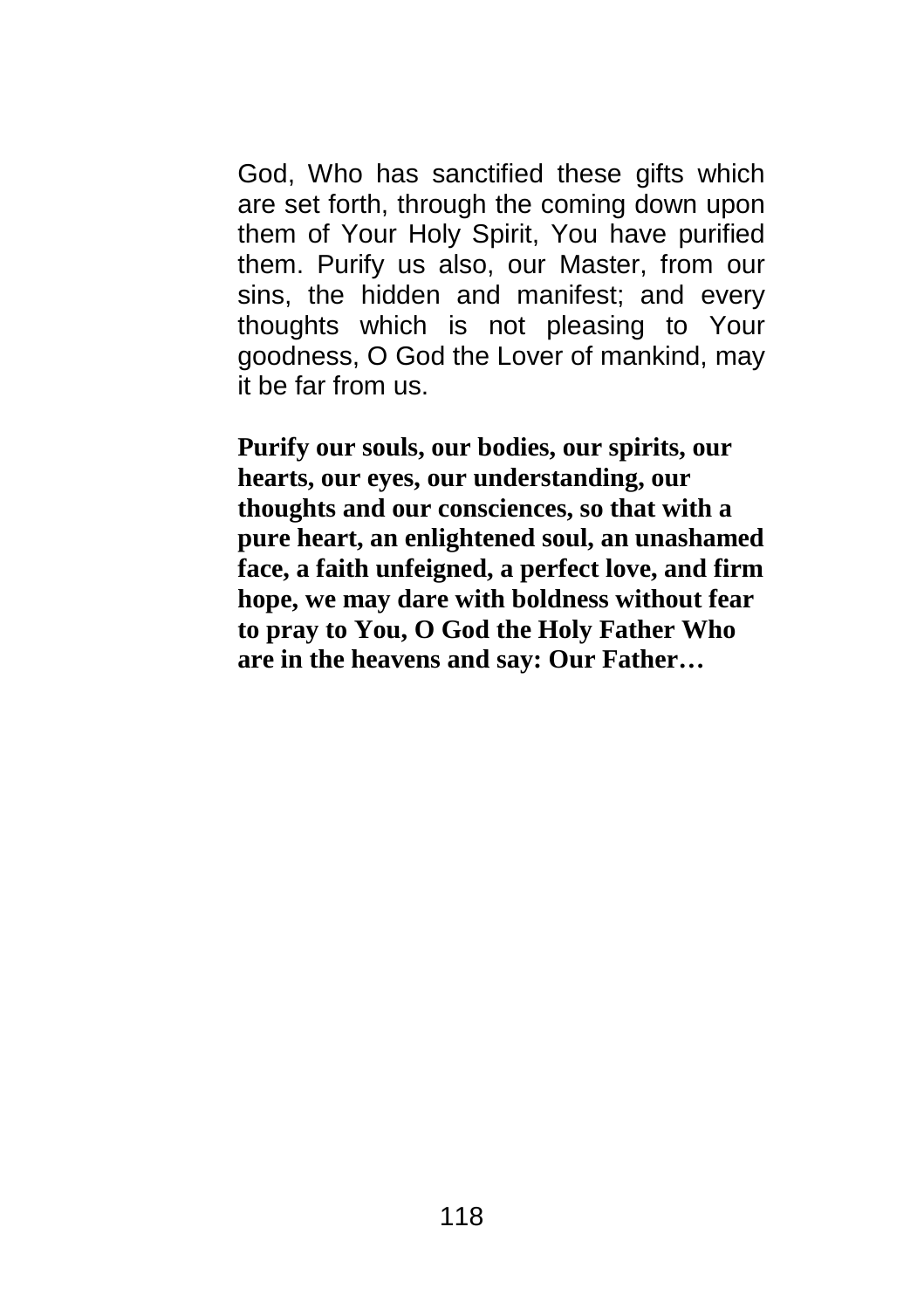God, Who has sanctified these gifts which are set forth, through the coming down upon them of Your Holy Spirit, You have purified them. Purify us also, our Master, from our sins, the hidden and manifest; and every thoughts which is not pleasing to Your goodness, O God the Lover of mankind, may it be far from us.

**Purify our souls, our bodies, our spirits, our hearts, our eyes, our understanding, our thoughts and our consciences, so that with a pure heart, an enlightened soul, an unashamed face, a faith unfeigned, a perfect love, and firm hope, we may dare with boldness without fear to pray to You, O God the Holy Father Who are in the heavens and say: Our Father…**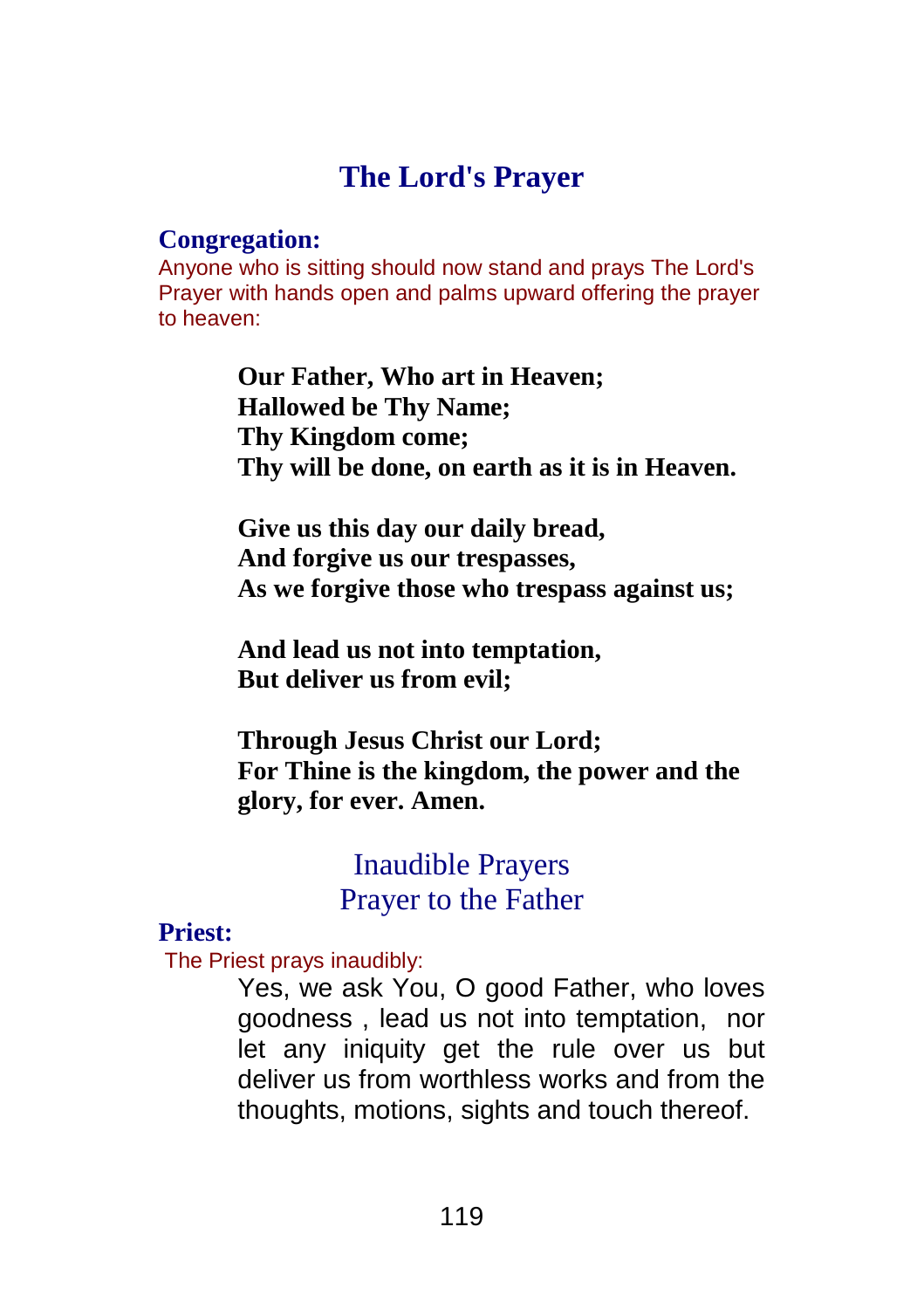# The Lord's Prayer

**Congregation:**

Anyone who is sitting should now stand and prays The Lord's Prayer with hands open and palms upward offering the prayer to heaven:

**Our Father, Who art in Heaven;**
**Hallowed be Thy Name;**
**Thy Kingdom come;**
**Thy will be done, on earth as it is in Heaven.**

**Give us this day our daily bread,**
**And forgive us our trespasses,**
**As we forgive those who trespass against us;**

**And lead us not into temptation,**
**But deliver us from evil;**

**Through Jesus Christ our Lord;**
**For Thine is the kingdom, the power and the glory, for ever. Amen.**

## Inaudible Prayers
## Prayer to the Father

**Priest:**

The Priest prays inaudibly:

Yes, we ask You, O good Father, who loves goodness , lead us not into temptation, nor let any iniquity get the rule over us but deliver us from worthless works and from the thoughts, motions, sights and touch thereof.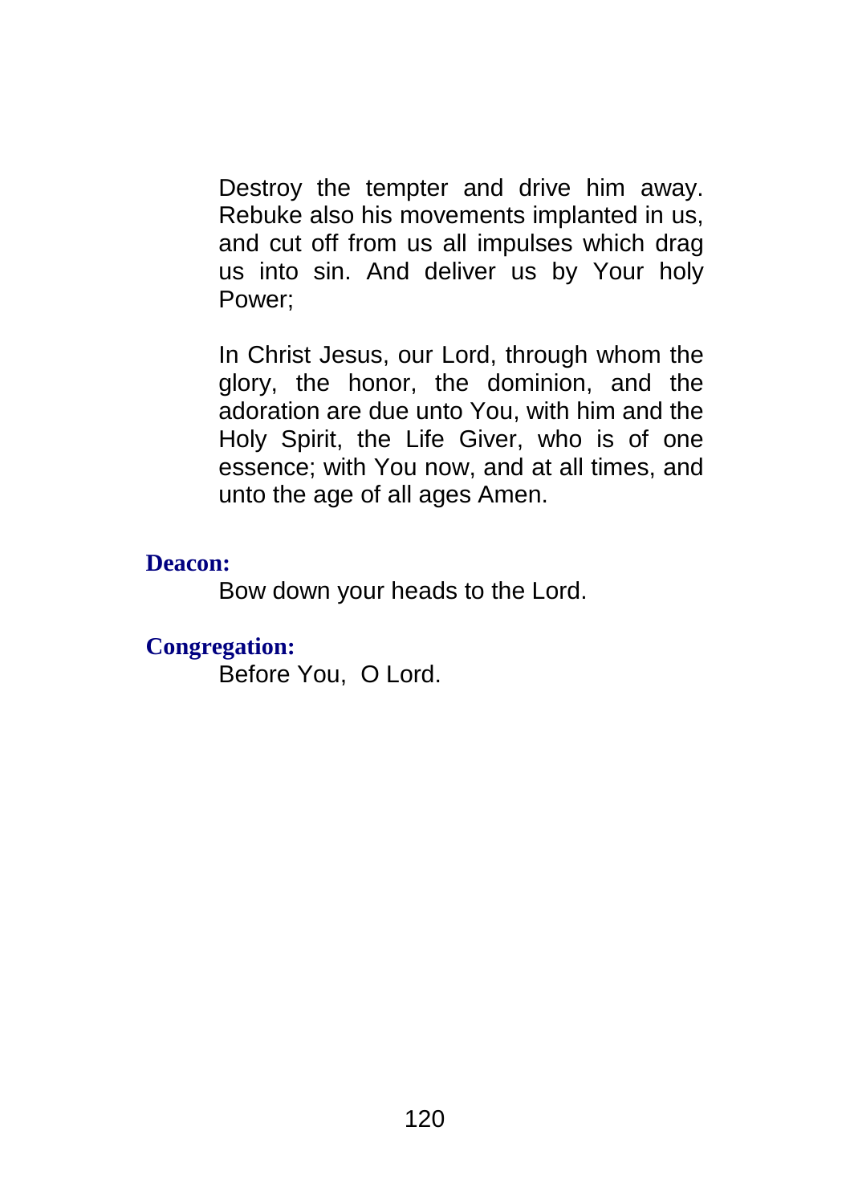Destroy the tempter and drive him away. Rebuke also his movements implanted in us, and cut off from us all impulses which drag us into sin. And deliver us by Your holy Power;

In Christ Jesus, our Lord, through whom the glory, the honor, the dominion, and the adoration are due unto You, with him and the Holy Spirit, the Life Giver, who is of one essence; with You now, and at all times, and unto the age of all ages Amen.

**Deacon:**

Bow down your heads to the Lord.

**Congregation:**

Before You, O Lord.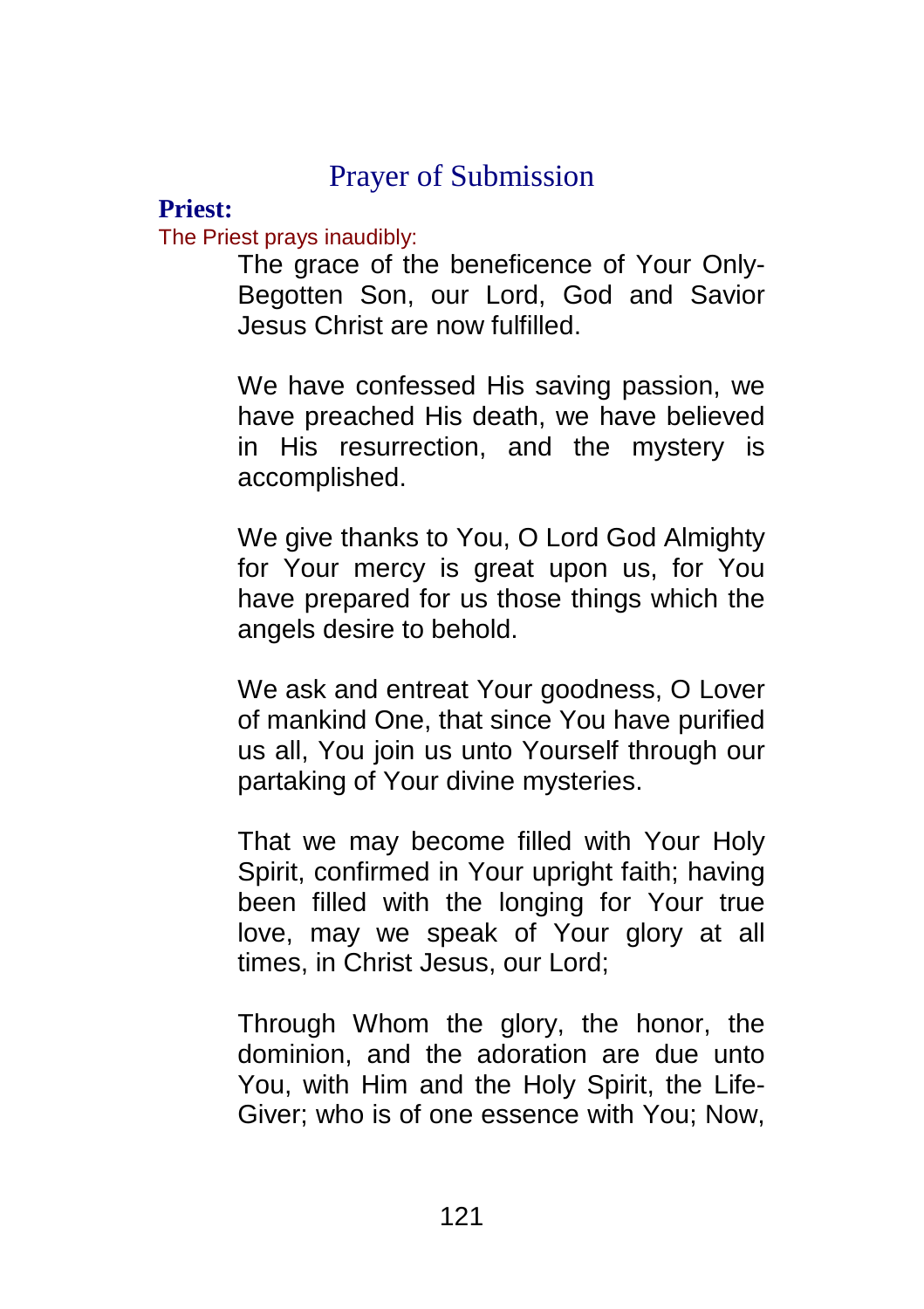## Prayer of Submission

**Priest:**

The Priest prays inaudibly:

The grace of the beneficence of Your Only-Begotten Son, our Lord, God and Savior Jesus Christ are now fulfilled.

We have confessed His saving passion, we have preached His death, we have believed in His resurrection, and the mystery is accomplished.

We give thanks to You, O Lord God Almighty for Your mercy is great upon us, for You have prepared for us those things which the angels desire to behold.

We ask and entreat Your goodness, O Lover of mankind One, that since You have purified us all, You join us unto Yourself through our partaking of Your divine mysteries.

That we may become filled with Your Holy Spirit, confirmed in Your upright faith; having been filled with the longing for Your true love, may we speak of Your glory at all times, in Christ Jesus, our Lord;

Through Whom the glory, the honor, the dominion, and the adoration are due unto You, with Him and the Holy Spirit, the Life-Giver; who is of one essence with You; Now,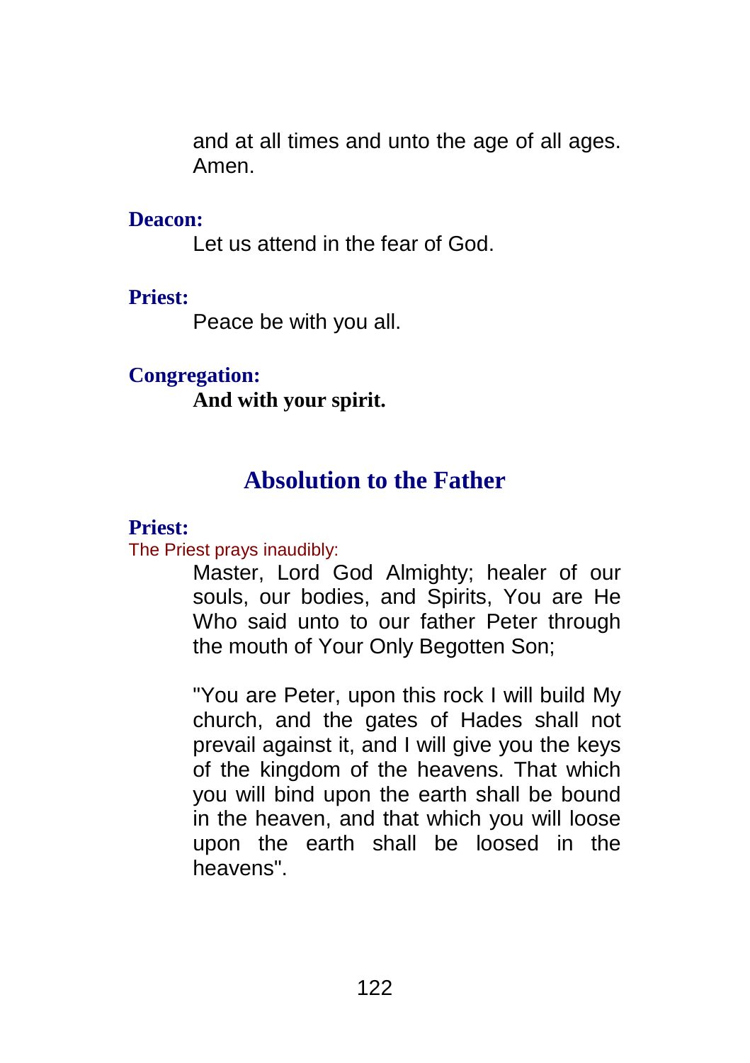and at all times and unto the age of all ages. Amen.

**Deacon:**

Let us attend in the fear of God.

**Priest:**

Peace be with you all.

**Congregation:**

**And with your spirit.**

## Absolution to the Father

**Priest:**

The Priest prays inaudibly:

Master, Lord God Almighty; healer of our souls, our bodies, and Spirits, You are He Who said unto to our father Peter through the mouth of Your Only Begotten Son;

"You are Peter, upon this rock I will build My church, and the gates of Hades shall not prevail against it, and I will give you the keys of the kingdom of the heavens. That which you will bind upon the earth shall be bound in the heaven, and that which you will loose upon the earth shall be loosed in the heavens".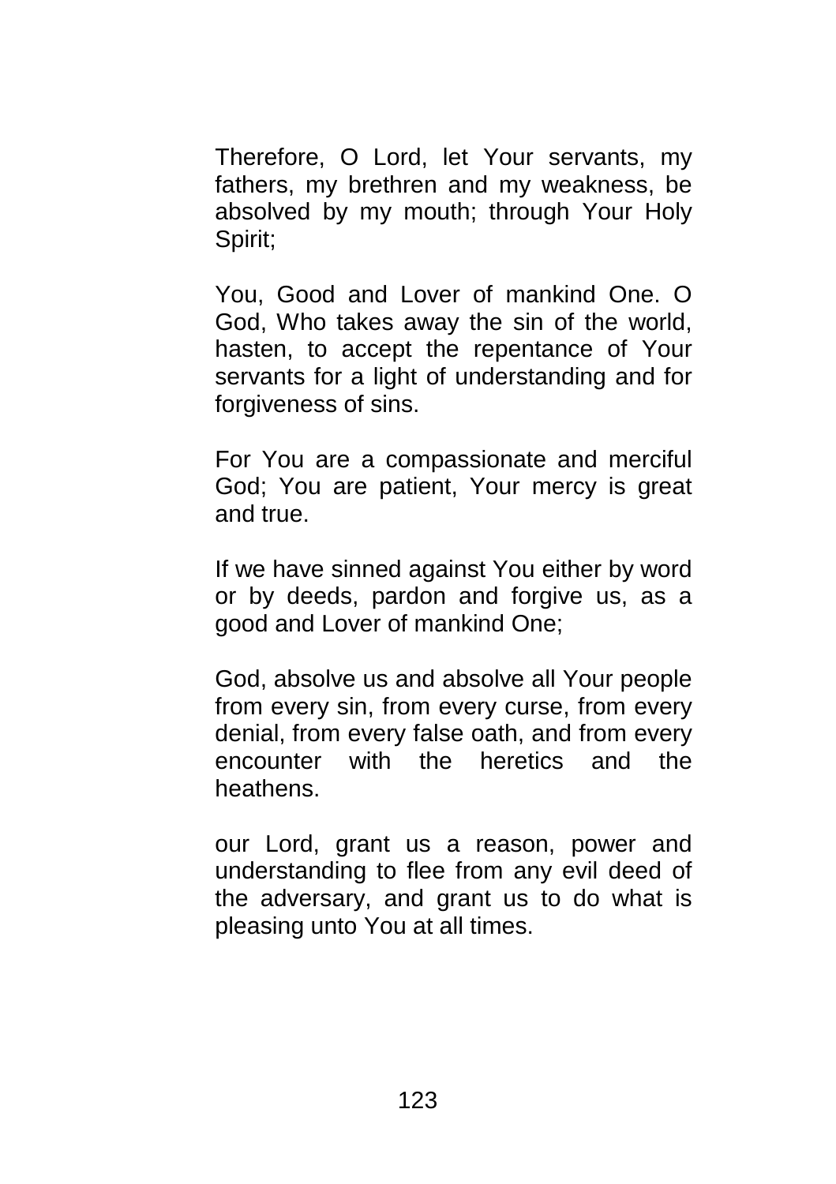Therefore, O Lord, let Your servants, my fathers, my brethren and my weakness, be absolved by my mouth; through Your Holy Spirit;

You, Good and Lover of mankind One. O God, Who takes away the sin of the world, hasten, to accept the repentance of Your servants for a light of understanding and for forgiveness of sins.

For You are a compassionate and merciful God; You are patient, Your mercy is great and true.

If we have sinned against You either by word or by deeds, pardon and forgive us, as a good and Lover of mankind One;

God, absolve us and absolve all Your people from every sin, from every curse, from every denial, from every false oath, and from every encounter with the heretics and the heathens.

our Lord, grant us a reason, power and understanding to flee from any evil deed of the adversary, and grant us to do what is pleasing unto You at all times.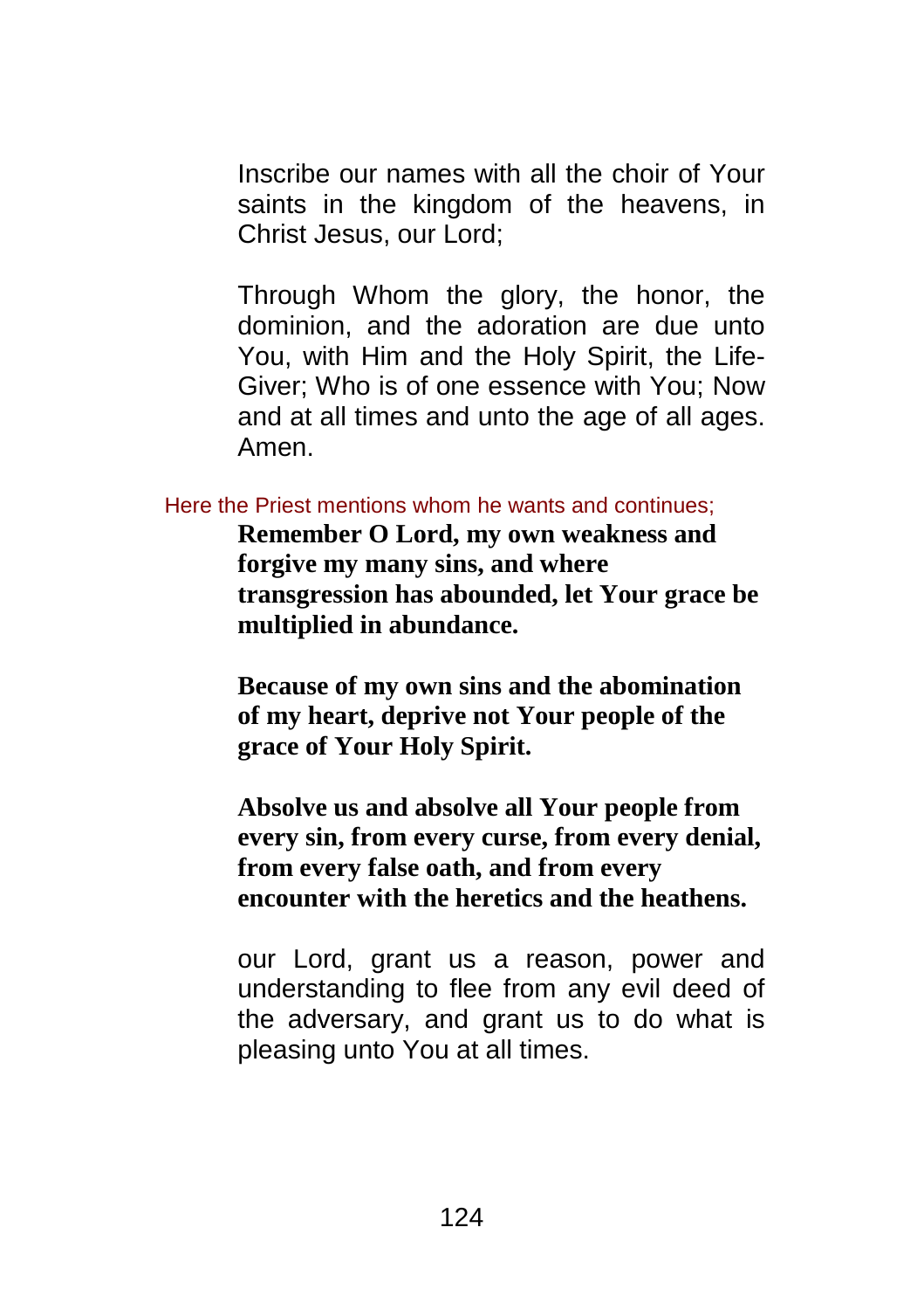Inscribe our names with all the choir of Your saints in the kingdom of the heavens, in Christ Jesus, our Lord;

Through Whom the glory, the honor, the dominion, and the adoration are due unto You, with Him and the Holy Spirit, the Life-Giver; Who is of one essence with You; Now and at all times and unto the age of all ages. Amen.

Here the Priest mentions whom he wants and continues;

**Remember O Lord, my own weakness and forgive my many sins, and where transgression has abounded, let Your grace be multiplied in abundance.**

**Because of my own sins and the abomination of my heart, deprive not Your people of the grace of Your Holy Spirit.**

**Absolve us and absolve all Your people from every sin, from every curse, from every denial, from every false oath, and from every encounter with the heretics and the heathens.**

our Lord, grant us a reason, power and understanding to flee from any evil deed of the adversary, and grant us to do what is pleasing unto You at all times.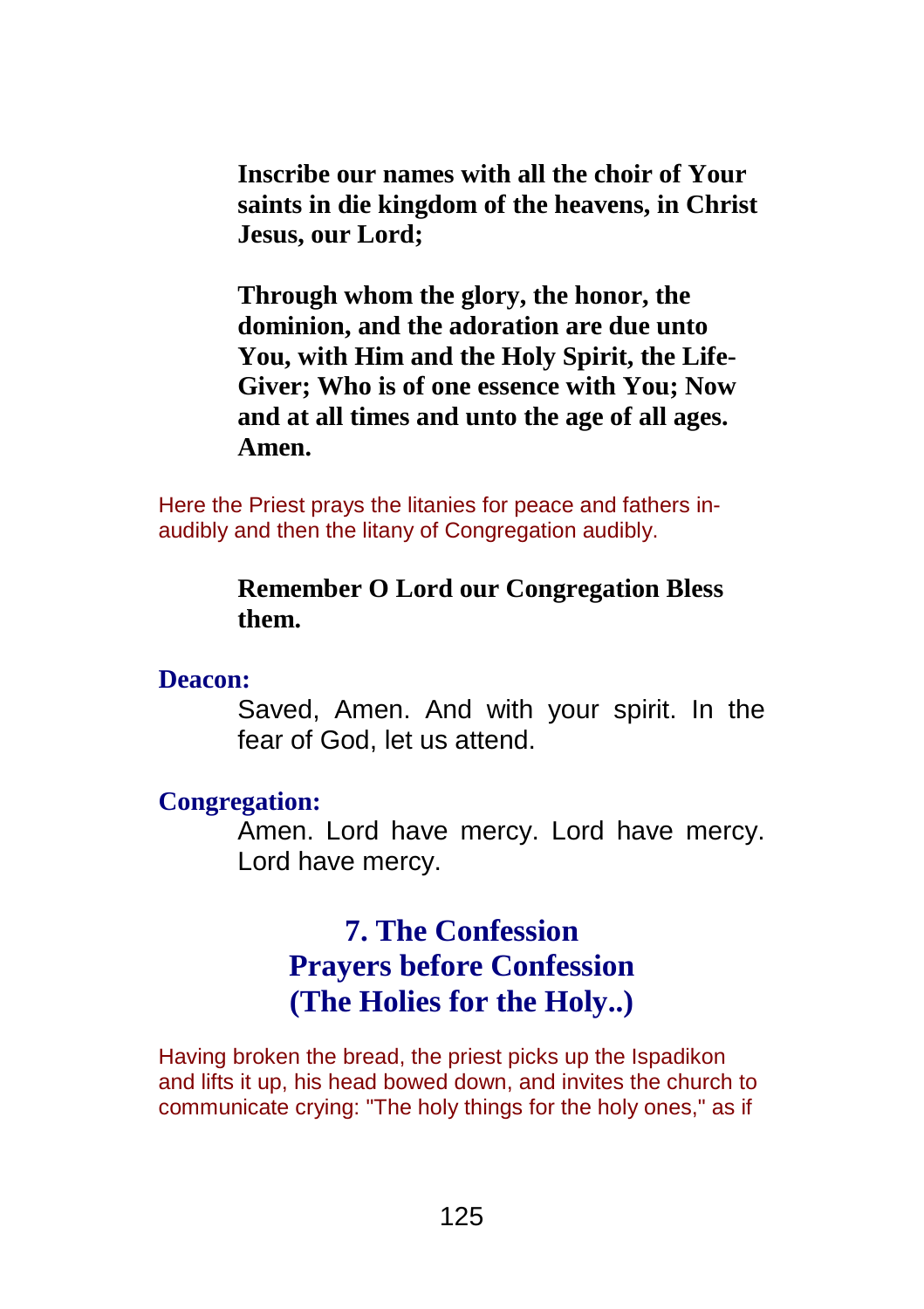**Inscribe our names with all the choir of Your saints in die kingdom of the heavens, in Christ Jesus, our Lord;**

**Through whom the glory, the honor, the dominion, and the adoration are due unto You, with Him and the Holy Spirit, the Life-Giver; Who is of one essence with You; Now and at all times and unto the age of all ages. Amen.**

Here the Priest prays the litanies for peace and fathers in-audibly and then the litany of Congregation audibly.

**Remember O Lord our Congregation Bless them.**

**Deacon:**

Saved, Amen. And with your spirit. In the fear of God, let us attend.

**Congregation:**

Amen. Lord have mercy. Lord have mercy. Lord have mercy.

## 7. The Confession
## Prayers before Confession
## (The Holies for the Holy..)

Having broken the bread, the priest picks up the Ispadikon and lifts it up, his head bowed down, and invites the church to communicate crying: "The holy things for the holy ones," as if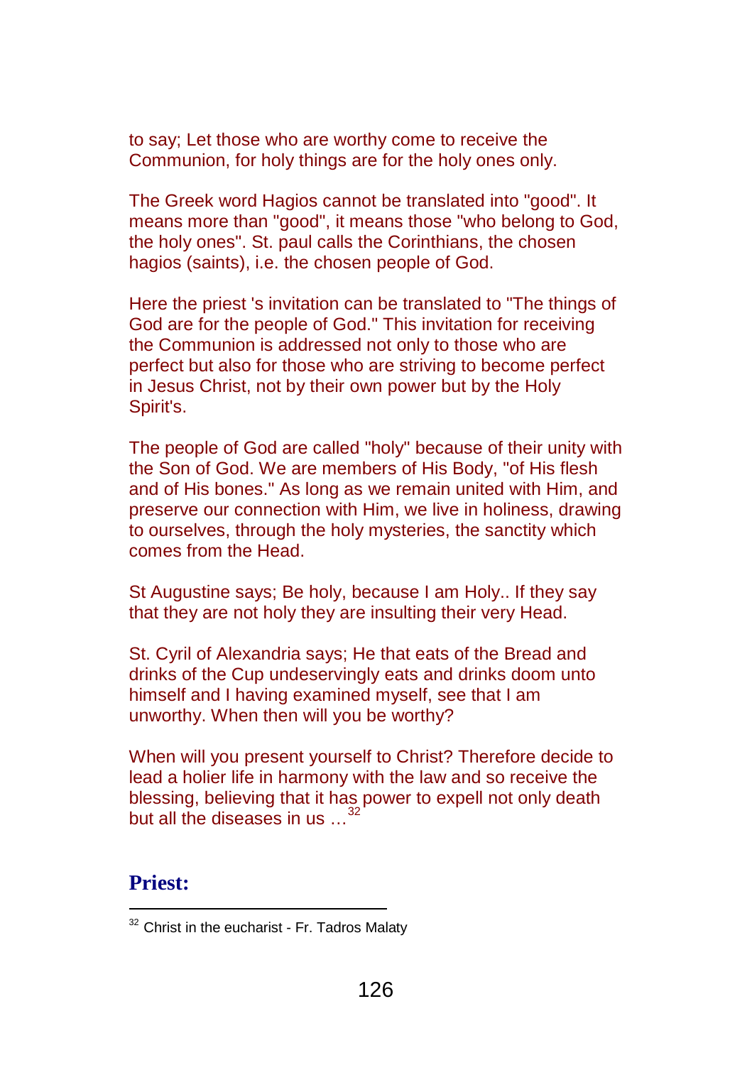to say; Let those who are worthy come to receive the Communion, for holy things are for the holy ones only.

The Greek word Hagios cannot be translated into "good". It means more than "good", it means those "who belong to God, the holy ones". St. paul calls the Corinthians, the chosen hagios (saints), i.e. the chosen people of God.

Here the priest 's invitation can be translated to "The things of God are for the people of God." This invitation for receiving the Communion is addressed not only to those who are perfect but also for those who are striving to become perfect in Jesus Christ, not by their own power but by the Holy Spirit's.

The people of God are called "holy" because of their unity with the Son of God. We are members of His Body, "of His flesh and of His bones." As long as we remain united with Him, and preserve our connection with Him, we live in holiness, drawing to ourselves, through the holy mysteries, the sanctity which comes from the Head.

St Augustine says; Be holy, because I am Holy.. If they say that they are not holy they are insulting their very Head.

St. Cyril of Alexandria says; He that eats of the Bread and drinks of the Cup undeservingly eats and drinks doom unto himself and I having examined myself, see that I am unworthy. When then will you be worthy?

When will you present yourself to Christ? Therefore decide to lead a holier life in harmony with the law and so receive the blessing, believing that it has power to expell not only death but all the diseases in us ...[32]

## Priest:

---

[32] Christ in the eucharist - Fr. Tadros Malaty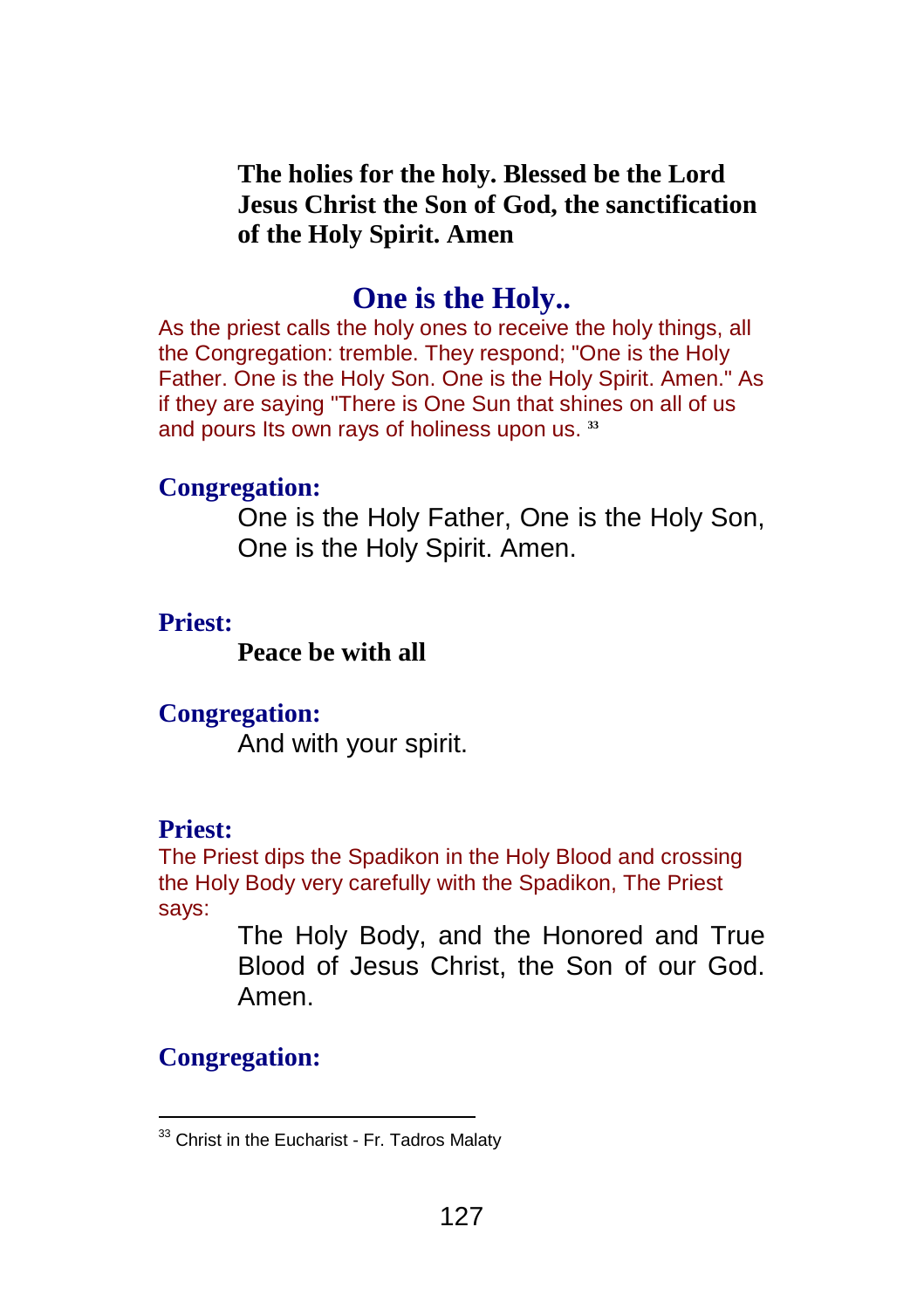**The holies for the holy. Blessed be the Lord Jesus Christ the Son of God, the sanctification of the Holy Spirit. Amen**

## One is the Holy..

As the priest calls the holy ones to receive the holy things, all the Congregation: tremble. They respond; "One is the Holy Father. One is the Holy Son. One is the Holy Spirit. Amen." As if they are saying "There is One Sun that shines on all of us and pours Its own rays of holiness upon us. [33]

**Congregation:**

One is the Holy Father, One is the Holy Son, One is the Holy Spirit. Amen.

**Priest:**

**Peace be with all**

**Congregation:**

And with your spirit.

**Priest:**

The Priest dips the Spadikon in the Holy Blood and crossing the Holy Body very carefully with the Spadikon, The Priest says:

The Holy Body, and the Honored and True Blood of Jesus Christ, the Son of our God. Amen.

**Congregation:**

---

[33] Christ in the Eucharist - Fr. Tadros Malaty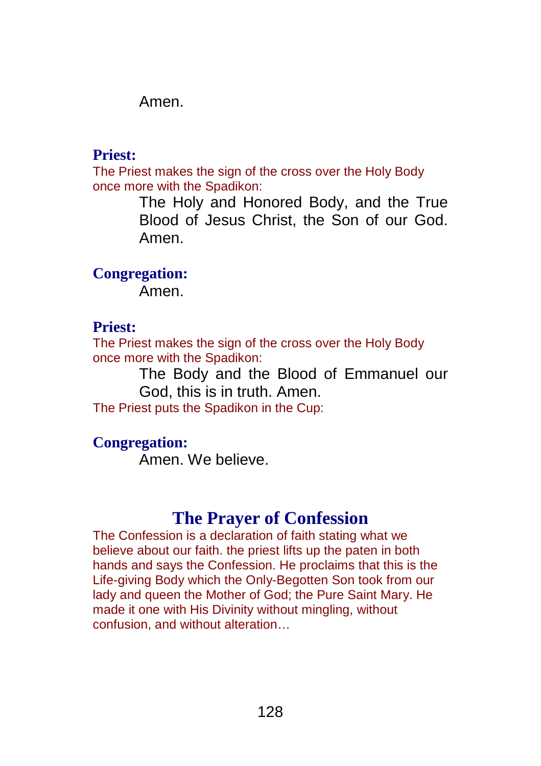Amen.

**Priest:**

The Priest makes the sign of the cross over the Holy Body once more with the Spadikon:

The Holy and Honored Body, and the True Blood of Jesus Christ, the Son of our God. Amen.

**Congregation:**

Amen.

**Priest:**

The Priest makes the sign of the cross over the Holy Body once more with the Spadikon:

The Body and the Blood of Emmanuel our God, this is in truth. Amen.

The Priest puts the Spadikon in the Cup:

**Congregation:**

Amen. We believe.

## The Prayer of Confession

The Confession is a declaration of faith stating what we believe about our faith. the priest lifts up the paten in both hands and says the Confession. He proclaims that this is the Life-giving Body which the Only-Begotten Son took from our lady and queen the Mother of God; the Pure Saint Mary. He made it one with His Divinity without mingling, without confusion, and without alteration…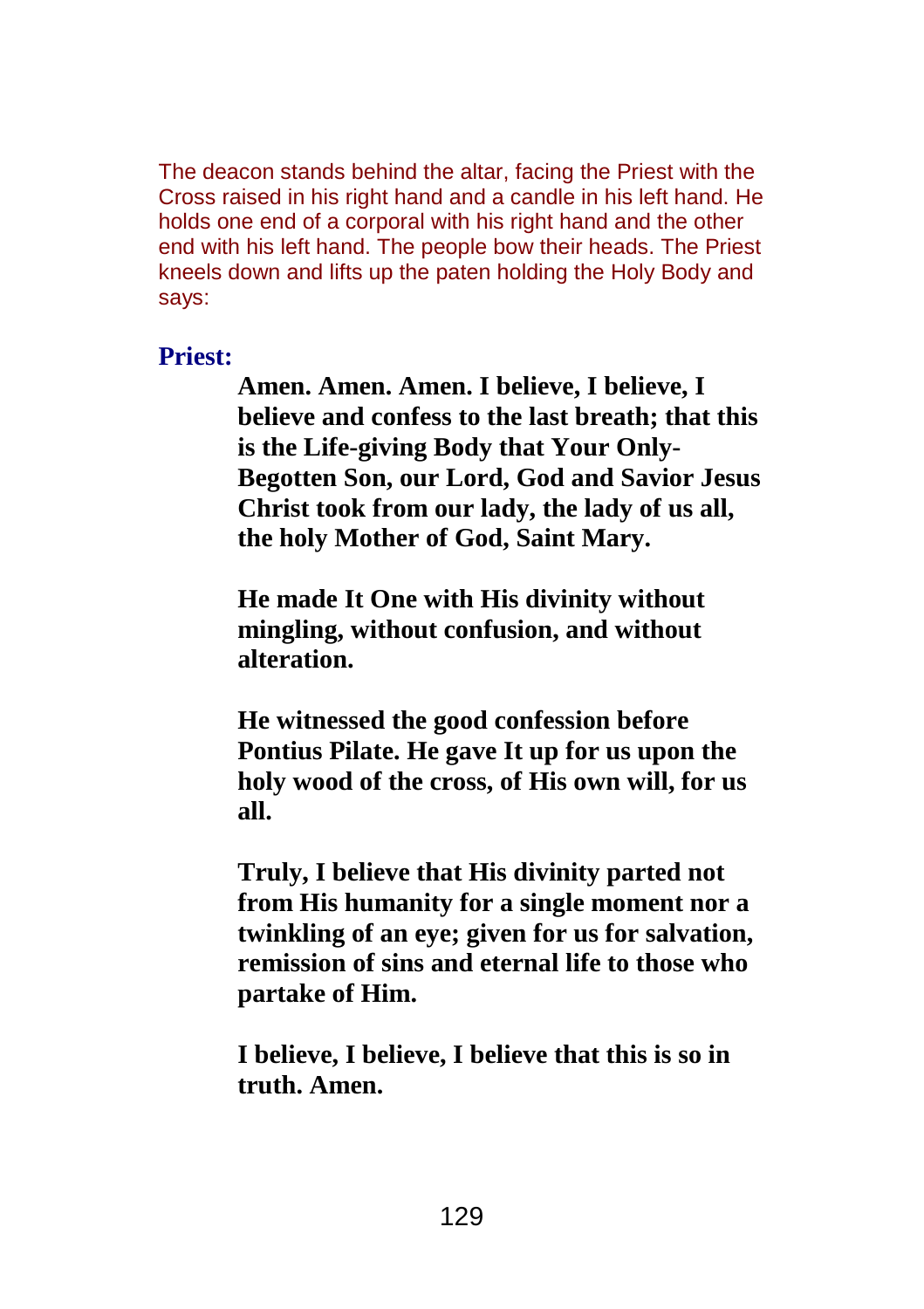The deacon stands behind the altar, facing the Priest with the Cross raised in his right hand and a candle in his left hand. He holds one end of a corporal with his right hand and the other end with his left hand. The people bow their heads. The Priest kneels down and lifts up the paten holding the Holy Body and says:

**Priest:**

**Amen. Amen. Amen. I believe, I believe, I believe and confess to the last breath; that this is the Life-giving Body that Your Only-Begotten Son, our Lord, God and Savior Jesus Christ took from our lady, the lady of us all, the holy Mother of God, Saint Mary.**

**He made It One with His divinity without mingling, without confusion, and without alteration.**

**He witnessed the good confession before Pontius Pilate. He gave It up for us upon the holy wood of the cross, of His own will, for us all.**

**Truly, I believe that His divinity parted not from His humanity for a single moment nor a twinkling of an eye; given for us for salvation, remission of sins and eternal life to those who partake of Him.**

**I believe, I believe, I believe that this is so in truth. Amen.**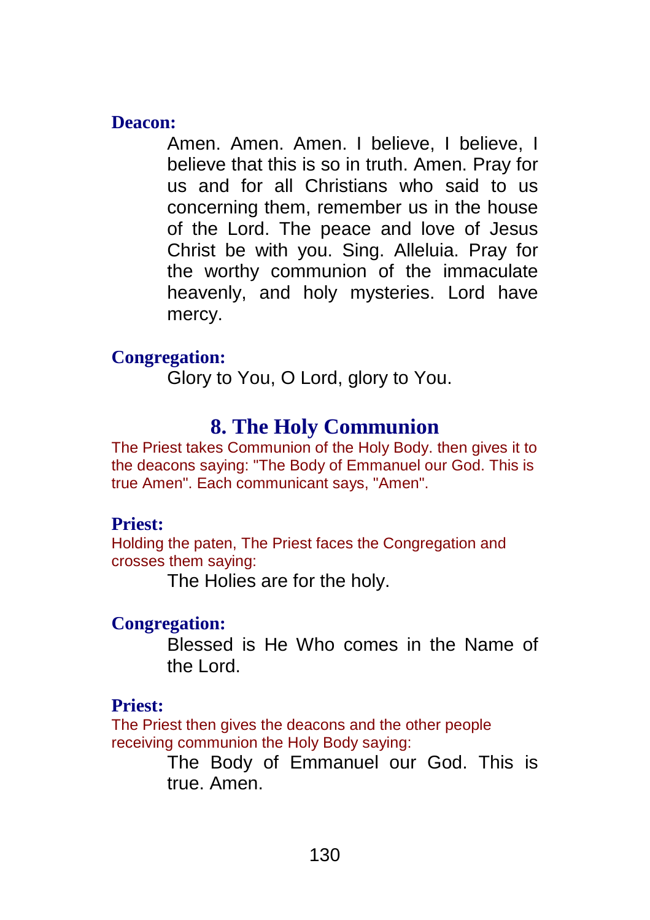**Deacon:**

Amen. Amen. Amen. I believe, I believe, I believe that this is so in truth. Amen. Pray for us and for all Christians who said to us concerning them, remember us in the house of the Lord. The peace and love of Jesus Christ be with you. Sing. Alleluia. Pray for the worthy communion of the immaculate heavenly, and holy mysteries. Lord have mercy.

**Congregation:**

Glory to You, O Lord, glory to You.

## 8. The Holy Communion

The Priest takes Communion of the Holy Body. then gives it to the deacons saying: "The Body of Emmanuel our God. This is true Amen". Each communicant says, "Amen".

**Priest:**

Holding the paten, The Priest faces the Congregation and crosses them saying:

The Holies are for the holy.

**Congregation:**

Blessed is He Who comes in the Name of the Lord.

**Priest:**

The Priest then gives the deacons and the other people receiving communion the Holy Body saying:

The Body of Emmanuel our God. This is true. Amen.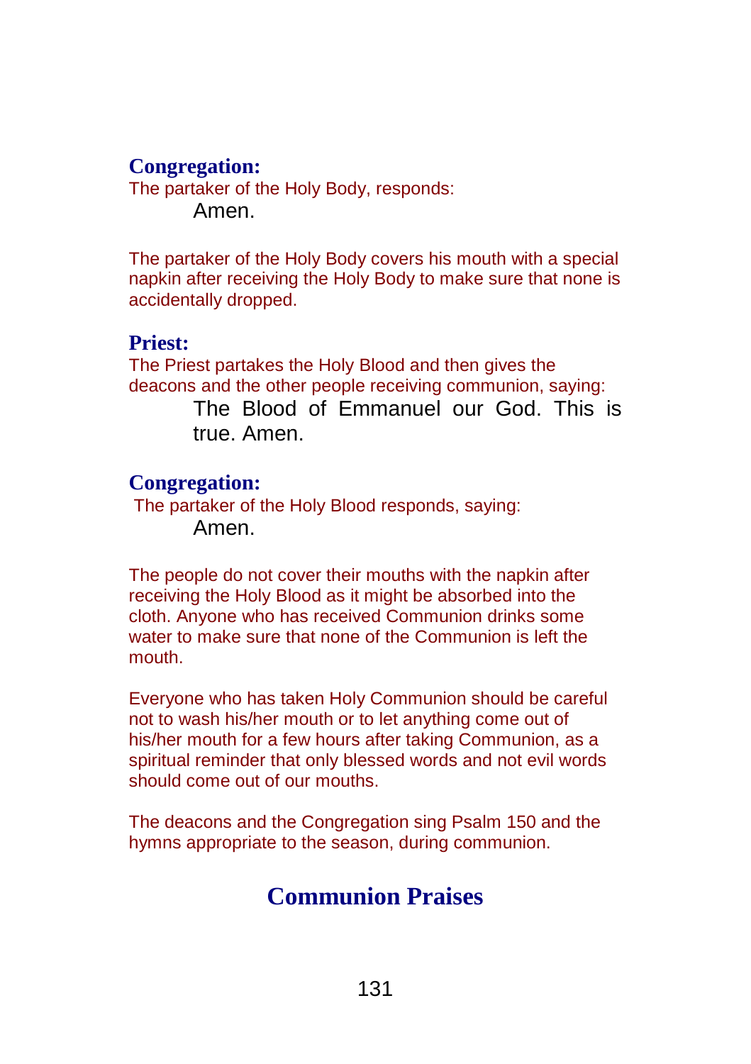**Congregation:**

The partaker of the Holy Body, responds:

Amen.

The partaker of the Holy Body covers his mouth with a special napkin after receiving the Holy Body to make sure that none is accidentally dropped.

**Priest:**

The Priest partakes the Holy Blood and then gives the deacons and the other people receiving communion, saying:

The Blood of Emmanuel our God. This is true. Amen.

**Congregation:**

The partaker of the Holy Blood responds, saying:

Amen.

The people do not cover their mouths with the napkin after receiving the Holy Blood as it might be absorbed into the cloth. Anyone who has received Communion drinks some water to make sure that none of the Communion is left the mouth.

Everyone who has taken Holy Communion should be careful not to wash his/her mouth or to let anything come out of his/her mouth for a few hours after taking Communion, as a spiritual reminder that only blessed words and not evil words should come out of our mouths.

The deacons and the Congregation sing Psalm 150 and the hymns appropriate to the season, during communion.

## Communion Praises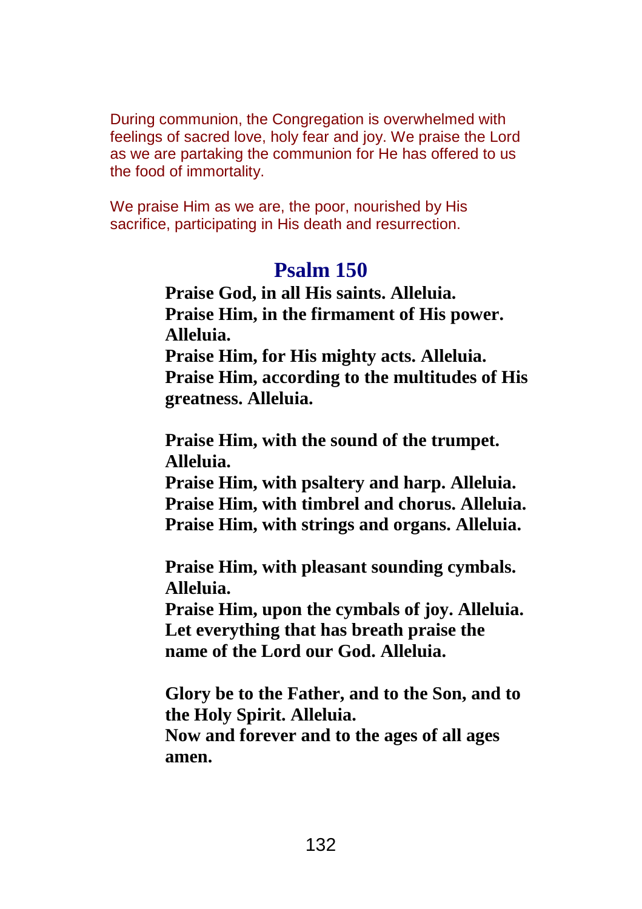During communion, the Congregation is overwhelmed with feelings of sacred love, holy fear and joy. We praise the Lord as we are partaking the communion for He has offered to us the food of immortality.

We praise Him as we are, the poor, nourished by His sacrifice, participating in His death and resurrection.

## Psalm 150

**Praise God, in all His saints. Alleluia.**
**Praise Him, in the firmament of His power. Alleluia.**
**Praise Him, for His mighty acts. Alleluia.**
**Praise Him, according to the multitudes of His greatness. Alleluia.**

**Praise Him, with the sound of the trumpet. Alleluia.**
**Praise Him, with psaltery and harp. Alleluia.**
**Praise Him, with timbrel and chorus. Alleluia.**
**Praise Him, with strings and organs. Alleluia.**

**Praise Him, with pleasant sounding cymbals. Alleluia.**
**Praise Him, upon the cymbals of joy. Alleluia.**
**Let everything that has breath praise the name of the Lord our God. Alleluia.**

**Glory be to the Father, and to the Son, and to the Holy Spirit. Alleluia.**
**Now and forever and to the ages of all ages amen.**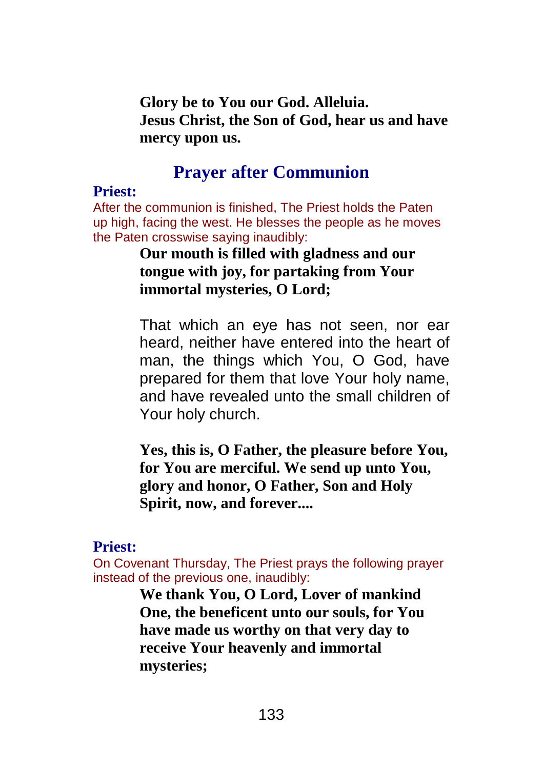**Glory be to You our God. Alleluia.**
**Jesus Christ, the Son of God, hear us and have mercy upon us.**

## Prayer after Communion

**Priest:**

After the communion is finished, The Priest holds the Paten up high, facing the west. He blesses the people as he moves the Paten crosswise saying inaudibly:

**Our mouth is filled with gladness and our tongue with joy, for partaking from Your immortal mysteries, O Lord;**

That which an eye has not seen, nor ear heard, neither have entered into the heart of man, the things which You, O God, have prepared for them that love Your holy name, and have revealed unto the small children of Your holy church.

**Yes, this is, O Father, the pleasure before You, for You are merciful. We send up unto You, glory and honor, O Father, Son and Holy Spirit, now, and forever....**

**Priest:**

On Covenant Thursday, The Priest prays the following prayer instead of the previous one, inaudibly:

**We thank You, O Lord, Lover of mankind One, the beneficent unto our souls, for You have made us worthy on that very day to receive Your heavenly and immortal mysteries;**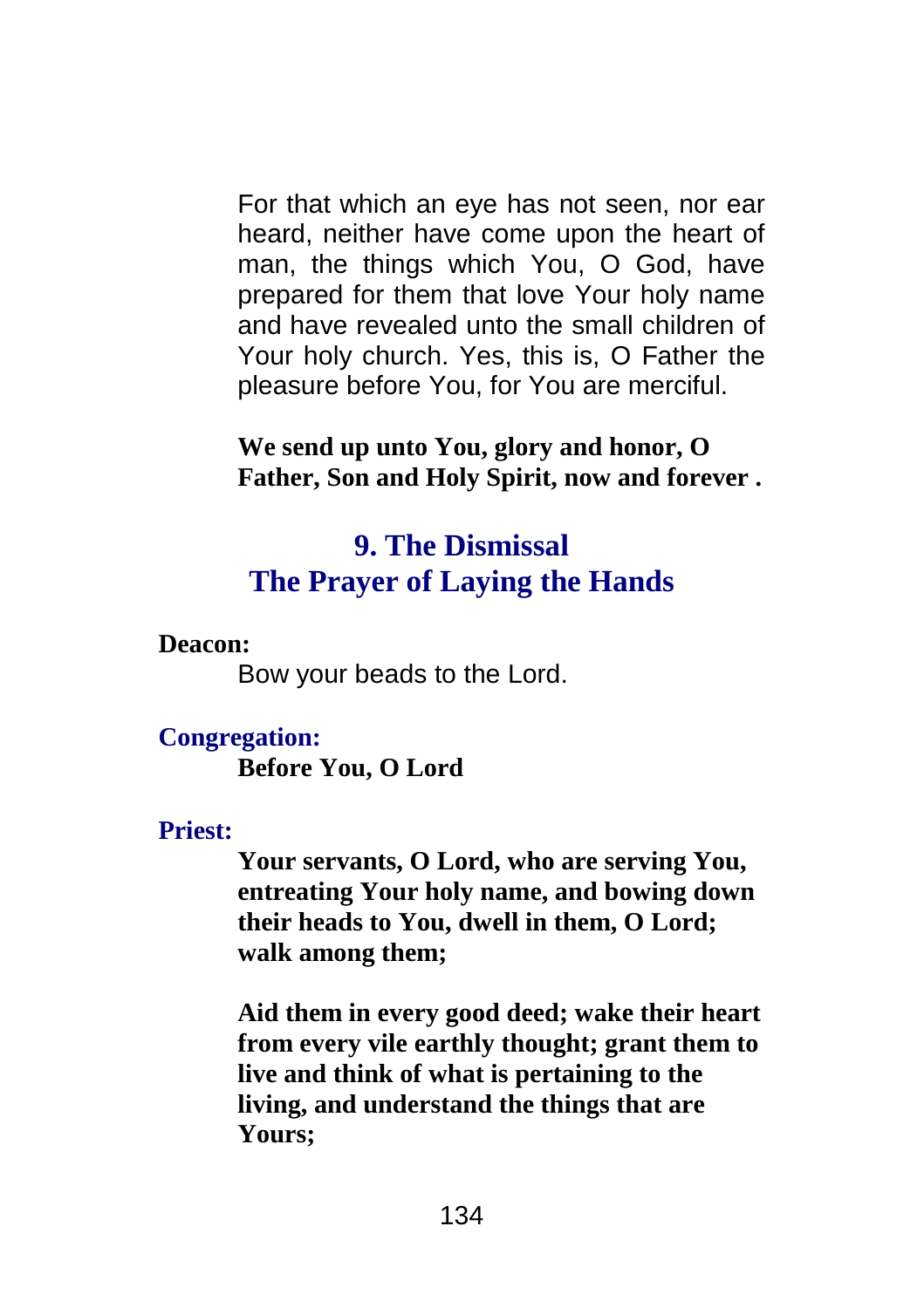For that which an eye has not seen, nor ear heard, neither have come upon the heart of man, the things which You, O God, have prepared for them that love Your holy name and have revealed unto the small children of Your holy church. Yes, this is, O Father the pleasure before You, for You are merciful.

**We send up unto You, glory and honor, O Father, Son and Holy Spirit, now and forever .**

## 9. The Dismissal
## The Prayer of Laying the Hands

**Deacon:**

Bow your beads to the Lord.

**Congregation:**

**Before You, O Lord**

**Priest:**

**Your servants, O Lord, who are serving You, entreating Your holy name, and bowing down their heads to You, dwell in them, O Lord; walk among them;**

**Aid them in every good deed; wake their heart from every vile earthly thought; grant them to live and think of what is pertaining to the living, and understand the things that are Yours;**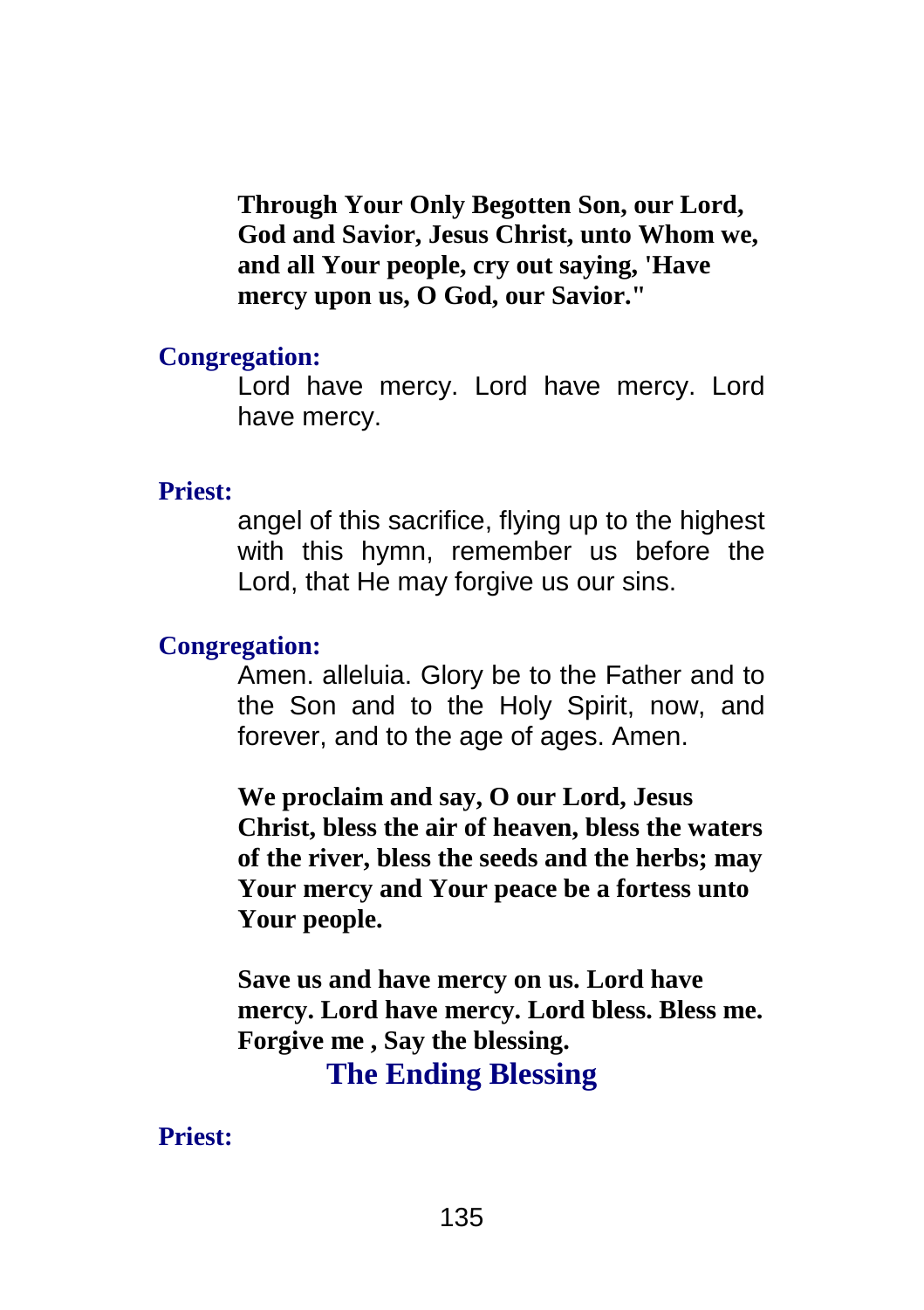**Through Your Only Begotten Son, our Lord, God and Savior, Jesus Christ, unto Whom we, and all Your people, cry out saying, 'Have mercy upon us, O God, our Savior."**

**Congregation:**

Lord have mercy. Lord have mercy. Lord have mercy.

**Priest:**

angel of this sacrifice, flying up to the highest with this hymn, remember us before the Lord, that He may forgive us our sins.

**Congregation:**

Amen. alleluia. Glory be to the Father and to the Son and to the Holy Spirit, now, and forever, and to the age of ages. Amen.

**We proclaim and say, O our Lord, Jesus Christ, bless the air of heaven, bless the waters of the river, bless the seeds and the herbs; may Your mercy and Your peace be a fortess unto Your people.**

**Save us and have mercy on us. Lord have mercy. Lord have mercy. Lord bless. Bless me. Forgive me , Say the blessing.**

## The Ending Blessing

**Priest:**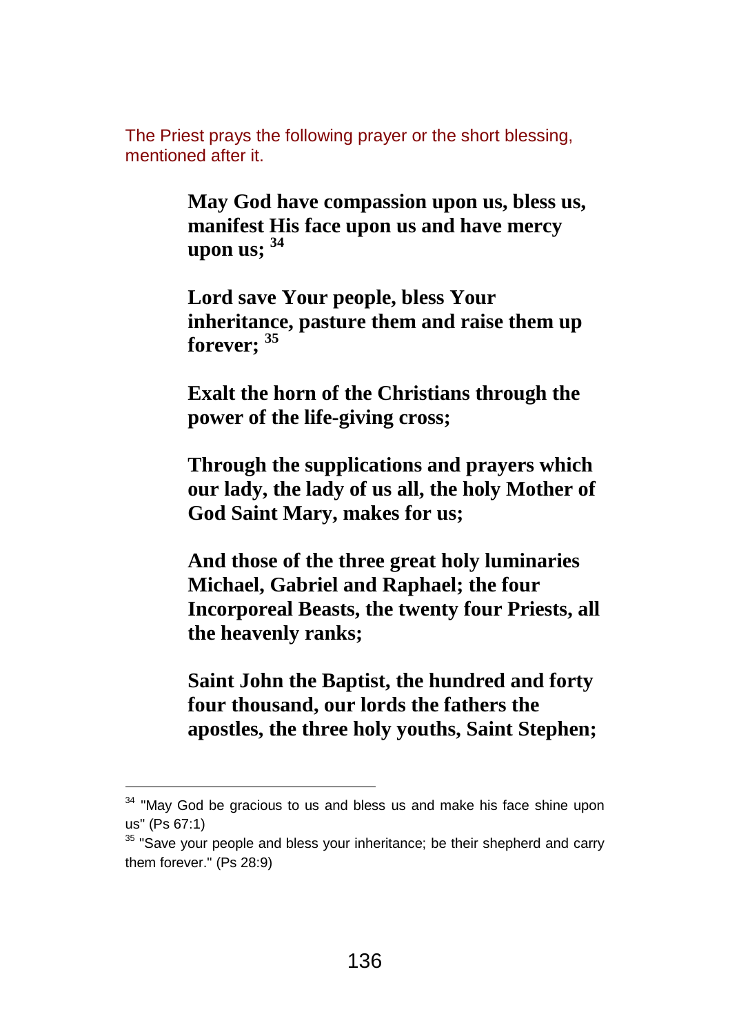The Priest prays the following prayer or the short blessing, mentioned after it.

**May God have compassion upon us, bless us, manifest His face upon us and have mercy upon us;** [34]

**Lord save Your people, bless Your inheritance, pasture them and raise them up forever;** [35]

**Exalt the horn of the Christians through the power of the life-giving cross;**

**Through the supplications and prayers which our lady, the lady of us all, the holy Mother of God Saint Mary, makes for us;**

**And those of the three great holy luminaries Michael, Gabriel and Raphael; the four Incorporeal Beasts, the twenty four Priests, all the heavenly ranks;**

**Saint John the Baptist, the hundred and forty four thousand, our lords the fathers the apostles, the three holy youths, Saint Stephen;**

---

[34] "May God be gracious to us and bless us and make his face shine upon us" (Ps 67:1)

[35] "Save your people and bless your inheritance; be their shepherd and carry them forever." (Ps 28:9)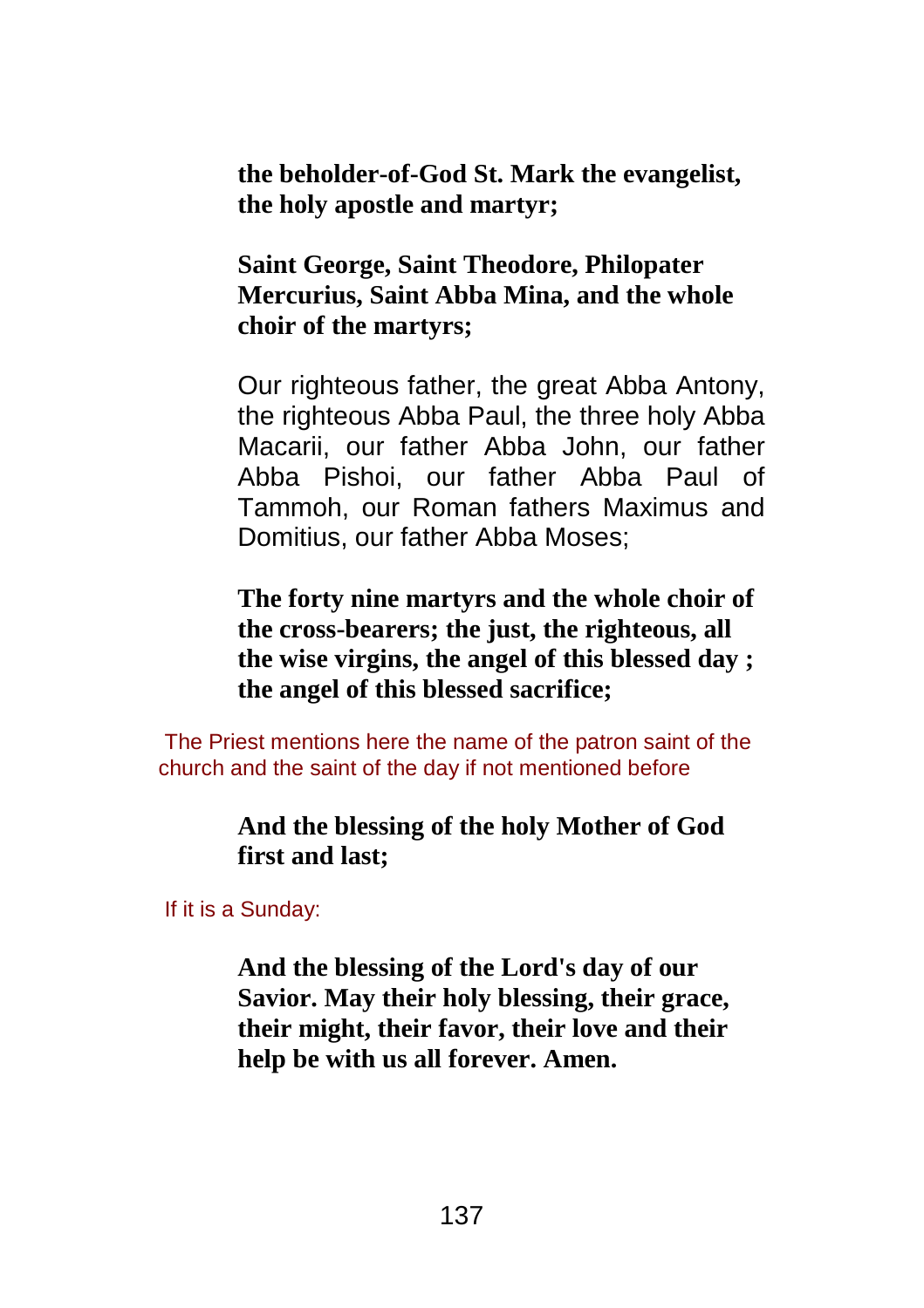**the beholder-of-God St. Mark the evangelist, the holy apostle and martyr;**

**Saint George, Saint Theodore, Philopater Mercurius, Saint Abba Mina, and the whole choir of the martyrs;**

Our righteous father, the great Abba Antony, the righteous Abba Paul, the three holy Abba Macarii, our father Abba John, our father Abba Pishoi, our father Abba Paul of Tammoh, our Roman fathers Maximus and Domitius, our father Abba Moses;

**The forty nine martyrs and the whole choir of the cross-bearers; the just, the righteous, all the wise virgins, the angel of this blessed day ; the angel of this blessed sacrifice;**

The Priest mentions here the name of the patron saint of the church and the saint of the day if not mentioned before

**And the blessing of the holy Mother of God first and last;**

If it is a Sunday:

**And the blessing of the Lord's day of our Savior. May their holy blessing, their grace, their might, their favor, their love and their help be with us all forever. Amen.**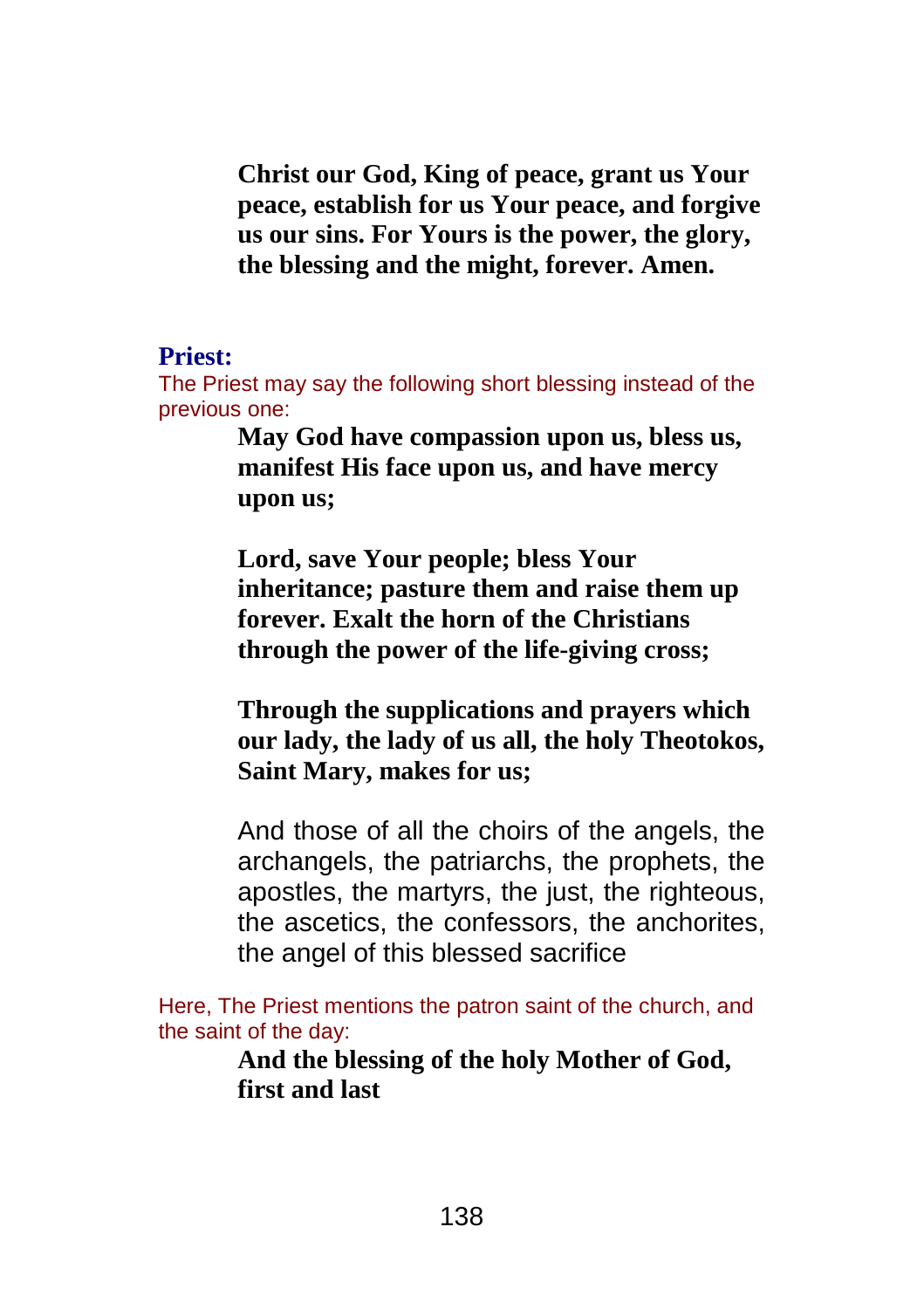**Christ our God, King of peace, grant us Your peace, establish for us Your peace, and forgive us our sins. For Yours is the power, the glory, the blessing and the might, forever. Amen.**

**Priest:**

The Priest may say the following short blessing instead of the previous one:

**May God have compassion upon us, bless us, manifest His face upon us, and have mercy upon us;**

**Lord, save Your people; bless Your inheritance; pasture them and raise them up forever. Exalt the horn of the Christians through the power of the life-giving cross;**

**Through the supplications and prayers which our lady, the lady of us all, the holy Theotokos, Saint Mary, makes for us;**

And those of all the choirs of the angels, the archangels, the patriarchs, the prophets, the apostles, the martyrs, the just, the righteous, the ascetics, the confessors, the anchorites, the angel of this blessed sacrifice

Here, The Priest mentions the patron saint of the church, and the saint of the day:

**And the blessing of the holy Mother of God, first and last**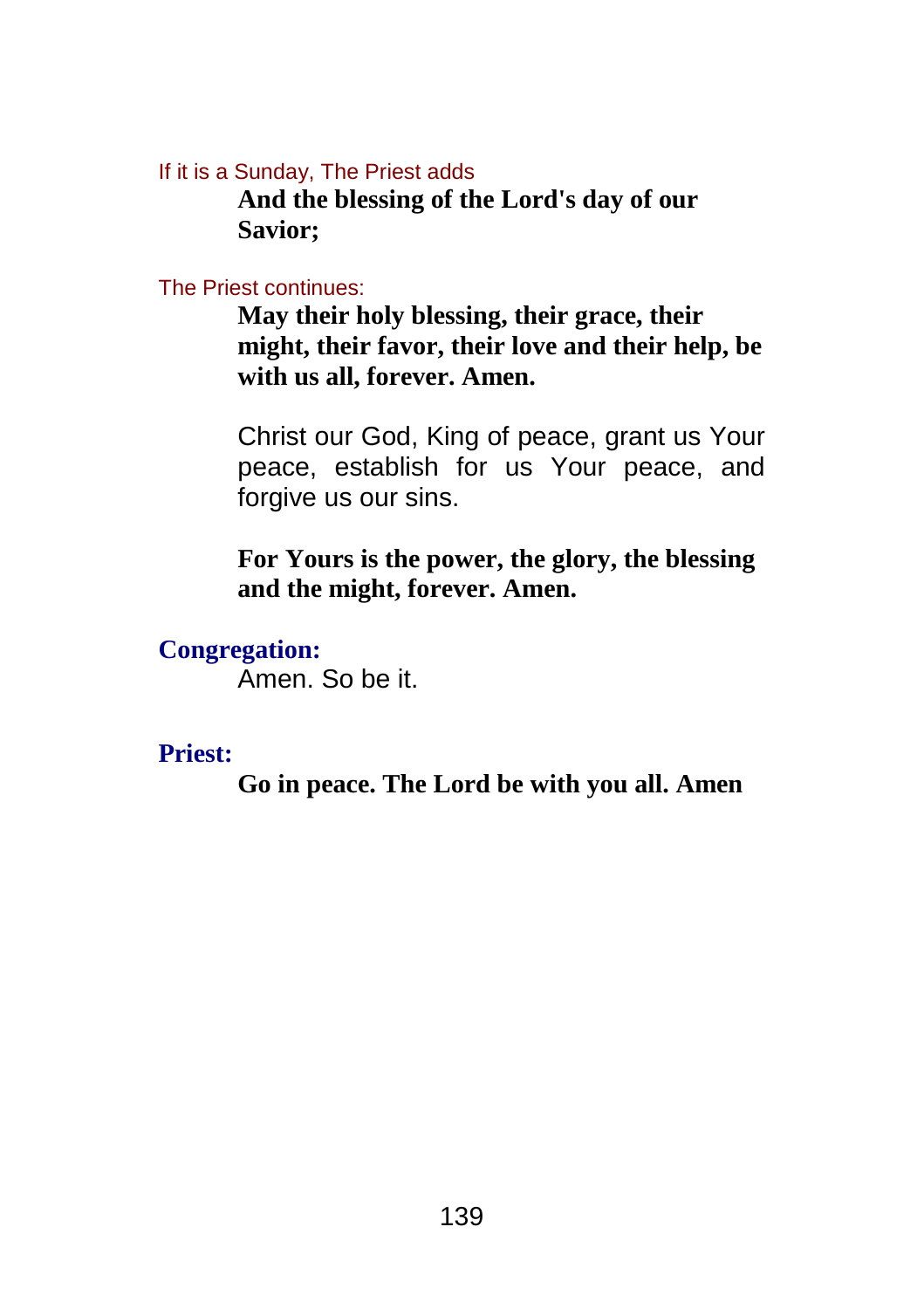If it is a Sunday, The Priest adds

**And the blessing of the Lord's day of our Savior;**

The Priest continues:

**May their holy blessing, their grace, their might, their favor, their love and their help, be with us all, forever. Amen.**

Christ our God, King of peace, grant us Your peace, establish for us Your peace, and forgive us our sins.

**For Yours is the power, the glory, the blessing and the might, forever. Amen.**

**Congregation:**

Amen. So be it.

**Priest:**

**Go in peace. The Lord be with you all. Amen**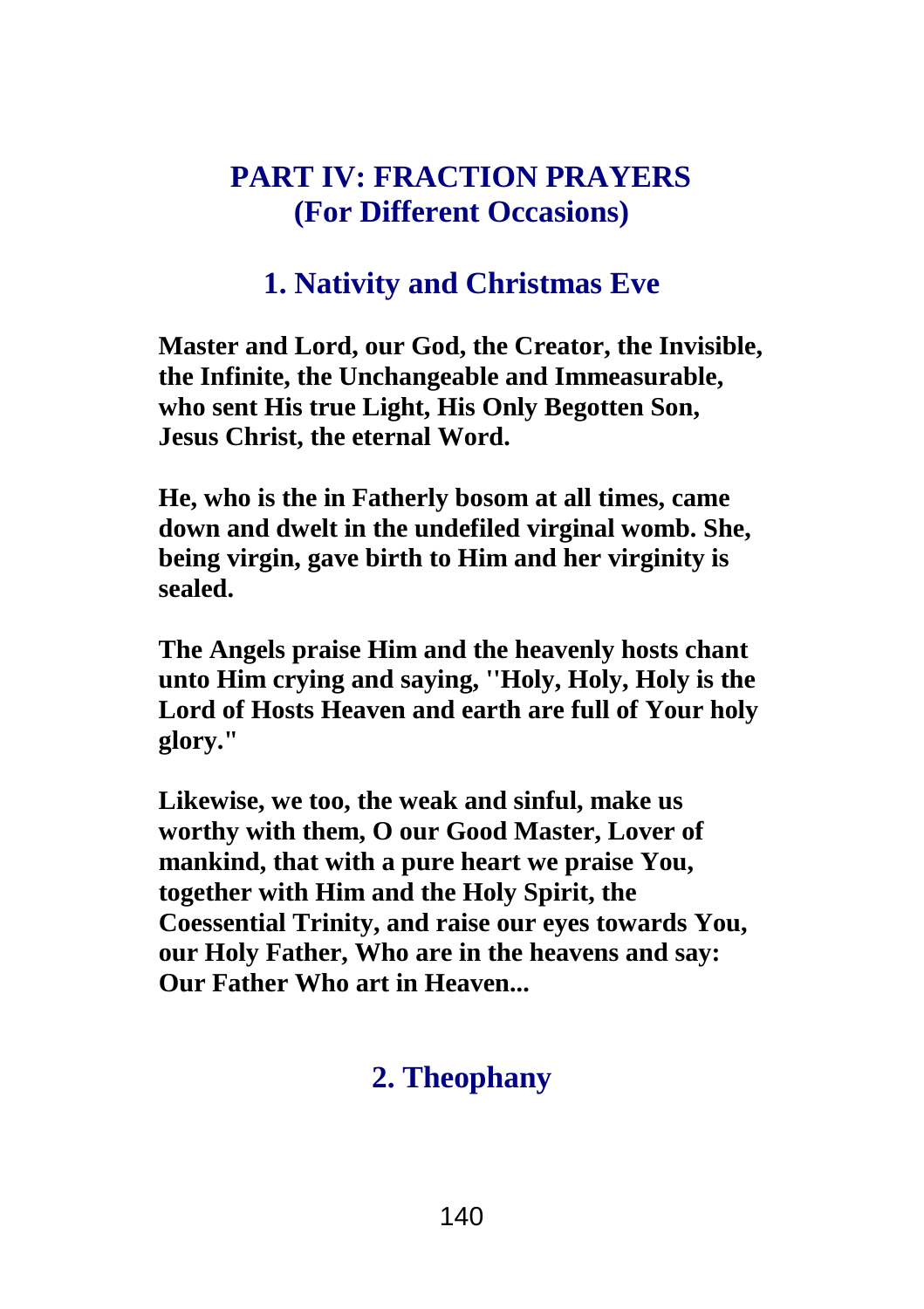# PART IV: FRACTION PRAYERS
# (For Different Occasions)

## 1. Nativity and Christmas Eve

**Master and Lord, our God, the Creator, the Invisible, the Infinite, the Unchangeable and Immeasurable, who sent His true Light, His Only Begotten Son, Jesus Christ, the eternal Word.**

**He, who is the in Fatherly bosom at all times, came down and dwelt in the undefiled virginal womb. She, being virgin, gave birth to Him and her virginity is sealed.**

**The Angels praise Him and the heavenly hosts chant unto Him crying and saying, ''Holy, Holy, Holy is the Lord of Hosts Heaven and earth are full of Your holy glory."**

**Likewise, we too, the weak and sinful, make us worthy with them, O our Good Master, Lover of mankind, that with a pure heart we praise You, together with Him and the Holy Spirit, the Coessential Trinity, and raise our eyes towards You, our Holy Father, Who are in the heavens and say: Our Father Who art in Heaven...**

## 2. Theophany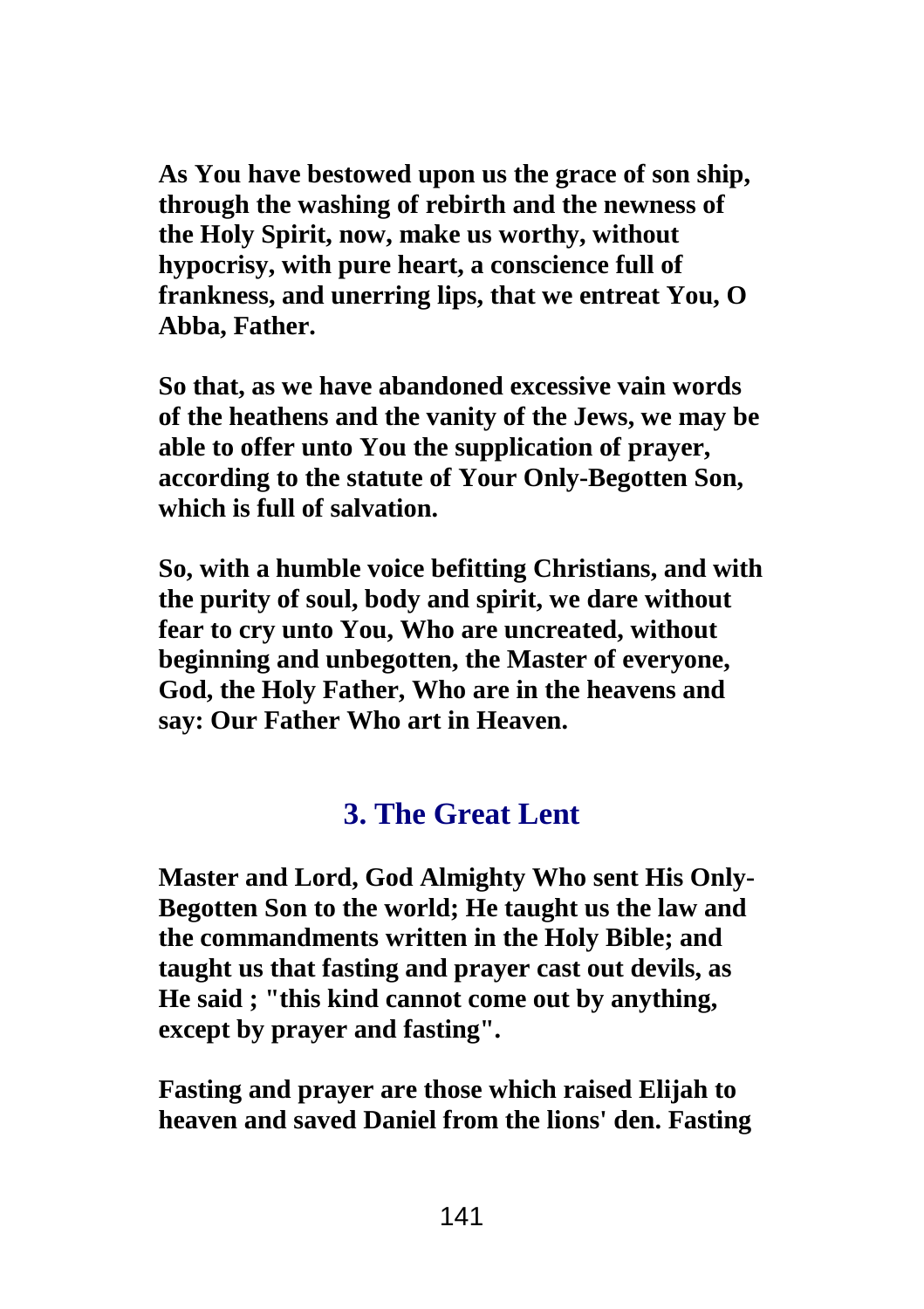**As You have bestowed upon us the grace of son ship, through the washing of rebirth and the newness of the Holy Spirit, now, make us worthy, without hypocrisy, with pure heart, a conscience full of frankness, and unerring lips, that we entreat You, O Abba, Father.**

**So that, as we have abandoned excessive vain words of the heathens and the vanity of the Jews, we may be able to offer unto You the supplication of prayer, according to the statute of Your Only-Begotten Son, which is full of salvation.**

**So, with a humble voice befitting Christians, and with the purity of soul, body and spirit, we dare without fear to cry unto You, Who are uncreated, without beginning and unbegotten, the Master of everyone, God, the Holy Father, Who are in the heavens and say: Our Father Who art in Heaven.**

## 3. The Great Lent

**Master and Lord, God Almighty Who sent His Only-Begotten Son to the world; He taught us the law and the commandments written in the Holy Bible; and taught us that fasting and prayer cast out devils, as He said ; "this kind cannot come out by anything, except by prayer and fasting".**

**Fasting and prayer are those which raised Elijah to heaven and saved Daniel from the lions' den. Fasting**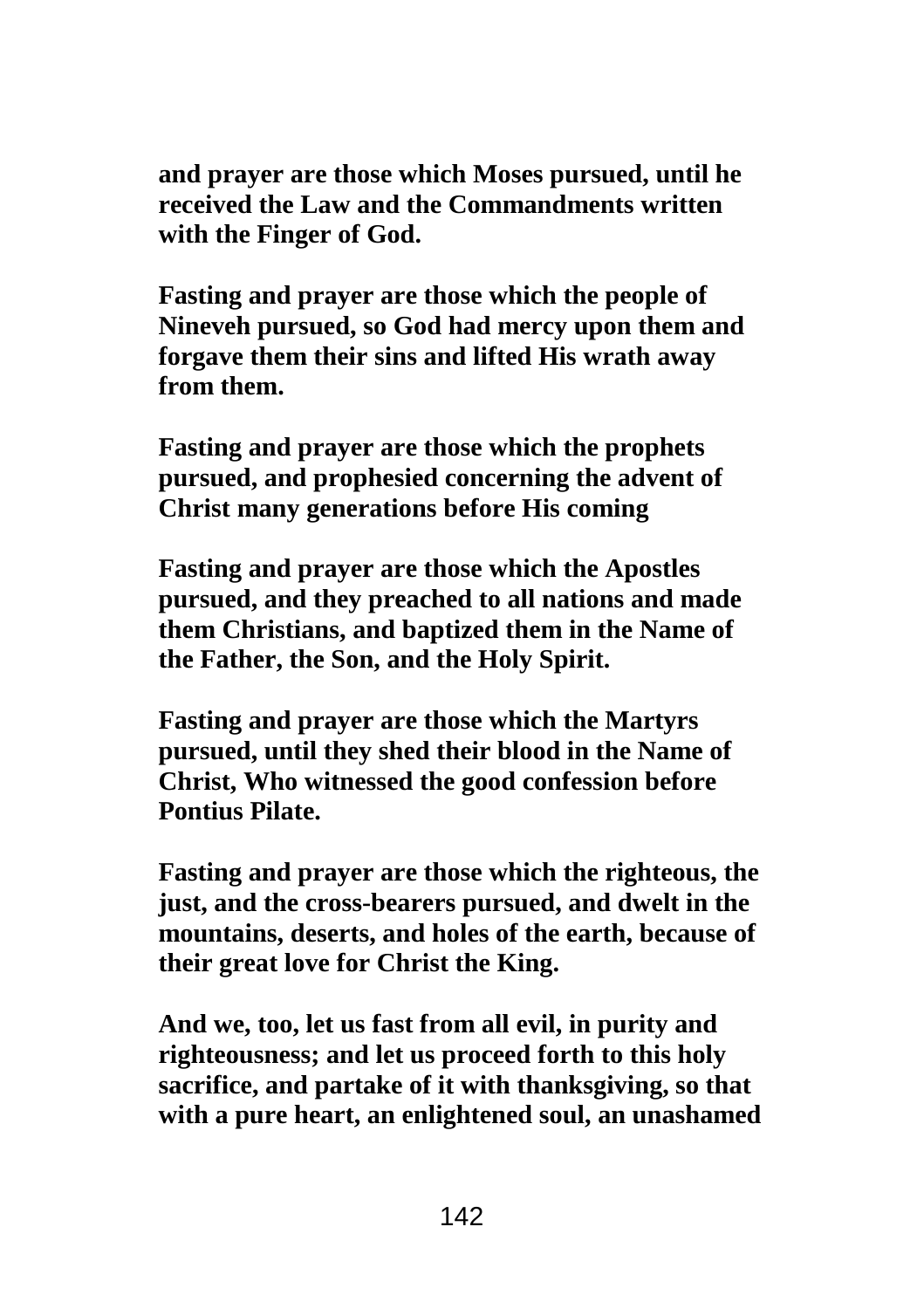**and prayer are those which Moses pursued, until he received the Law and the Commandments written with the Finger of God.**

**Fasting and prayer are those which the people of Nineveh pursued, so God had mercy upon them and forgave them their sins and lifted His wrath away from them.**

**Fasting and prayer are those which the prophets pursued, and prophesied concerning the advent of Christ many generations before His coming**

**Fasting and prayer are those which the Apostles pursued, and they preached to all nations and made them Christians, and baptized them in the Name of the Father, the Son, and the Holy Spirit.**

**Fasting and prayer are those which the Martyrs pursued, until they shed their blood in the Name of Christ, Who witnessed the good confession before Pontius Pilate.**

**Fasting and prayer are those which the righteous, the just, and the cross-bearers pursued, and dwelt in the mountains, deserts, and holes of the earth, because of their great love for Christ the King.**

**And we, too, let us fast from all evil, in purity and righteousness; and let us proceed forth to this holy sacrifice, and partake of it with thanksgiving, so that with a pure heart, an enlightened soul, an unashamed**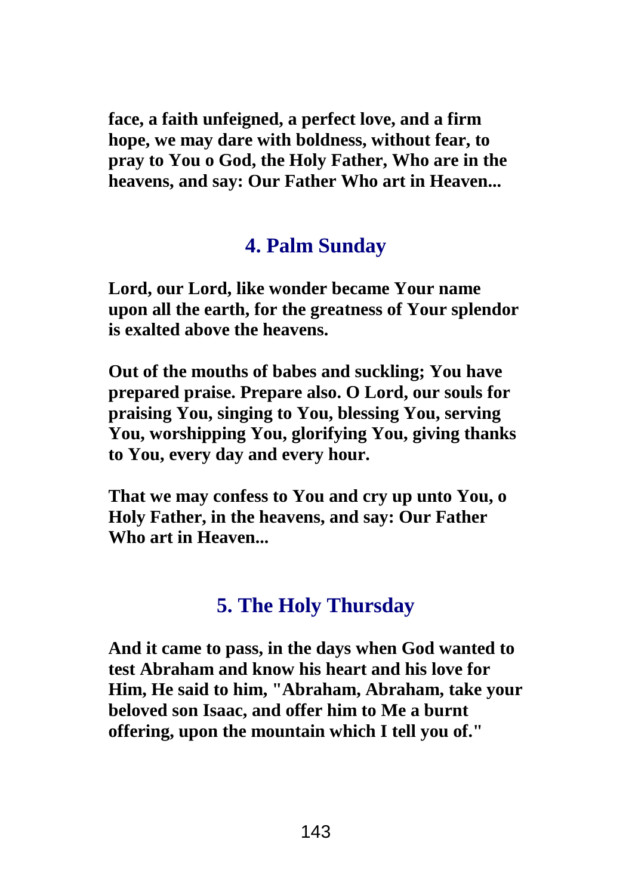**face, a faith unfeigned, a perfect love, and a firm hope, we may dare with boldness, without fear, to pray to You o God, the Holy Father, Who are in the heavens, and say: Our Father Who art in Heaven...**

## 4. Palm Sunday

**Lord, our Lord, like wonder became Your name upon all the earth, for the greatness of Your splendor is exalted above the heavens.**

**Out of the mouths of babes and suckling; You have prepared praise. Prepare also. O Lord, our souls for praising You, singing to You, blessing You, serving You, worshipping You, glorifying You, giving thanks to You, every day and every hour.**

**That we may confess to You and cry up unto You, o Holy Father, in the heavens, and say: Our Father Who art in Heaven...**

## 5. The Holy Thursday

**And it came to pass, in the days when God wanted to test Abraham and know his heart and his love for Him, He said to him, "Abraham, Abraham, take your beloved son Isaac, and offer him to Me a burnt offering, upon the mountain which I tell you of."**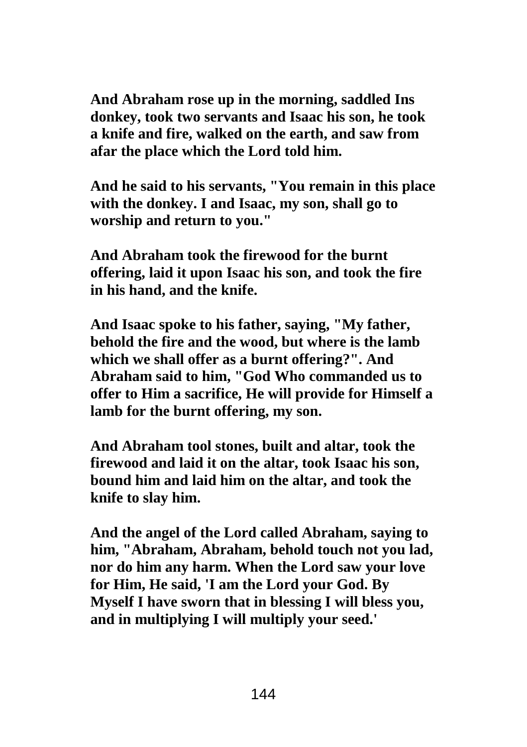**And Abraham rose up in the morning, saddled Ins donkey, took two servants and Isaac his son, he took a knife and fire, walked on the earth, and saw from afar the place which the Lord told him.**

**And he said to his servants, "You remain in this place with the donkey. I and Isaac, my son, shall go to worship and return to you."**

**And Abraham took the firewood for the burnt offering, laid it upon Isaac his son, and took the fire in his hand, and the knife.**

**And Isaac spoke to his father, saying, "My father, behold the fire and the wood, but where is the lamb which we shall offer as a burnt offering?". And Abraham said to him, "God Who commanded us to offer to Him a sacrifice, He will provide for Himself a lamb for the burnt offering, my son.**

**And Abraham tool stones, built and altar, took the firewood and laid it on the altar, took Isaac his son, bound him and laid him on the altar, and took the knife to slay him.**

**And the angel of the Lord called Abraham, saying to him, "Abraham, Abraham, behold touch not you lad, nor do him any harm. When the Lord saw your love for Him, He said, 'I am the Lord your God. By Myself I have sworn that in blessing I will bless you, and in multiplying I will multiply your seed.'**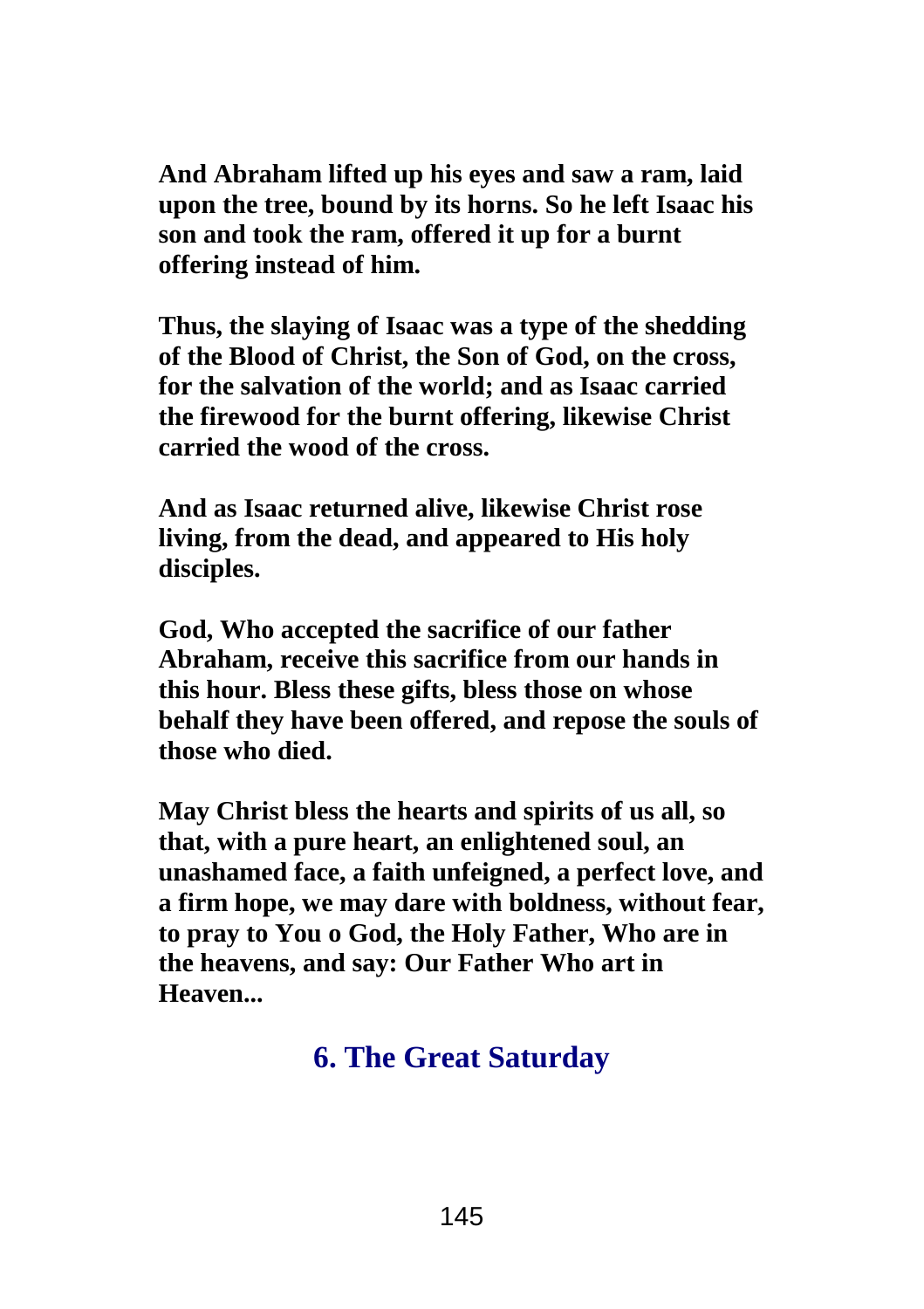**And Abraham lifted up his eyes and saw a ram, laid upon the tree, bound by its horns. So he left Isaac his son and took the ram, offered it up for a burnt offering instead of him.**

**Thus, the slaying of Isaac was a type of the shedding of the Blood of Christ, the Son of God, on the cross, for the salvation of the world; and as Isaac carried the firewood for the burnt offering, likewise Christ carried the wood of the cross.**

**And as Isaac returned alive, likewise Christ rose living, from the dead, and appeared to His holy disciples.**

**God, Who accepted the sacrifice of our father Abraham, receive this sacrifice from our hands in this hour. Bless these gifts, bless those on whose behalf they have been offered, and repose the souls of those who died.**

**May Christ bless the hearts and spirits of us all, so that, with a pure heart, an enlightened soul, an unashamed face, a faith unfeigned, a perfect love, and a firm hope, we may dare with boldness, without fear, to pray to You o God, the Holy Father, Who are in the heavens, and say: Our Father Who art in Heaven...**

## 6. The Great Saturday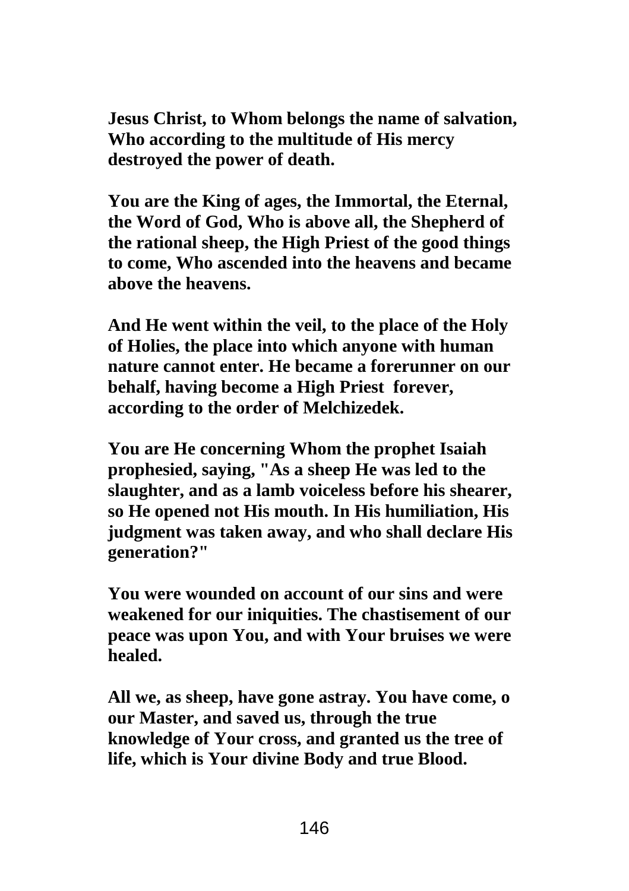**Jesus Christ, to Whom belongs the name of salvation, Who according to the multitude of His mercy destroyed the power of death.**

**You are the King of ages, the Immortal, the Eternal, the Word of God, Who is above all, the Shepherd of the rational sheep, the High Priest of the good things to come, Who ascended into the heavens and became above the heavens.**

**And He went within the veil, to the place of the Holy of Holies, the place into which anyone with human nature cannot enter. He became a forerunner on our behalf, having become a High Priest forever, according to the order of Melchizedek.**

**You are He concerning Whom the prophet Isaiah prophesied, saying, "As a sheep He was led to the slaughter, and as a lamb voiceless before his shearer, so He opened not His mouth. In His humiliation, His judgment was taken away, and who shall declare His generation?"**

**You were wounded on account of our sins and were weakened for our iniquities. The chastisement of our peace was upon You, and with Your bruises we were healed.**

**All we, as sheep, have gone astray. You have come, o our Master, and saved us, through the true knowledge of Your cross, and granted us the tree of life, which is Your divine Body and true Blood.**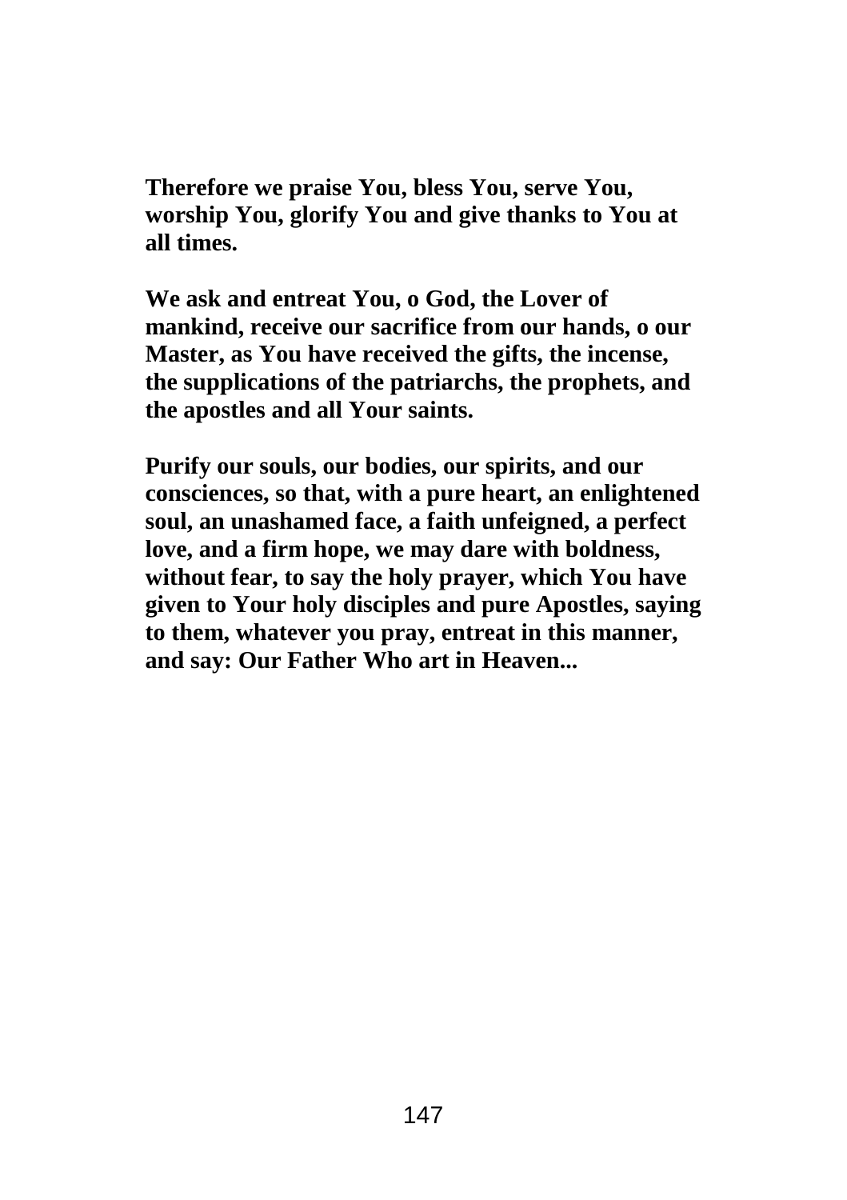**Therefore we praise You, bless You, serve You, worship You, glorify You and give thanks to You at all times.**

**We ask and entreat You, o God, the Lover of mankind, receive our sacrifice from our hands, o our Master, as You have received the gifts, the incense, the supplications of the patriarchs, the prophets, and the apostles and all Your saints.**

**Purify our souls, our bodies, our spirits, and our consciences, so that, with a pure heart, an enlightened soul, an unashamed face, a faith unfeigned, a perfect love, and a firm hope, we may dare with boldness, without fear, to say the holy prayer, which You have given to Your holy disciples and pure Apostles, saying to them, whatever you pray, entreat in this manner, and say: Our Father Who art in Heaven...**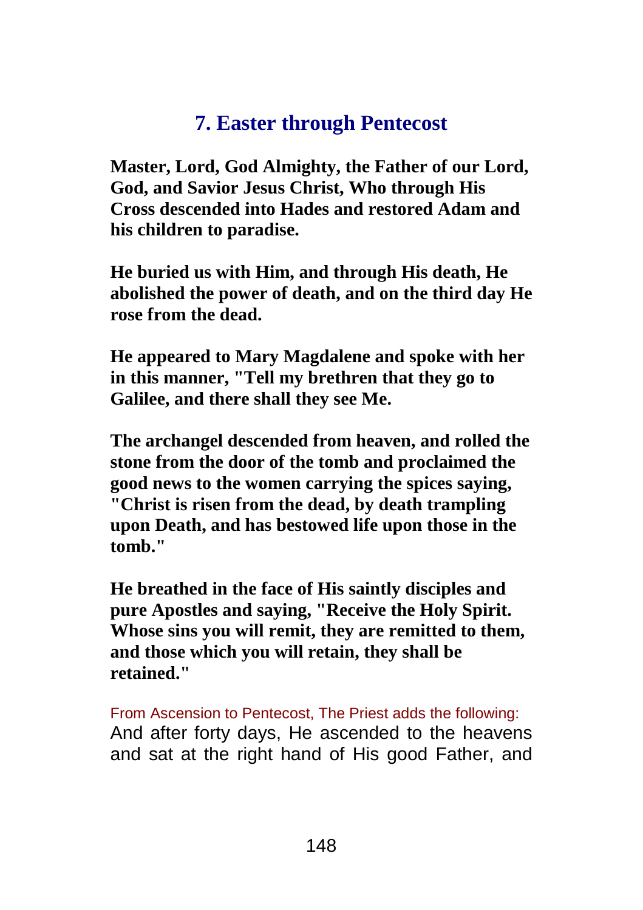## 7. Easter through Pentecost

**Master, Lord, God Almighty, the Father of our Lord, God, and Savior Jesus Christ, Who through His Cross descended into Hades and restored Adam and his children to paradise.**

**He buried us with Him, and through His death, He abolished the power of death, and on the third day He rose from the dead.**

**He appeared to Mary Magdalene and spoke with her in this manner, "Tell my brethren that they go to Galilee, and there shall they see Me.**

**The archangel descended from heaven, and rolled the stone from the door of the tomb and proclaimed the good news to the women carrying the spices saying, "Christ is risen from the dead, by death trampling upon Death, and has bestowed life upon those in the tomb."**

**He breathed in the face of His saintly disciples and pure Apostles and saying, "Receive the Holy Spirit. Whose sins you will remit, they are remitted to them, and those which you will retain, they shall be retained."**

From Ascension to Pentecost, The Priest adds the following:

And after forty days, He ascended to the heavens and sat at the right hand of His good Father, and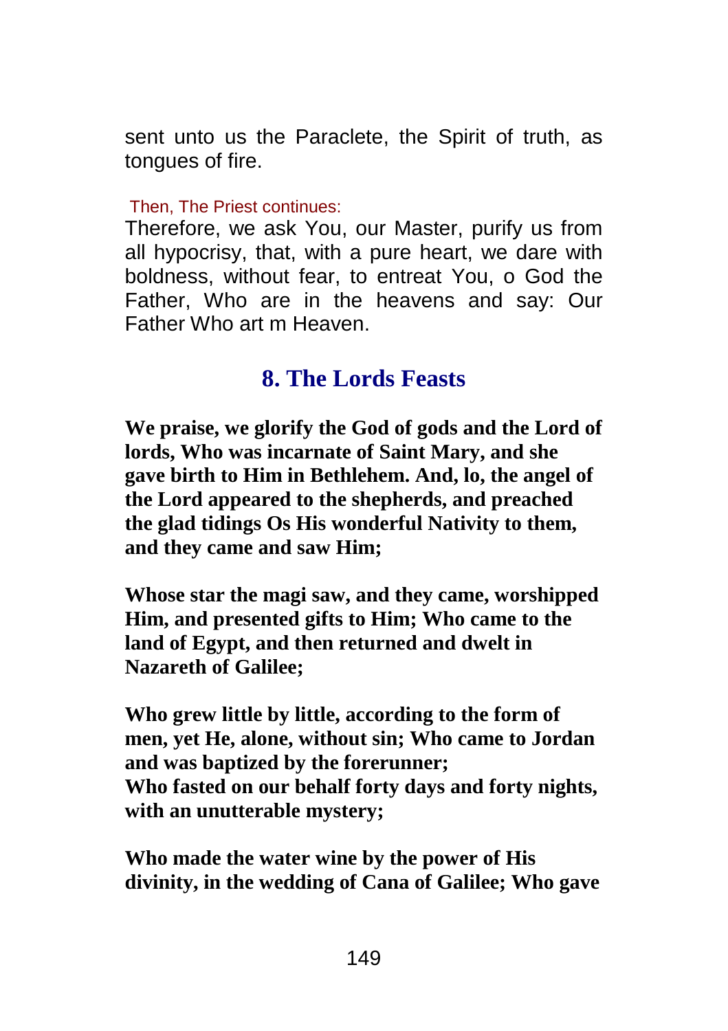sent unto us the Paraclete, the Spirit of truth, as tongues of fire.

Then, The Priest continues:

Therefore, we ask You, our Master, purify us from all hypocrisy, that, with a pure heart, we dare with boldness, without fear, to entreat You, o God the Father, Who are in the heavens and say: Our Father Who art m Heaven.

## 8. The Lords Feasts

**We praise, we glorify the God of gods and the Lord of lords, Who was incarnate of Saint Mary, and she gave birth to Him in Bethlehem. And, lo, the angel of the Lord appeared to the shepherds, and preached the glad tidings Os His wonderful Nativity to them, and they came and saw Him;**

**Whose star the magi saw, and they came, worshipped Him, and presented gifts to Him; Who came to the land of Egypt, and then returned and dwelt in Nazareth of Galilee;**

**Who grew little by little, according to the form of men, yet He, alone, without sin; Who came to Jordan and was baptized by the forerunner;**
**Who fasted on our behalf forty days and forty nights, with an unutterable mystery;**

**Who made the water wine by the power of His divinity, in the wedding of Cana of Galilee; Who gave**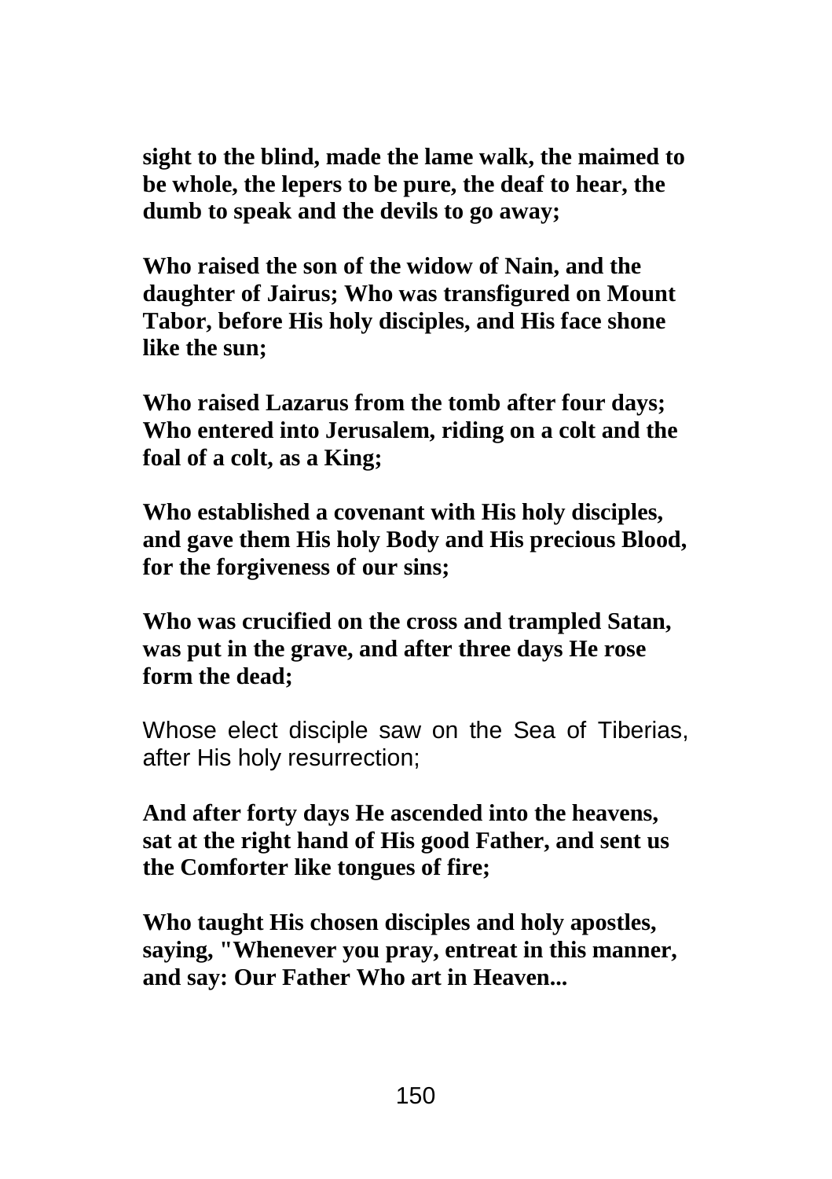**sight to the blind, made the lame walk, the maimed to be whole, the lepers to be pure, the deaf to hear, the dumb to speak and the devils to go away;**

**Who raised the son of the widow of Nain, and the daughter of Jairus; Who was transfigured on Mount Tabor, before His holy disciples, and His face shone like the sun;**

**Who raised Lazarus from the tomb after four days; Who entered into Jerusalem, riding on a colt and the foal of a colt, as a King;**

**Who established a covenant with His holy disciples, and gave them His holy Body and His precious Blood, for the forgiveness of our sins;**

**Who was crucified on the cross and trampled Satan, was put in the grave, and after three days He rose form the dead;**

Whose elect disciple saw on the Sea of Tiberias, after His holy resurrection;

**And after forty days He ascended into the heavens, sat at the right hand of His good Father, and sent us the Comforter like tongues of fire;**

**Who taught His chosen disciples and holy apostles, saying, "Whenever you pray, entreat in this manner, and say: Our Father Who art in Heaven...**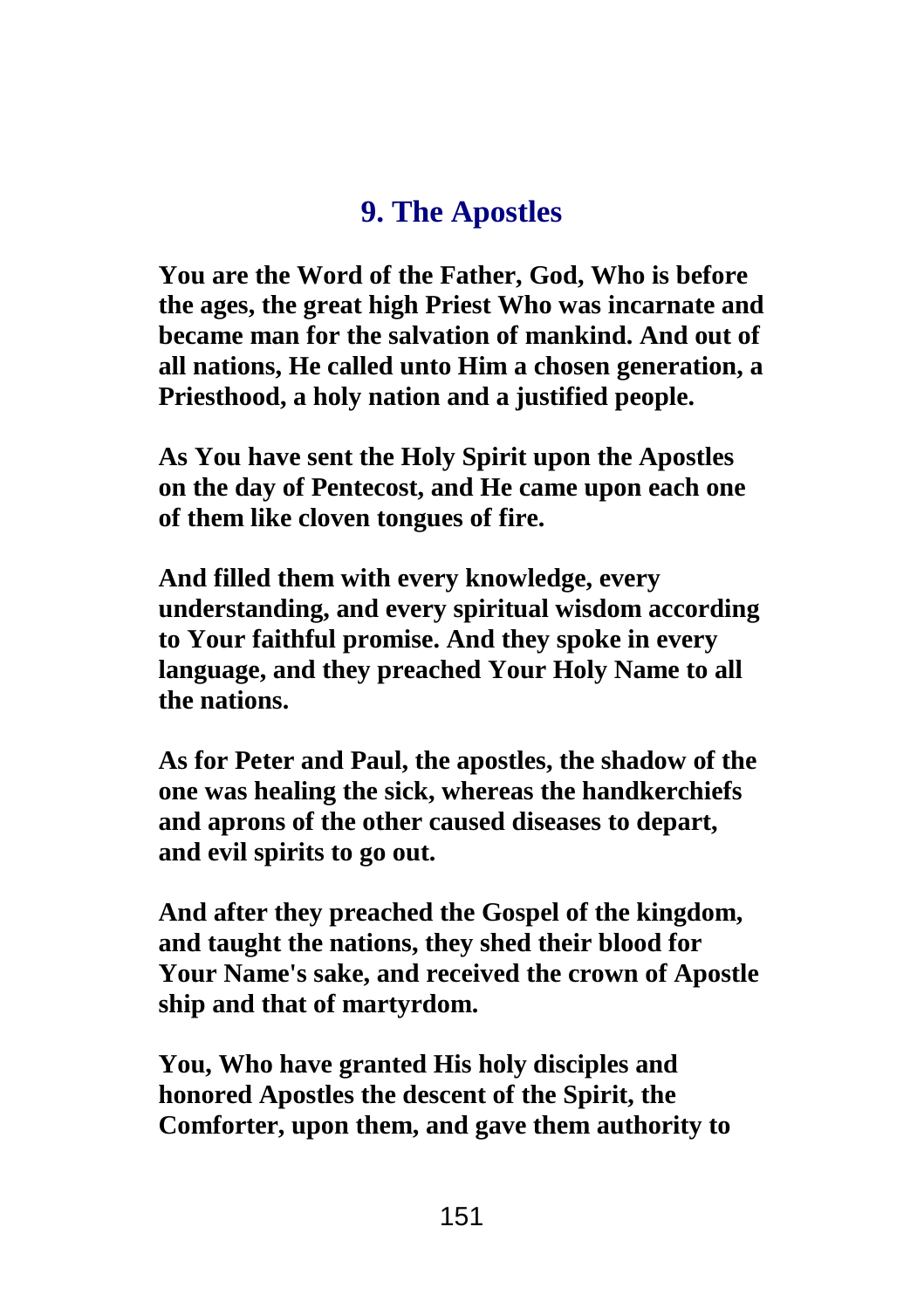## 9. The Apostles

**You are the Word of the Father, God, Who is before the ages, the great high Priest Who was incarnate and became man for the salvation of mankind. And out of all nations, He called unto Him a chosen generation, a Priesthood, a holy nation and a justified people.**

**As You have sent the Holy Spirit upon the Apostles on the day of Pentecost, and He came upon each one of them like cloven tongues of fire.**

**And filled them with every knowledge, every understanding, and every spiritual wisdom according to Your faithful promise. And they spoke in every language, and they preached Your Holy Name to all the nations.**

**As for Peter and Paul, the apostles, the shadow of the one was healing the sick, whereas the handkerchiefs and aprons of the other caused diseases to depart, and evil spirits to go out.**

**And after they preached the Gospel of the kingdom, and taught the nations, they shed their blood for Your Name's sake, and received the crown of Apostle ship and that of martyrdom.**

**You, Who have granted His holy disciples and honored Apostles the descent of the Spirit, the Comforter, upon them, and gave them authority to**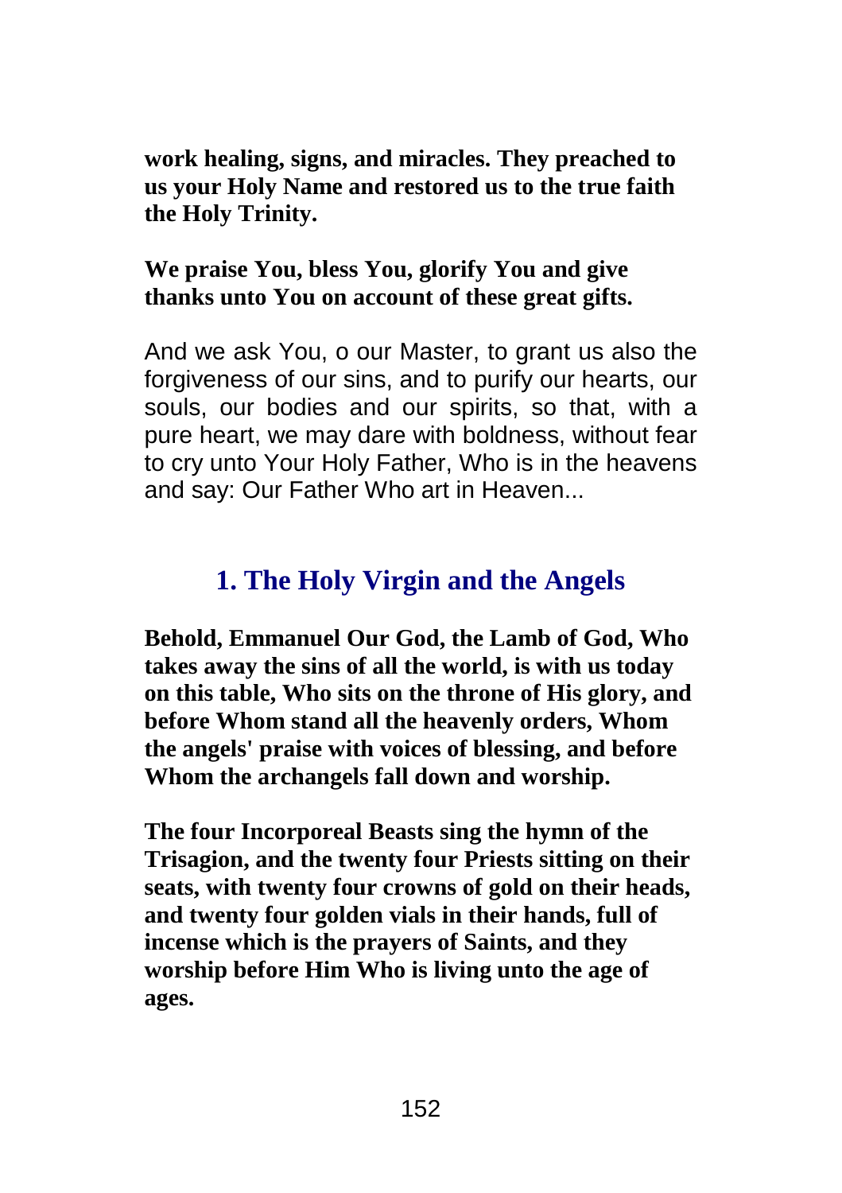**work healing, signs, and miracles. They preached to us your Holy Name and restored us to the true faith the Holy Trinity.**

**We praise You, bless You, glorify You and give thanks unto You on account of these great gifts.**

And we ask You, o our Master, to grant us also the forgiveness of our sins, and to purify our hearts, our souls, our bodies and our spirits, so that, with a pure heart, we may dare with boldness, without fear to cry unto Your Holy Father, Who is in the heavens and say: Our Father Who art in Heaven...

## 1. The Holy Virgin and the Angels

**Behold, Emmanuel Our God, the Lamb of God, Who takes away the sins of all the world, is with us today on this table, Who sits on the throne of His glory, and before Whom stand all the heavenly orders, Whom the angels' praise with voices of blessing, and before Whom the archangels fall down and worship.**

**The four Incorporeal Beasts sing the hymn of the Trisagion, and the twenty four Priests sitting on their seats, with twenty four crowns of gold on their heads, and twenty four golden vials in their hands, full of incense which is the prayers of Saints, and they worship before Him Who is living unto the age of ages.**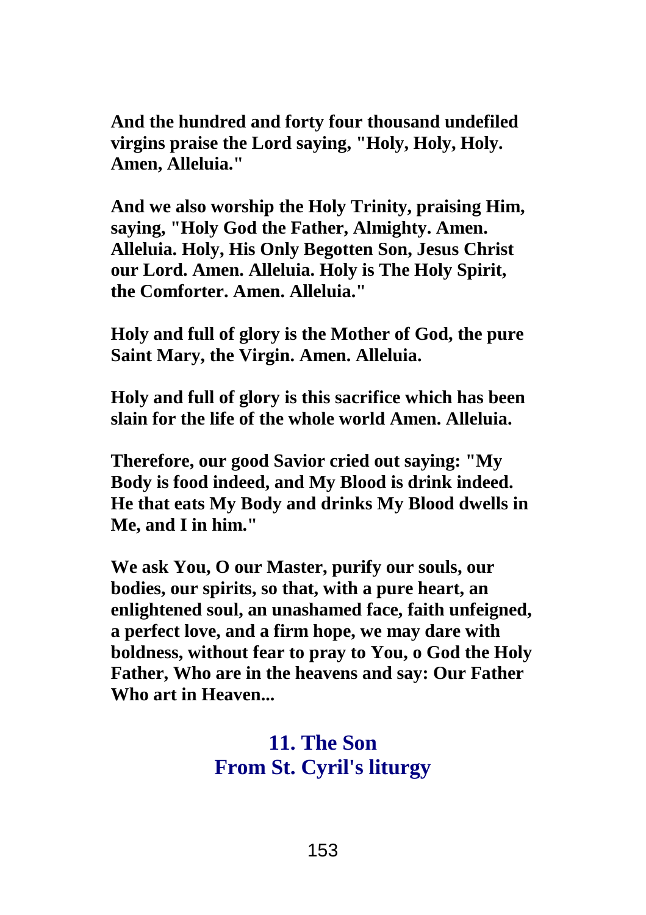**And the hundred and forty four thousand undefiled virgins praise the Lord saying, "Holy, Holy, Holy. Amen, Alleluia."**

**And we also worship the Holy Trinity, praising Him, saying, "Holy God the Father, Almighty. Amen. Alleluia. Holy, His Only Begotten Son, Jesus Christ our Lord. Amen. Alleluia. Holy is The Holy Spirit, the Comforter. Amen. Alleluia."**

**Holy and full of glory is the Mother of God, the pure Saint Mary, the Virgin. Amen. Alleluia.**

**Holy and full of glory is this sacrifice which has been slain for the life of the whole world Amen. Alleluia.**

**Therefore, our good Savior cried out saying: "My Body is food indeed, and My Blood is drink indeed. He that eats My Body and drinks My Blood dwells in Me, and I in him."**

**We ask You, O our Master, purify our souls, our bodies, our spirits, so that, with a pure heart, an enlightened soul, an unashamed face, faith unfeigned, a perfect love, and a firm hope, we may dare with boldness, without fear to pray to You, o God the Holy Father, Who are in the heavens and say: Our Father Who art in Heaven...**

## 11. The Son
## From St. Cyril's liturgy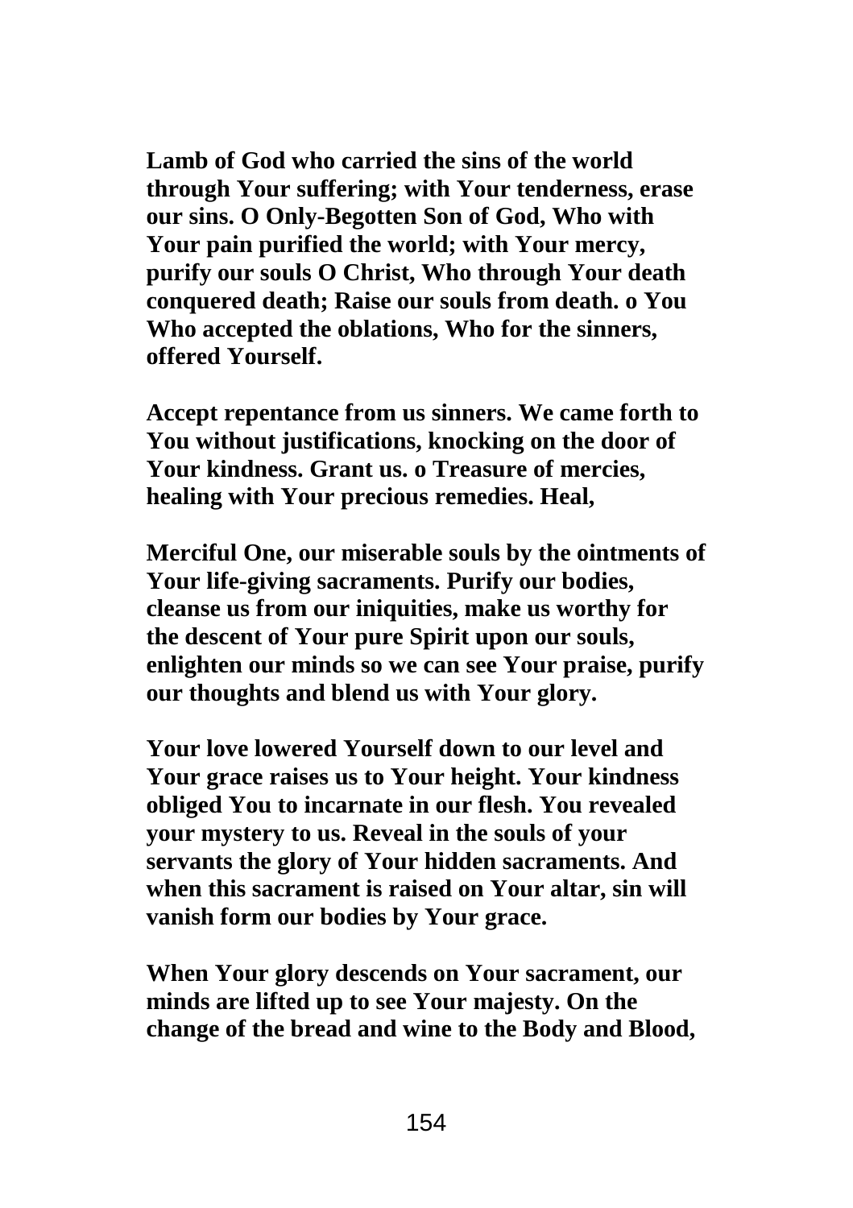**Lamb of God who carried the sins of the world through Your suffering; with Your tenderness, erase our sins. O Only-Begotten Son of God, Who with Your pain purified the world; with Your mercy, purify our souls O Christ, Who through Your death conquered death; Raise our souls from death. o You Who accepted the oblations, Who for the sinners, offered Yourself.**

**Accept repentance from us sinners. We came forth to You without justifications, knocking on the door of Your kindness. Grant us. o Treasure of mercies, healing with Your precious remedies. Heal,**

**Merciful One, our miserable souls by the ointments of Your life-giving sacraments. Purify our bodies, cleanse us from our iniquities, make us worthy for the descent of Your pure Spirit upon our souls, enlighten our minds so we can see Your praise, purify our thoughts and blend us with Your glory.**

**Your love lowered Yourself down to our level and Your grace raises us to Your height. Your kindness obliged You to incarnate in our flesh. You revealed your mystery to us. Reveal in the souls of your servants the glory of Your hidden sacraments. And when this sacrament is raised on Your altar, sin will vanish form our bodies by Your grace.**

**When Your glory descends on Your sacrament, our minds are lifted up to see Your majesty. On the change of the bread and wine to the Body and Blood,**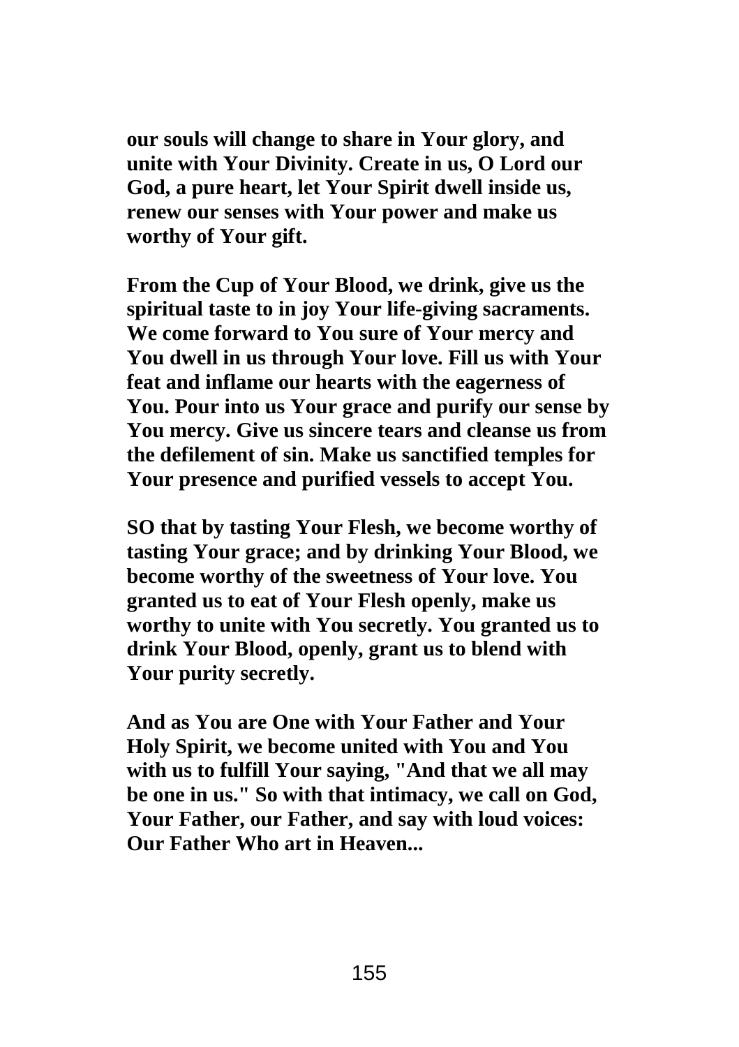**our souls will change to share in Your glory, and unite with Your Divinity. Create in us, O Lord our God, a pure heart, let Your Spirit dwell inside us, renew our senses with Your power and make us worthy of Your gift.**

**From the Cup of Your Blood, we drink, give us the spiritual taste to in joy Your life-giving sacraments. We come forward to You sure of Your mercy and You dwell in us through Your love. Fill us with Your feat and inflame our hearts with the eagerness of You. Pour into us Your grace and purify our sense by You mercy. Give us sincere tears and cleanse us from the defilement of sin. Make us sanctified temples for Your presence and purified vessels to accept You.**

**SO that by tasting Your Flesh, we become worthy of tasting Your grace; and by drinking Your Blood, we become worthy of the sweetness of Your love. You granted us to eat of Your Flesh openly, make us worthy to unite with You secretly. You granted us to drink Your Blood, openly, grant us to blend with Your purity secretly.**

**And as You are One with Your Father and Your Holy Spirit, we become united with You and You with us to fulfill Your saying, "And that we all may be one in us." So with that intimacy, we call on God, Your Father, our Father, and say with loud voices: Our Father Who art in Heaven...**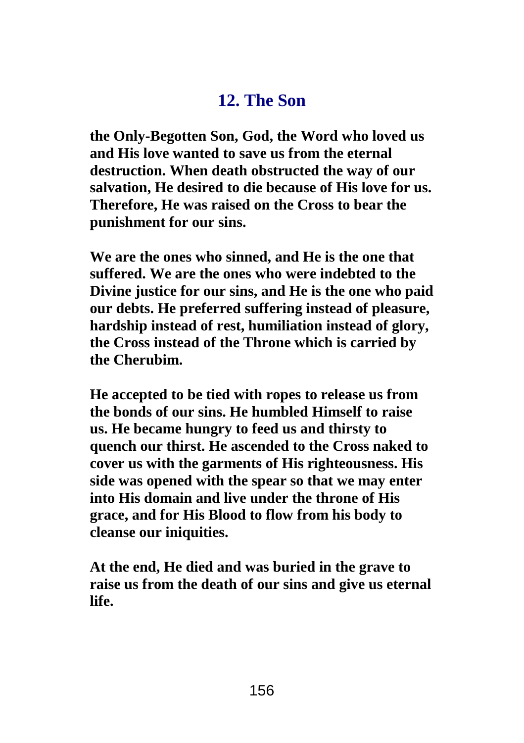## 12. The Son

**the Only-Begotten Son, God, the Word who loved us and His love wanted to save us from the eternal destruction. When death obstructed the way of our salvation, He desired to die because of His love for us. Therefore, He was raised on the Cross to bear the punishment for our sins.**

**We are the ones who sinned, and He is the one that suffered. We are the ones who were indebted to the Divine justice for our sins, and He is the one who paid our debts. He preferred suffering instead of pleasure, hardship instead of rest, humiliation instead of glory, the Cross instead of the Throne which is carried by the Cherubim.**

**He accepted to be tied with ropes to release us from the bonds of our sins. He humbled Himself to raise us. He became hungry to feed us and thirsty to quench our thirst. He ascended to the Cross naked to cover us with the garments of His righteousness. His side was opened with the spear so that we may enter into His domain and live under the throne of His grace, and for His Blood to flow from his body to cleanse our iniquities.**

**At the end, He died and was buried in the grave to raise us from the death of our sins and give us eternal life.**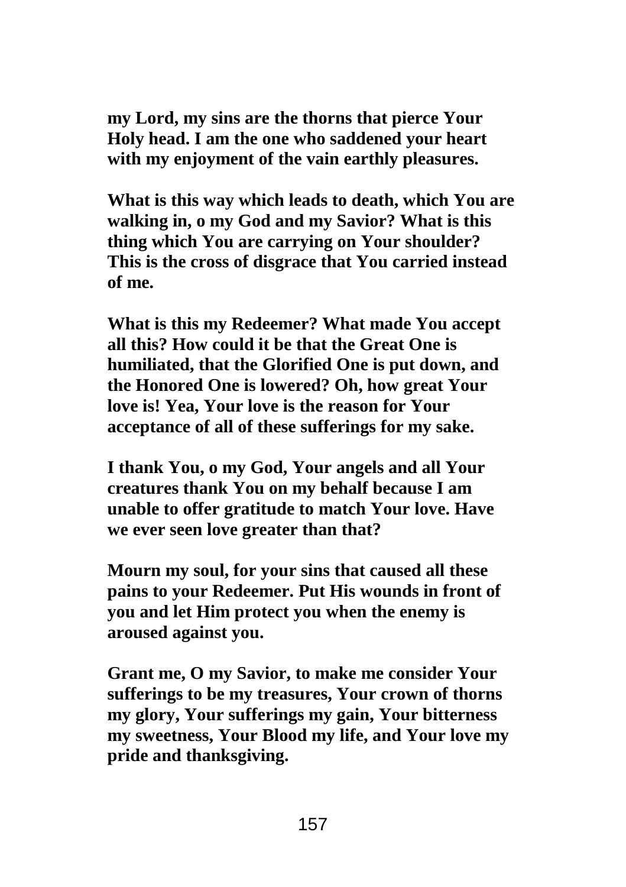**my Lord, my sins are the thorns that pierce Your Holy head. I am the one who saddened your heart with my enjoyment of the vain earthly pleasures.**

**What is this way which leads to death, which You are walking in, o my God and my Savior? What is this thing which You are carrying on Your shoulder? This is the cross of disgrace that You carried instead of me.**

**What is this my Redeemer? What made You accept all this? How could it be that the Great One is humiliated, that the Glorified One is put down, and the Honored One is lowered? Oh, how great Your love is! Yea, Your love is the reason for Your acceptance of all of these sufferings for my sake.**

**I thank You, o my God, Your angels and all Your creatures thank You on my behalf because I am unable to offer gratitude to match Your love. Have we ever seen love greater than that?**

**Mourn my soul, for your sins that caused all these pains to your Redeemer. Put His wounds in front of you and let Him protect you when the enemy is aroused against you.**

**Grant me, O my Savior, to make me consider Your sufferings to be my treasures, Your crown of thorns my glory, Your sufferings my gain, Your bitterness my sweetness, Your Blood my life, and Your love my pride and thanksgiving.**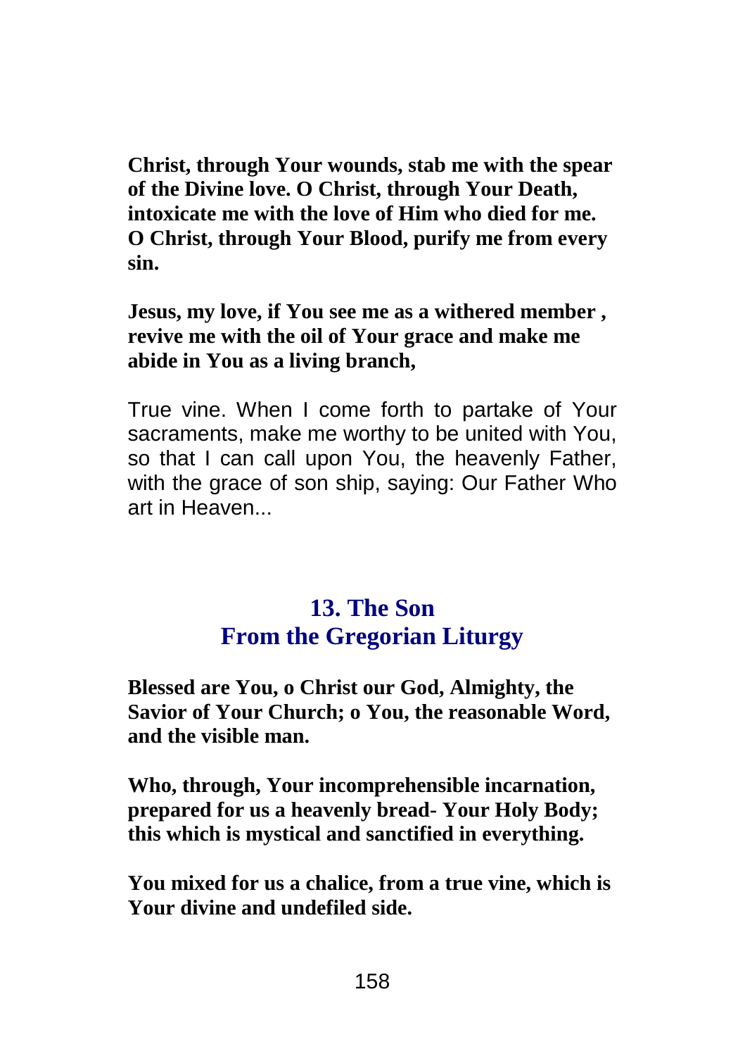**Christ, through Your wounds, stab me with the spear of the Divine love. O Christ, through Your Death, intoxicate me with the love of Him who died for me. O Christ, through Your Blood, purify me from every sin.**

**Jesus, my love, if You see me as a withered member , revive me with the oil of Your grace and make me abide in You as a living branch,**

True vine. When I come forth to partake of Your sacraments, make me worthy to be united with You, so that I can call upon You, the heavenly Father, with the grace of son ship, saying: Our Father Who art in Heaven...

## 13. The Son
## From the Gregorian Liturgy

**Blessed are You, o Christ our God, Almighty, the Savior of Your Church; o You, the reasonable Word, and the visible man.**

**Who, through, Your incomprehensible incarnation, prepared for us a heavenly bread- Your Holy Body; this which is mystical and sanctified in everything.**

**You mixed for us a chalice, from a true vine, which is Your divine and undefiled side.**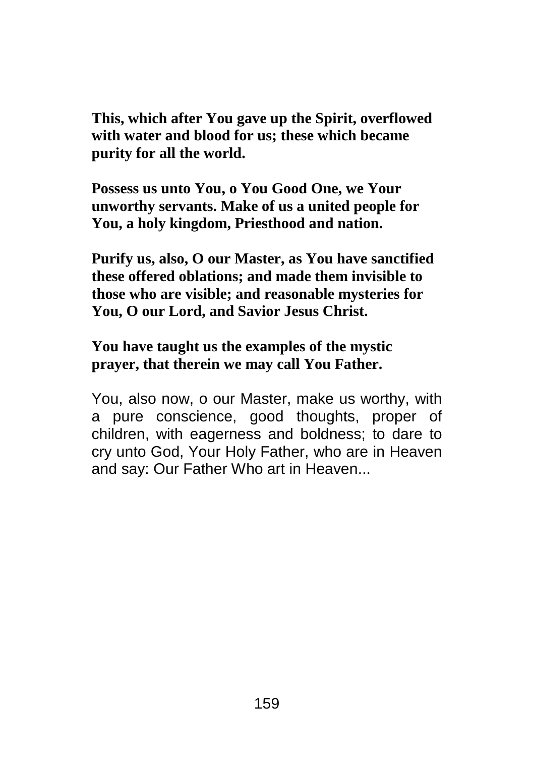**This, which after You gave up the Spirit, overflowed with water and blood for us; these which became purity for all the world.**

**Possess us unto You, o You Good One, we Your unworthy servants. Make of us a united people for You, a holy kingdom, Priesthood and nation.**

**Purify us, also, O our Master, as You have sanctified these offered oblations; and made them invisible to those who are visible; and reasonable mysteries for You, O our Lord, and Savior Jesus Christ.**

**You have taught us the examples of the mystic prayer, that therein we may call You Father.**

You, also now, o our Master, make us worthy, with a pure conscience, good thoughts, proper of children, with eagerness and boldness; to dare to cry unto God, Your Holy Father, who are in Heaven and say: Our Father Who art in Heaven...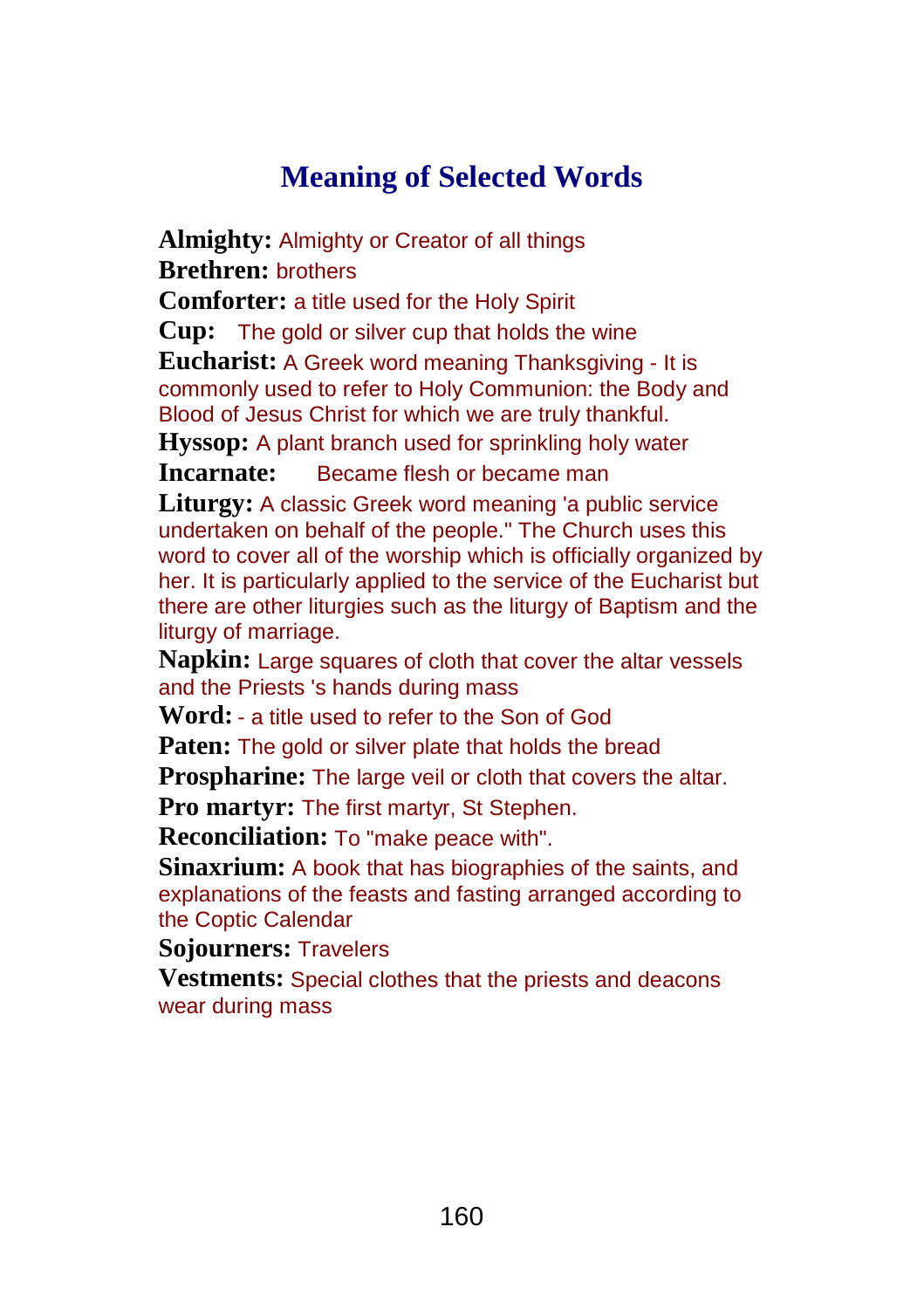# Meaning of Selected Words

**Almighty:** Almighty or Creator of all things

**Brethren:** brothers

**Comforter:** a title used for the Holy Spirit

**Cup:** The gold or silver cup that holds the wine

**Eucharist:** A Greek word meaning Thanksgiving - It is commonly used to refer to Holy Communion: the Body and Blood of Jesus Christ for which we are truly thankful.

**Hyssop:** A plant branch used for sprinkling holy water

**Incarnate:** Became flesh or became man

**Liturgy:** A classic Greek word meaning 'a public service undertaken on behalf of the people." The Church uses this word to cover all of the worship which is officially organized by her. It is particularly applied to the service of the Eucharist but there are other liturgies such as the liturgy of Baptism and the liturgy of marriage.

**Napkin:** Large squares of cloth that cover the altar vessels and the Priests 's hands during mass

**Word:** - a title used to refer to the Son of God

**Paten:** The gold or silver plate that holds the bread

**Prospharine:** The large veil or cloth that covers the altar.

**Pro martyr:** The first martyr, St Stephen.

**Reconciliation:** To "make peace with".

**Sinaxrium:** A book that has biographies of the saints, and explanations of the feasts and fasting arranged according to the Coptic Calendar

**Sojourners:** Travelers

**Vestments:** Special clothes that the priests and deacons wear during mass